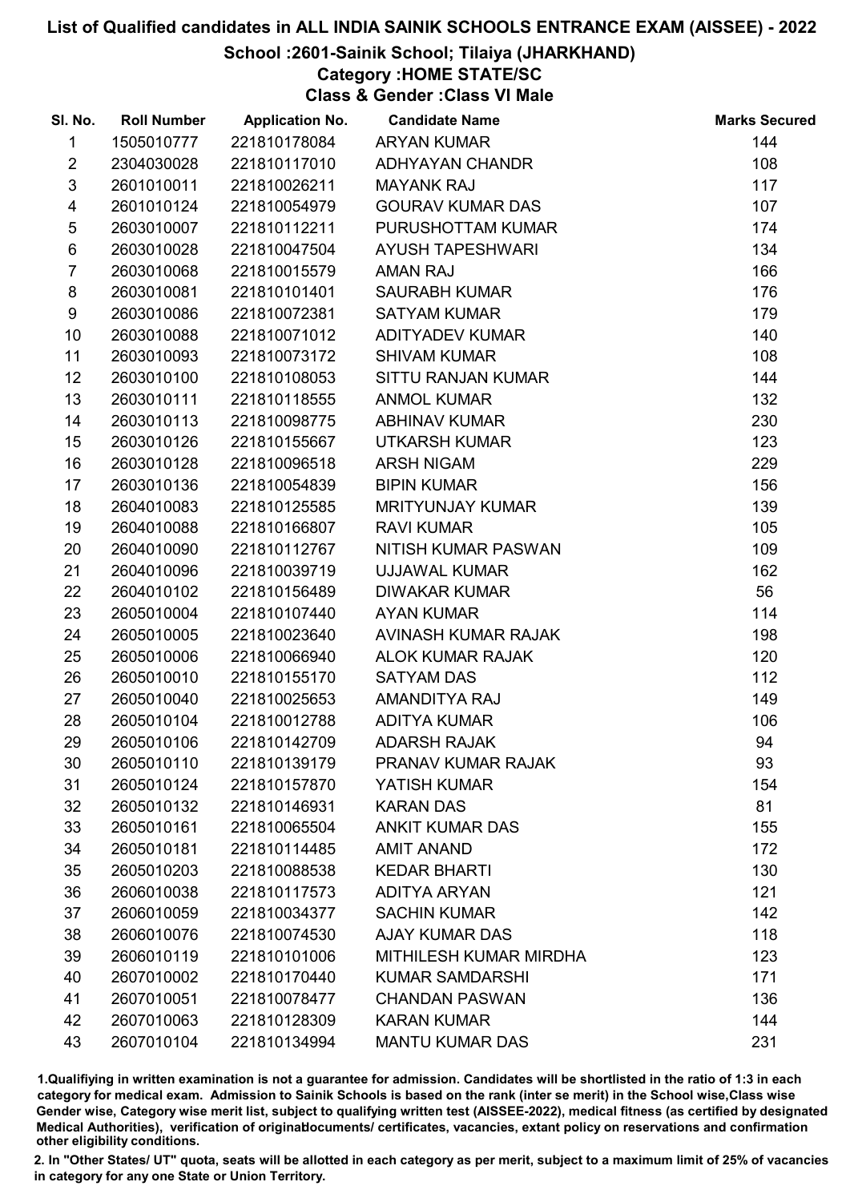# List of Qualified candidates in ALL INDIA SAINIK SCHOOLS ENTRANCE EXAM (AISSEE) - 2022

## School :2601-Sainik School; Tilaiya (JHARKHAND)

### Category :HOME STATE/SC

### Class & Gender :Class VI Male

| Sl. No. | Roll Number | Application No. | Candidate Name | Marks Secured |
|---|---|---|---|---|
| 1 | 1505010777 | 221810178084 | ARYAN KUMAR | 144 |
| 2 | 2304030028 | 221810117010 | ADHYAYAN CHANDR | 108 |
| 3 | 2601010011 | 221810026211 | MAYANK RAJ | 117 |
| 4 | 2601010124 | 221810054979 | GOURAV KUMAR DAS | 107 |
| 5 | 2603010007 | 221810112211 | PURUSHOTTAM KUMAR | 174 |
| 6 | 2603010028 | 221810047504 | AYUSH TAPESHWARI | 134 |
| 7 | 2603010068 | 221810015579 | AMAN RAJ | 166 |
| 8 | 2603010081 | 221810101401 | SAURABH KUMAR | 176 |
| 9 | 2603010086 | 221810072381 | SATYAM KUMAR | 179 |
| 10 | 2603010088 | 221810071012 | ADITYADEV KUMAR | 140 |
| 11 | 2603010093 | 221810073172 | SHIVAM KUMAR | 108 |
| 12 | 2603010100 | 221810108053 | SITTU RANJAN KUMAR | 144 |
| 13 | 2603010111 | 221810118555 | ANMOL KUMAR | 132 |
| 14 | 2603010113 | 221810098775 | ABHINAV KUMAR | 230 |
| 15 | 2603010126 | 221810155667 | UTKARSH KUMAR | 123 |
| 16 | 2603010128 | 221810096518 | ARSH NIGAM | 229 |
| 17 | 2603010136 | 221810054839 | BIPIN KUMAR | 156 |
| 18 | 2604010083 | 221810125585 | MRITYUNJAY KUMAR | 139 |
| 19 | 2604010088 | 221810166807 | RAVI KUMAR | 105 |
| 20 | 2604010090 | 221810112767 | NITISH KUMAR PASWAN | 109 |
| 21 | 2604010096 | 221810039719 | UJJAWAL KUMAR | 162 |
| 22 | 2604010102 | 221810156489 | DIWAKAR KUMAR | 56 |
| 23 | 2605010004 | 221810107440 | AYAN KUMAR | 114 |
| 24 | 2605010005 | 221810023640 | AVINASH KUMAR RAJAK | 198 |
| 25 | 2605010006 | 221810066940 | ALOK KUMAR RAJAK | 120 |
| 26 | 2605010010 | 221810155170 | SATYAM DAS | 112 |
| 27 | 2605010040 | 221810025653 | AMANDITYA RAJ | 149 |
| 28 | 2605010104 | 221810012788 | ADITYA KUMAR | 106 |
| 29 | 2605010106 | 221810142709 | ADARSH RAJAK | 94 |
| 30 | 2605010110 | 221810139179 | PRANAV KUMAR RAJAK | 93 |
| 31 | 2605010124 | 221810157870 | YATISH KUMAR | 154 |
| 32 | 2605010132 | 221810146931 | KARAN DAS | 81 |
| 33 | 2605010161 | 221810065504 | ANKIT KUMAR DAS | 155 |
| 34 | 2605010181 | 221810114485 | AMIT ANAND | 172 |
| 35 | 2605010203 | 221810088538 | KEDAR BHARTI | 130 |
| 36 | 2606010038 | 221810117573 | ADITYA ARYAN | 121 |
| 37 | 2606010059 | 221810034377 | SACHIN KUMAR | 142 |
| 38 | 2606010076 | 221810074530 | AJAY KUMAR DAS | 118 |
| 39 | 2606010119 | 221810101006 | MITHILESH KUMAR MIRDHA | 123 |
| 40 | 2607010002 | 221810170440 | KUMAR SAMDARSHI | 171 |
| 41 | 2607010051 | 221810078477 | CHANDAN PASWAN | 136 |
| 42 | 2607010063 | 221810128309 | KARAN KUMAR | 144 |
| 43 | 2607010104 | 221810134994 | MANTU KUMAR DAS | 231 |

1.Qualifying in written examination is not a guarantee for admission. Candidates will be shortlisted in the ratio of 1:3 in each category for medical exam. Admission to Sainik Schools is based on the rank (inter se merit) in the School wise,Class wise Gender wise, Category wise merit list, subject to qualifying written test (AISSEE-2022), medical fitness (as certified by designated Medical Authorities), verification of originaldocuments/ certificates, vacancies, extant policy on reservations and confirmation other eligibility conditions.

2. In "Other States/ UT" quota, seats will be allotted in each category as per merit, subject to a maximum limit of 25% of vacancies in category for any one State or Union Territory.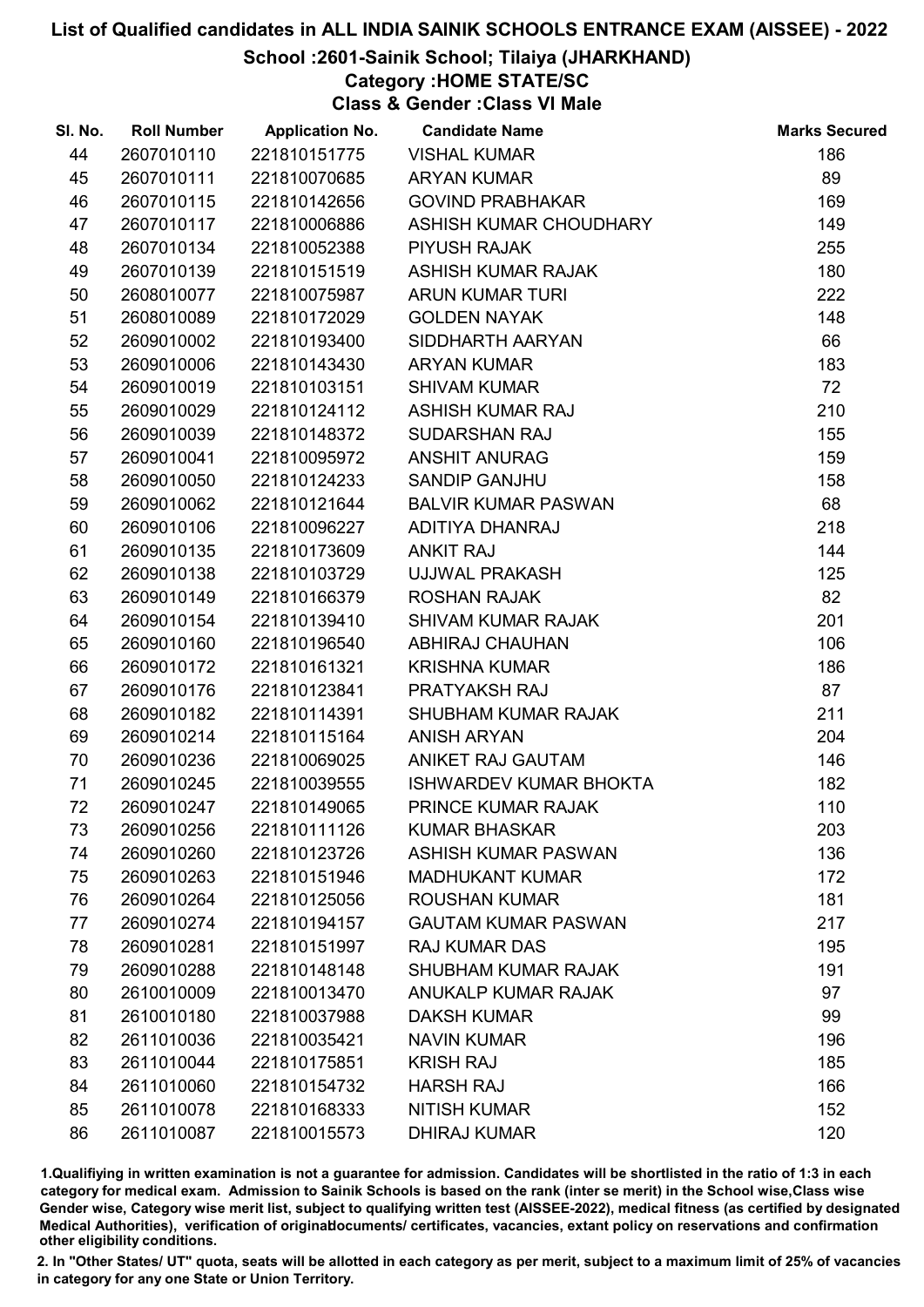# List of Qualified candidates in ALL INDIA SAINIK SCHOOLS ENTRANCE EXAM (AISSEE) - 2022

## School :2601-Sainik School; Tilaiya (JHARKHAND)

### Category :HOME STATE/SC

### Class & Gender :Class VI Male

| Sl. No. | Roll Number | Application No. | Candidate Name | Marks Secured |
|---|---|---|---|---|
| 44 | 2607010110 | 221810151775 | VISHAL KUMAR | 186 |
| 45 | 2607010111 | 221810070685 | ARYAN KUMAR | 89 |
| 46 | 2607010115 | 221810142656 | GOVIND PRABHAKAR | 169 |
| 47 | 2607010117 | 221810006886 | ASHISH KUMAR CHOUDHARY | 149 |
| 48 | 2607010134 | 221810052388 | PIYUSH RAJAK | 255 |
| 49 | 2607010139 | 221810151519 | ASHISH KUMAR RAJAK | 180 |
| 50 | 2608010077 | 221810075987 | ARUN KUMAR TURI | 222 |
| 51 | 2608010089 | 221810172029 | GOLDEN NAYAK | 148 |
| 52 | 2609010002 | 221810193400 | SIDDHARTH AARYAN | 66 |
| 53 | 2609010006 | 221810143430 | ARYAN KUMAR | 183 |
| 54 | 2609010019 | 221810103151 | SHIVAM KUMAR | 72 |
| 55 | 2609010029 | 221810124112 | ASHISH KUMAR RAJ | 210 |
| 56 | 2609010039 | 221810148372 | SUDARSHAN RAJ | 155 |
| 57 | 2609010041 | 221810095972 | ANSHIT ANURAG | 159 |
| 58 | 2609010050 | 221810124233 | SANDIP GANJHU | 158 |
| 59 | 2609010062 | 221810121644 | BALVIR KUMAR PASWAN | 68 |
| 60 | 2609010106 | 221810096227 | ADITIYA DHANRAJ | 218 |
| 61 | 2609010135 | 221810173609 | ANKIT RAJ | 144 |
| 62 | 2609010138 | 221810103729 | UJJWAL PRAKASH | 125 |
| 63 | 2609010149 | 221810166379 | ROSHAN RAJAK | 82 |
| 64 | 2609010154 | 221810139410 | SHIVAM KUMAR RAJAK | 201 |
| 65 | 2609010160 | 221810196540 | ABHIRAJ CHAUHAN | 106 |
| 66 | 2609010172 | 221810161321 | KRISHNA KUMAR | 186 |
| 67 | 2609010176 | 221810123841 | PRATYAKSH RAJ | 87 |
| 68 | 2609010182 | 221810114391 | SHUBHAM KUMAR RAJAK | 211 |
| 69 | 2609010214 | 221810115164 | ANISH ARYAN | 204 |
| 70 | 2609010236 | 221810069025 | ANIKET RAJ GAUTAM | 146 |
| 71 | 2609010245 | 221810039555 | ISHWARDEV KUMAR BHOKTA | 182 |
| 72 | 2609010247 | 221810149065 | PRINCE KUMAR RAJAK | 110 |
| 73 | 2609010256 | 221810111126 | KUMAR BHASKAR | 203 |
| 74 | 2609010260 | 221810123726 | ASHISH KUMAR PASWAN | 136 |
| 75 | 2609010263 | 221810151946 | MADHUKANT KUMAR | 172 |
| 76 | 2609010264 | 221810125056 | ROUSHAN KUMAR | 181 |
| 77 | 2609010274 | 221810194157 | GAUTAM KUMAR PASWAN | 217 |
| 78 | 2609010281 | 221810151997 | RAJ KUMAR DAS | 195 |
| 79 | 2609010288 | 221810148148 | SHUBHAM KUMAR RAJAK | 191 |
| 80 | 2610010009 | 221810013470 | ANUKALP KUMAR RAJAK | 97 |
| 81 | 2610010180 | 221810037988 | DAKSH KUMAR | 99 |
| 82 | 2611010036 | 221810035421 | NAVIN KUMAR | 196 |
| 83 | 2611010044 | 221810175851 | KRISH RAJ | 185 |
| 84 | 2611010060 | 221810154732 | HARSH RAJ | 166 |
| 85 | 2611010078 | 221810168333 | NITISH KUMAR | 152 |
| 86 | 2611010087 | 221810015573 | DHIRAJ KUMAR | 120 |

1.Qualifying in written examination is not a guarantee for admission. Candidates will be shortlisted in the ratio of 1:3 in each category for medical exam. Admission to Sainik Schools is based on the rank (inter se merit) in the School wise,Class wise Gender wise, Category wise merit list, subject to qualifying written test (AISSEE-2022), medical fitness (as certified by designated Medical Authorities), verification of originaldocuments/ certificates, vacancies, extant policy on reservations and confirmation other eligibility conditions.

2. In "Other States/ UT" quota, seats will be allotted in each category as per merit, subject to a maximum limit of 25% of vacancies in category for any one State or Union Territory.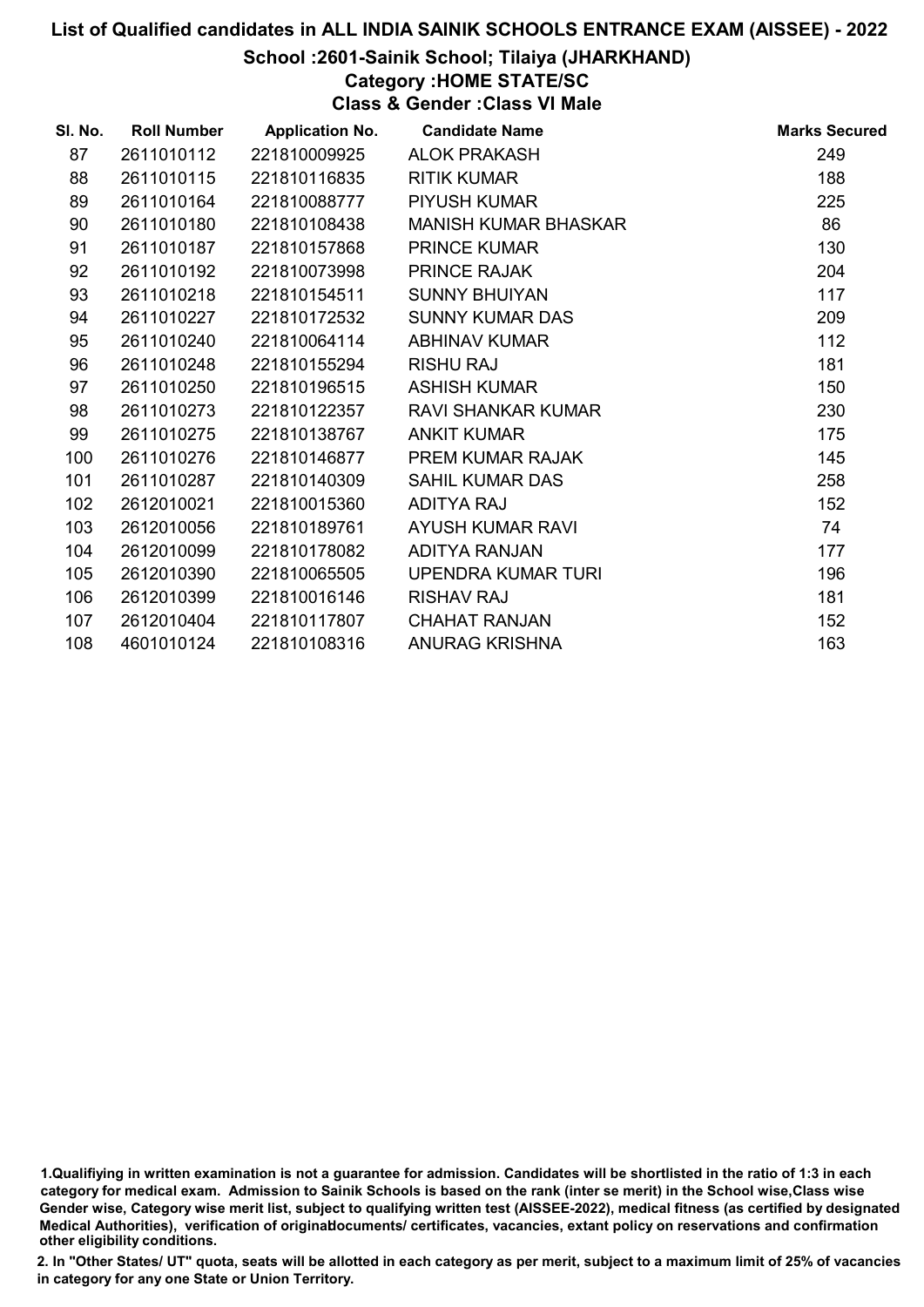# List of Qualified candidates in ALL INDIA SAINIK SCHOOLS ENTRANCE EXAM (AISSEE) - 2022

## School :2601-Sainik School; Tilaiya (JHARKHAND)

### Category :HOME STATE/SC

### Class & Gender :Class VI Male

| Sl. No. | Roll Number | Application No. | Candidate Name | Marks Secured |
|---|---|---|---|---|
| 87 | 2611010112 | 221810009925 | ALOK PRAKASH | 249 |
| 88 | 2611010115 | 221810116835 | RITIK KUMAR | 188 |
| 89 | 2611010164 | 221810088777 | PIYUSH KUMAR | 225 |
| 90 | 2611010180 | 221810108438 | MANISH KUMAR BHASKAR | 86 |
| 91 | 2611010187 | 221810157868 | PRINCE KUMAR | 130 |
| 92 | 2611010192 | 221810073998 | PRINCE RAJAK | 204 |
| 93 | 2611010218 | 221810154511 | SUNNY BHUIYAN | 117 |
| 94 | 2611010227 | 221810172532 | SUNNY KUMAR DAS | 209 |
| 95 | 2611010240 | 221810064114 | ABHINAV KUMAR | 112 |
| 96 | 2611010248 | 221810155294 | RISHU RAJ | 181 |
| 97 | 2611010250 | 221810196515 | ASHISH KUMAR | 150 |
| 98 | 2611010273 | 221810122357 | RAVI SHANKAR KUMAR | 230 |
| 99 | 2611010275 | 221810138767 | ANKIT KUMAR | 175 |
| 100 | 2611010276 | 221810146877 | PREM KUMAR RAJAK | 145 |
| 101 | 2611010287 | 221810140309 | SAHIL KUMAR DAS | 258 |
| 102 | 2612010021 | 221810015360 | ADITYA RAJ | 152 |
| 103 | 2612010056 | 221810189761 | AYUSH KUMAR RAVI | 74 |
| 104 | 2612010099 | 221810178082 | ADITYA RANJAN | 177 |
| 105 | 2612010390 | 221810065505 | UPENDRA KUMAR TURI | 196 |
| 106 | 2612010399 | 221810016146 | RISHAV RAJ | 181 |
| 107 | 2612010404 | 221810117807 | CHAHAT RANJAN | 152 |
| 108 | 4601010124 | 221810108316 | ANURAG KRISHNA | 163 |

1.Qualifiying in written examination is not a guarantee for admission. Candidates will be shortlisted in the ratio of 1:3 in each category for medical exam. Admission to Sainik Schools is based on the rank (inter se merit) in the School wise,Class wise Gender wise, Category wise merit list, subject to qualifying written test (AISSEE-2022), medical fitness (as certified by designated Medical Authorities), verification of originaldocuments/ certificates, vacancies, extant policy on reservations and confirmation other eligibility conditions.

2. In "Other States/ UT" quota, seats will be allotted in each category as per merit, subject to a maximum limit of 25% of vacancies in category for any one State or Union Territory.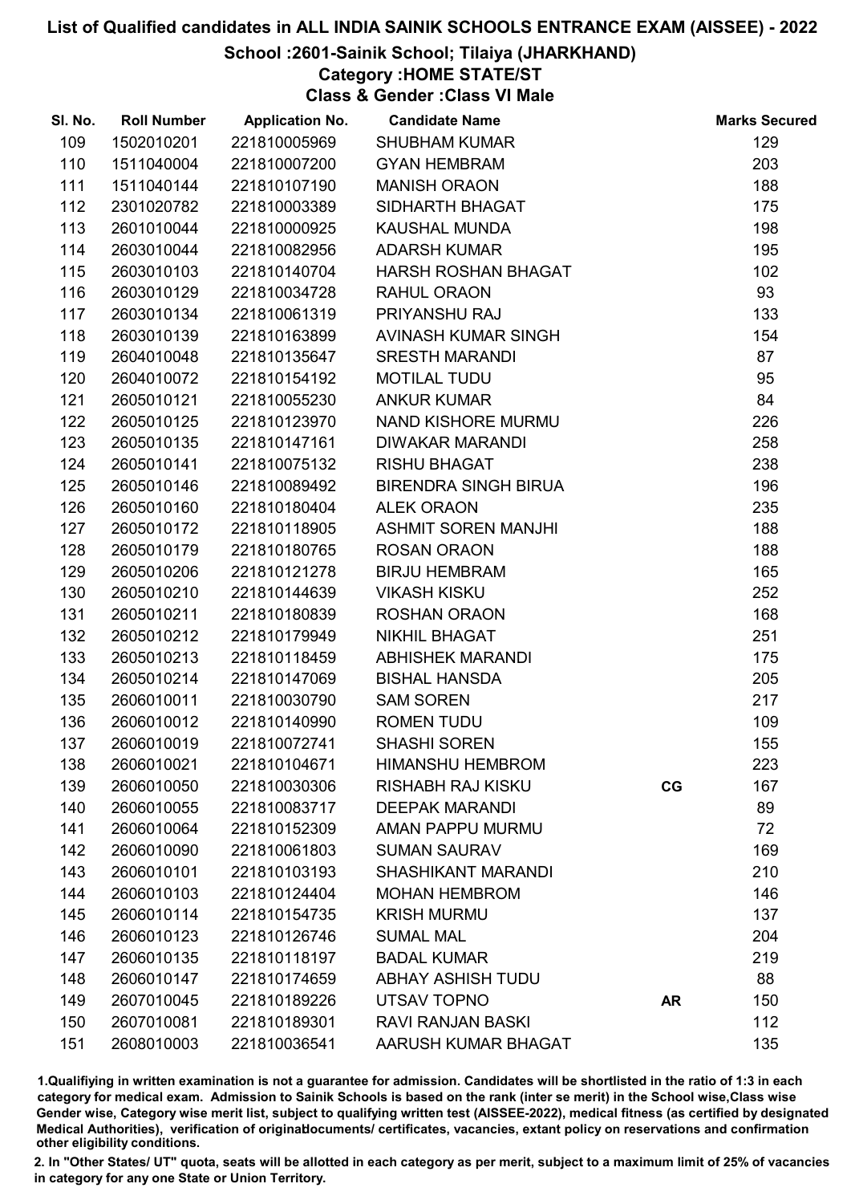# List of Qualified candidates in ALL INDIA SAINIK SCHOOLS ENTRANCE EXAM (AISSEE) - 2022

## School :2601-Sainik School; Tilaiya (JHARKHAND)

### Category :HOME STATE/ST

### Class & Gender :Class VI Male

| Sl. No. | Roll Number | Application No. | Candidate Name | | Marks Secured |
|---|---|---|---|---|---|
| 109 | 1502010201 | 221810005969 | SHUBHAM KUMAR | | 129 |
| 110 | 1511040004 | 221810007200 | GYAN HEMBRAM | | 203 |
| 111 | 1511040144 | 221810107190 | MANISH ORAON | | 188 |
| 112 | 2301020782 | 221810003389 | SIDHARTH BHAGAT | | 175 |
| 113 | 2601010044 | 221810000925 | KAUSHAL MUNDA | | 198 |
| 114 | 2603010044 | 221810082956 | ADARSH KUMAR | | 195 |
| 115 | 2603010103 | 221810140704 | HARSH ROSHAN BHAGAT | | 102 |
| 116 | 2603010129 | 221810034728 | RAHUL ORAON | | 93 |
| 117 | 2603010134 | 221810061319 | PRIYANSHU RAJ | | 133 |
| 118 | 2603010139 | 221810163899 | AVINASH KUMAR SINGH | | 154 |
| 119 | 2604010048 | 221810135647 | SRESTH MARANDI | | 87 |
| 120 | 2604010072 | 221810154192 | MOTILAL TUDU | | 95 |
| 121 | 2605010121 | 221810055230 | ANKUR KUMAR | | 84 |
| 122 | 2605010125 | 221810123970 | NAND KISHORE MURMU | | 226 |
| 123 | 2605010135 | 221810147161 | DIWAKAR MARANDI | | 258 |
| 124 | 2605010141 | 221810075132 | RISHU BHAGAT | | 238 |
| 125 | 2605010146 | 221810089492 | BIRENDRA SINGH BIRUA | | 196 |
| 126 | 2605010160 | 221810180404 | ALEK ORAON | | 235 |
| 127 | 2605010172 | 221810118905 | ASHMIT SOREN MANJHI | | 188 |
| 128 | 2605010179 | 221810180765 | ROSAN ORAON | | 188 |
| 129 | 2605010206 | 221810121278 | BIRJU HEMBRAM | | 165 |
| 130 | 2605010210 | 221810144639 | VIKASH KISKU | | 252 |
| 131 | 2605010211 | 221810180839 | ROSHAN ORAON | | 168 |
| 132 | 2605010212 | 221810179949 | NIKHIL BHAGAT | | 251 |
| 133 | 2605010213 | 221810118459 | ABHISHEK MARANDI | | 175 |
| 134 | 2605010214 | 221810147069 | BISHAL HANSDA | | 205 |
| 135 | 2606010011 | 221810030790 | SAM SOREN | | 217 |
| 136 | 2606010012 | 221810140990 | ROMEN TUDU | | 109 |
| 137 | 2606010019 | 221810072741 | SHASHI SOREN | | 155 |
| 138 | 2606010021 | 221810104671 | HIMANSHU HEMBROM | | 223 |
| 139 | 2606010050 | 221810030306 | RISHABH RAJ KISKU | CG | 167 |
| 140 | 2606010055 | 221810083717 | DEEPAK MARANDI | | 89 |
| 141 | 2606010064 | 221810152309 | AMAN PAPPU MURMU | | 72 |
| 142 | 2606010090 | 221810061803 | SUMAN SAURAV | | 169 |
| 143 | 2606010101 | 221810103193 | SHASHIKANT MARANDI | | 210 |
| 144 | 2606010103 | 221810124404 | MOHAN HEMBROM | | 146 |
| 145 | 2606010114 | 221810154735 | KRISH MURMU | | 137 |
| 146 | 2606010123 | 221810126746 | SUMAL MAL | | 204 |
| 147 | 2606010135 | 221810118197 | BADAL KUMAR | | 219 |
| 148 | 2606010147 | 221810174659 | ABHAY ASHISH TUDU | | 88 |
| 149 | 2607010045 | 221810189226 | UTSAV TOPNO | AR | 150 |
| 150 | 2607010081 | 221810189301 | RAVI RANJAN BASKI | | 112 |
| 151 | 2608010003 | 221810036541 | AARUSH KUMAR BHAGAT | | 135 |

1.Qualifiying in written examination is not a guarantee for admission. Candidates will be shortlisted in the ratio of 1:3 in each category for medical exam. Admission to Sainik Schools is based on the rank (inter se merit) in the School wise,Class wise Gender wise, Category wise merit list, subject to qualifying written test (AISSEE-2022), medical fitness (as certified by designated Medical Authorities), verification of originaldocuments/ certificates, vacancies, extant policy on reservations and confirmation other eligibility conditions.

2. In "Other States/ UT" quota, seats will be allotted in each category as per merit, subject to a maximum limit of 25% of vacancies in category for any one State or Union Territory.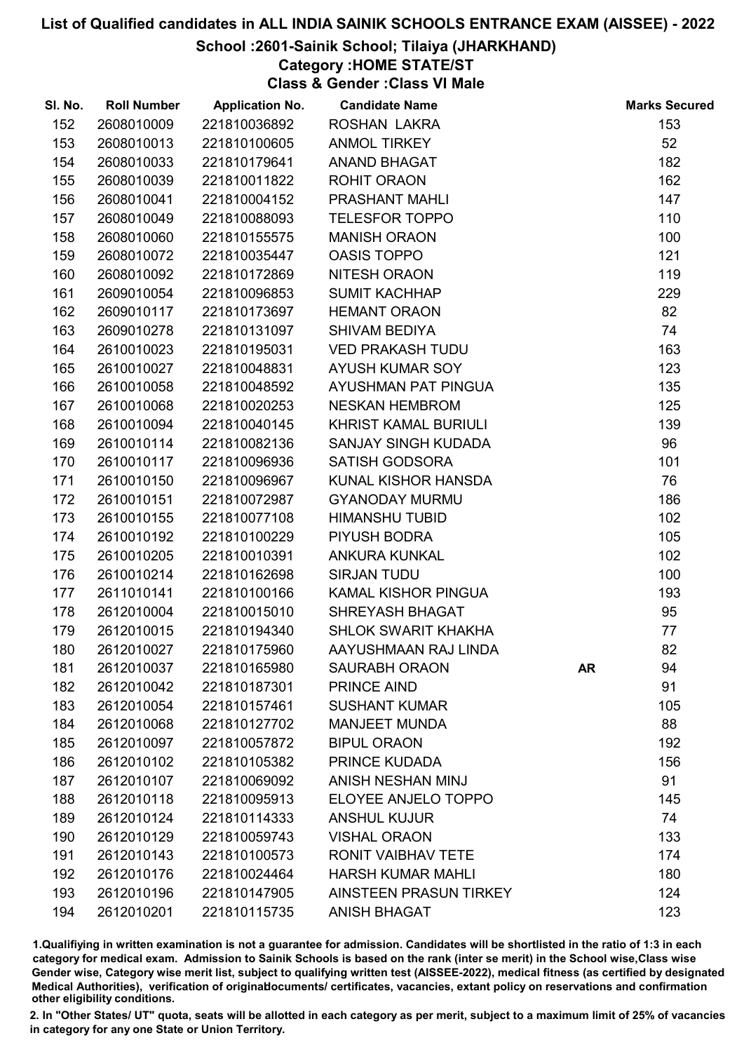# List of Qualified candidates in ALL INDIA SAINIK SCHOOLS ENTRANCE EXAM (AISSEE) - 2022

## School :2601-Sainik School; Tilaiya (JHARKHAND)

### Category :HOME STATE/ST

### Class & Gender :Class VI Male

| Sl. No. | Roll Number | Application No. | Candidate Name | | Marks Secured |
|---|---|---|---|---|---|
| 152 | 2608010009 | 221810036892 | ROSHAN LAKRA | | 153 |
| 153 | 2608010013 | 221810100605 | ANMOL TIRKEY | | 52 |
| 154 | 2608010033 | 221810179641 | ANAND BHAGAT | | 182 |
| 155 | 2608010039 | 221810011822 | ROHIT ORAON | | 162 |
| 156 | 2608010041 | 221810004152 | PRASHANT MAHLI | | 147 |
| 157 | 2608010049 | 221810088093 | TELESFOR TOPPO | | 110 |
| 158 | 2608010060 | 221810155575 | MANISH ORAON | | 100 |
| 159 | 2608010072 | 221810035447 | OASIS TOPPO | | 121 |
| 160 | 2608010092 | 221810172869 | NITESH ORAON | | 119 |
| 161 | 2609010054 | 221810096853 | SUMIT KACHHAP | | 229 |
| 162 | 2609010117 | 221810173697 | HEMANT ORAON | | 82 |
| 163 | 2609010278 | 221810131097 | SHIVAM BEDIYA | | 74 |
| 164 | 2610010023 | 221810195031 | VED PRAKASH TUDU | | 163 |
| 165 | 2610010027 | 221810048831 | AYUSH KUMAR SOY | | 123 |
| 166 | 2610010058 | 221810048592 | AYUSHMAN PAT PINGUA | | 135 |
| 167 | 2610010068 | 221810020253 | NESKAN HEMBROM | | 125 |
| 168 | 2610010094 | 221810040145 | KHRIST KAMAL BURIULI | | 139 |
| 169 | 2610010114 | 221810082136 | SANJAY SINGH KUDADA | | 96 |
| 170 | 2610010117 | 221810096936 | SATISH GODSORA | | 101 |
| 171 | 2610010150 | 221810096967 | KUNAL KISHOR HANSDA | | 76 |
| 172 | 2610010151 | 221810072987 | GYANODAY MURMU | | 186 |
| 173 | 2610010155 | 221810077108 | HIMANSHU TUBID | | 102 |
| 174 | 2610010192 | 221810100229 | PIYUSH BODRA | | 105 |
| 175 | 2610010205 | 221810010391 | ANKURA KUNKAL | | 102 |
| 176 | 2610010214 | 221810162698 | SIRJAN TUDU | | 100 |
| 177 | 2611010141 | 221810100166 | KAMAL KISHOR PINGUA | | 193 |
| 178 | 2612010004 | 221810015010 | SHREYASH BHAGAT | | 95 |
| 179 | 2612010015 | 221810194340 | SHLOK SWARIT KHAKHA | | 77 |
| 180 | 2612010027 | 221810175960 | AAYUSHMAAN RAJ LINDA | | 82 |
| 181 | 2612010037 | 221810165980 | SAURABH ORAON | AR | 94 |
| 182 | 2612010042 | 221810187301 | PRINCE AIND | | 91 |
| 183 | 2612010054 | 221810157461 | SUSHANT KUMAR | | 105 |
| 184 | 2612010068 | 221810127702 | MANJEET MUNDA | | 88 |
| 185 | 2612010097 | 221810057872 | BIPUL ORAON | | 192 |
| 186 | 2612010102 | 221810105382 | PRINCE KUDADA | | 156 |
| 187 | 2612010107 | 221810069092 | ANISH NESHAN MINJ | | 91 |
| 188 | 2612010118 | 221810095913 | ELOYEE ANJELO TOPPO | | 145 |
| 189 | 2612010124 | 221810114333 | ANSHUL KUJUR | | 74 |
| 190 | 2612010129 | 221810059743 | VISHAL ORAON | | 133 |
| 191 | 2612010143 | 221810100573 | RONIT VAIBHAV TETE | | 174 |
| 192 | 2612010176 | 221810024464 | HARSH KUMAR MAHLI | | 180 |
| 193 | 2612010196 | 221810147905 | AINSTEEN PRASUN TIRKEY | | 124 |
| 194 | 2612010201 | 221810115735 | ANISH BHAGAT | | 123 |

1.Qualifiying in written examination is not a guarantee for admission. Candidates will be shortlisted in the ratio of 1:3 in each category for medical exam. Admission to Sainik Schools is based on the rank (inter se merit) in the School wise,Class wise Gender wise, Category wise merit list, subject to qualifying written test (AISSEE-2022), medical fitness (as certified by designated Medical Authorities), verification of originaldocuments/ certificates, vacancies, extant policy on reservations and confirmation other eligibility conditions.

2. In "Other States/ UT" quota, seats will be allotted in each category as per merit, subject to a maximum limit of 25% of vacancies in category for any one State or Union Territory.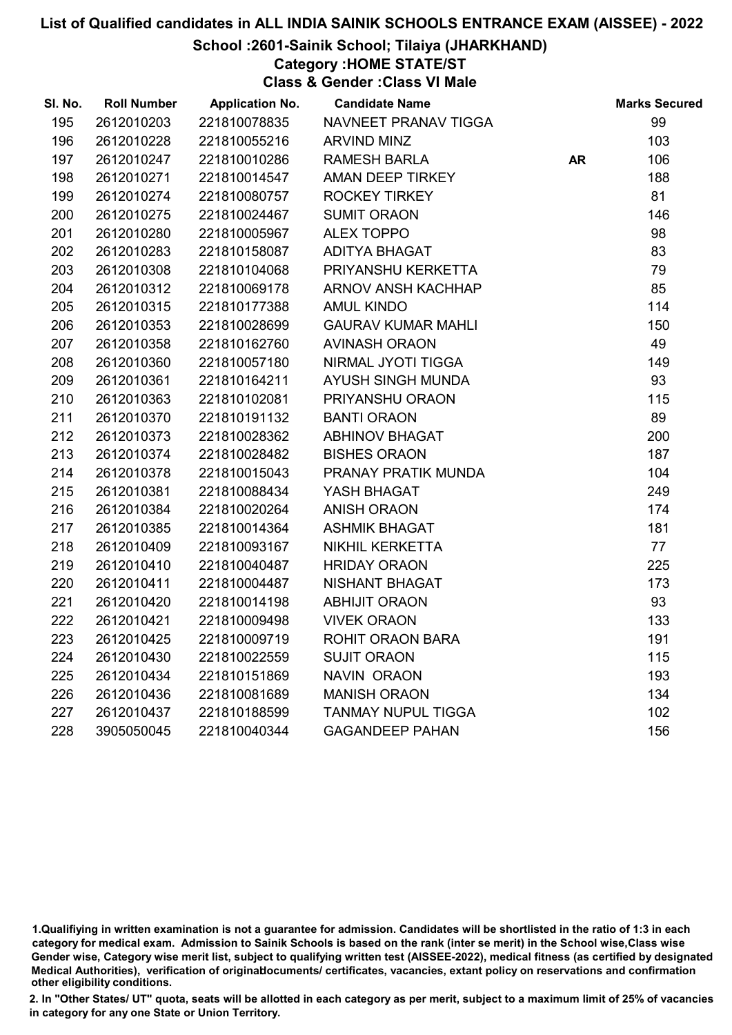# List of Qualified candidates in ALL INDIA SAINIK SCHOOLS ENTRANCE EXAM (AISSEE) - 2022

## School :2601-Sainik School; Tilaiya (JHARKHAND)

### Category :HOME STATE/ST

### Class & Gender :Class VI Male

| Sl. No. | Roll Number | Application No. | Candidate Name | | Marks Secured |
|---|---|---|---|---|---|
| 195 | 2612010203 | 221810078835 | NAVNEET PRANAV TIGGA | | 99 |
| 196 | 2612010228 | 221810055216 | ARVIND MINZ | | 103 |
| 197 | 2612010247 | 221810010286 | RAMESH BARLA | AR | 106 |
| 198 | 2612010271 | 221810014547 | AMAN DEEP TIRKEY | | 188 |
| 199 | 2612010274 | 221810080757 | ROCKEY TIRKEY | | 81 |
| 200 | 2612010275 | 221810024467 | SUMIT ORAON | | 146 |
| 201 | 2612010280 | 221810005967 | ALEX TOPPO | | 98 |
| 202 | 2612010283 | 221810158087 | ADITYA BHAGAT | | 83 |
| 203 | 2612010308 | 221810104068 | PRIYANSHU KERKETTA | | 79 |
| 204 | 2612010312 | 221810069178 | ARNOV ANSH KACHHAP | | 85 |
| 205 | 2612010315 | 221810177388 | AMUL KINDO | | 114 |
| 206 | 2612010353 | 221810028699 | GAURAV KUMAR MAHLI | | 150 |
| 207 | 2612010358 | 221810162760 | AVINASH ORAON | | 49 |
| 208 | 2612010360 | 221810057180 | NIRMAL JYOTI TIGGA | | 149 |
| 209 | 2612010361 | 221810164211 | AYUSH SINGH MUNDA | | 93 |
| 210 | 2612010363 | 221810102081 | PRIYANSHU ORAON | | 115 |
| 211 | 2612010370 | 221810191132 | BANTI ORAON | | 89 |
| 212 | 2612010373 | 221810028362 | ABHINOV BHAGAT | | 200 |
| 213 | 2612010374 | 221810028482 | BISHES ORAON | | 187 |
| 214 | 2612010378 | 221810015043 | PRANAY PRATIK MUNDA | | 104 |
| 215 | 2612010381 | 221810088434 | YASH BHAGAT | | 249 |
| 216 | 2612010384 | 221810020264 | ANISH ORAON | | 174 |
| 217 | 2612010385 | 221810014364 | ASHMIK BHAGAT | | 181 |
| 218 | 2612010409 | 221810093167 | NIKHIL KERKETTA | | 77 |
| 219 | 2612010410 | 221810040487 | HRIDAY ORAON | | 225 |
| 220 | 2612010411 | 221810004487 | NISHANT BHAGAT | | 173 |
| 221 | 2612010420 | 221810014198 | ABHIJIT ORAON | | 93 |
| 222 | 2612010421 | 221810009498 | VIVEK ORAON | | 133 |
| 223 | 2612010425 | 221810009719 | ROHIT ORAON BARA | | 191 |
| 224 | 2612010430 | 221810022559 | SUJIT ORAON | | 115 |
| 225 | 2612010434 | 221810151869 | NAVIN ORAON | | 193 |
| 226 | 2612010436 | 221810081689 | MANISH ORAON | | 134 |
| 227 | 2612010437 | 221810188599 | TANMAY NUPUL TIGGA | | 102 |
| 228 | 3905050045 | 221810040344 | GAGANDEEP PAHAN | | 156 |

1.Qualifiying in written examination is not a guarantee for admission. Candidates will be shortlisted in the ratio of 1:3 in each category for medical exam. Admission to Sainik Schools is based on the rank (inter se merit) in the School wise,Class wise Gender wise, Category wise merit list, subject to qualifying written test (AISSEE-2022), medical fitness (as certified by designated Medical Authorities), verification of originaldocuments/ certificates, vacancies, extant policy on reservations and confirmation other eligibility conditions.

2. In "Other States/ UT" quota, seats will be allotted in each category as per merit, subject to a maximum limit of 25% of vacancies in category for any one State or Union Territory.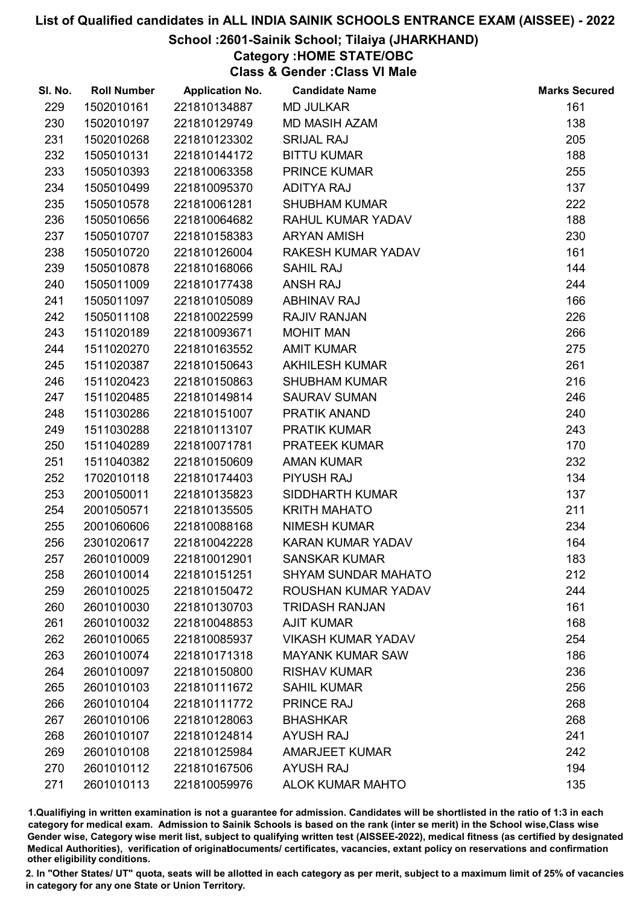# List of Qualified candidates in ALL INDIA SAINIK SCHOOLS ENTRANCE EXAM (AISSEE) - 2022

## School :2601-Sainik School; Tilaiya (JHARKHAND)

### Category :HOME STATE/OBC

### Class & Gender :Class VI Male

| Sl. No. | Roll Number | Application No. | Candidate Name | Marks Secured |
|---|---|---|---|---|
| 229 | 1502010161 | 221810134887 | MD JULKAR | 161 |
| 230 | 1502010197 | 221810129749 | MD MASIH AZAM | 138 |
| 231 | 1502010268 | 221810123302 | SRIJAL RAJ | 205 |
| 232 | 1505010131 | 221810144172 | BITTU KUMAR | 188 |
| 233 | 1505010393 | 221810063358 | PRINCE KUMAR | 255 |
| 234 | 1505010499 | 221810095370 | ADITYA RAJ | 137 |
| 235 | 1505010578 | 221810061281 | SHUBHAM KUMAR | 222 |
| 236 | 1505010656 | 221810064682 | RAHUL KUMAR YADAV | 188 |
| 237 | 1505010707 | 221810158383 | ARYAN AMISH | 230 |
| 238 | 1505010720 | 221810126004 | RAKESH KUMAR YADAV | 161 |
| 239 | 1505010878 | 221810168066 | SAHIL RAJ | 144 |
| 240 | 1505011009 | 221810177438 | ANSH RAJ | 244 |
| 241 | 1505011097 | 221810105089 | ABHINAV RAJ | 166 |
| 242 | 1505011108 | 221810022599 | RAJIV RANJAN | 226 |
| 243 | 1511020189 | 221810093671 | MOHIT MAN | 266 |
| 244 | 1511020270 | 221810163552 | AMIT KUMAR | 275 |
| 245 | 1511020387 | 221810150643 | AKHILESH KUMAR | 261 |
| 246 | 1511020423 | 221810150863 | SHUBHAM KUMAR | 216 |
| 247 | 1511020485 | 221810149814 | SAURAV SUMAN | 246 |
| 248 | 1511030286 | 221810151007 | PRATIK ANAND | 240 |
| 249 | 1511030288 | 221810113107 | PRATIK KUMAR | 243 |
| 250 | 1511040289 | 221810071781 | PRATEEK KUMAR | 170 |
| 251 | 1511040382 | 221810150609 | AMAN KUMAR | 232 |
| 252 | 1702010118 | 221810174403 | PIYUSH RAJ | 134 |
| 253 | 2001050011 | 221810135823 | SIDDHARTH KUMAR | 137 |
| 254 | 2001050571 | 221810135505 | KRITH MAHATO | 211 |
| 255 | 2001060606 | 221810088168 | NIMESH KUMAR | 234 |
| 256 | 2301020617 | 221810042228 | KARAN KUMAR YADAV | 164 |
| 257 | 2601010009 | 221810012901 | SANSKAR KUMAR | 183 |
| 258 | 2601010014 | 221810151251 | SHYAM SUNDAR MAHATO | 212 |
| 259 | 2601010025 | 221810150472 | ROUSHAN KUMAR YADAV | 244 |
| 260 | 2601010030 | 221810130703 | TRIDASH RANJAN | 161 |
| 261 | 2601010032 | 221810048853 | AJIT KUMAR | 168 |
| 262 | 2601010065 | 221810085937 | VIKASH KUMAR YADAV | 254 |
| 263 | 2601010074 | 221810171318 | MAYANK KUMAR SAW | 186 |
| 264 | 2601010097 | 221810150800 | RISHAV KUMAR | 236 |
| 265 | 2601010103 | 221810111672 | SAHIL KUMAR | 256 |
| 266 | 2601010104 | 221810111772 | PRINCE RAJ | 268 |
| 267 | 2601010106 | 221810128063 | BHASHKAR | 268 |
| 268 | 2601010107 | 221810124814 | AYUSH RAJ | 241 |
| 269 | 2601010108 | 221810125984 | AMARJEET KUMAR | 242 |
| 270 | 2601010112 | 221810167506 | AYUSH RAJ | 194 |
| 271 | 2601010113 | 221810059976 | ALOK KUMAR MAHTO | 135 |

1.Qualifiying in written examination is not a guarantee for admission. Candidates will be shortlisted in the ratio of 1:3 in each category for medical exam. Admission to Sainik Schools is based on the rank (inter se merit) in the School wise,Class wise Gender wise, Category wise merit list, subject to qualifying written test (AISSEE-2022), medical fitness (as certified by designated Medical Authorities), verification of originaldocuments/ certificates, vacancies, extant policy on reservations and confirmation other eligibility conditions.

2. In "Other States/ UT" quota, seats will be allotted in each category as per merit, subject to a maximum limit of 25% of vacancies in category for any one State or Union Territory.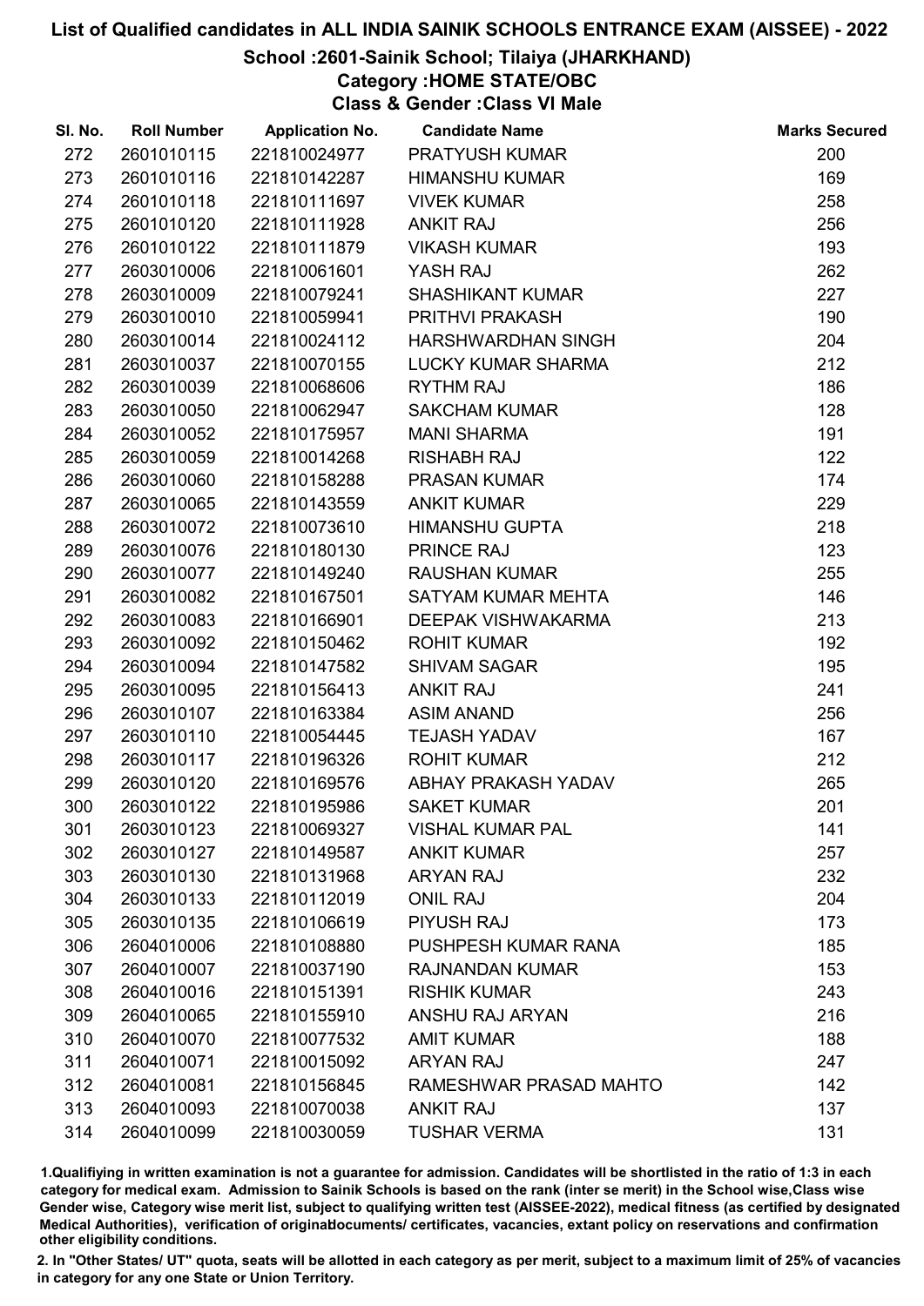# List of Qualified candidates in ALL INDIA SAINIK SCHOOLS ENTRANCE EXAM (AISSEE) - 2022

## School :2601-Sainik School; Tilaiya (JHARKHAND)

### Category :HOME STATE/OBC

### Class & Gender :Class VI Male

| Sl. No. | Roll Number | Application No. | Candidate Name | Marks Secured |
|---|---|---|---|---|
| 272 | 2601010115 | 221810024977 | PRATYUSH KUMAR | 200 |
| 273 | 2601010116 | 221810142287 | HIMANSHU KUMAR | 169 |
| 274 | 2601010118 | 221810111697 | VIVEK KUMAR | 258 |
| 275 | 2601010120 | 221810111928 | ANKIT RAJ | 256 |
| 276 | 2601010122 | 221810111879 | VIKASH KUMAR | 193 |
| 277 | 2603010006 | 221810061601 | YASH RAJ | 262 |
| 278 | 2603010009 | 221810079241 | SHASHIKANT KUMAR | 227 |
| 279 | 2603010010 | 221810059941 | PRITHVI PRAKASH | 190 |
| 280 | 2603010014 | 221810024112 | HARSHWARDHAN SINGH | 204 |
| 281 | 2603010037 | 221810070155 | LUCKY KUMAR SHARMA | 212 |
| 282 | 2603010039 | 221810068606 | RYTHM RAJ | 186 |
| 283 | 2603010050 | 221810062947 | SAKCHAM KUMAR | 128 |
| 284 | 2603010052 | 221810175957 | MANI SHARMA | 191 |
| 285 | 2603010059 | 221810014268 | RISHABH RAJ | 122 |
| 286 | 2603010060 | 221810158288 | PRASAN KUMAR | 174 |
| 287 | 2603010065 | 221810143559 | ANKIT KUMAR | 229 |
| 288 | 2603010072 | 221810073610 | HIMANSHU GUPTA | 218 |
| 289 | 2603010076 | 221810180130 | PRINCE RAJ | 123 |
| 290 | 2603010077 | 221810149240 | RAUSHAN KUMAR | 255 |
| 291 | 2603010082 | 221810167501 | SATYAM KUMAR MEHTA | 146 |
| 292 | 2603010083 | 221810166901 | DEEPAK VISHWAKARMA | 213 |
| 293 | 2603010092 | 221810150462 | ROHIT KUMAR | 192 |
| 294 | 2603010094 | 221810147582 | SHIVAM SAGAR | 195 |
| 295 | 2603010095 | 221810156413 | ANKIT RAJ | 241 |
| 296 | 2603010107 | 221810163384 | ASIM ANAND | 256 |
| 297 | 2603010110 | 221810054445 | TEJASH YADAV | 167 |
| 298 | 2603010117 | 221810196326 | ROHIT KUMAR | 212 |
| 299 | 2603010120 | 221810169576 | ABHAY PRAKASH YADAV | 265 |
| 300 | 2603010122 | 221810195986 | SAKET KUMAR | 201 |
| 301 | 2603010123 | 221810069327 | VISHAL KUMAR PAL | 141 |
| 302 | 2603010127 | 221810149587 | ANKIT KUMAR | 257 |
| 303 | 2603010130 | 221810131968 | ARYAN RAJ | 232 |
| 304 | 2603010133 | 221810112019 | ONIL RAJ | 204 |
| 305 | 2603010135 | 221810106619 | PIYUSH RAJ | 173 |
| 306 | 2604010006 | 221810108880 | PUSHPESH KUMAR RANA | 185 |
| 307 | 2604010007 | 221810037190 | RAJNANDAN KUMAR | 153 |
| 308 | 2604010016 | 221810151391 | RISHIK KUMAR | 243 |
| 309 | 2604010065 | 221810155910 | ANSHU RAJ ARYAN | 216 |
| 310 | 2604010070 | 221810077532 | AMIT KUMAR | 188 |
| 311 | 2604010071 | 221810015092 | ARYAN RAJ | 247 |
| 312 | 2604010081 | 221810156845 | RAMESHWAR PRASAD MAHTO | 142 |
| 313 | 2604010093 | 221810070038 | ANKIT RAJ | 137 |
| 314 | 2604010099 | 221810030059 | TUSHAR VERMA | 131 |

1.Qualifiying in written examination is not a guarantee for admission. Candidates will be shortlisted in the ratio of 1:3 in each category for medical exam. Admission to Sainik Schools is based on the rank (inter se merit) in the School wise,Class wise Gender wise, Category wise merit list, subject to qualifying written test (AISSEE-2022), medical fitness (as certified by designated Medical Authorities), verification of originaldocuments/ certificates, vacancies, extant policy on reservations and confirmation other eligibility conditions.

2. In "Other States/ UT" quota, seats will be allotted in each category as per merit, subject to a maximum limit of 25% of vacancies in category for any one State or Union Territory.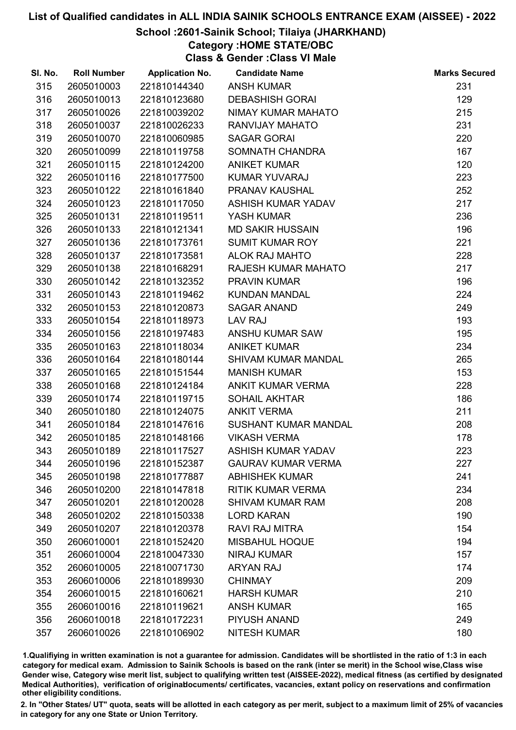# List of Qualified candidates in ALL INDIA SAINIK SCHOOLS ENTRANCE EXAM (AISSEE) - 2022

## School :2601-Sainik School; Tilaiya (JHARKHAND)

### Category :HOME STATE/OBC

### Class & Gender :Class VI Male

| Sl. No. | Roll Number | Application No. | Candidate Name | Marks Secured |
|---|---|---|---|---|
| 315 | 2605010003 | 221810144340 | ANSH KUMAR | 231 |
| 316 | 2605010013 | 221810123680 | DEBASHISH GORAI | 129 |
| 317 | 2605010026 | 221810039202 | NIMAY KUMAR MAHATO | 215 |
| 318 | 2605010037 | 221810026233 | RANVIJAY MAHATO | 231 |
| 319 | 2605010070 | 221810060985 | SAGAR GORAI | 220 |
| 320 | 2605010099 | 221810119758 | SOMNATH CHANDRA | 167 |
| 321 | 2605010115 | 221810124200 | ANIKET KUMAR | 120 |
| 322 | 2605010116 | 221810177500 | KUMAR YUVARAJ | 223 |
| 323 | 2605010122 | 221810161840 | PRANAV KAUSHAL | 252 |
| 324 | 2605010123 | 221810117050 | ASHISH KUMAR YADAV | 217 |
| 325 | 2605010131 | 221810119511 | YASH KUMAR | 236 |
| 326 | 2605010133 | 221810121341 | MD SAKIR HUSSAIN | 196 |
| 327 | 2605010136 | 221810173761 | SUMIT KUMAR ROY | 221 |
| 328 | 2605010137 | 221810173581 | ALOK RAJ MAHTO | 228 |
| 329 | 2605010138 | 221810168291 | RAJESH KUMAR MAHATO | 217 |
| 330 | 2605010142 | 221810132352 | PRAVIN KUMAR | 196 |
| 331 | 2605010143 | 221810119462 | KUNDAN MANDAL | 224 |
| 332 | 2605010153 | 221810120873 | SAGAR ANAND | 249 |
| 333 | 2605010154 | 221810118973 | LAV RAJ | 193 |
| 334 | 2605010156 | 221810197483 | ANSHU KUMAR SAW | 195 |
| 335 | 2605010163 | 221810118034 | ANIKET KUMAR | 234 |
| 336 | 2605010164 | 221810180144 | SHIVAM KUMAR MANDAL | 265 |
| 337 | 2605010165 | 221810151544 | MANISH KUMAR | 153 |
| 338 | 2605010168 | 221810124184 | ANKIT KUMAR VERMA | 228 |
| 339 | 2605010174 | 221810119715 | SOHAIL AKHTAR | 186 |
| 340 | 2605010180 | 221810124075 | ANKIT VERMA | 211 |
| 341 | 2605010184 | 221810147616 | SUSHANT KUMAR MANDAL | 208 |
| 342 | 2605010185 | 221810148166 | VIKASH VERMA | 178 |
| 343 | 2605010189 | 221810117527 | ASHISH KUMAR YADAV | 223 |
| 344 | 2605010196 | 221810152387 | GAURAV KUMAR VERMA | 227 |
| 345 | 2605010198 | 221810177887 | ABHISHEK KUMAR | 241 |
| 346 | 2605010200 | 221810147818 | RITIK KUMAR VERMA | 234 |
| 347 | 2605010201 | 221810120028 | SHIVAM KUMAR RAM | 208 |
| 348 | 2605010202 | 221810150338 | LORD KARAN | 190 |
| 349 | 2605010207 | 221810120378 | RAVI RAJ MITRA | 154 |
| 350 | 2606010001 | 221810152420 | MISBAHUL HOQUE | 194 |
| 351 | 2606010004 | 221810047330 | NIRAJ KUMAR | 157 |
| 352 | 2606010005 | 221810071730 | ARYAN RAJ | 174 |
| 353 | 2606010006 | 221810189930 | CHINMAY | 209 |
| 354 | 2606010015 | 221810160621 | HARSH KUMAR | 210 |
| 355 | 2606010016 | 221810119621 | ANSH KUMAR | 165 |
| 356 | 2606010018 | 221810172231 | PIYUSH ANAND | 249 |
| 357 | 2606010026 | 221810106902 | NITESH KUMAR | 180 |

1.Qualifying in written examination is not a guarantee for admission. Candidates will be shortlisted in the ratio of 1:3 in each category for medical exam. Admission to Sainik Schools is based on the rank (inter se merit) in the School wise,Class wise Gender wise, Category wise merit list, subject to qualifying written test (AISSEE-2022), medical fitness (as certified by designated Medical Authorities), verification of originaldocuments/ certificates, vacancies, extant policy on reservations and confirmation other eligibility conditions.

2. In "Other States/ UT" quota, seats will be allotted in each category as per merit, subject to a maximum limit of 25% of vacancies in category for any one State or Union Territory.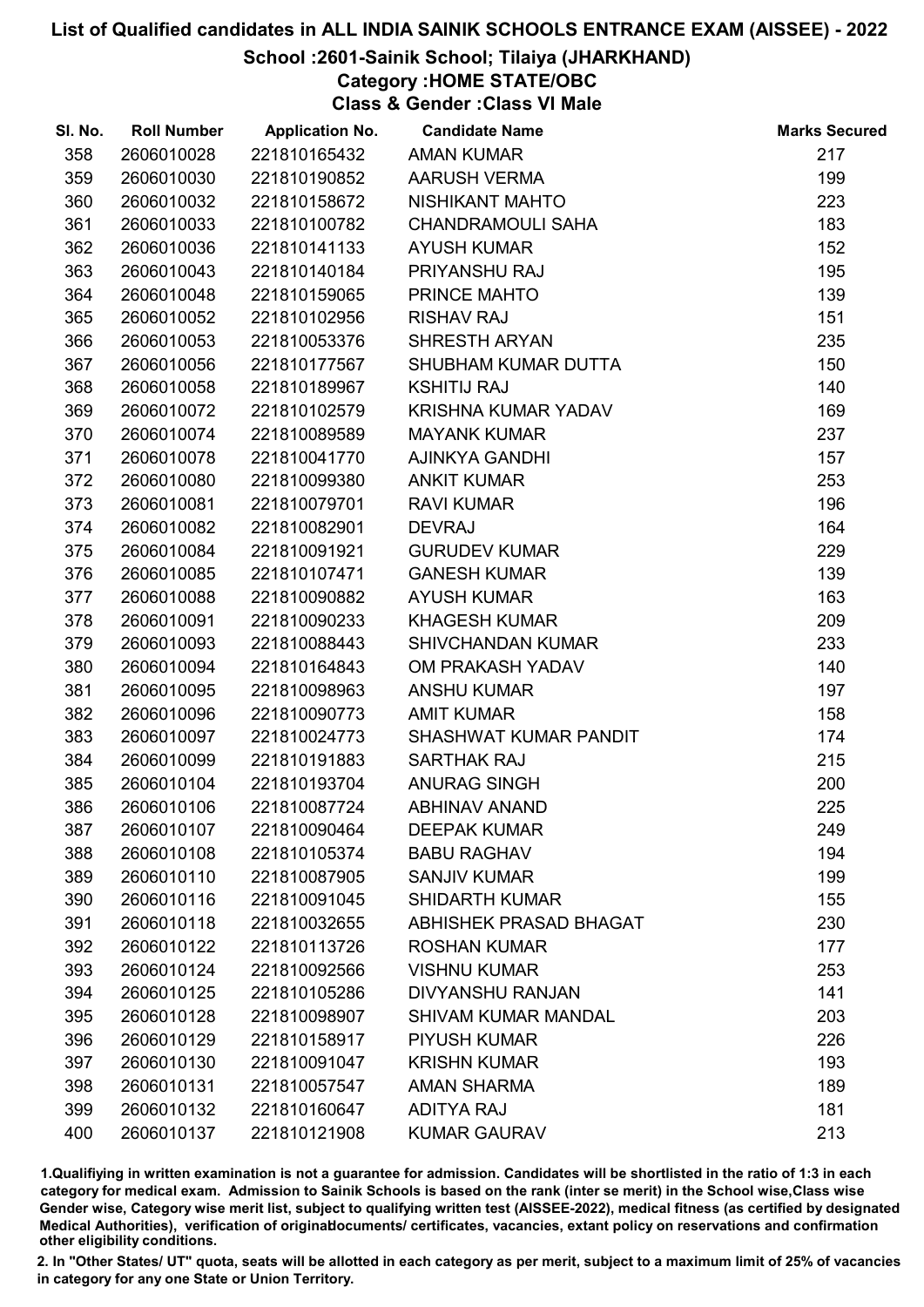# List of Qualified candidates in ALL INDIA SAINIK SCHOOLS ENTRANCE EXAM (AISSEE) - 2022

## School :2601-Sainik School; Tilaiya (JHARKHAND)

### Category :HOME STATE/OBC

### Class & Gender :Class VI Male

| Sl. No. | Roll Number | Application No. | Candidate Name | Marks Secured |
|---|---|---|---|---|
| 358 | 2606010028 | 221810165432 | AMAN KUMAR | 217 |
| 359 | 2606010030 | 221810190852 | AARUSH VERMA | 199 |
| 360 | 2606010032 | 221810158672 | NISHIKANT MAHTO | 223 |
| 361 | 2606010033 | 221810100782 | CHANDRAMOULI SAHA | 183 |
| 362 | 2606010036 | 221810141133 | AYUSH KUMAR | 152 |
| 363 | 2606010043 | 221810140184 | PRIYANSHU RAJ | 195 |
| 364 | 2606010048 | 221810159065 | PRINCE MAHTO | 139 |
| 365 | 2606010052 | 221810102956 | RISHAV RAJ | 151 |
| 366 | 2606010053 | 221810053376 | SHRESTH ARYAN | 235 |
| 367 | 2606010056 | 221810177567 | SHUBHAM KUMAR DUTTA | 150 |
| 368 | 2606010058 | 221810189967 | KSHITIJ RAJ | 140 |
| 369 | 2606010072 | 221810102579 | KRISHNA KUMAR YADAV | 169 |
| 370 | 2606010074 | 221810089589 | MAYANK KUMAR | 237 |
| 371 | 2606010078 | 221810041770 | AJINKYA GANDHI | 157 |
| 372 | 2606010080 | 221810099380 | ANKIT KUMAR | 253 |
| 373 | 2606010081 | 221810079701 | RAVI KUMAR | 196 |
| 374 | 2606010082 | 221810082901 | DEVRAJ | 164 |
| 375 | 2606010084 | 221810091921 | GURUDEV KUMAR | 229 |
| 376 | 2606010085 | 221810107471 | GANESH KUMAR | 139 |
| 377 | 2606010088 | 221810090882 | AYUSH KUMAR | 163 |
| 378 | 2606010091 | 221810090233 | KHAGESH KUMAR | 209 |
| 379 | 2606010093 | 221810088443 | SHIVCHANDAN KUMAR | 233 |
| 380 | 2606010094 | 221810164843 | OM PRAKASH YADAV | 140 |
| 381 | 2606010095 | 221810098963 | ANSHU KUMAR | 197 |
| 382 | 2606010096 | 221810090773 | AMIT KUMAR | 158 |
| 383 | 2606010097 | 221810024773 | SHASHWAT KUMAR PANDIT | 174 |
| 384 | 2606010099 | 221810191883 | SARTHAK RAJ | 215 |
| 385 | 2606010104 | 221810193704 | ANURAG SINGH | 200 |
| 386 | 2606010106 | 221810087724 | ABHINAV ANAND | 225 |
| 387 | 2606010107 | 221810090464 | DEEPAK KUMAR | 249 |
| 388 | 2606010108 | 221810105374 | BABU RAGHAV | 194 |
| 389 | 2606010110 | 221810087905 | SANJIV KUMAR | 199 |
| 390 | 2606010116 | 221810091045 | SHIDARTH KUMAR | 155 |
| 391 | 2606010118 | 221810032655 | ABHISHEK PRASAD BHAGAT | 230 |
| 392 | 2606010122 | 221810113726 | ROSHAN KUMAR | 177 |
| 393 | 2606010124 | 221810092566 | VISHNU KUMAR | 253 |
| 394 | 2606010125 | 221810105286 | DIVYANSHU RANJAN | 141 |
| 395 | 2606010128 | 221810098907 | SHIVAM KUMAR MANDAL | 203 |
| 396 | 2606010129 | 221810158917 | PIYUSH KUMAR | 226 |
| 397 | 2606010130 | 221810091047 | KRISHN KUMAR | 193 |
| 398 | 2606010131 | 221810057547 | AMAN SHARMA | 189 |
| 399 | 2606010132 | 221810160647 | ADITYA RAJ | 181 |
| 400 | 2606010137 | 221810121908 | KUMAR GAURAV | 213 |

1.Qualifiying in written examination is not a guarantee for admission. Candidates will be shortlisted in the ratio of 1:3 in each category for medical exam. Admission to Sainik Schools is based on the rank (inter se merit) in the School wise,Class wise Gender wise, Category wise merit list, subject to qualifying written test (AISSEE-2022), medical fitness (as certified by designated Medical Authorities), verification of originaldocuments/ certificates, vacancies, extant policy on reservations and confirmation other eligibility conditions.

2. In "Other States/ UT" quota, seats will be allotted in each category as per merit, subject to a maximum limit of 25% of vacancies in category for any one State or Union Territory.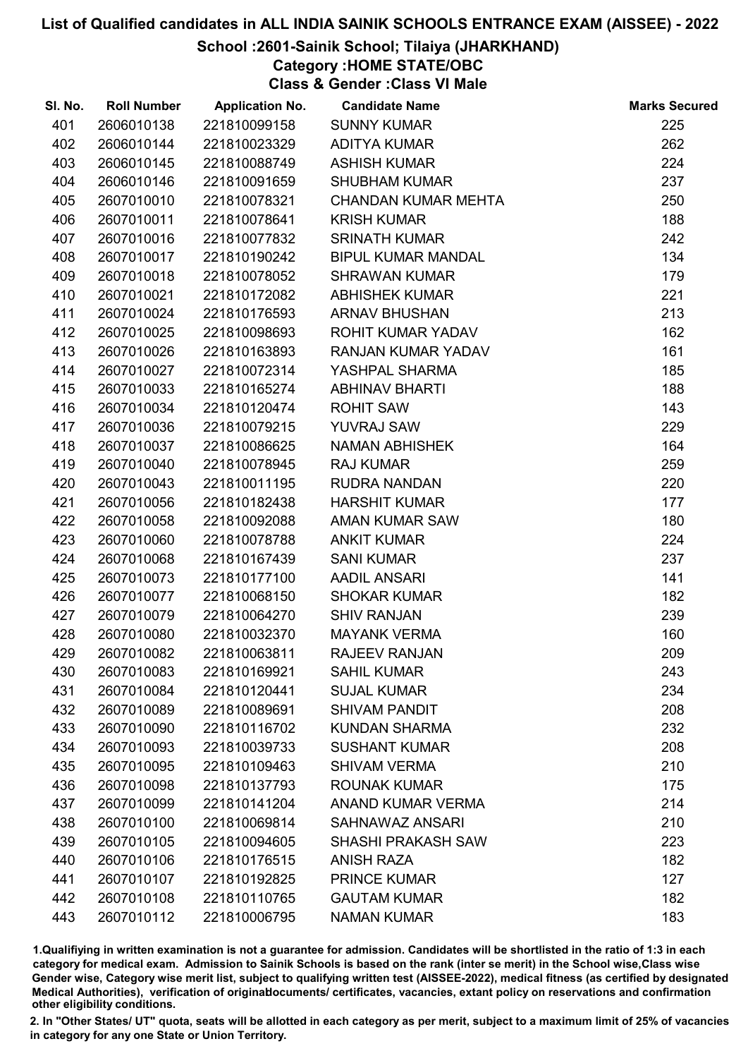# List of Qualified candidates in ALL INDIA SAINIK SCHOOLS ENTRANCE EXAM (AISSEE) - 2022

## School :2601-Sainik School; Tilaiya (JHARKHAND)

### Category :HOME STATE/OBC

### Class & Gender :Class VI Male

| Sl. No. | Roll Number | Application No. | Candidate Name | Marks Secured |
|---|---|---|---|---|
| 401 | 2606010138 | 221810099158 | SUNNY KUMAR | 225 |
| 402 | 2606010144 | 221810023329 | ADITYA KUMAR | 262 |
| 403 | 2606010145 | 221810088749 | ASHISH KUMAR | 224 |
| 404 | 2606010146 | 221810091659 | SHUBHAM KUMAR | 237 |
| 405 | 2607010010 | 221810078321 | CHANDAN KUMAR MEHTA | 250 |
| 406 | 2607010011 | 221810078641 | KRISH KUMAR | 188 |
| 407 | 2607010016 | 221810077832 | SRINATH KUMAR | 242 |
| 408 | 2607010017 | 221810190242 | BIPUL KUMAR MANDAL | 134 |
| 409 | 2607010018 | 221810078052 | SHRAWAN KUMAR | 179 |
| 410 | 2607010021 | 221810172082 | ABHISHEK KUMAR | 221 |
| 411 | 2607010024 | 221810176593 | ARNAV BHUSHAN | 213 |
| 412 | 2607010025 | 221810098693 | ROHIT KUMAR YADAV | 162 |
| 413 | 2607010026 | 221810163893 | RANJAN KUMAR YADAV | 161 |
| 414 | 2607010027 | 221810072314 | YASHPAL SHARMA | 185 |
| 415 | 2607010033 | 221810165274 | ABHINAV BHARTI | 188 |
| 416 | 2607010034 | 221810120474 | ROHIT SAW | 143 |
| 417 | 2607010036 | 221810079215 | YUVRAJ SAW | 229 |
| 418 | 2607010037 | 221810086625 | NAMAN ABHISHEK | 164 |
| 419 | 2607010040 | 221810078945 | RAJ KUMAR | 259 |
| 420 | 2607010043 | 221810011195 | RUDRA NANDAN | 220 |
| 421 | 2607010056 | 221810182438 | HARSHIT KUMAR | 177 |
| 422 | 2607010058 | 221810092088 | AMAN KUMAR SAW | 180 |
| 423 | 2607010060 | 221810078788 | ANKIT KUMAR | 224 |
| 424 | 2607010068 | 221810167439 | SANI KUMAR | 237 |
| 425 | 2607010073 | 221810177100 | AADIL ANSARI | 141 |
| 426 | 2607010077 | 221810068150 | SHOKAR KUMAR | 182 |
| 427 | 2607010079 | 221810064270 | SHIV RANJAN | 239 |
| 428 | 2607010080 | 221810032370 | MAYANK VERMA | 160 |
| 429 | 2607010082 | 221810063811 | RAJEEV RANJAN | 209 |
| 430 | 2607010083 | 221810169921 | SAHIL KUMAR | 243 |
| 431 | 2607010084 | 221810120441 | SUJAL KUMAR | 234 |
| 432 | 2607010089 | 221810089691 | SHIVAM PANDIT | 208 |
| 433 | 2607010090 | 221810116702 | KUNDAN SHARMA | 232 |
| 434 | 2607010093 | 221810039733 | SUSHANT KUMAR | 208 |
| 435 | 2607010095 | 221810109463 | SHIVAM VERMA | 210 |
| 436 | 2607010098 | 221810137793 | ROUNAK KUMAR | 175 |
| 437 | 2607010099 | 221810141204 | ANAND KUMAR VERMA | 214 |
| 438 | 2607010100 | 221810069814 | SAHNAWAZ ANSARI | 210 |
| 439 | 2607010105 | 221810094605 | SHASHI PRAKASH SAW | 223 |
| 440 | 2607010106 | 221810176515 | ANISH RAZA | 182 |
| 441 | 2607010107 | 221810192825 | PRINCE KUMAR | 127 |
| 442 | 2607010108 | 221810110765 | GAUTAM KUMAR | 182 |
| 443 | 2607010112 | 221810006795 | NAMAN KUMAR | 183 |

1.Qualifiying in written examination is not a guarantee for admission. Candidates will be shortlisted in the ratio of 1:3 in each category for medical exam. Admission to Sainik Schools is based on the rank (inter se merit) in the School wise,Class wise Gender wise, Category wise merit list, subject to qualifying written test (AISSEE-2022), medical fitness (as certified by designated Medical Authorities), verification of originaldocuments/ certificates, vacancies, extant policy on reservations and confirmation other eligibility conditions.

2. In "Other States/ UT" quota, seats will be allotted in each category as per merit, subject to a maximum limit of 25% of vacancies in category for any one State or Union Territory.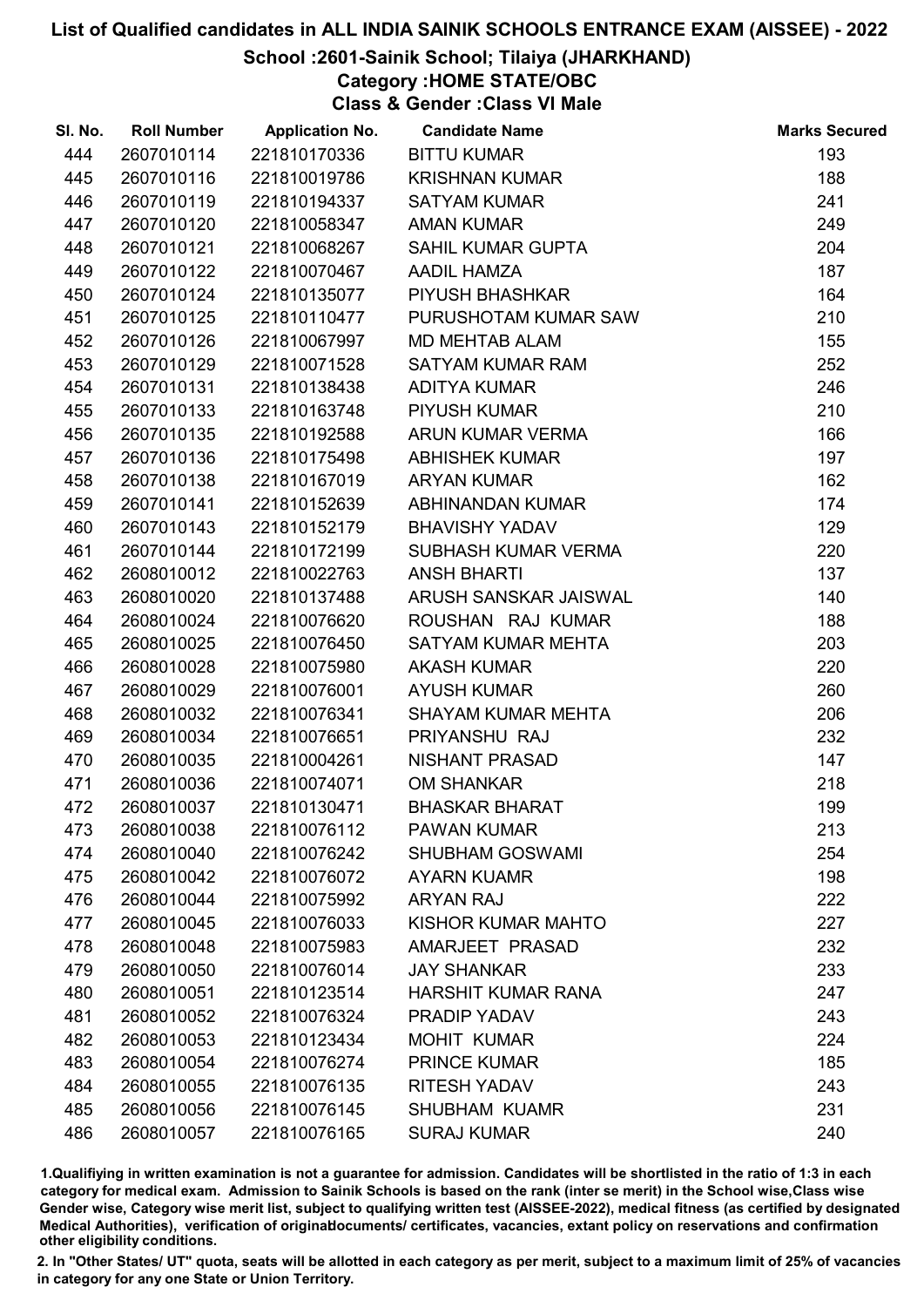# List of Qualified candidates in ALL INDIA SAINIK SCHOOLS ENTRANCE EXAM (AISSEE) - 2022

## School :2601-Sainik School; Tilaiya (JHARKHAND)

### Category :HOME STATE/OBC

### Class & Gender :Class VI Male

| Sl. No. | Roll Number | Application No. | Candidate Name | Marks Secured |
|---|---|---|---|---|
| 444 | 2607010114 | 221810170336 | BITTU KUMAR | 193 |
| 445 | 2607010116 | 221810019786 | KRISHNAN KUMAR | 188 |
| 446 | 2607010119 | 221810194337 | SATYAM KUMAR | 241 |
| 447 | 2607010120 | 221810058347 | AMAN KUMAR | 249 |
| 448 | 2607010121 | 221810068267 | SAHIL KUMAR GUPTA | 204 |
| 449 | 2607010122 | 221810070467 | AADIL HAMZA | 187 |
| 450 | 2607010124 | 221810135077 | PIYUSH BHASHKAR | 164 |
| 451 | 2607010125 | 221810110477 | PURUSHOTAM KUMAR SAW | 210 |
| 452 | 2607010126 | 221810067997 | MD MEHTAB ALAM | 155 |
| 453 | 2607010129 | 221810071528 | SATYAM KUMAR RAM | 252 |
| 454 | 2607010131 | 221810138438 | ADITYA KUMAR | 246 |
| 455 | 2607010133 | 221810163748 | PIYUSH KUMAR | 210 |
| 456 | 2607010135 | 221810192588 | ARUN KUMAR VERMA | 166 |
| 457 | 2607010136 | 221810175498 | ABHISHEK KUMAR | 197 |
| 458 | 2607010138 | 221810167019 | ARYAN KUMAR | 162 |
| 459 | 2607010141 | 221810152639 | ABHINANDAN KUMAR | 174 |
| 460 | 2607010143 | 221810152179 | BHAVISHY YADAV | 129 |
| 461 | 2607010144 | 221810172199 | SUBHASH KUMAR VERMA | 220 |
| 462 | 2608010012 | 221810022763 | ANSH BHARTI | 137 |
| 463 | 2608010020 | 221810137488 | ARUSH SANSKAR JAISWAL | 140 |
| 464 | 2608010024 | 221810076620 | ROUSHAN RAJ KUMAR | 188 |
| 465 | 2608010025 | 221810076450 | SATYAM KUMAR MEHTA | 203 |
| 466 | 2608010028 | 221810075980 | AKASH KUMAR | 220 |
| 467 | 2608010029 | 221810076001 | AYUSH KUMAR | 260 |
| 468 | 2608010032 | 221810076341 | SHAYAM KUMAR MEHTA | 206 |
| 469 | 2608010034 | 221810076651 | PRIYANSHU RAJ | 232 |
| 470 | 2608010035 | 221810004261 | NISHANT PRASAD | 147 |
| 471 | 2608010036 | 221810074071 | OM SHANKAR | 218 |
| 472 | 2608010037 | 221810130471 | BHASKAR BHARAT | 199 |
| 473 | 2608010038 | 221810076112 | PAWAN KUMAR | 213 |
| 474 | 2608010040 | 221810076242 | SHUBHAM GOSWAMI | 254 |
| 475 | 2608010042 | 221810076072 | AYARN KUAMR | 198 |
| 476 | 2608010044 | 221810075992 | ARYAN RAJ | 222 |
| 477 | 2608010045 | 221810076033 | KISHOR KUMAR MAHTO | 227 |
| 478 | 2608010048 | 221810075983 | AMARJEET PRASAD | 232 |
| 479 | 2608010050 | 221810076014 | JAY SHANKAR | 233 |
| 480 | 2608010051 | 221810123514 | HARSHIT KUMAR RANA | 247 |
| 481 | 2608010052 | 221810076324 | PRADIP YADAV | 243 |
| 482 | 2608010053 | 221810123434 | MOHIT KUMAR | 224 |
| 483 | 2608010054 | 221810076274 | PRINCE KUMAR | 185 |
| 484 | 2608010055 | 221810076135 | RITESH YADAV | 243 |
| 485 | 2608010056 | 221810076145 | SHUBHAM KUAMR | 231 |
| 486 | 2608010057 | 221810076165 | SURAJ KUMAR | 240 |

1.Qualifiying in written examination is not a guarantee for admission. Candidates will be shortlisted in the ratio of 1:3 in each category for medical exam. Admission to Sainik Schools is based on the rank (inter se merit) in the School wise,Class wise Gender wise, Category wise merit list, subject to qualifying written test (AISSEE-2022), medical fitness (as certified by designated Medical Authorities), verification of originaldocuments/ certificates, vacancies, extant policy on reservations and confirmation other eligibility conditions.

2. In "Other States/ UT" quota, seats will be allotted in each category as per merit, subject to a maximum limit of 25% of vacancies in category for any one State or Union Territory.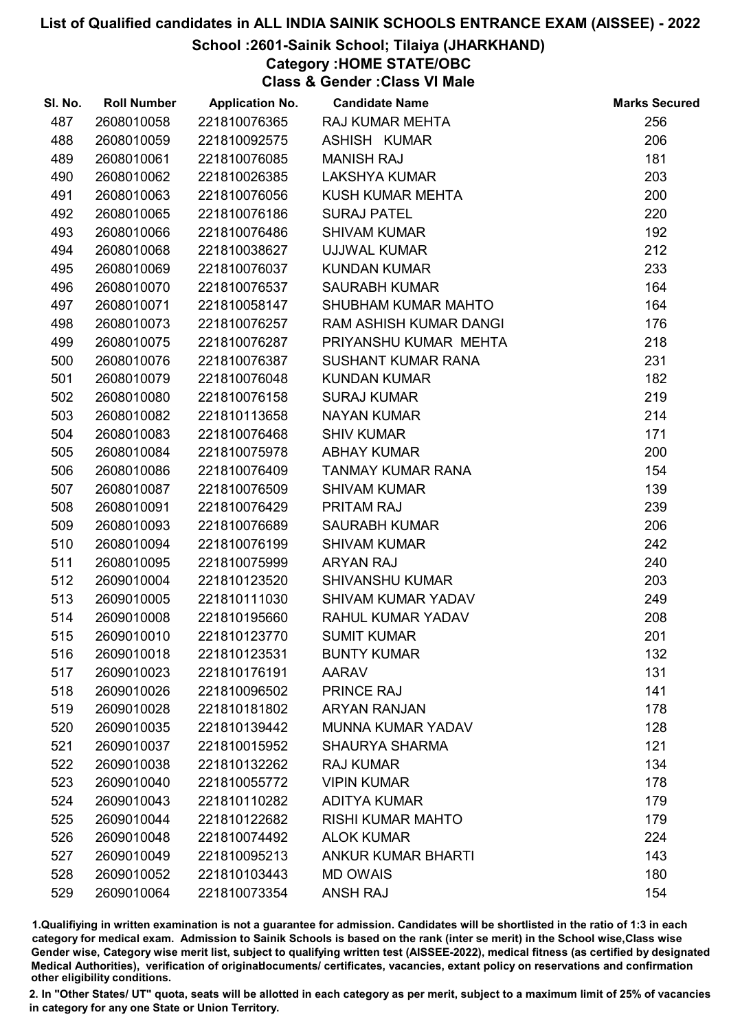# List of Qualified candidates in ALL INDIA SAINIK SCHOOLS ENTRANCE EXAM (AISSEE) - 2022

## School :2601-Sainik School; Tilaiya (JHARKHAND)

### Category :HOME STATE/OBC

### Class & Gender :Class VI Male

| Sl. No. | Roll Number | Application No. | Candidate Name | Marks Secured |
|---|---|---|---|---|
| 487 | 2608010058 | 221810076365 | RAJ KUMAR MEHTA | 256 |
| 488 | 2608010059 | 221810092575 | ASHISH KUMAR | 206 |
| 489 | 2608010061 | 221810076085 | MANISH RAJ | 181 |
| 490 | 2608010062 | 221810026385 | LAKSHYA KUMAR | 203 |
| 491 | 2608010063 | 221810076056 | KUSH KUMAR MEHTA | 200 |
| 492 | 2608010065 | 221810076186 | SURAJ PATEL | 220 |
| 493 | 2608010066 | 221810076486 | SHIVAM KUMAR | 192 |
| 494 | 2608010068 | 221810038627 | UJJWAL KUMAR | 212 |
| 495 | 2608010069 | 221810076037 | KUNDAN KUMAR | 233 |
| 496 | 2608010070 | 221810076537 | SAURABH KUMAR | 164 |
| 497 | 2608010071 | 221810058147 | SHUBHAM KUMAR MAHTO | 164 |
| 498 | 2608010073 | 221810076257 | RAM ASHISH KUMAR DANGI | 176 |
| 499 | 2608010075 | 221810076287 | PRIYANSHU KUMAR MEHTA | 218 |
| 500 | 2608010076 | 221810076387 | SUSHANT KUMAR RANA | 231 |
| 501 | 2608010079 | 221810076048 | KUNDAN KUMAR | 182 |
| 502 | 2608010080 | 221810076158 | SURAJ KUMAR | 219 |
| 503 | 2608010082 | 221810113658 | NAYAN KUMAR | 214 |
| 504 | 2608010083 | 221810076468 | SHIV KUMAR | 171 |
| 505 | 2608010084 | 221810075978 | ABHAY KUMAR | 200 |
| 506 | 2608010086 | 221810076409 | TANMAY KUMAR RANA | 154 |
| 507 | 2608010087 | 221810076509 | SHIVAM KUMAR | 139 |
| 508 | 2608010091 | 221810076429 | PRITAM RAJ | 239 |
| 509 | 2608010093 | 221810076689 | SAURABH KUMAR | 206 |
| 510 | 2608010094 | 221810076199 | SHIVAM KUMAR | 242 |
| 511 | 2608010095 | 221810075999 | ARYAN RAJ | 240 |
| 512 | 2609010004 | 221810123520 | SHIVANSHU KUMAR | 203 |
| 513 | 2609010005 | 221810111030 | SHIVAM KUMAR YADAV | 249 |
| 514 | 2609010008 | 221810195660 | RAHUL KUMAR YADAV | 208 |
| 515 | 2609010010 | 221810123770 | SUMIT KUMAR | 201 |
| 516 | 2609010018 | 221810123531 | BUNTY KUMAR | 132 |
| 517 | 2609010023 | 221810176191 | AARAV | 131 |
| 518 | 2609010026 | 221810096502 | PRINCE RAJ | 141 |
| 519 | 2609010028 | 221810181802 | ARYAN RANJAN | 178 |
| 520 | 2609010035 | 221810139442 | MUNNA KUMAR YADAV | 128 |
| 521 | 2609010037 | 221810015952 | SHAURYA SHARMA | 121 |
| 522 | 2609010038 | 221810132262 | RAJ KUMAR | 134 |
| 523 | 2609010040 | 221810055772 | VIPIN KUMAR | 178 |
| 524 | 2609010043 | 221810110282 | ADITYA KUMAR | 179 |
| 525 | 2609010044 | 221810122682 | RISHI KUMAR MAHTO | 179 |
| 526 | 2609010048 | 221810074492 | ALOK KUMAR | 224 |
| 527 | 2609010049 | 221810095213 | ANKUR KUMAR BHARTI | 143 |
| 528 | 2609010052 | 221810103443 | MD OWAIS | 180 |
| 529 | 2609010064 | 221810073354 | ANSH RAJ | 154 |

1.Qualifiying in written examination is not a guarantee for admission. Candidates will be shortlisted in the ratio of 1:3 in each category for medical exam. Admission to Sainik Schools is based on the rank (inter se merit) in the School wise,Class wise Gender wise, Category wise merit list, subject to qualifying written test (AISSEE-2022), medical fitness (as certified by designated Medical Authorities), verification of originaldocuments/ certificates, vacancies, extant policy on reservations and confirmation other eligibility conditions.

2. In "Other States/ UT" quota, seats will be allotted in each category as per merit, subject to a maximum limit of 25% of vacancies in category for any one State or Union Territory.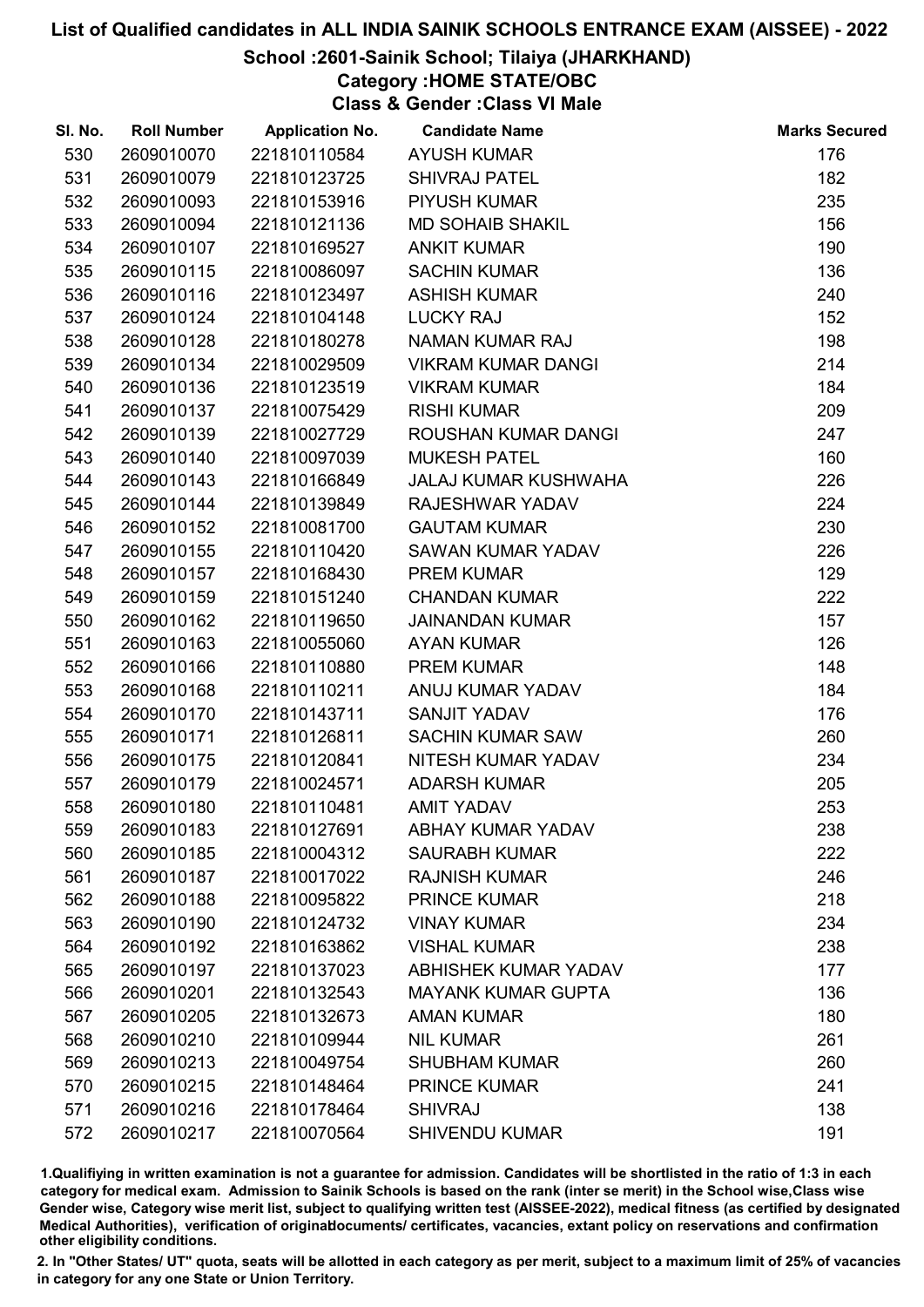# List of Qualified candidates in ALL INDIA SAINIK SCHOOLS ENTRANCE EXAM (AISSEE) - 2022

## School :2601-Sainik School; Tilaiya (JHARKHAND)

### Category :HOME STATE/OBC

### Class & Gender :Class VI Male

| Sl. No. | Roll Number | Application No. | Candidate Name | Marks Secured |
|---|---|---|---|---|
| 530 | 2609010070 | 221810110584 | AYUSH KUMAR | 176 |
| 531 | 2609010079 | 221810123725 | SHIVRAJ PATEL | 182 |
| 532 | 2609010093 | 221810153916 | PIYUSH KUMAR | 235 |
| 533 | 2609010094 | 221810121136 | MD SOHAIB SHAKIL | 156 |
| 534 | 2609010107 | 221810169527 | ANKIT KUMAR | 190 |
| 535 | 2609010115 | 221810086097 | SACHIN KUMAR | 136 |
| 536 | 2609010116 | 221810123497 | ASHISH KUMAR | 240 |
| 537 | 2609010124 | 221810104148 | LUCKY RAJ | 152 |
| 538 | 2609010128 | 221810180278 | NAMAN KUMAR RAJ | 198 |
| 539 | 2609010134 | 221810029509 | VIKRAM KUMAR DANGI | 214 |
| 540 | 2609010136 | 221810123519 | VIKRAM KUMAR | 184 |
| 541 | 2609010137 | 221810075429 | RISHI KUMAR | 209 |
| 542 | 2609010139 | 221810027729 | ROUSHAN KUMAR DANGI | 247 |
| 543 | 2609010140 | 221810097039 | MUKESH PATEL | 160 |
| 544 | 2609010143 | 221810166849 | JALAJ KUMAR KUSHWAHA | 226 |
| 545 | 2609010144 | 221810139849 | RAJESHWAR YADAV | 224 |
| 546 | 2609010152 | 221810081700 | GAUTAM KUMAR | 230 |
| 547 | 2609010155 | 221810110420 | SAWAN KUMAR YADAV | 226 |
| 548 | 2609010157 | 221810168430 | PREM KUMAR | 129 |
| 549 | 2609010159 | 221810151240 | CHANDAN KUMAR | 222 |
| 550 | 2609010162 | 221810119650 | JAINANDAN KUMAR | 157 |
| 551 | 2609010163 | 221810055060 | AYAN KUMAR | 126 |
| 552 | 2609010166 | 221810110880 | PREM KUMAR | 148 |
| 553 | 2609010168 | 221810110211 | ANUJ KUMAR YADAV | 184 |
| 554 | 2609010170 | 221810143711 | SANJIT YADAV | 176 |
| 555 | 2609010171 | 221810126811 | SACHIN KUMAR SAW | 260 |
| 556 | 2609010175 | 221810120841 | NITESH KUMAR YADAV | 234 |
| 557 | 2609010179 | 221810024571 | ADARSH KUMAR | 205 |
| 558 | 2609010180 | 221810110481 | AMIT YADAV | 253 |
| 559 | 2609010183 | 221810127691 | ABHAY KUMAR YADAV | 238 |
| 560 | 2609010185 | 221810004312 | SAURABH KUMAR | 222 |
| 561 | 2609010187 | 221810017022 | RAJNISH KUMAR | 246 |
| 562 | 2609010188 | 221810095822 | PRINCE KUMAR | 218 |
| 563 | 2609010190 | 221810124732 | VINAY KUMAR | 234 |
| 564 | 2609010192 | 221810163862 | VISHAL KUMAR | 238 |
| 565 | 2609010197 | 221810137023 | ABHISHEK KUMAR YADAV | 177 |
| 566 | 2609010201 | 221810132543 | MAYANK KUMAR GUPTA | 136 |
| 567 | 2609010205 | 221810132673 | AMAN KUMAR | 180 |
| 568 | 2609010210 | 221810109944 | NIL KUMAR | 261 |
| 569 | 2609010213 | 221810049754 | SHUBHAM KUMAR | 260 |
| 570 | 2609010215 | 221810148464 | PRINCE KUMAR | 241 |
| 571 | 2609010216 | 221810178464 | SHIVRAJ | 138 |
| 572 | 2609010217 | 221810070564 | SHIVENDU KUMAR | 191 |

1.Qualifiying in written examination is not a guarantee for admission. Candidates will be shortlisted in the ratio of 1:3 in each category for medical exam. Admission to Sainik Schools is based on the rank (inter se merit) in the School wise,Class wise Gender wise, Category wise merit list, subject to qualifying written test (AISSEE-2022), medical fitness (as certified by designated Medical Authorities), verification of originaldocuments/ certificates, vacancies, extant policy on reservations and confirmation other eligibility conditions.

2. In "Other States/ UT" quota, seats will be allotted in each category as per merit, subject to a maximum limit of 25% of vacancies in category for any one State or Union Territory.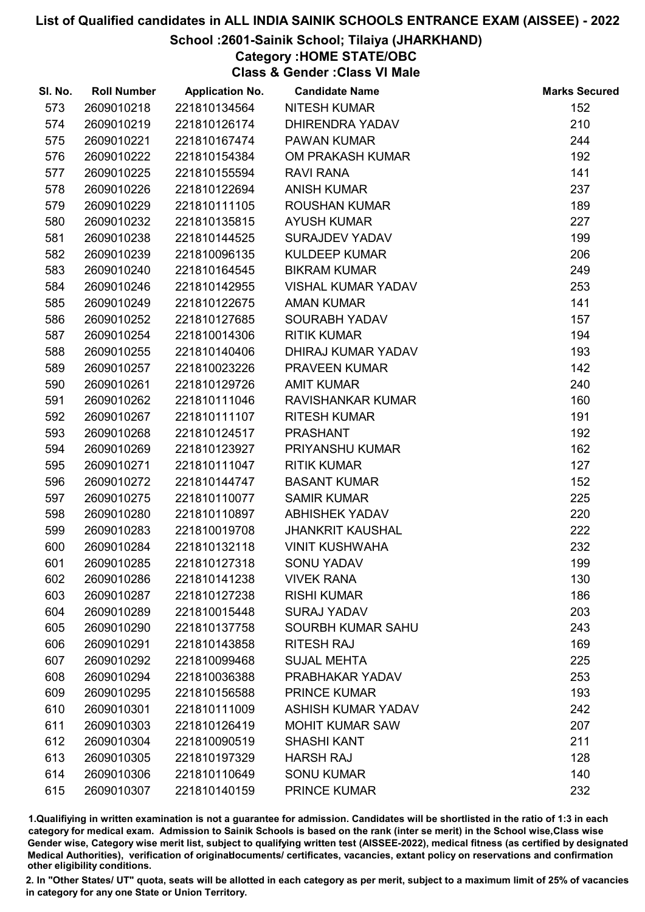# List of Qualified candidates in ALL INDIA SAINIK SCHOOLS ENTRANCE EXAM (AISSEE) - 2022

## School :2601-Sainik School; Tilaiya (JHARKHAND)

### Category :HOME STATE/OBC

### Class & Gender :Class VI Male

| Sl. No. | Roll Number | Application No. | Candidate Name | Marks Secured |
|---|---|---|---|---|
| 573 | 2609010218 | 221810134564 | NITESH KUMAR | 152 |
| 574 | 2609010219 | 221810126174 | DHIRENDRA YADAV | 210 |
| 575 | 2609010221 | 221810167474 | PAWAN KUMAR | 244 |
| 576 | 2609010222 | 221810154384 | OM PRAKASH KUMAR | 192 |
| 577 | 2609010225 | 221810155594 | RAVI RANA | 141 |
| 578 | 2609010226 | 221810122694 | ANISH KUMAR | 237 |
| 579 | 2609010229 | 221810111105 | ROUSHAN KUMAR | 189 |
| 580 | 2609010232 | 221810135815 | AYUSH KUMAR | 227 |
| 581 | 2609010238 | 221810144525 | SURAJDEV YADAV | 199 |
| 582 | 2609010239 | 221810096135 | KULDEEP KUMAR | 206 |
| 583 | 2609010240 | 221810164545 | BIKRAM KUMAR | 249 |
| 584 | 2609010246 | 221810142955 | VISHAL KUMAR YADAV | 253 |
| 585 | 2609010249 | 221810122675 | AMAN KUMAR | 141 |
| 586 | 2609010252 | 221810127685 | SOURABH YADAV | 157 |
| 587 | 2609010254 | 221810014306 | RITIK KUMAR | 194 |
| 588 | 2609010255 | 221810140406 | DHIRAJ KUMAR YADAV | 193 |
| 589 | 2609010257 | 221810023226 | PRAVEEN KUMAR | 142 |
| 590 | 2609010261 | 221810129726 | AMIT KUMAR | 240 |
| 591 | 2609010262 | 221810111046 | RAVISHANKAR KUMAR | 160 |
| 592 | 2609010267 | 221810111107 | RITESH KUMAR | 191 |
| 593 | 2609010268 | 221810124517 | PRASHANT | 192 |
| 594 | 2609010269 | 221810123927 | PRIYANSHU KUMAR | 162 |
| 595 | 2609010271 | 221810111047 | RITIK KUMAR | 127 |
| 596 | 2609010272 | 221810144747 | BASANT KUMAR | 152 |
| 597 | 2609010275 | 221810110077 | SAMIR KUMAR | 225 |
| 598 | 2609010280 | 221810110897 | ABHISHEK YADAV | 220 |
| 599 | 2609010283 | 221810019708 | JHANKRIT KAUSHAL | 222 |
| 600 | 2609010284 | 221810132118 | VINIT KUSHWAHA | 232 |
| 601 | 2609010285 | 221810127318 | SONU YADAV | 199 |
| 602 | 2609010286 | 221810141238 | VIVEK RANA | 130 |
| 603 | 2609010287 | 221810127238 | RISHI KUMAR | 186 |
| 604 | 2609010289 | 221810015448 | SURAJ YADAV | 203 |
| 605 | 2609010290 | 221810137758 | SOURBH KUMAR SAHU | 243 |
| 606 | 2609010291 | 221810143858 | RITESH RAJ | 169 |
| 607 | 2609010292 | 221810099468 | SUJAL MEHTA | 225 |
| 608 | 2609010294 | 221810036388 | PRABHAKAR YADAV | 253 |
| 609 | 2609010295 | 221810156588 | PRINCE KUMAR | 193 |
| 610 | 2609010301 | 221810111009 | ASHISH KUMAR YADAV | 242 |
| 611 | 2609010303 | 221810126419 | MOHIT KUMAR SAW | 207 |
| 612 | 2609010304 | 221810090519 | SHASHI KANT | 211 |
| 613 | 2609010305 | 221810197329 | HARSH RAJ | 128 |
| 614 | 2609010306 | 221810110649 | SONU KUMAR | 140 |
| 615 | 2609010307 | 221810140159 | PRINCE KUMAR | 232 |

1.Qualifiying in written examination is not a guarantee for admission. Candidates will be shortlisted in the ratio of 1:3 in each category for medical exam. Admission to Sainik Schools is based on the rank (inter se merit) in the School wise,Class wise Gender wise, Category wise merit list, subject to qualifying written test (AISSEE-2022), medical fitness (as certified by designated Medical Authorities), verification of originaldocuments/ certificates, vacancies, extant policy on reservations and confirmation other eligibility conditions.

2. In "Other States/ UT" quota, seats will be allotted in each category as per merit, subject to a maximum limit of 25% of vacancies in category for any one State or Union Territory.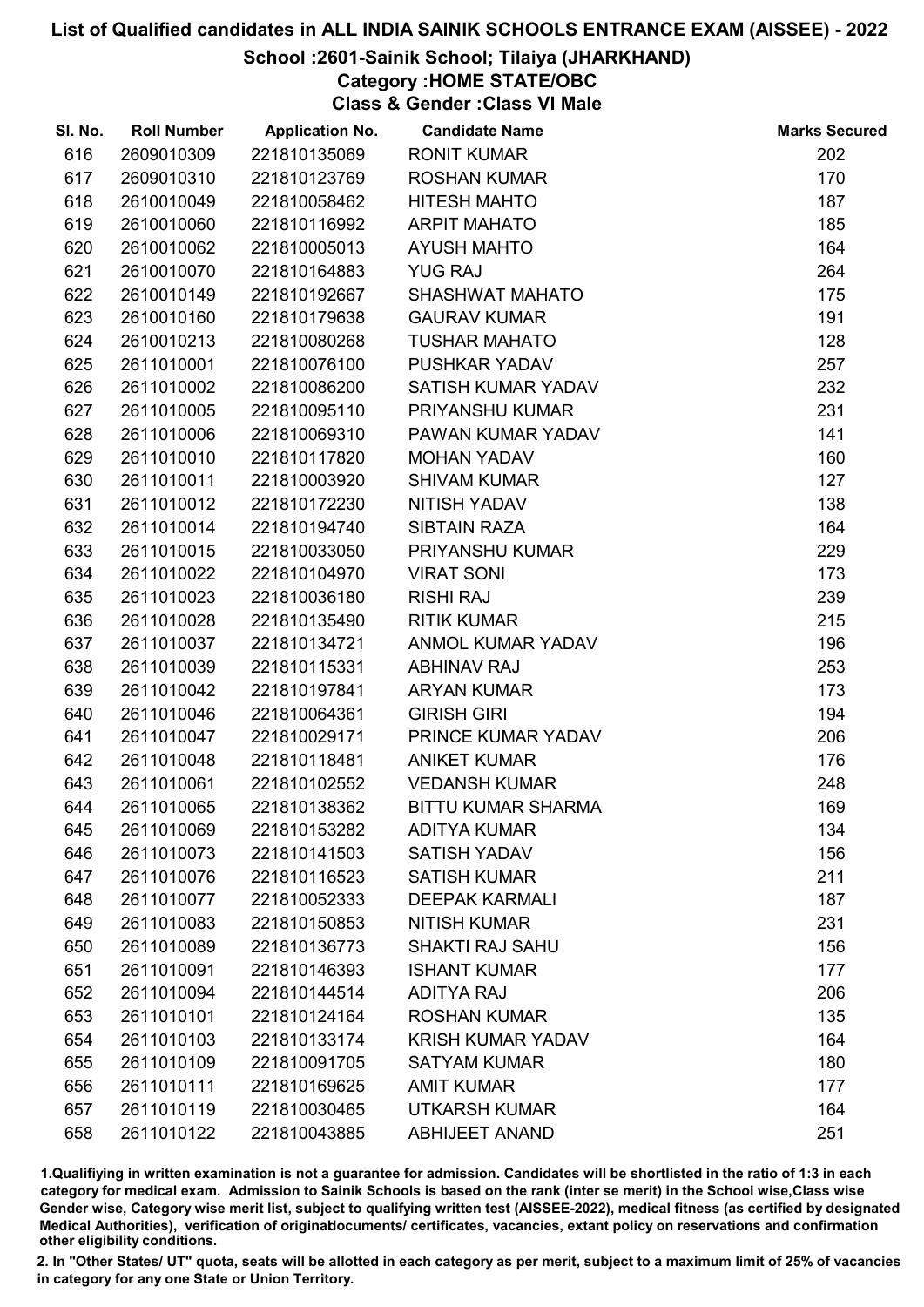# List of Qualified candidates in ALL INDIA SAINIK SCHOOLS ENTRANCE EXAM (AISSEE) - 2022

## School :2601-Sainik School; Tilaiya (JHARKHAND)

### Category :HOME STATE/OBC

### Class & Gender :Class VI Male

| Sl. No. | Roll Number | Application No. | Candidate Name | Marks Secured |
|---|---|---|---|---|
| 616 | 2609010309 | 221810135069 | RONIT KUMAR | 202 |
| 617 | 2609010310 | 221810123769 | ROSHAN KUMAR | 170 |
| 618 | 2610010049 | 221810058462 | HITESH MAHTO | 187 |
| 619 | 2610010060 | 221810116992 | ARPIT MAHATO | 185 |
| 620 | 2610010062 | 221810005013 | AYUSH MAHTO | 164 |
| 621 | 2610010070 | 221810164883 | YUG RAJ | 264 |
| 622 | 2610010149 | 221810192667 | SHASHWAT MAHATO | 175 |
| 623 | 2610010160 | 221810179638 | GAURAV KUMAR | 191 |
| 624 | 2610010213 | 221810080268 | TUSHAR MAHATO | 128 |
| 625 | 2611010001 | 221810076100 | PUSHKAR YADAV | 257 |
| 626 | 2611010002 | 221810086200 | SATISH KUMAR YADAV | 232 |
| 627 | 2611010005 | 221810095110 | PRIYANSHU KUMAR | 231 |
| 628 | 2611010006 | 221810069310 | PAWAN KUMAR YADAV | 141 |
| 629 | 2611010010 | 221810117820 | MOHAN YADAV | 160 |
| 630 | 2611010011 | 221810003920 | SHIVAM KUMAR | 127 |
| 631 | 2611010012 | 221810172230 | NITISH YADAV | 138 |
| 632 | 2611010014 | 221810194740 | SIBTAIN RAZA | 164 |
| 633 | 2611010015 | 221810033050 | PRIYANSHU KUMAR | 229 |
| 634 | 2611010022 | 221810104970 | VIRAT SONI | 173 |
| 635 | 2611010023 | 221810036180 | RISHI RAJ | 239 |
| 636 | 2611010028 | 221810135490 | RITIK KUMAR | 215 |
| 637 | 2611010037 | 221810134721 | ANMOL KUMAR YADAV | 196 |
| 638 | 2611010039 | 221810115331 | ABHINAV RAJ | 253 |
| 639 | 2611010042 | 221810197841 | ARYAN KUMAR | 173 |
| 640 | 2611010046 | 221810064361 | GIRISH GIRI | 194 |
| 641 | 2611010047 | 221810029171 | PRINCE KUMAR YADAV | 206 |
| 642 | 2611010048 | 221810118481 | ANIKET KUMAR | 176 |
| 643 | 2611010061 | 221810102552 | VEDANSH KUMAR | 248 |
| 644 | 2611010065 | 221810138362 | BITTU KUMAR SHARMA | 169 |
| 645 | 2611010069 | 221810153282 | ADITYA KUMAR | 134 |
| 646 | 2611010073 | 221810141503 | SATISH YADAV | 156 |
| 647 | 2611010076 | 221810116523 | SATISH KUMAR | 211 |
| 648 | 2611010077 | 221810052333 | DEEPAK KARMALI | 187 |
| 649 | 2611010083 | 221810150853 | NITISH KUMAR | 231 |
| 650 | 2611010089 | 221810136773 | SHAKTI RAJ SAHU | 156 |
| 651 | 2611010091 | 221810146393 | ISHANT KUMAR | 177 |
| 652 | 2611010094 | 221810144514 | ADITYA RAJ | 206 |
| 653 | 2611010101 | 221810124164 | ROSHAN KUMAR | 135 |
| 654 | 2611010103 | 221810133174 | KRISH KUMAR YADAV | 164 |
| 655 | 2611010109 | 221810091705 | SATYAM KUMAR | 180 |
| 656 | 2611010111 | 221810169625 | AMIT KUMAR | 177 |
| 657 | 2611010119 | 221810030465 | UTKARSH KUMAR | 164 |
| 658 | 2611010122 | 221810043885 | ABHIJEET ANAND | 251 |

1.Qualifiying in written examination is not a guarantee for admission. Candidates will be shortlisted in the ratio of 1:3 in each category for medical exam. Admission to Sainik Schools is based on the rank (inter se merit) in the School wise,Class wise Gender wise, Category wise merit list, subject to qualifying written test (AISSEE-2022), medical fitness (as certified by designated Medical Authorities), verification of originaldocuments/ certificates, vacancies, extant policy on reservations and confirmation other eligibility conditions.

2. In "Other States/ UT" quota, seats will be allotted in each category as per merit, subject to a maximum limit of 25% of vacancies in category for any one State or Union Territory.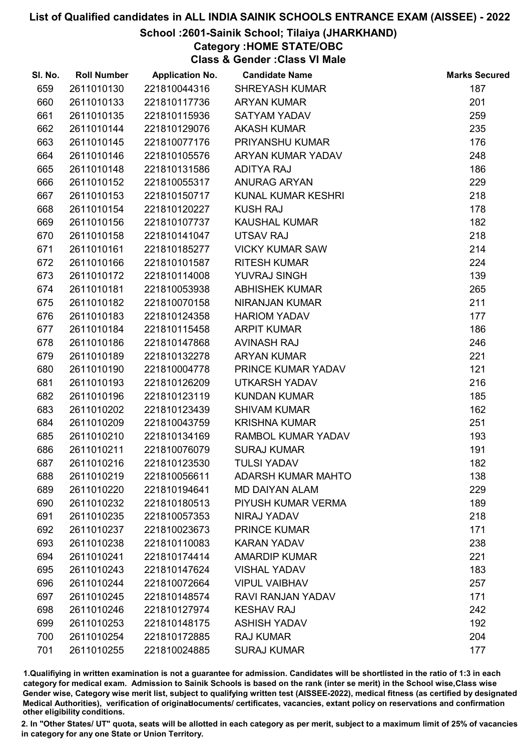# List of Qualified candidates in ALL INDIA SAINIK SCHOOLS ENTRANCE EXAM (AISSEE) - 2022

## School :2601-Sainik School; Tilaiya (JHARKHAND)

### Category :HOME STATE/OBC

### Class & Gender :Class VI Male

| Sl. No. | Roll Number | Application No. | Candidate Name | Marks Secured |
|---|---|---|---|---|
| 659 | 2611010130 | 221810044316 | SHREYASH KUMAR | 187 |
| 660 | 2611010133 | 221810117736 | ARYAN KUMAR | 201 |
| 661 | 2611010135 | 221810115936 | SATYAM YADAV | 259 |
| 662 | 2611010144 | 221810129076 | AKASH KUMAR | 235 |
| 663 | 2611010145 | 221810077176 | PRIYANSHU KUMAR | 176 |
| 664 | 2611010146 | 221810105576 | ARYAN KUMAR YADAV | 248 |
| 665 | 2611010148 | 221810131586 | ADITYA RAJ | 186 |
| 666 | 2611010152 | 221810055317 | ANURAG ARYAN | 229 |
| 667 | 2611010153 | 221810150717 | KUNAL KUMAR KESHRI | 218 |
| 668 | 2611010154 | 221810120227 | KUSH RAJ | 178 |
| 669 | 2611010156 | 221810107737 | KAUSHAL KUMAR | 182 |
| 670 | 2611010158 | 221810141047 | UTSAV RAJ | 218 |
| 671 | 2611010161 | 221810185277 | VICKY KUMAR SAW | 214 |
| 672 | 2611010166 | 221810101587 | RITESH KUMAR | 224 |
| 673 | 2611010172 | 221810114008 | YUVRAJ SINGH | 139 |
| 674 | 2611010181 | 221810053938 | ABHISHEK KUMAR | 265 |
| 675 | 2611010182 | 221810070158 | NIRANJAN KUMAR | 211 |
| 676 | 2611010183 | 221810124358 | HARIOM YADAV | 177 |
| 677 | 2611010184 | 221810115458 | ARPIT KUMAR | 186 |
| 678 | 2611010186 | 221810147868 | AVINASH RAJ | 246 |
| 679 | 2611010189 | 221810132278 | ARYAN KUMAR | 221 |
| 680 | 2611010190 | 221810004778 | PRINCE KUMAR YADAV | 121 |
| 681 | 2611010193 | 221810126209 | UTKARSH YADAV | 216 |
| 682 | 2611010196 | 221810123119 | KUNDAN KUMAR | 185 |
| 683 | 2611010202 | 221810123439 | SHIVAM KUMAR | 162 |
| 684 | 2611010209 | 221810043759 | KRISHNA KUMAR | 251 |
| 685 | 2611010210 | 221810134169 | RAMBOL KUMAR YADAV | 193 |
| 686 | 2611010211 | 221810076079 | SURAJ KUMAR | 191 |
| 687 | 2611010216 | 221810123530 | TULSI YADAV | 182 |
| 688 | 2611010219 | 221810056611 | ADARSH KUMAR MAHTO | 138 |
| 689 | 2611010220 | 221810194641 | MD DAIYAN ALAM | 229 |
| 690 | 2611010232 | 221810180513 | PIYUSH KUMAR VERMA | 189 |
| 691 | 2611010235 | 221810057353 | NIRAJ YADAV | 218 |
| 692 | 2611010237 | 221810023673 | PRINCE KUMAR | 171 |
| 693 | 2611010238 | 221810110083 | KARAN YADAV | 238 |
| 694 | 2611010241 | 221810174414 | AMARDIP KUMAR | 221 |
| 695 | 2611010243 | 221810147624 | VISHAL YADAV | 183 |
| 696 | 2611010244 | 221810072664 | VIPUL VAIBHAV | 257 |
| 697 | 2611010245 | 221810148574 | RAVI RANJAN YADAV | 171 |
| 698 | 2611010246 | 221810127974 | KESHAV RAJ | 242 |
| 699 | 2611010253 | 221810148175 | ASHISH YADAV | 192 |
| 700 | 2611010254 | 221810172885 | RAJ KUMAR | 204 |
| 701 | 2611010255 | 221810024885 | SURAJ KUMAR | 177 |

1.Qualifying in written examination is not a guarantee for admission. Candidates will be shortlisted in the ratio of 1:3 in each category for medical exam. Admission to Sainik Schools is based on the rank (inter se merit) in the School wise,Class wise Gender wise, Category wise merit list, subject to qualifying written test (AISSEE-2022), medical fitness (as certified by designated Medical Authorities), verification of originaldocuments/ certificates, vacancies, extant policy on reservations and confirmation other eligibility conditions.

2. In "Other States/ UT" quota, seats will be allotted in each category as per merit, subject to a maximum limit of 25% of vacancies in category for any one State or Union Territory.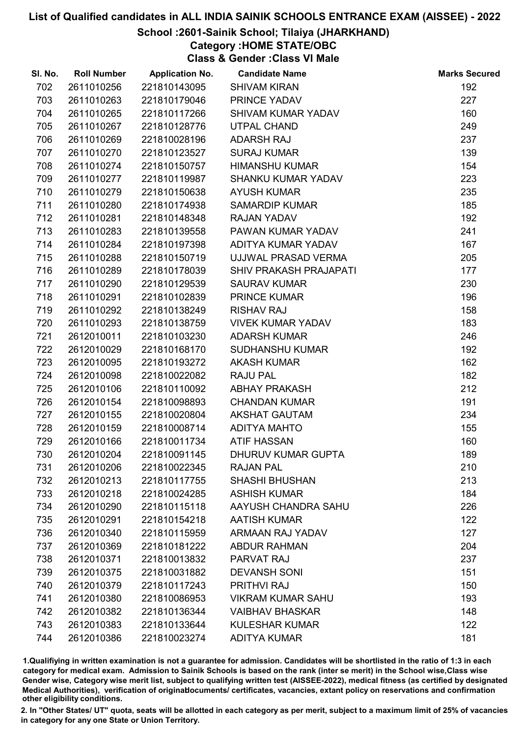# List of Qualified candidates in ALL INDIA SAINIK SCHOOLS ENTRANCE EXAM (AISSEE) - 2022

## School :2601-Sainik School; Tilaiya (JHARKHAND)

### Category :HOME STATE/OBC

### Class & Gender :Class VI Male

| Sl. No. | Roll Number | Application No. | Candidate Name | Marks Secured |
|---|---|---|---|---|
| 702 | 2611010256 | 221810143095 | SHIVAM KIRAN | 192 |
| 703 | 2611010263 | 221810179046 | PRINCE YADAV | 227 |
| 704 | 2611010265 | 221810117266 | SHIVAM KUMAR YADAV | 160 |
| 705 | 2611010267 | 221810128776 | UTPAL CHAND | 249 |
| 706 | 2611010269 | 221810028196 | ADARSH RAJ | 237 |
| 707 | 2611010270 | 221810123527 | SURAJ KUMAR | 139 |
| 708 | 2611010274 | 221810150757 | HIMANSHU KUMAR | 154 |
| 709 | 2611010277 | 221810119987 | SHANKU KUMAR YADAV | 223 |
| 710 | 2611010279 | 221810150638 | AYUSH KUMAR | 235 |
| 711 | 2611010280 | 221810174938 | SAMARDIP KUMAR | 185 |
| 712 | 2611010281 | 221810148348 | RAJAN YADAV | 192 |
| 713 | 2611010283 | 221810139558 | PAWAN KUMAR YADAV | 241 |
| 714 | 2611010284 | 221810197398 | ADITYA KUMAR YADAV | 167 |
| 715 | 2611010288 | 221810150719 | UJJWAL PRASAD VERMA | 205 |
| 716 | 2611010289 | 221810178039 | SHIV PRAKASH PRAJAPATI | 177 |
| 717 | 2611010290 | 221810129539 | SAURAV KUMAR | 230 |
| 718 | 2611010291 | 221810102839 | PRINCE KUMAR | 196 |
| 719 | 2611010292 | 221810138249 | RISHAV RAJ | 158 |
| 720 | 2611010293 | 221810138759 | VIVEK KUMAR YADAV | 183 |
| 721 | 2612010011 | 221810103230 | ADARSH KUMAR | 246 |
| 722 | 2612010029 | 221810168170 | SUDHANSHU KUMAR | 192 |
| 723 | 2612010095 | 221810193272 | AKASH KUMAR | 162 |
| 724 | 2612010098 | 221810022082 | RAJU PAL | 182 |
| 725 | 2612010106 | 221810110092 | ABHAY PRAKASH | 212 |
| 726 | 2612010154 | 221810098893 | CHANDAN KUMAR | 191 |
| 727 | 2612010155 | 221810020804 | AKSHAT GAUTAM | 234 |
| 728 | 2612010159 | 221810008714 | ADITYA MAHTO | 155 |
| 729 | 2612010166 | 221810011734 | ATIF HASSAN | 160 |
| 730 | 2612010204 | 221810091145 | DHURUV KUMAR GUPTA | 189 |
| 731 | 2612010206 | 221810022345 | RAJAN PAL | 210 |
| 732 | 2612010213 | 221810117755 | SHASHI BHUSHAN | 213 |
| 733 | 2612010218 | 221810024285 | ASHISH KUMAR | 184 |
| 734 | 2612010290 | 221810115118 | AAYUSH CHANDRA SAHU | 226 |
| 735 | 2612010291 | 221810154218 | AATISH KUMAR | 122 |
| 736 | 2612010340 | 221810115959 | ARMAAN RAJ YADAV | 127 |
| 737 | 2612010369 | 221810181222 | ABDUR RAHMAN | 204 |
| 738 | 2612010371 | 221810013832 | PARVAT RAJ | 237 |
| 739 | 2612010375 | 221810031882 | DEVANSH SONI | 151 |
| 740 | 2612010379 | 221810117243 | PRITHVI RAJ | 150 |
| 741 | 2612010380 | 221810086953 | VIKRAM KUMAR SAHU | 193 |
| 742 | 2612010382 | 221810136344 | VAIBHAV BHASKAR | 148 |
| 743 | 2612010383 | 221810133644 | KULESHAR KUMAR | 122 |
| 744 | 2612010386 | 221810023274 | ADITYA KUMAR | 181 |

1.Qualifiying in written examination is not a guarantee for admission. Candidates will be shortlisted in the ratio of 1:3 in each category for medical exam. Admission to Sainik Schools is based on the rank (inter se merit) in the School wise,Class wise Gender wise, Category wise merit list, subject to qualifying written test (AISSEE-2022), medical fitness (as certified by designated Medical Authorities), verification of originaldocuments/ certificates, vacancies, extant policy on reservations and confirmation other eligibility conditions.

2. In "Other States/ UT" quota, seats will be allotted in each category as per merit, subject to a maximum limit of 25% of vacancies in category for any one State or Union Territory.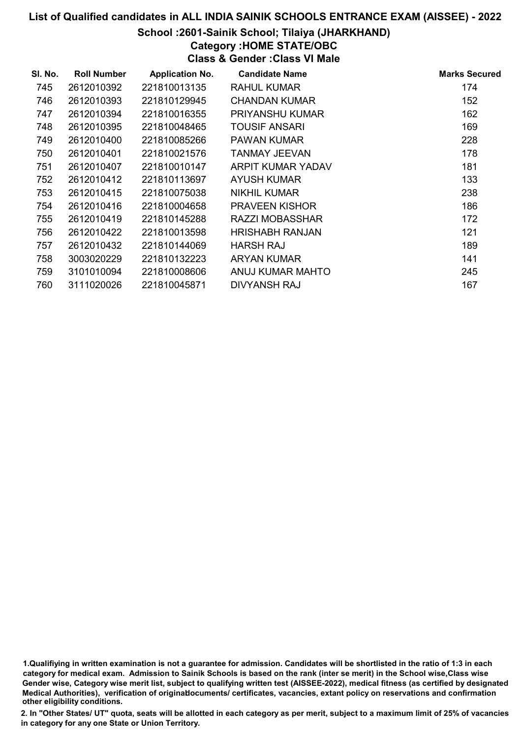# List of Qualified candidates in ALL INDIA SAINIK SCHOOLS ENTRANCE EXAM (AISSEE) - 2022

## School :2601-Sainik School; Tilaiya (JHARKHAND)

### Category :HOME STATE/OBC

### Class & Gender :Class VI Male

| Sl. No. | Roll Number | Application No. | Candidate Name | Marks Secured |
|---|---|---|---|---|
| 745 | 2612010392 | 221810013135 | RAHUL KUMAR | 174 |
| 746 | 2612010393 | 221810129945 | CHANDAN KUMAR | 152 |
| 747 | 2612010394 | 221810016355 | PRIYANSHU KUMAR | 162 |
| 748 | 2612010395 | 221810048465 | TOUSIF ANSARI | 169 |
| 749 | 2612010400 | 221810085266 | PAWAN KUMAR | 228 |
| 750 | 2612010401 | 221810021576 | TANMAY JEEVAN | 178 |
| 751 | 2612010407 | 221810010147 | ARPIT KUMAR YADAV | 181 |
| 752 | 2612010412 | 221810113697 | AYUSH KUMAR | 133 |
| 753 | 2612010415 | 221810075038 | NIKHIL KUMAR | 238 |
| 754 | 2612010416 | 221810004658 | PRAVEEN KISHOR | 186 |
| 755 | 2612010419 | 221810145288 | RAZZI MOBASSHAR | 172 |
| 756 | 2612010422 | 221810013598 | HRISHABH RANJAN | 121 |
| 757 | 2612010432 | 221810144069 | HARSH RAJ | 189 |
| 758 | 3003020229 | 221810132223 | ARYAN KUMAR | 141 |
| 759 | 3101010094 | 221810008606 | ANUJ KUMAR MAHTO | 245 |
| 760 | 3111020026 | 221810045871 | DIVYANSH RAJ | 167 |

1.Qualifiying in written examination is not a guarantee for admission. Candidates will be shortlisted in the ratio of 1:3 in each category for medical exam. Admission to Sainik Schools is based on the rank (inter se merit) in the School wise,Class wise Gender wise, Category wise merit list, subject to qualifying written test (AISSEE-2022), medical fitness (as certified by designated Medical Authorities), verification of originaldocuments/ certificates, vacancies, extant policy on reservations and confirmation other eligibility conditions.

2. In "Other States/ UT" quota, seats will be allotted in each category as per merit, subject to a maximum limit of 25% of vacancies in category for any one State or Union Territory.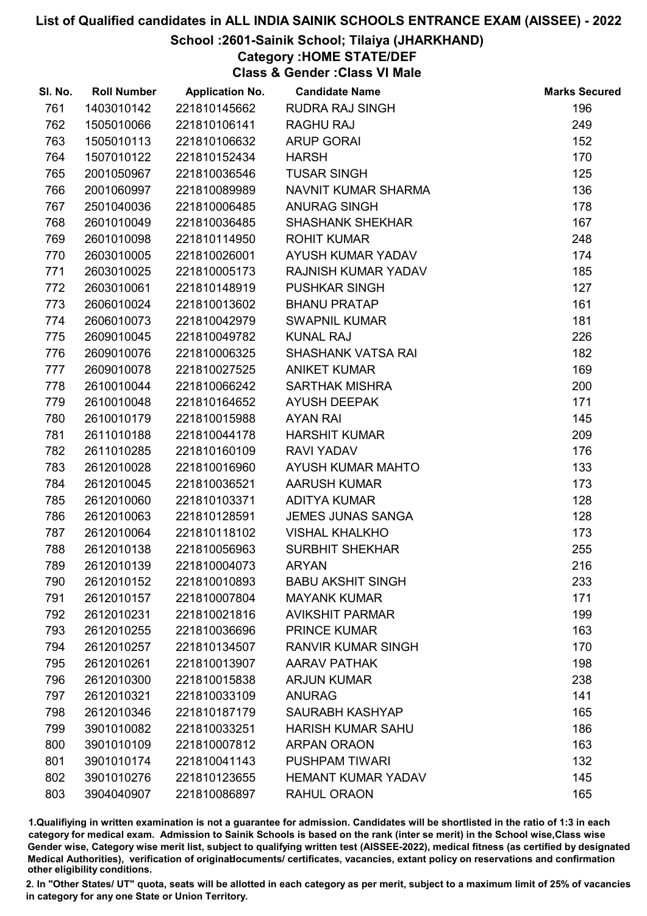# List of Qualified candidates in ALL INDIA SAINIK SCHOOLS ENTRANCE EXAM (AISSEE) - 2022

## School :2601-Sainik School; Tilaiya (JHARKHAND)

### Category :HOME STATE/DEF

### Class & Gender :Class VI Male

| Sl. No. | Roll Number | Application No. | Candidate Name | Marks Secured |
|---|---|---|---|---|
| 761 | 1403010142 | 221810145662 | RUDRA RAJ SINGH | 196 |
| 762 | 1505010066 | 221810106141 | RAGHU RAJ | 249 |
| 763 | 1505010113 | 221810106632 | ARUP GORAI | 152 |
| 764 | 1507010122 | 221810152434 | HARSH | 170 |
| 765 | 2001050967 | 221810036546 | TUSAR SINGH | 125 |
| 766 | 2001060997 | 221810089989 | NAVNIT KUMAR SHARMA | 136 |
| 767 | 2501040036 | 221810006485 | ANURAG SINGH | 178 |
| 768 | 2601010049 | 221810036485 | SHASHANK SHEKHAR | 167 |
| 769 | 2601010098 | 221810114950 | ROHIT KUMAR | 248 |
| 770 | 2603010005 | 221810026001 | AYUSH KUMAR YADAV | 174 |
| 771 | 2603010025 | 221810005173 | RAJNISH KUMAR YADAV | 185 |
| 772 | 2603010061 | 221810148919 | PUSHKAR SINGH | 127 |
| 773 | 2606010024 | 221810013602 | BHANU PRATAP | 161 |
| 774 | 2606010073 | 221810042979 | SWAPNIL KUMAR | 181 |
| 775 | 2609010045 | 221810049782 | KUNAL RAJ | 226 |
| 776 | 2609010076 | 221810006325 | SHASHANK VATSA RAI | 182 |
| 777 | 2609010078 | 221810027525 | ANIKET KUMAR | 169 |
| 778 | 2610010044 | 221810066242 | SARTHAK MISHRA | 200 |
| 779 | 2610010048 | 221810164652 | AYUSH DEEPAK | 171 |
| 780 | 2610010179 | 221810015988 | AYAN RAI | 145 |
| 781 | 2611010188 | 221810044178 | HARSHIT KUMAR | 209 |
| 782 | 2611010285 | 221810160109 | RAVI YADAV | 176 |
| 783 | 2612010028 | 221810016960 | AYUSH KUMAR MAHTO | 133 |
| 784 | 2612010045 | 221810036521 | AARUSH KUMAR | 173 |
| 785 | 2612010060 | 221810103371 | ADITYA KUMAR | 128 |
| 786 | 2612010063 | 221810128591 | JEMES JUNAS SANGA | 128 |
| 787 | 2612010064 | 221810118102 | VISHAL KHALKHO | 173 |
| 788 | 2612010138 | 221810056963 | SURBHIT SHEKHAR | 255 |
| 789 | 2612010139 | 221810004073 | ARYAN | 216 |
| 790 | 2612010152 | 221810010893 | BABU AKSHIT SINGH | 233 |
| 791 | 2612010157 | 221810007804 | MAYANK KUMAR | 171 |
| 792 | 2612010231 | 221810021816 | AVIKSHIT PARMAR | 199 |
| 793 | 2612010255 | 221810036696 | PRINCE KUMAR | 163 |
| 794 | 2612010257 | 221810134507 | RANVIR KUMAR SINGH | 170 |
| 795 | 2612010261 | 221810013907 | AARAV PATHAK | 198 |
| 796 | 2612010300 | 221810015838 | ARJUN KUMAR | 238 |
| 797 | 2612010321 | 221810033109 | ANURAG | 141 |
| 798 | 2612010346 | 221810187179 | SAURABH KASHYAP | 165 |
| 799 | 3901010082 | 221810033251 | HARISH KUMAR SAHU | 186 |
| 800 | 3901010109 | 221810007812 | ARPAN ORAON | 163 |
| 801 | 3901010174 | 221810041143 | PUSHPAM TIWARI | 132 |
| 802 | 3901010276 | 221810123655 | HEMANT KUMAR YADAV | 145 |
| 803 | 3904040907 | 221810086897 | RAHUL ORAON | 165 |

1.Qualifiying in written examination is not a guarantee for admission. Candidates will be shortlisted in the ratio of 1:3 in each category for medical exam. Admission to Sainik Schools is based on the rank (inter se merit) in the School wise,Class wise Gender wise, Category wise merit list, subject to qualifying written test (AISSEE-2022), medical fitness (as certified by designated Medical Authorities), verification of originaldocuments/ certificates, vacancies, extant policy on reservations and confirmation other eligibility conditions.

2. In "Other States/ UT" quota, seats will be allotted in each category as per merit, subject to a maximum limit of 25% of vacancies in category for any one State or Union Territory.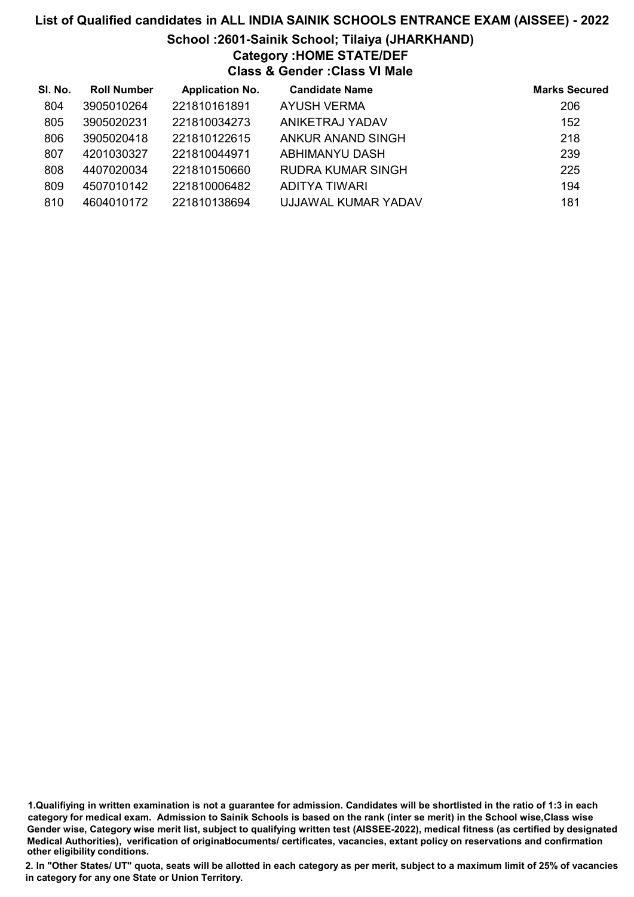# List of Qualified candidates in ALL INDIA SAINIK SCHOOLS ENTRANCE EXAM (AISSEE) - 2022

## School :2601-Sainik School; Tilaiya (JHARKHAND)

### Category :HOME STATE/DEF

### Class & Gender :Class VI Male

| Sl. No. | Roll Number | Application No. | Candidate Name | Marks Secured |
|---|---|---|---|---|
| 804 | 3905010264 | 221810161891 | AYUSH VERMA | 206 |
| 805 | 3905020231 | 221810034273 | ANIKETRAJ YADAV | 152 |
| 806 | 3905020418 | 221810122615 | ANKUR ANAND SINGH | 218 |
| 807 | 4201030327 | 221810044971 | ABHIMANYU DASH | 239 |
| 808 | 4407020034 | 221810150660 | RUDRA KUMAR SINGH | 225 |
| 809 | 4507010142 | 221810006482 | ADITYA TIWARI | 194 |
| 810 | 4604010172 | 221810138694 | UJJAWAL KUMAR YADAV | 181 |

1.Qualifiying in written examination is not a guarantee for admission. Candidates will be shortlisted in the ratio of 1:3 in each category for medical exam. Admission to Sainik Schools is based on the rank (inter se merit) in the School wise,Class wise Gender wise, Category wise merit list, subject to qualifying written test (AISSEE-2022), medical fitness (as certified by designated Medical Authorities), verification of originaldocuments/ certificates, vacancies, extant policy on reservations and confirmation other eligibility conditions.

2. In "Other States/ UT" quota, seats will be allotted in each category as per merit, subject to a maximum limit of 25% of vacancies in category for any one State or Union Territory.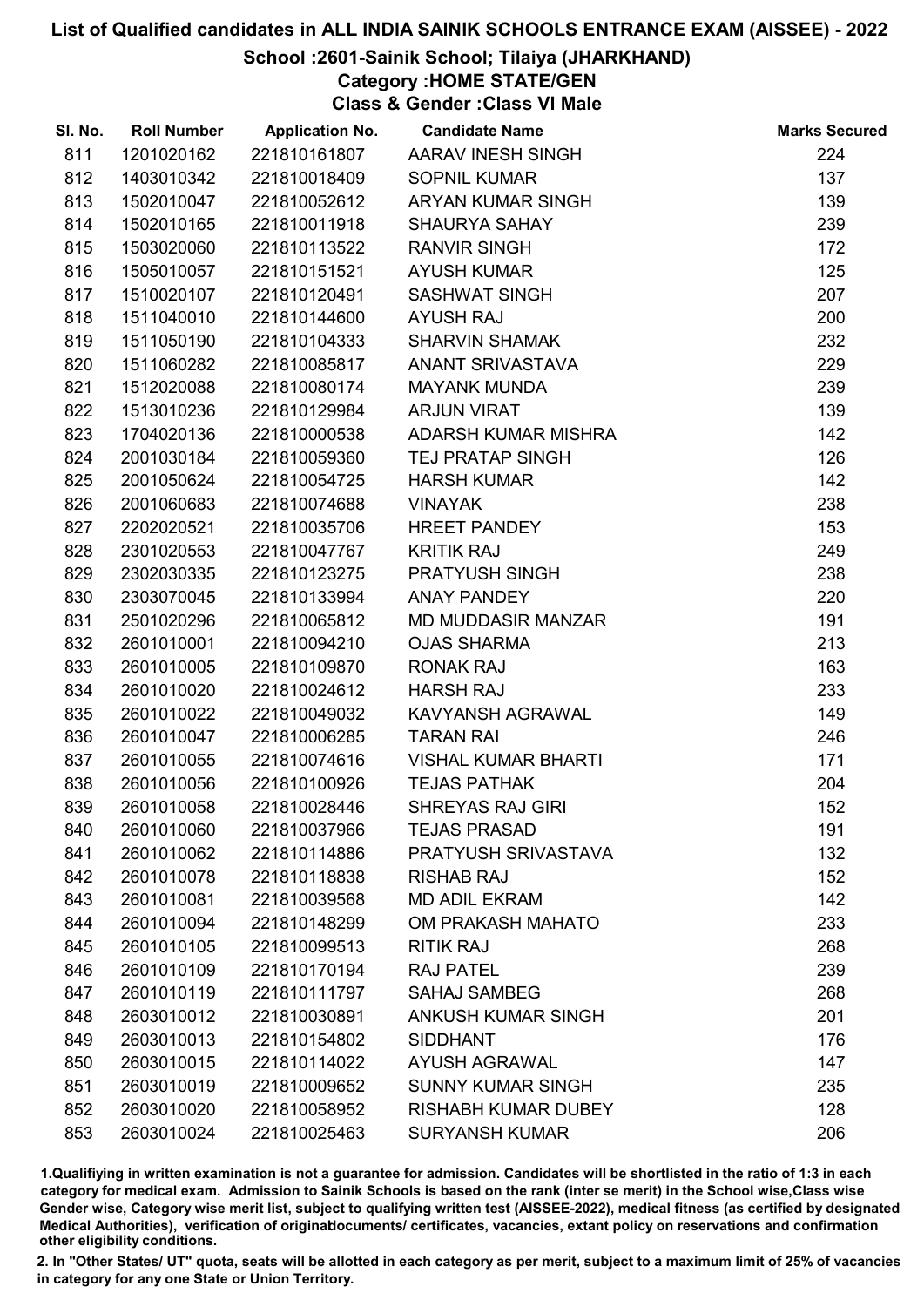# List of Qualified candidates in ALL INDIA SAINIK SCHOOLS ENTRANCE EXAM (AISSEE) - 2022

## School :2601-Sainik School; Tilaiya (JHARKHAND)

### Category :HOME STATE/GEN

### Class & Gender :Class VI Male

| Sl. No. | Roll Number | Application No. | Candidate Name | Marks Secured |
|---|---|---|---|---|
| 811 | 1201020162 | 221810161807 | AARAV INESH SINGH | 224 |
| 812 | 1403010342 | 221810018409 | SOPNIL KUMAR | 137 |
| 813 | 1502010047 | 221810052612 | ARYAN KUMAR SINGH | 139 |
| 814 | 1502010165 | 221810011918 | SHAURYA SAHAY | 239 |
| 815 | 1503020060 | 221810113522 | RANVIR SINGH | 172 |
| 816 | 1505010057 | 221810151521 | AYUSH KUMAR | 125 |
| 817 | 1510020107 | 221810120491 | SASHWAT SINGH | 207 |
| 818 | 1511040010 | 221810144600 | AYUSH RAJ | 200 |
| 819 | 1511050190 | 221810104333 | SHARVIN SHAMAK | 232 |
| 820 | 1511060282 | 221810085817 | ANANT SRIVASTAVA | 229 |
| 821 | 1512020088 | 221810080174 | MAYANK MUNDA | 239 |
| 822 | 1513010236 | 221810129984 | ARJUN VIRAT | 139 |
| 823 | 1704020136 | 221810000538 | ADARSH KUMAR MISHRA | 142 |
| 824 | 2001030184 | 221810059360 | TEJ PRATAP SINGH | 126 |
| 825 | 2001050624 | 221810054725 | HARSH KUMAR | 142 |
| 826 | 2001060683 | 221810074688 | VINAYAK | 238 |
| 827 | 2202020521 | 221810035706 | HREET PANDEY | 153 |
| 828 | 2301020553 | 221810047767 | KRITIK RAJ | 249 |
| 829 | 2302030335 | 221810123275 | PRATYUSH SINGH | 238 |
| 830 | 2303070045 | 221810133994 | ANAY PANDEY | 220 |
| 831 | 2501020296 | 221810065812 | MD MUDDASIR MANZAR | 191 |
| 832 | 2601010001 | 221810094210 | OJAS SHARMA | 213 |
| 833 | 2601010005 | 221810109870 | RONAK RAJ | 163 |
| 834 | 2601010020 | 221810024612 | HARSH RAJ | 233 |
| 835 | 2601010022 | 221810049032 | KAVYANSH AGRAWAL | 149 |
| 836 | 2601010047 | 221810006285 | TARAN RAI | 246 |
| 837 | 2601010055 | 221810074616 | VISHAL KUMAR BHARTI | 171 |
| 838 | 2601010056 | 221810100926 | TEJAS PATHAK | 204 |
| 839 | 2601010058 | 221810028446 | SHREYAS RAJ GIRI | 152 |
| 840 | 2601010060 | 221810037966 | TEJAS PRASAD | 191 |
| 841 | 2601010062 | 221810114886 | PRATYUSH SRIVASTAVA | 132 |
| 842 | 2601010078 | 221810118838 | RISHAB RAJ | 152 |
| 843 | 2601010081 | 221810039568 | MD ADIL EKRAM | 142 |
| 844 | 2601010094 | 221810148299 | OM PRAKASH MAHATO | 233 |
| 845 | 2601010105 | 221810099513 | RITIK RAJ | 268 |
| 846 | 2601010109 | 221810170194 | RAJ PATEL | 239 |
| 847 | 2601010119 | 221810111797 | SAHAJ SAMBEG | 268 |
| 848 | 2603010012 | 221810030891 | ANKUSH KUMAR SINGH | 201 |
| 849 | 2603010013 | 221810154802 | SIDDHANT | 176 |
| 850 | 2603010015 | 221810114022 | AYUSH AGRAWAL | 147 |
| 851 | 2603010019 | 221810009652 | SUNNY KUMAR SINGH | 235 |
| 852 | 2603010020 | 221810058952 | RISHABH KUMAR DUBEY | 128 |
| 853 | 2603010024 | 221810025463 | SURYANSH KUMAR | 206 |

1.Qualifiying in written examination is not a guarantee for admission. Candidates will be shortlisted in the ratio of 1:3 in each category for medical exam. Admission to Sainik Schools is based on the rank (inter se merit) in the School wise,Class wise Gender wise, Category wise merit list, subject to qualifying written test (AISSEE-2022), medical fitness (as certified by designated Medical Authorities), verification of originaldocuments/ certificates, vacancies, extant policy on reservations and confirmation other eligibility conditions.

2. In "Other States/ UT" quota, seats will be allotted in each category as per merit, subject to a maximum limit of 25% of vacancies in category for any one State or Union Territory.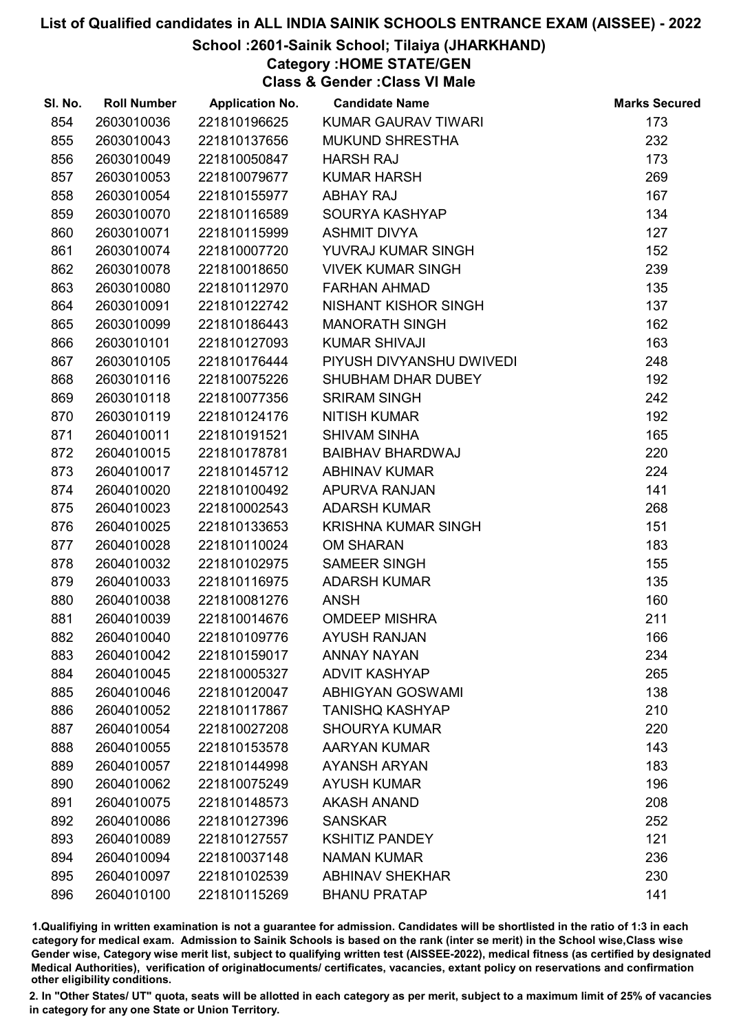# List of Qualified candidates in ALL INDIA SAINIK SCHOOLS ENTRANCE EXAM (AISSEE) - 2022

## School :2601-Sainik School; Tilaiya (JHARKHAND)

### Category :HOME STATE/GEN

### Class & Gender :Class VI Male

| Sl. No. | Roll Number | Application No. | Candidate Name | Marks Secured |
|---|---|---|---|---|
| 854 | 2603010036 | 221810196625 | KUMAR GAURAV TIWARI | 173 |
| 855 | 2603010043 | 221810137656 | MUKUND SHRESTHA | 232 |
| 856 | 2603010049 | 221810050847 | HARSH RAJ | 173 |
| 857 | 2603010053 | 221810079677 | KUMAR HARSH | 269 |
| 858 | 2603010054 | 221810155977 | ABHAY RAJ | 167 |
| 859 | 2603010070 | 221810116589 | SOURYA KASHYAP | 134 |
| 860 | 2603010071 | 221810115999 | ASHMIT DIVYA | 127 |
| 861 | 2603010074 | 221810007720 | YUVRAJ KUMAR SINGH | 152 |
| 862 | 2603010078 | 221810018650 | VIVEK KUMAR SINGH | 239 |
| 863 | 2603010080 | 221810112970 | FARHAN AHMAD | 135 |
| 864 | 2603010091 | 221810122742 | NISHANT KISHOR SINGH | 137 |
| 865 | 2603010099 | 221810186443 | MANORATH SINGH | 162 |
| 866 | 2603010101 | 221810127093 | KUMAR SHIVAJI | 163 |
| 867 | 2603010105 | 221810176444 | PIYUSH DIVYANSHU DWIVEDI | 248 |
| 868 | 2603010116 | 221810075226 | SHUBHAM DHAR DUBEY | 192 |
| 869 | 2603010118 | 221810077356 | SRIRAM SINGH | 242 |
| 870 | 2603010119 | 221810124176 | NITISH KUMAR | 192 |
| 871 | 2604010011 | 221810191521 | SHIVAM SINHA | 165 |
| 872 | 2604010015 | 221810178781 | BAIBHAV BHARDWAJ | 220 |
| 873 | 2604010017 | 221810145712 | ABHINAV KUMAR | 224 |
| 874 | 2604010020 | 221810100492 | APURVA RANJAN | 141 |
| 875 | 2604010023 | 221810002543 | ADARSH KUMAR | 268 |
| 876 | 2604010025 | 221810133653 | KRISHNA KUMAR SINGH | 151 |
| 877 | 2604010028 | 221810110024 | OM SHARAN | 183 |
| 878 | 2604010032 | 221810102975 | SAMEER SINGH | 155 |
| 879 | 2604010033 | 221810116975 | ADARSH KUMAR | 135 |
| 880 | 2604010038 | 221810081276 | ANSH | 160 |
| 881 | 2604010039 | 221810014676 | OMDEEP MISHRA | 211 |
| 882 | 2604010040 | 221810109776 | AYUSH RANJAN | 166 |
| 883 | 2604010042 | 221810159017 | ANNAY NAYAN | 234 |
| 884 | 2604010045 | 221810005327 | ADVIT KASHYAP | 265 |
| 885 | 2604010046 | 221810120047 | ABHIGYAN GOSWAMI | 138 |
| 886 | 2604010052 | 221810117867 | TANISHQ KASHYAP | 210 |
| 887 | 2604010054 | 221810027208 | SHOURYA KUMAR | 220 |
| 888 | 2604010055 | 221810153578 | AARYAN KUMAR | 143 |
| 889 | 2604010057 | 221810144998 | AYANSH ARYAN | 183 |
| 890 | 2604010062 | 221810075249 | AYUSH KUMAR | 196 |
| 891 | 2604010075 | 221810148573 | AKASH ANAND | 208 |
| 892 | 2604010086 | 221810127396 | SANSKAR | 252 |
| 893 | 2604010089 | 221810127557 | KSHITIZ PANDEY | 121 |
| 894 | 2604010094 | 221810037148 | NAMAN KUMAR | 236 |
| 895 | 2604010097 | 221810102539 | ABHINAV SHEKHAR | 230 |
| 896 | 2604010100 | 221810115269 | BHANU PRATAP | 141 |

1.Qualifiying in written examination is not a guarantee for admission. Candidates will be shortlisted in the ratio of 1:3 in each category for medical exam. Admission to Sainik Schools is based on the rank (inter se merit) in the School wise,Class wise Gender wise, Category wise merit list, subject to qualifying written test (AISSEE-2022), medical fitness (as certified by designated Medical Authorities), verification of originaldocuments/ certificates, vacancies, extant policy on reservations and confirmation other eligibility conditions.

2. In "Other States/ UT" quota, seats will be allotted in each category as per merit, subject to a maximum limit of 25% of vacancies in category for any one State or Union Territory.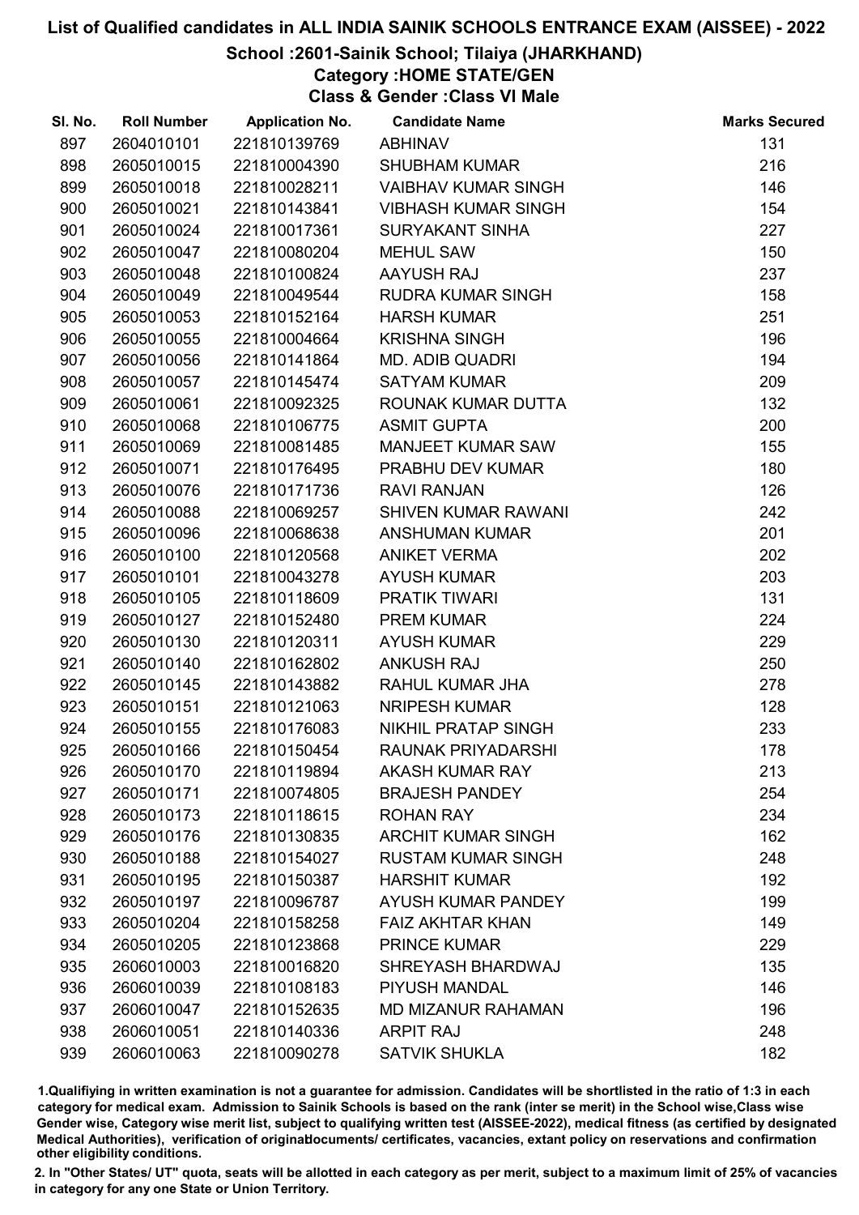# List of Qualified candidates in ALL INDIA SAINIK SCHOOLS ENTRANCE EXAM (AISSEE) - 2022

## School :2601-Sainik School; Tilaiya (JHARKHAND)

### Category :HOME STATE/GEN

### Class & Gender :Class VI Male

| Sl. No. | Roll Number | Application No. | Candidate Name | Marks Secured |
|---|---|---|---|---|
| 897 | 2604010101 | 221810139769 | ABHINAV | 131 |
| 898 | 2605010015 | 221810004390 | SHUBHAM KUMAR | 216 |
| 899 | 2605010018 | 221810028211 | VAIBHAV KUMAR SINGH | 146 |
| 900 | 2605010021 | 221810143841 | VIBHASH KUMAR SINGH | 154 |
| 901 | 2605010024 | 221810017361 | SURYAKANT SINHA | 227 |
| 902 | 2605010047 | 221810080204 | MEHUL SAW | 150 |
| 903 | 2605010048 | 221810100824 | AAYUSH RAJ | 237 |
| 904 | 2605010049 | 221810049544 | RUDRA KUMAR SINGH | 158 |
| 905 | 2605010053 | 221810152164 | HARSH KUMAR | 251 |
| 906 | 2605010055 | 221810004664 | KRISHNA SINGH | 196 |
| 907 | 2605010056 | 221810141864 | MD. ADIB QUADRI | 194 |
| 908 | 2605010057 | 221810145474 | SATYAM KUMAR | 209 |
| 909 | 2605010061 | 221810092325 | ROUNAK KUMAR DUTTA | 132 |
| 910 | 2605010068 | 221810106775 | ASMIT GUPTA | 200 |
| 911 | 2605010069 | 221810081485 | MANJEET KUMAR SAW | 155 |
| 912 | 2605010071 | 221810176495 | PRABHU DEV KUMAR | 180 |
| 913 | 2605010076 | 221810171736 | RAVI RANJAN | 126 |
| 914 | 2605010088 | 221810069257 | SHIVEN KUMAR RAWANI | 242 |
| 915 | 2605010096 | 221810068638 | ANSHUMAN KUMAR | 201 |
| 916 | 2605010100 | 221810120568 | ANIKET VERMA | 202 |
| 917 | 2605010101 | 221810043278 | AYUSH KUMAR | 203 |
| 918 | 2605010105 | 221810118609 | PRATIK TIWARI | 131 |
| 919 | 2605010127 | 221810152480 | PREM KUMAR | 224 |
| 920 | 2605010130 | 221810120311 | AYUSH KUMAR | 229 |
| 921 | 2605010140 | 221810162802 | ANKUSH RAJ | 250 |
| 922 | 2605010145 | 221810143882 | RAHUL KUMAR JHA | 278 |
| 923 | 2605010151 | 221810121063 | NRIPESH KUMAR | 128 |
| 924 | 2605010155 | 221810176083 | NIKHIL PRATAP SINGH | 233 |
| 925 | 2605010166 | 221810150454 | RAUNAK PRIYADARSHI | 178 |
| 926 | 2605010170 | 221810119894 | AKASH KUMAR RAY | 213 |
| 927 | 2605010171 | 221810074805 | BRAJESH PANDEY | 254 |
| 928 | 2605010173 | 221810118615 | ROHAN RAY | 234 |
| 929 | 2605010176 | 221810130835 | ARCHIT KUMAR SINGH | 162 |
| 930 | 2605010188 | 221810154027 | RUSTAM KUMAR SINGH | 248 |
| 931 | 2605010195 | 221810150387 | HARSHIT KUMAR | 192 |
| 932 | 2605010197 | 221810096787 | AYUSH KUMAR PANDEY | 199 |
| 933 | 2605010204 | 221810158258 | FAIZ AKHTAR KHAN | 149 |
| 934 | 2605010205 | 221810123868 | PRINCE KUMAR | 229 |
| 935 | 2606010003 | 221810016820 | SHREYASH BHARDWAJ | 135 |
| 936 | 2606010039 | 221810108183 | PIYUSH MANDAL | 146 |
| 937 | 2606010047 | 221810152635 | MD MIZANUR RAHAMAN | 196 |
| 938 | 2606010051 | 221810140336 | ARPIT RAJ | 248 |
| 939 | 2606010063 | 221810090278 | SATVIK SHUKLA | 182 |

1.Qualifiying in written examination is not a guarantee for admission. Candidates will be shortlisted in the ratio of 1:3 in each category for medical exam. Admission to Sainik Schools is based on the rank (inter se merit) in the School wise,Class wise Gender wise, Category wise merit list, subject to qualifying written test (AISSEE-2022), medical fitness (as certified by designated Medical Authorities), verification of originaldocuments/ certificates, vacancies, extant policy on reservations and confirmation other eligibility conditions.

2. In "Other States/ UT" quota, seats will be allotted in each category as per merit, subject to a maximum limit of 25% of vacancies in category for any one State or Union Territory.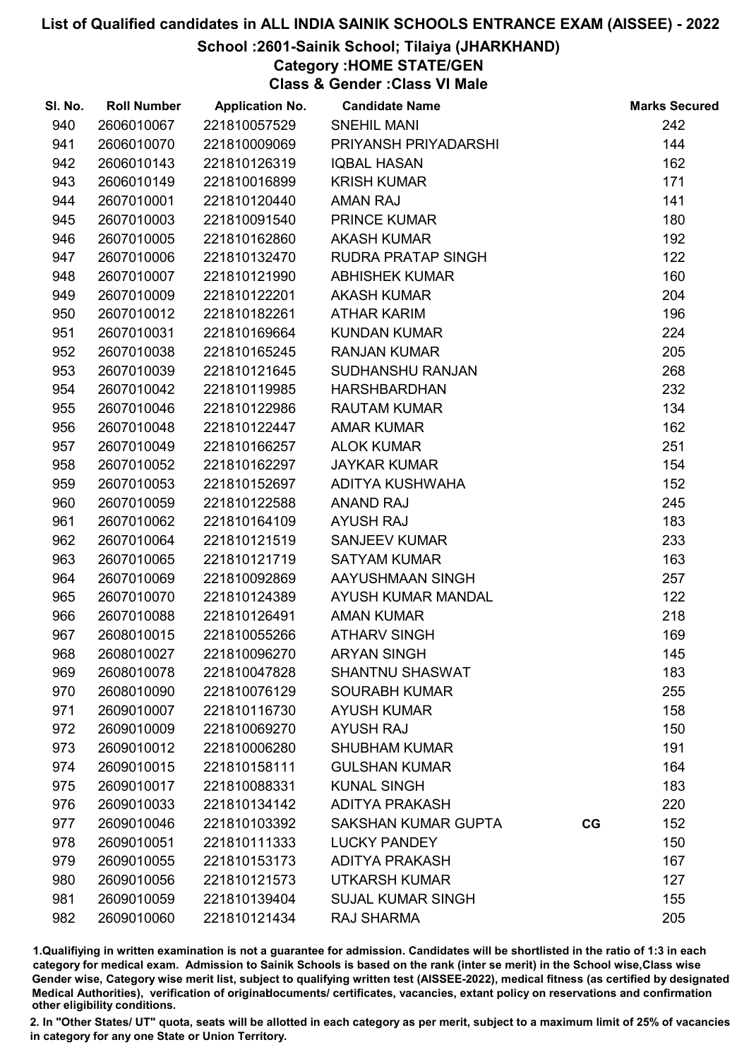# List of Qualified candidates in ALL INDIA SAINIK SCHOOLS ENTRANCE EXAM (AISSEE) - 2022

## School :2601-Sainik School; Tilaiya (JHARKHAND)

### Category :HOME STATE/GEN

### Class & Gender :Class VI Male

| Sl. No. | Roll Number | Application No. | Candidate Name | | Marks Secured |
|---|---|---|---|---|---|
| 940 | 2606010067 | 221810057529 | SNEHIL MANI | | 242 |
| 941 | 2606010070 | 221810009069 | PRIYANSH PRIYADARSHI | | 144 |
| 942 | 2606010143 | 221810126319 | IQBAL HASAN | | 162 |
| 943 | 2606010149 | 221810016899 | KRISH KUMAR | | 171 |
| 944 | 2607010001 | 221810120440 | AMAN RAJ | | 141 |
| 945 | 2607010003 | 221810091540 | PRINCE KUMAR | | 180 |
| 946 | 2607010005 | 221810162860 | AKASH KUMAR | | 192 |
| 947 | 2607010006 | 221810132470 | RUDRA PRATAP SINGH | | 122 |
| 948 | 2607010007 | 221810121990 | ABHISHEK KUMAR | | 160 |
| 949 | 2607010009 | 221810122201 | AKASH KUMAR | | 204 |
| 950 | 2607010012 | 221810182261 | ATHAR KARIM | | 196 |
| 951 | 2607010031 | 221810169664 | KUNDAN KUMAR | | 224 |
| 952 | 2607010038 | 221810165245 | RANJAN KUMAR | | 205 |
| 953 | 2607010039 | 221810121645 | SUDHANSHU RANJAN | | 268 |
| 954 | 2607010042 | 221810119985 | HARSHBARDHAN | | 232 |
| 955 | 2607010046 | 221810122986 | RAUTAM KUMAR | | 134 |
| 956 | 2607010048 | 221810122447 | AMAR KUMAR | | 162 |
| 957 | 2607010049 | 221810166257 | ALOK KUMAR | | 251 |
| 958 | 2607010052 | 221810162297 | JAYKAR KUMAR | | 154 |
| 959 | 2607010053 | 221810152697 | ADITYA KUSHWAHA | | 152 |
| 960 | 2607010059 | 221810122588 | ANAND RAJ | | 245 |
| 961 | 2607010062 | 221810164109 | AYUSH RAJ | | 183 |
| 962 | 2607010064 | 221810121519 | SANJEEV KUMAR | | 233 |
| 963 | 2607010065 | 221810121719 | SATYAM KUMAR | | 163 |
| 964 | 2607010069 | 221810092869 | AAYUSHMAAN SINGH | | 257 |
| 965 | 2607010070 | 221810124389 | AYUSH KUMAR MANDAL | | 122 |
| 966 | 2607010088 | 221810126491 | AMAN KUMAR | | 218 |
| 967 | 2608010015 | 221810055266 | ATHARV SINGH | | 169 |
| 968 | 2608010027 | 221810096270 | ARYAN SINGH | | 145 |
| 969 | 2608010078 | 221810047828 | SHANTNU SHASWAT | | 183 |
| 970 | 2608010090 | 221810076129 | SOURABH KUMAR | | 255 |
| 971 | 2609010007 | 221810116730 | AYUSH KUMAR | | 158 |
| 972 | 2609010009 | 221810069270 | AYUSH RAJ | | 150 |
| 973 | 2609010012 | 221810006280 | SHUBHAM KUMAR | | 191 |
| 974 | 2609010015 | 221810158111 | GULSHAN KUMAR | | 164 |
| 975 | 2609010017 | 221810088331 | KUNAL SINGH | | 183 |
| 976 | 2609010033 | 221810134142 | ADITYA PRAKASH | | 220 |
| 977 | 2609010046 | 221810103392 | SAKSHAN KUMAR GUPTA | CG | 152 |
| 978 | 2609010051 | 221810111333 | LUCKY PANDEY | | 150 |
| 979 | 2609010055 | 221810153173 | ADITYA PRAKASH | | 167 |
| 980 | 2609010056 | 221810121573 | UTKARSH KUMAR | | 127 |
| 981 | 2609010059 | 221810139404 | SUJAL KUMAR SINGH | | 155 |
| 982 | 2609010060 | 221810121434 | RAJ SHARMA | | 205 |

1.Qualifying in written examination is not a guarantee for admission. Candidates will be shortlisted in the ratio of 1:3 in each category for medical exam. Admission to Sainik Schools is based on the rank (inter se merit) in the School wise,Class wise Gender wise, Category wise merit list, subject to qualifying written test (AISSEE-2022), medical fitness (as certified by designated Medical Authorities), verification of originaldocuments/ certificates, vacancies, extant policy on reservations and confirmation other eligibility conditions.

2. In "Other States/ UT" quota, seats will be allotted in each category as per merit, subject to a maximum limit of 25% of vacancies in category for any one State or Union Territory.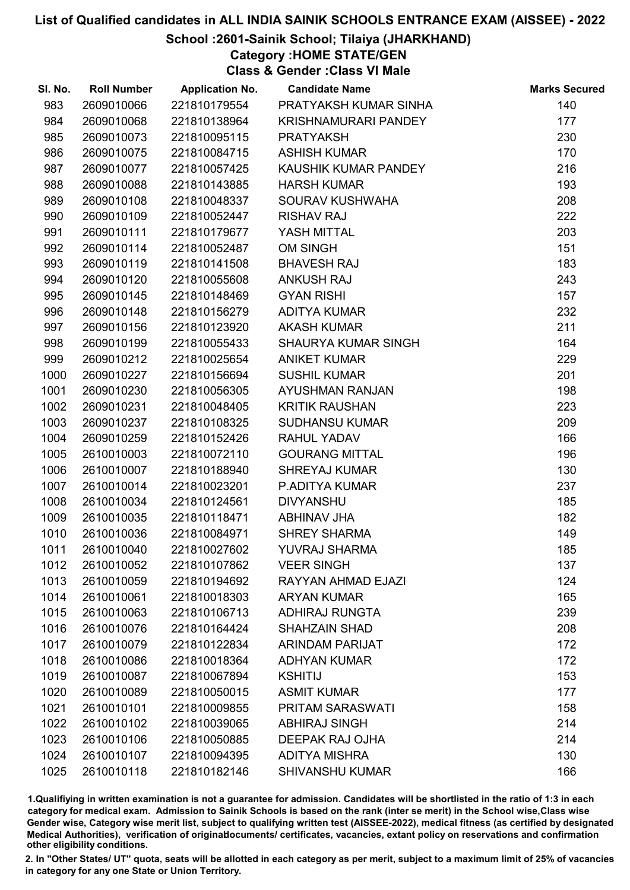# List of Qualified candidates in ALL INDIA SAINIK SCHOOLS ENTRANCE EXAM (AISSEE) - 2022

## School :2601-Sainik School; Tilaiya (JHARKHAND)

### Category :HOME STATE/GEN

### Class & Gender :Class VI Male

| Sl. No. | Roll Number | Application No. | Candidate Name | Marks Secured |
|---|---|---|---|---|
| 983 | 2609010066 | 221810179554 | PRATYAKSH KUMAR SINHA | 140 |
| 984 | 2609010068 | 221810138964 | KRISHNAMURARI PANDEY | 177 |
| 985 | 2609010073 | 221810095115 | PRATYAKSH | 230 |
| 986 | 2609010075 | 221810084715 | ASHISH KUMAR | 170 |
| 987 | 2609010077 | 221810057425 | KAUSHIK KUMAR PANDEY | 216 |
| 988 | 2609010088 | 221810143885 | HARSH KUMAR | 193 |
| 989 | 2609010108 | 221810048337 | SOURAV KUSHWAHA | 208 |
| 990 | 2609010109 | 221810052447 | RISHAV RAJ | 222 |
| 991 | 2609010111 | 221810179677 | YASH MITTAL | 203 |
| 992 | 2609010114 | 221810052487 | OM SINGH | 151 |
| 993 | 2609010119 | 221810141508 | BHAVESH RAJ | 183 |
| 994 | 2609010120 | 221810055608 | ANKUSH RAJ | 243 |
| 995 | 2609010145 | 221810148469 | GYAN RISHI | 157 |
| 996 | 2609010148 | 221810156279 | ADITYA KUMAR | 232 |
| 997 | 2609010156 | 221810123920 | AKASH KUMAR | 211 |
| 998 | 2609010199 | 221810055433 | SHAURYA KUMAR SINGH | 164 |
| 999 | 2609010212 | 221810025654 | ANIKET KUMAR | 229 |
| 1000 | 2609010227 | 221810156694 | SUSHIL KUMAR | 201 |
| 1001 | 2609010230 | 221810056305 | AYUSHMAN RANJAN | 198 |
| 1002 | 2609010231 | 221810048405 | KRITIK RAUSHAN | 223 |
| 1003 | 2609010237 | 221810108325 | SUDHANSU KUMAR | 209 |
| 1004 | 2609010259 | 221810152426 | RAHUL YADAV | 166 |
| 1005 | 2610010003 | 221810072110 | GOURANG MITTAL | 196 |
| 1006 | 2610010007 | 221810188940 | SHREYAJ KUMAR | 130 |
| 1007 | 2610010014 | 221810023201 | P.ADITYA KUMAR | 237 |
| 1008 | 2610010034 | 221810124561 | DIVYANSHU | 185 |
| 1009 | 2610010035 | 221810118471 | ABHINAV JHA | 182 |
| 1010 | 2610010036 | 221810084971 | SHREY SHARMA | 149 |
| 1011 | 2610010040 | 221810027602 | YUVRAJ SHARMA | 185 |
| 1012 | 2610010052 | 221810107862 | VEER SINGH | 137 |
| 1013 | 2610010059 | 221810194692 | RAYYAN AHMAD EJAZI | 124 |
| 1014 | 2610010061 | 221810018303 | ARYAN KUMAR | 165 |
| 1015 | 2610010063 | 221810106713 | ADHIRAJ RUNGTA | 239 |
| 1016 | 2610010076 | 221810164424 | SHAHZAIN SHAD | 208 |
| 1017 | 2610010079 | 221810122834 | ARINDAM PARIJAT | 172 |
| 1018 | 2610010086 | 221810018364 | ADHYAN KUMAR | 172 |
| 1019 | 2610010087 | 221810067894 | KSHITIJ | 153 |
| 1020 | 2610010089 | 221810050015 | ASMIT KUMAR | 177 |
| 1021 | 2610010101 | 221810009855 | PRITAM SARASWATI | 158 |
| 1022 | 2610010102 | 221810039065 | ABHIRAJ SINGH | 214 |
| 1023 | 2610010106 | 221810050885 | DEEPAK RAJ OJHA | 214 |
| 1024 | 2610010107 | 221810094395 | ADITYA MISHRA | 130 |
| 1025 | 2610010118 | 221810182146 | SHIVANSHU KUMAR | 166 |

1.Qualifiying in written examination is not a guarantee for admission. Candidates will be shortlisted in the ratio of 1:3 in each category for medical exam. Admission to Sainik Schools is based on the rank (inter se merit) in the School wise,Class wise Gender wise, Category wise merit list, subject to qualifying written test (AISSEE-2022), medical fitness (as certified by designated Medical Authorities), verification of originaldocuments/ certificates, vacancies, extant policy on reservations and confirmation other eligibility conditions.

2. In "Other States/ UT" quota, seats will be allotted in each category as per merit, subject to a maximum limit of 25% of vacancies in category for any one State or Union Territory.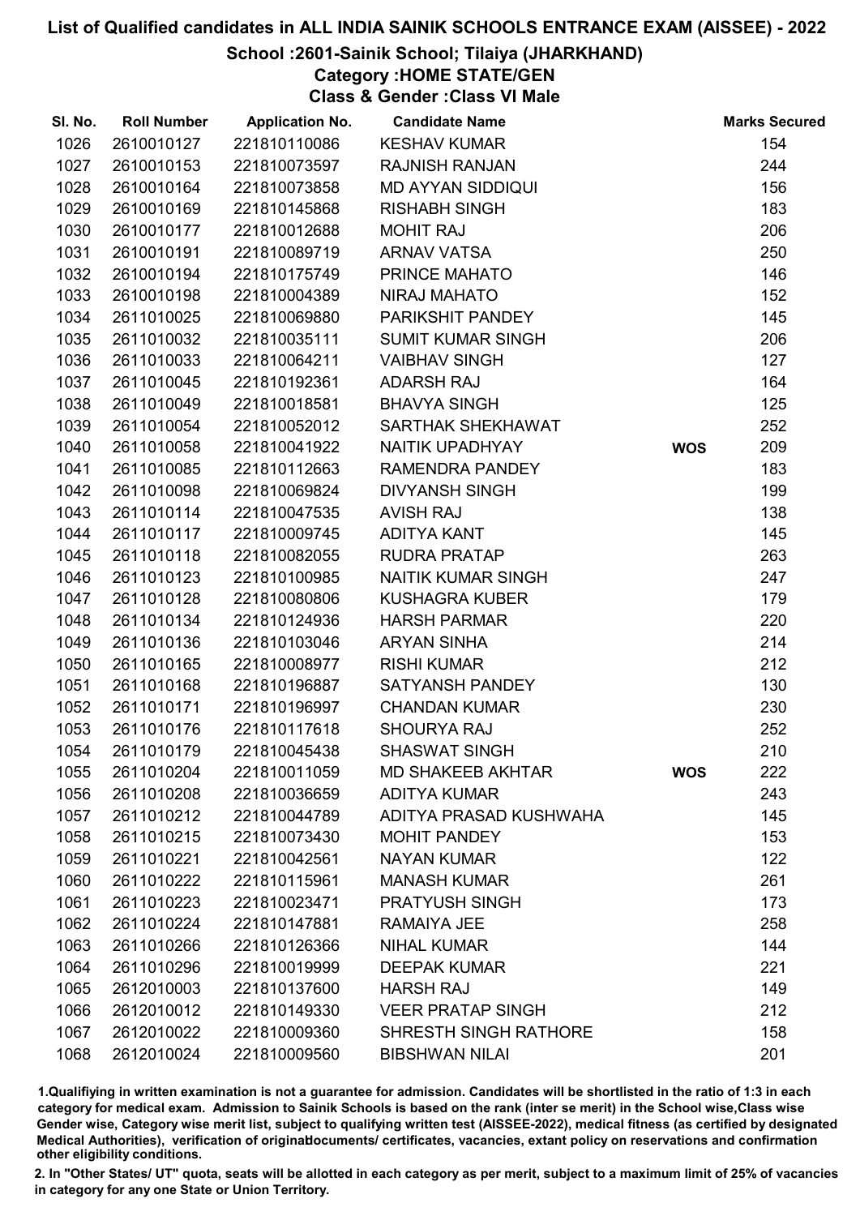# List of Qualified candidates in ALL INDIA SAINIK SCHOOLS ENTRANCE EXAM (AISSEE) - 2022

## School :2601-Sainik School; Tilaiya (JHARKHAND)

### Category :HOME STATE/GEN

### Class & Gender :Class VI Male

| Sl. No. | Roll Number | Application No. | Candidate Name | | Marks Secured |
|---|---|---|---|---|---|
| 1026 | 2610010127 | 221810110086 | KESHAV KUMAR | | 154 |
| 1027 | 2610010153 | 221810073597 | RAJNISH RANJAN | | 244 |
| 1028 | 2610010164 | 221810073858 | MD AYYAN SIDDIQUI | | 156 |
| 1029 | 2610010169 | 221810145868 | RISHABH SINGH | | 183 |
| 1030 | 2610010177 | 221810012688 | MOHIT RAJ | | 206 |
| 1031 | 2610010191 | 221810089719 | ARNAV VATSA | | 250 |
| 1032 | 2610010194 | 221810175749 | PRINCE MAHATO | | 146 |
| 1033 | 2610010198 | 221810004389 | NIRAJ MAHATO | | 152 |
| 1034 | 2611010025 | 221810069880 | PARIKSHIT PANDEY | | 145 |
| 1035 | 2611010032 | 221810035111 | SUMIT KUMAR SINGH | | 206 |
| 1036 | 2611010033 | 221810064211 | VAIBHAV SINGH | | 127 |
| 1037 | 2611010045 | 221810192361 | ADARSH RAJ | | 164 |
| 1038 | 2611010049 | 221810018581 | BHAVYA SINGH | | 125 |
| 1039 | 2611010054 | 221810052012 | SARTHAK SHEKHAWAT | | 252 |
| 1040 | 2611010058 | 221810041922 | NAITIK UPADHYAY | **WOS** | 209 |
| 1041 | 2611010085 | 221810112663 | RAMENDRA PANDEY | | 183 |
| 1042 | 2611010098 | 221810069824 | DIVYANSH SINGH | | 199 |
| 1043 | 2611010114 | 221810047535 | AVISH RAJ | | 138 |
| 1044 | 2611010117 | 221810009745 | ADITYA KANT | | 145 |
| 1045 | 2611010118 | 221810082055 | RUDRA PRATAP | | 263 |
| 1046 | 2611010123 | 221810100985 | NAITIK KUMAR SINGH | | 247 |
| 1047 | 2611010128 | 221810080806 | KUSHAGRA KUBER | | 179 |
| 1048 | 2611010134 | 221810124936 | HARSH PARMAR | | 220 |
| 1049 | 2611010136 | 221810103046 | ARYAN SINHA | | 214 |
| 1050 | 2611010165 | 221810008977 | RISHI KUMAR | | 212 |
| 1051 | 2611010168 | 221810196887 | SATYANSH PANDEY | | 130 |
| 1052 | 2611010171 | 221810196997 | CHANDAN KUMAR | | 230 |
| 1053 | 2611010176 | 221810117618 | SHOURYA RAJ | | 252 |
| 1054 | 2611010179 | 221810045438 | SHASWAT SINGH | | 210 |
| 1055 | 2611010204 | 221810011059 | MD SHAKEEB AKHTAR | **WOS** | 222 |
| 1056 | 2611010208 | 221810036659 | ADITYA KUMAR | | 243 |
| 1057 | 2611010212 | 221810044789 | ADITYA PRASAD KUSHWAHA | | 145 |
| 1058 | 2611010215 | 221810073430 | MOHIT PANDEY | | 153 |
| 1059 | 2611010221 | 221810042561 | NAYAN KUMAR | | 122 |
| 1060 | 2611010222 | 221810115961 | MANASH KUMAR | | 261 |
| 1061 | 2611010223 | 221810023471 | PRATYUSH SINGH | | 173 |
| 1062 | 2611010224 | 221810147881 | RAMAIYA JEE | | 258 |
| 1063 | 2611010266 | 221810126366 | NIHAL KUMAR | | 144 |
| 1064 | 2611010296 | 221810019999 | DEEPAK KUMAR | | 221 |
| 1065 | 2612010003 | 221810137600 | HARSH RAJ | | 149 |
| 1066 | 2612010012 | 221810149330 | VEER PRATAP SINGH | | 212 |
| 1067 | 2612010022 | 221810009360 | SHRESTH SINGH RATHORE | | 158 |
| 1068 | 2612010024 | 221810009560 | BIBSHWAN NILAI | | 201 |

1.Qualifiying in written examination is not a guarantee for admission. Candidates will be shortlisted in the ratio of 1:3 in each category for medical exam. Admission to Sainik Schools is based on the rank (inter se merit) in the School wise,Class wise Gender wise, Category wise merit list, subject to qualifying written test (AISSEE-2022), medical fitness (as certified by designated Medical Authorities), verification of originaldocuments/ certificates, vacancies, extant policy on reservations and confirmation other eligibility conditions.

2. In "Other States/ UT" quota, seats will be allotted in each category as per merit, subject to a maximum limit of 25% of vacancies in category for any one State or Union Territory.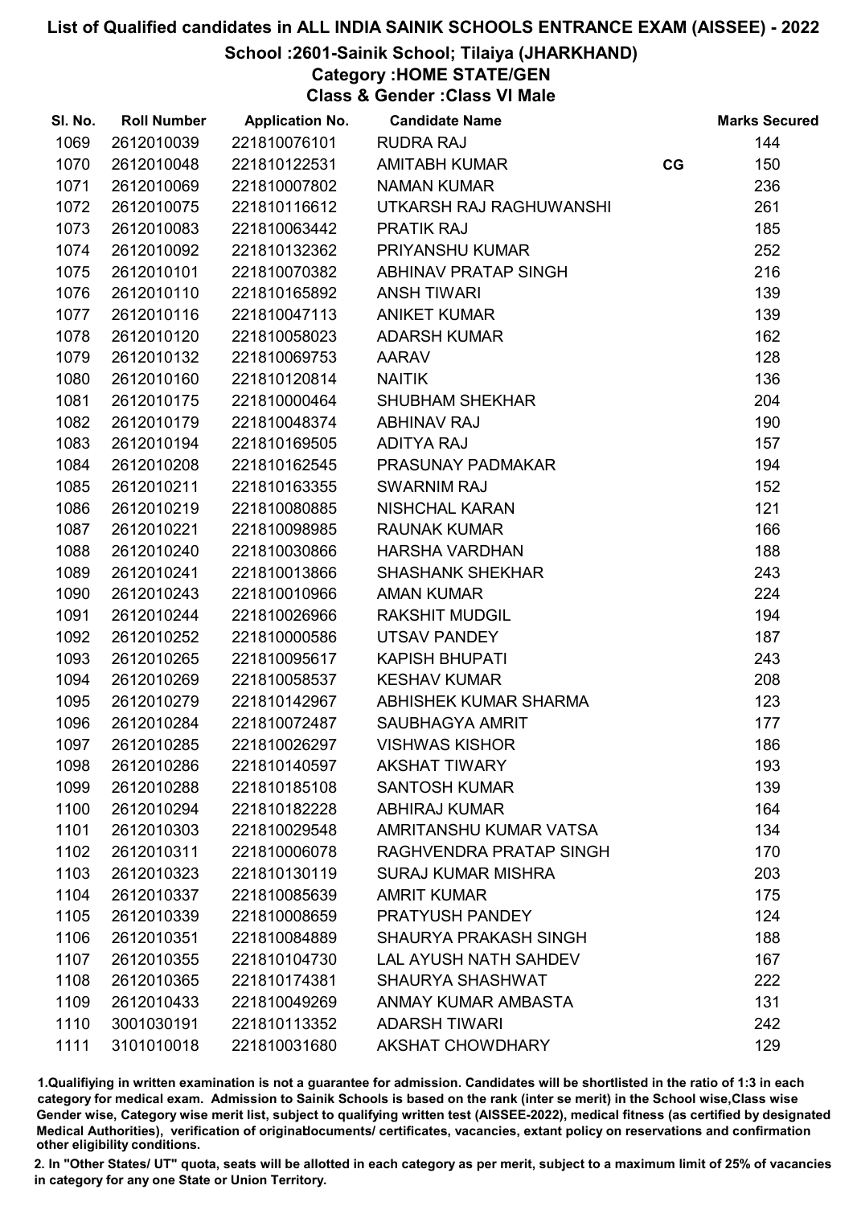# List of Qualified candidates in ALL INDIA SAINIK SCHOOLS ENTRANCE EXAM (AISSEE) - 2022

## School :2601-Sainik School; Tilaiya (JHARKHAND)

### Category :HOME STATE/GEN

### Class & Gender :Class VI Male

| Sl. No. | Roll Number | Application No. | Candidate Name | | Marks Secured |
|---|---|---|---|---|---|
| 1069 | 2612010039 | 221810076101 | RUDRA RAJ | | 144 |
| 1070 | 2612010048 | 221810122531 | AMITABH KUMAR | CG | 150 |
| 1071 | 2612010069 | 221810007802 | NAMAN KUMAR | | 236 |
| 1072 | 2612010075 | 221810116612 | UTKARSH RAJ RAGHUWANSHI | | 261 |
| 1073 | 2612010083 | 221810063442 | PRATIK RAJ | | 185 |
| 1074 | 2612010092 | 221810132362 | PRIYANSHU KUMAR | | 252 |
| 1075 | 2612010101 | 221810070382 | ABHINAV PRATAP SINGH | | 216 |
| 1076 | 2612010110 | 221810165892 | ANSH TIWARI | | 139 |
| 1077 | 2612010116 | 221810047113 | ANIKET KUMAR | | 139 |
| 1078 | 2612010120 | 221810058023 | ADARSH KUMAR | | 162 |
| 1079 | 2612010132 | 221810069753 | AARAV | | 128 |
| 1080 | 2612010160 | 221810120814 | NAITIK | | 136 |
| 1081 | 2612010175 | 221810000464 | SHUBHAM SHEKHAR | | 204 |
| 1082 | 2612010179 | 221810048374 | ABHINAV RAJ | | 190 |
| 1083 | 2612010194 | 221810169505 | ADITYA RAJ | | 157 |
| 1084 | 2612010208 | 221810162545 | PRASUNAY PADMAKAR | | 194 |
| 1085 | 2612010211 | 221810163355 | SWARNIM RAJ | | 152 |
| 1086 | 2612010219 | 221810080885 | NISHCHAL KARAN | | 121 |
| 1087 | 2612010221 | 221810098985 | RAUNAK KUMAR | | 166 |
| 1088 | 2612010240 | 221810030866 | HARSHA VARDHAN | | 188 |
| 1089 | 2612010241 | 221810013866 | SHASHANK SHEKHAR | | 243 |
| 1090 | 2612010243 | 221810010966 | AMAN KUMAR | | 224 |
| 1091 | 2612010244 | 221810026966 | RAKSHIT MUDGIL | | 194 |
| 1092 | 2612010252 | 221810000586 | UTSAV PANDEY | | 187 |
| 1093 | 2612010265 | 221810095617 | KAPISH BHUPATI | | 243 |
| 1094 | 2612010269 | 221810058537 | KESHAV KUMAR | | 208 |
| 1095 | 2612010279 | 221810142967 | ABHISHEK KUMAR SHARMA | | 123 |
| 1096 | 2612010284 | 221810072487 | SAUBHAGYA AMRIT | | 177 |
| 1097 | 2612010285 | 221810026297 | VISHWAS KISHOR | | 186 |
| 1098 | 2612010286 | 221810140597 | AKSHAT TIWARY | | 193 |
| 1099 | 2612010288 | 221810185108 | SANTOSH KUMAR | | 139 |
| 1100 | 2612010294 | 221810182228 | ABHIRAJ KUMAR | | 164 |
| 1101 | 2612010303 | 221810029548 | AMRITANSHU KUMAR VATSA | | 134 |
| 1102 | 2612010311 | 221810006078 | RAGHVENDRA PRATAP SINGH | | 170 |
| 1103 | 2612010323 | 221810130119 | SURAJ KUMAR MISHRA | | 203 |
| 1104 | 2612010337 | 221810085639 | AMRIT KUMAR | | 175 |
| 1105 | 2612010339 | 221810008659 | PRATYUSH PANDEY | | 124 |
| 1106 | 2612010351 | 221810084889 | SHAURYA PRAKASH SINGH | | 188 |
| 1107 | 2612010355 | 221810104730 | LAL AYUSH NATH SAHDEV | | 167 |
| 1108 | 2612010365 | 221810174381 | SHAURYA SHASHWAT | | 222 |
| 1109 | 2612010433 | 221810049269 | ANMAY KUMAR AMBASTA | | 131 |
| 1110 | 3001030191 | 221810113352 | ADARSH TIWARI | | 242 |
| 1111 | 3101010018 | 221810031680 | AKSHAT CHOWDHARY | | 129 |

1.Qualifiying in written examination is not a guarantee for admission. Candidates will be shortlisted in the ratio of 1:3 in each category for medical exam. Admission to Sainik Schools is based on the rank (inter se merit) in the School wise,Class wise Gender wise, Category wise merit list, subject to qualifying written test (AISSEE-2022), medical fitness (as certified by designated Medical Authorities), verification of originaldocuments/ certificates, vacancies, extant policy on reservations and confirmation other eligibility conditions.

2. In "Other States/ UT" quota, seats will be allotted in each category as per merit, subject to a maximum limit of 25% of vacancies in category for any one State or Union Territory.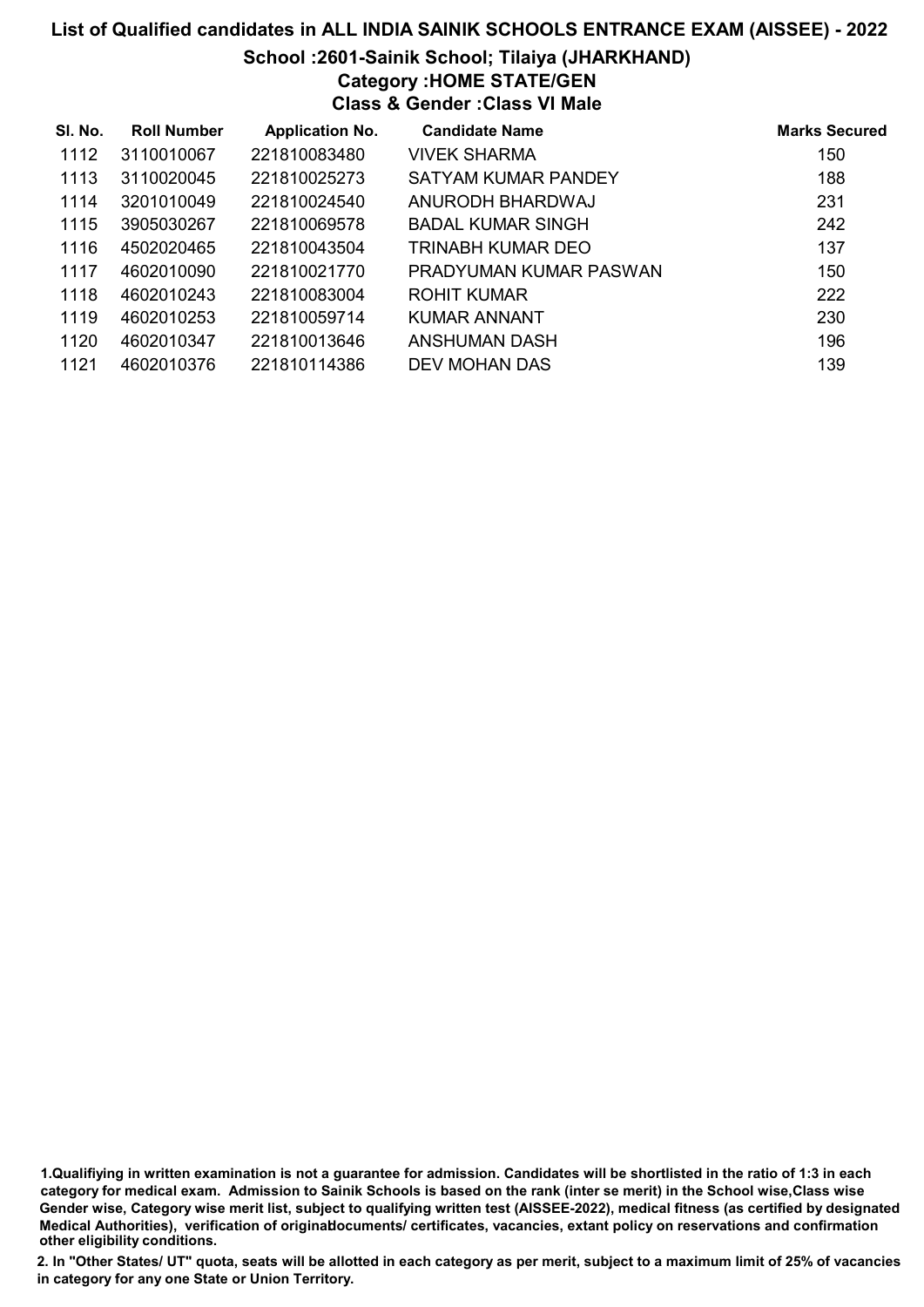# List of Qualified candidates in ALL INDIA SAINIK SCHOOLS ENTRANCE EXAM (AISSEE) - 2022

## School :2601-Sainik School; Tilaiya (JHARKHAND)

### Category :HOME STATE/GEN

### Class & Gender :Class VI Male

| Sl. No. | Roll Number | Application No. | Candidate Name | Marks Secured |
|---|---|---|---|---|
| 1112 | 3110010067 | 221810083480 | VIVEK SHARMA | 150 |
| 1113 | 3110020045 | 221810025273 | SATYAM KUMAR PANDEY | 188 |
| 1114 | 3201010049 | 221810024540 | ANURODH BHARDWAJ | 231 |
| 1115 | 3905030267 | 221810069578 | BADAL KUMAR SINGH | 242 |
| 1116 | 4502020465 | 221810043504 | TRINABH KUMAR DEO | 137 |
| 1117 | 4602010090 | 221810021770 | PRADYUMAN KUMAR PASWAN | 150 |
| 1118 | 4602010243 | 221810083004 | ROHIT KUMAR | 222 |
| 1119 | 4602010253 | 221810059714 | KUMAR ANNANT | 230 |
| 1120 | 4602010347 | 221810013646 | ANSHUMAN DASH | 196 |
| 1121 | 4602010376 | 221810114386 | DEV MOHAN DAS | 139 |

1.Qualifiying in written examination is not a guarantee for admission. Candidates will be shortlisted in the ratio of 1:3 in each category for medical exam. Admission to Sainik Schools is based on the rank (inter se merit) in the School wise,Class wise Gender wise, Category wise merit list, subject to qualifying written test (AISSEE-2022), medical fitness (as certified by designated Medical Authorities), verification of originaldocuments/ certificates, vacancies, extant policy on reservations and confirmation other eligibility conditions.

2. In "Other States/ UT" quota, seats will be allotted in each category as per merit, subject to a maximum limit of 25% of vacancies in category for any one State or Union Territory.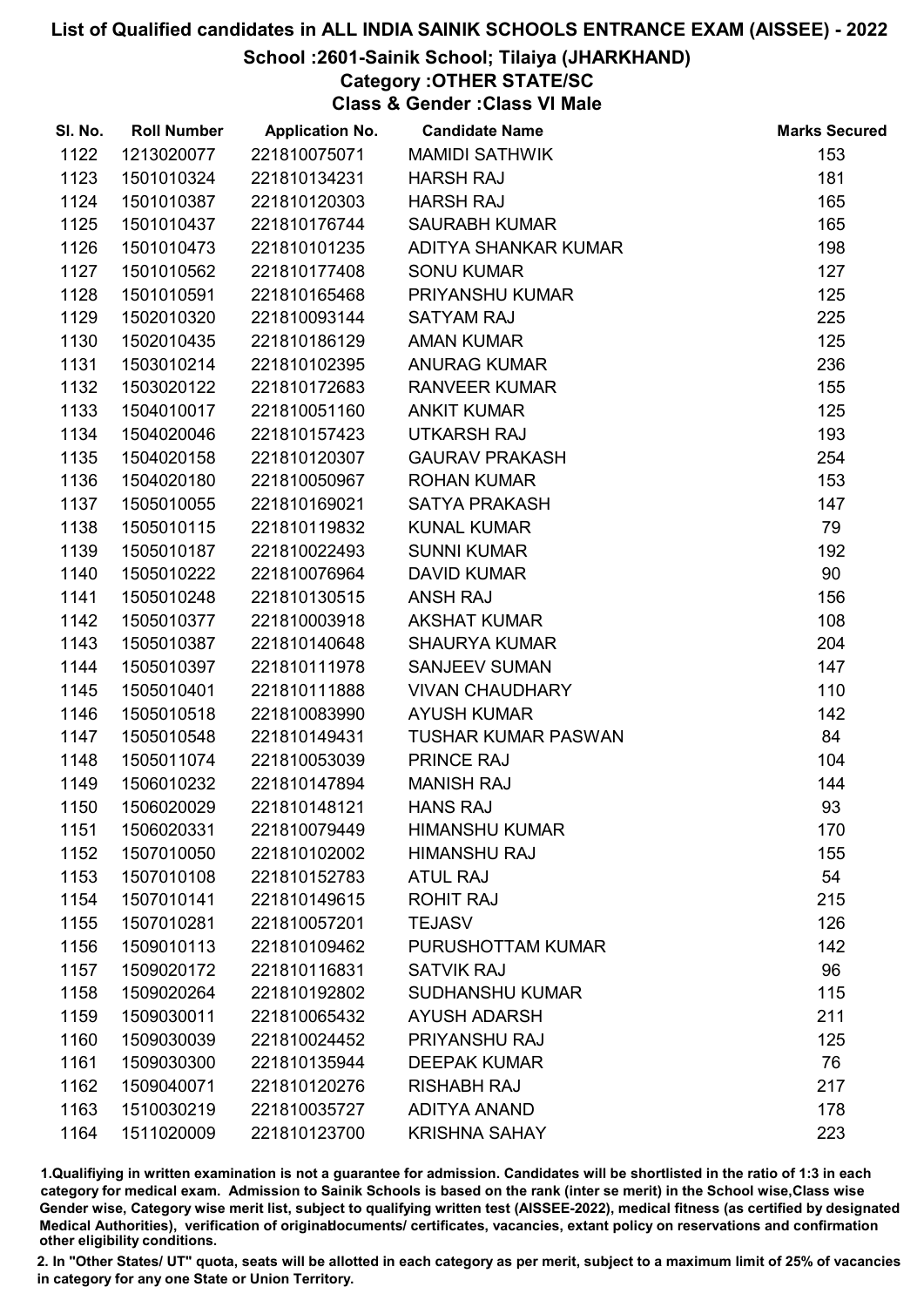# List of Qualified candidates in ALL INDIA SAINIK SCHOOLS ENTRANCE EXAM (AISSEE) - 2022

## School :2601-Sainik School; Tilaiya (JHARKHAND)
### Category :OTHER STATE/SC
### Class & Gender :Class VI Male

| Sl. No. | Roll Number | Application No. | Candidate Name | Marks Secured |
|---|---|---|---|---|
| 1122 | 1213020077 | 221810075071 | MAMIDI SATHWIK | 153 |
| 1123 | 1501010324 | 221810134231 | HARSH RAJ | 181 |
| 1124 | 1501010387 | 221810120303 | HARSH RAJ | 165 |
| 1125 | 1501010437 | 221810176744 | SAURABH KUMAR | 165 |
| 1126 | 1501010473 | 221810101235 | ADITYA SHANKAR KUMAR | 198 |
| 1127 | 1501010562 | 221810177408 | SONU KUMAR | 127 |
| 1128 | 1501010591 | 221810165468 | PRIYANSHU KUMAR | 125 |
| 1129 | 1502010320 | 221810093144 | SATYAM RAJ | 225 |
| 1130 | 1502010435 | 221810186129 | AMAN KUMAR | 125 |
| 1131 | 1503010214 | 221810102395 | ANURAG KUMAR | 236 |
| 1132 | 1503020122 | 221810172683 | RANVEER KUMAR | 155 |
| 1133 | 1504010017 | 221810051160 | ANKIT KUMAR | 125 |
| 1134 | 1504020046 | 221810157423 | UTKARSH RAJ | 193 |
| 1135 | 1504020158 | 221810120307 | GAURAV PRAKASH | 254 |
| 1136 | 1504020180 | 221810050967 | ROHAN KUMAR | 153 |
| 1137 | 1505010055 | 221810169021 | SATYA PRAKASH | 147 |
| 1138 | 1505010115 | 221810119832 | KUNAL KUMAR | 79 |
| 1139 | 1505010187 | 221810022493 | SUNNI KUMAR | 192 |
| 1140 | 1505010222 | 221810076964 | DAVID KUMAR | 90 |
| 1141 | 1505010248 | 221810130515 | ANSH RAJ | 156 |
| 1142 | 1505010377 | 221810003918 | AKSHAT KUMAR | 108 |
| 1143 | 1505010387 | 221810140648 | SHAURYA KUMAR | 204 |
| 1144 | 1505010397 | 221810111978 | SANJEEV SUMAN | 147 |
| 1145 | 1505010401 | 221810111888 | VIVAN CHAUDHARY | 110 |
| 1146 | 1505010518 | 221810083990 | AYUSH KUMAR | 142 |
| 1147 | 1505010548 | 221810149431 | TUSHAR KUMAR PASWAN | 84 |
| 1148 | 1505011074 | 221810053039 | PRINCE RAJ | 104 |
| 1149 | 1506010232 | 221810147894 | MANISH RAJ | 144 |
| 1150 | 1506020029 | 221810148121 | HANS RAJ | 93 |
| 1151 | 1506020331 | 221810079449 | HIMANSHU KUMAR | 170 |
| 1152 | 1507010050 | 221810102002 | HIMANSHU RAJ | 155 |
| 1153 | 1507010108 | 221810152783 | ATUL RAJ | 54 |
| 1154 | 1507010141 | 221810149615 | ROHIT RAJ | 215 |
| 1155 | 1507010281 | 221810057201 | TEJASV | 126 |
| 1156 | 1509010113 | 221810109462 | PURUSHOTTAM KUMAR | 142 |
| 1157 | 1509020172 | 221810116831 | SATVIK RAJ | 96 |
| 1158 | 1509020264 | 221810192802 | SUDHANSHU KUMAR | 115 |
| 1159 | 1509030011 | 221810065432 | AYUSH ADARSH | 211 |
| 1160 | 1509030039 | 221810024452 | PRIYANSHU RAJ | 125 |
| 1161 | 1509030300 | 221810135944 | DEEPAK KUMAR | 76 |
| 1162 | 1509040071 | 221810120276 | RISHABH RAJ | 217 |
| 1163 | 1510030219 | 221810035727 | ADITYA ANAND | 178 |
| 1164 | 1511020009 | 221810123700 | KRISHNA SAHAY | 223 |

1.Qualifiying in written examination is not a guarantee for admission. Candidates will be shortlisted in the ratio of 1:3 in each category for medical exam. Admission to Sainik Schools is based on the rank (inter se merit) in the School wise,Class wise Gender wise, Category wise merit list, subject to qualifying written test (AISSEE-2022), medical fitness (as certified by designated Medical Authorities), verification of originaldocuments/ certificates, vacancies, extant policy on reservations and confirmation other eligibility conditions.

2. In "Other States/ UT" quota, seats will be allotted in each category as per merit, subject to a maximum limit of 25% of vacancies in category for any one State or Union Territory.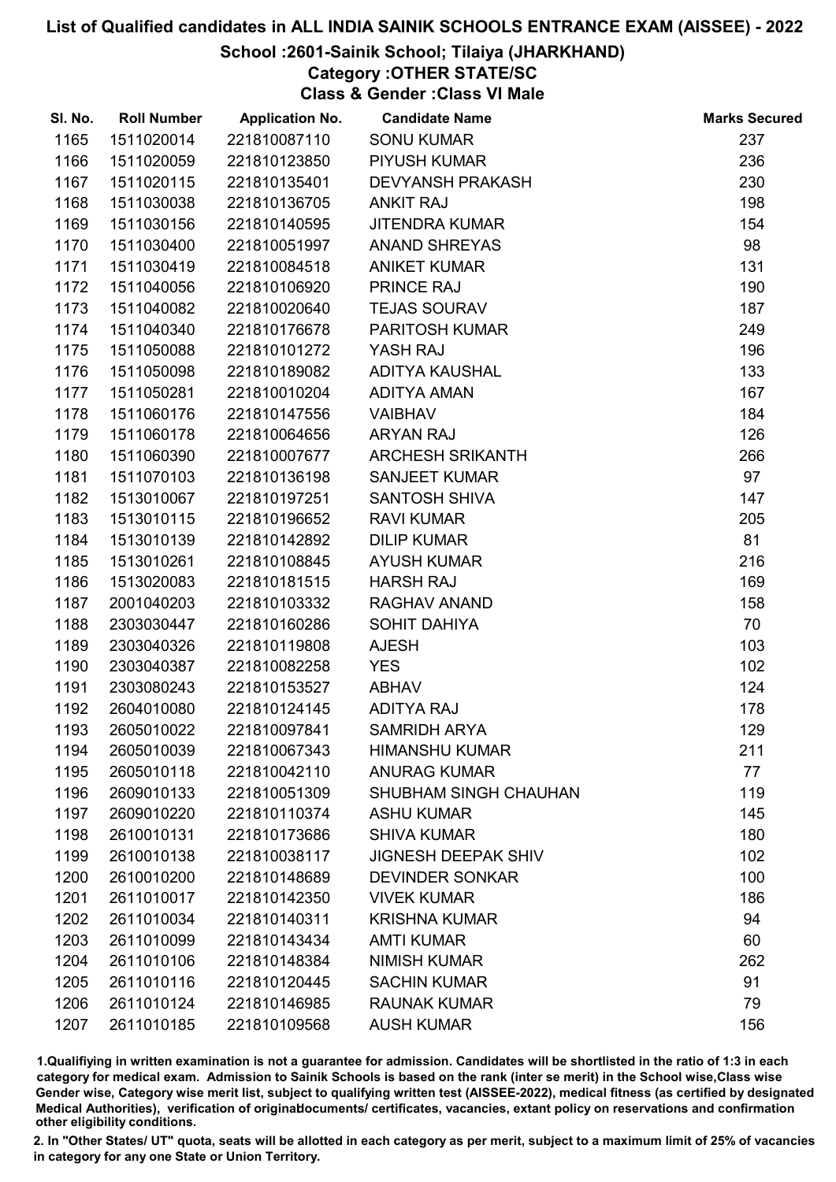# List of Qualified candidates in ALL INDIA SAINIK SCHOOLS ENTRANCE EXAM (AISSEE) - 2022

## School :2601-Sainik School; Tilaiya (JHARKHAND)

### Category :OTHER STATE/SC

### Class & Gender :Class VI Male

| Sl. No. | Roll Number | Application No. | Candidate Name | Marks Secured |
|---|---|---|---|---|
| 1165 | 1511020014 | 221810087110 | SONU KUMAR | 237 |
| 1166 | 1511020059 | 221810123850 | PIYUSH KUMAR | 236 |
| 1167 | 1511020115 | 221810135401 | DEVYANSH PRAKASH | 230 |
| 1168 | 1511030038 | 221810136705 | ANKIT RAJ | 198 |
| 1169 | 1511030156 | 221810140595 | JITENDRA KUMAR | 154 |
| 1170 | 1511030400 | 221810051997 | ANAND SHREYAS | 98 |
| 1171 | 1511030419 | 221810084518 | ANIKET KUMAR | 131 |
| 1172 | 1511040056 | 221810106920 | PRINCE RAJ | 190 |
| 1173 | 1511040082 | 221810020640 | TEJAS SOURAV | 187 |
| 1174 | 1511040340 | 221810176678 | PARITOSH KUMAR | 249 |
| 1175 | 1511050088 | 221810101272 | YASH RAJ | 196 |
| 1176 | 1511050098 | 221810189082 | ADITYA KAUSHAL | 133 |
| 1177 | 1511050281 | 221810010204 | ADITYA AMAN | 167 |
| 1178 | 1511060176 | 221810147556 | VAIBHAV | 184 |
| 1179 | 1511060178 | 221810064656 | ARYAN RAJ | 126 |
| 1180 | 1511060390 | 221810007677 | ARCHESH SRIKANTH | 266 |
| 1181 | 1511070103 | 221810136198 | SANJEET KUMAR | 97 |
| 1182 | 1513010067 | 221810197251 | SANTOSH SHIVA | 147 |
| 1183 | 1513010115 | 221810196652 | RAVI KUMAR | 205 |
| 1184 | 1513010139 | 221810142892 | DILIP KUMAR | 81 |
| 1185 | 1513010261 | 221810108845 | AYUSH KUMAR | 216 |
| 1186 | 1513020083 | 221810181515 | HARSH RAJ | 169 |
| 1187 | 2001040203 | 221810103332 | RAGHAV ANAND | 158 |
| 1188 | 2303030447 | 221810160286 | SOHIT DAHIYA | 70 |
| 1189 | 2303040326 | 221810119808 | AJESH | 103 |
| 1190 | 2303040387 | 221810082258 | YES | 102 |
| 1191 | 2303080243 | 221810153527 | ABHAV | 124 |
| 1192 | 2604010080 | 221810124145 | ADITYA RAJ | 178 |
| 1193 | 2605010022 | 221810097841 | SAMRIDH ARYA | 129 |
| 1194 | 2605010039 | 221810067343 | HIMANSHU KUMAR | 211 |
| 1195 | 2605010118 | 221810042110 | ANURAG KUMAR | 77 |
| 1196 | 2609010133 | 221810051309 | SHUBHAM SINGH CHAUHAN | 119 |
| 1197 | 2609010220 | 221810110374 | ASHU KUMAR | 145 |
| 1198 | 2610010131 | 221810173686 | SHIVA KUMAR | 180 |
| 1199 | 2610010138 | 221810038117 | JIGNESH DEEPAK SHIV | 102 |
| 1200 | 2610010200 | 221810148689 | DEVINDER SONKAR | 100 |
| 1201 | 2611010017 | 221810142350 | VIVEK KUMAR | 186 |
| 1202 | 2611010034 | 221810140311 | KRISHNA KUMAR | 94 |
| 1203 | 2611010099 | 221810143434 | AMTI KUMAR | 60 |
| 1204 | 2611010106 | 221810148384 | NIMISH KUMAR | 262 |
| 1205 | 2611010116 | 221810120445 | SACHIN KUMAR | 91 |
| 1206 | 2611010124 | 221810146985 | RAUNAK KUMAR | 79 |
| 1207 | 2611010185 | 221810109568 | AUSH KUMAR | 156 |

1.Qualifiying in written examination is not a guarantee for admission. Candidates will be shortlisted in the ratio of 1:3 in each category for medical exam. Admission to Sainik Schools is based on the rank (inter se merit) in the School wise,Class wise Gender wise, Category wise merit list, subject to qualifying written test (AISSEE-2022), medical fitness (as certified by designated Medical Authorities), verification of originaldocuments/ certificates, vacancies, extant policy on reservations and confirmation other eligibility conditions.

2. In "Other States/ UT" quota, seats will be allotted in each category as per merit, subject to a maximum limit of 25% of vacancies in category for any one State or Union Territory.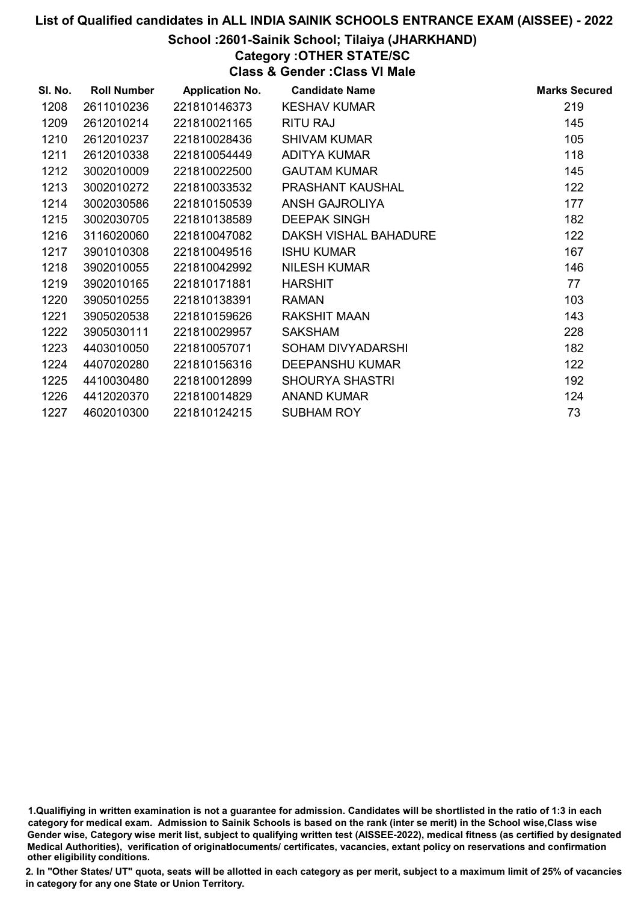# List of Qualified candidates in ALL INDIA SAINIK SCHOOLS ENTRANCE EXAM (AISSEE) - 2022

## School :2601-Sainik School; Tilaiya (JHARKHAND)

### Category :OTHER STATE/SC

### Class & Gender :Class VI Male

| Sl. No. | Roll Number | Application No. | Candidate Name | Marks Secured |
|---|---|---|---|---|
| 1208 | 2611010236 | 221810146373 | KESHAV KUMAR | 219 |
| 1209 | 2612010214 | 221810021165 | RITU RAJ | 145 |
| 1210 | 2612010237 | 221810028436 | SHIVAM KUMAR | 105 |
| 1211 | 2612010338 | 221810054449 | ADITYA KUMAR | 118 |
| 1212 | 3002010009 | 221810022500 | GAUTAM KUMAR | 145 |
| 1213 | 3002010272 | 221810033532 | PRASHANT KAUSHAL | 122 |
| 1214 | 3002030586 | 221810150539 | ANSH GAJROLIYA | 177 |
| 1215 | 3002030705 | 221810138589 | DEEPAK SINGH | 182 |
| 1216 | 3116020060 | 221810047082 | DAKSH VISHAL BAHADURE | 122 |
| 1217 | 3901010308 | 221810049516 | ISHU KUMAR | 167 |
| 1218 | 3902010055 | 221810042992 | NILESH KUMAR | 146 |
| 1219 | 3902010165 | 221810171881 | HARSHIT | 77 |
| 1220 | 3905010255 | 221810138391 | RAMAN | 103 |
| 1221 | 3905020538 | 221810159626 | RAKSHIT MAAN | 143 |
| 1222 | 3905030111 | 221810029957 | SAKSHAM | 228 |
| 1223 | 4403010050 | 221810057071 | SOHAM DIVYADARSHI | 182 |
| 1224 | 4407020280 | 221810156316 | DEEPANSHU KUMAR | 122 |
| 1225 | 4410030480 | 221810012899 | SHOURYA SHASTRI | 192 |
| 1226 | 4412020370 | 221810014829 | ANAND KUMAR | 124 |
| 1227 | 4602010300 | 221810124215 | SUBHAM ROY | 73 |

1.Qualifiying in written examination is not a guarantee for admission. Candidates will be shortlisted in the ratio of 1:3 in each category for medical exam. Admission to Sainik Schools is based on the rank (inter se merit) in the School wise,Class wise Gender wise, Category wise merit list, subject to qualifying written test (AISSEE-2022), medical fitness (as certified by designated Medical Authorities), verification of originaldocuments/ certificates, vacancies, extant policy on reservations and confirmation other eligibility conditions.

2. In "Other States/ UT" quota, seats will be allotted in each category as per merit, subject to a maximum limit of 25% of vacancies in category for any one State or Union Territory.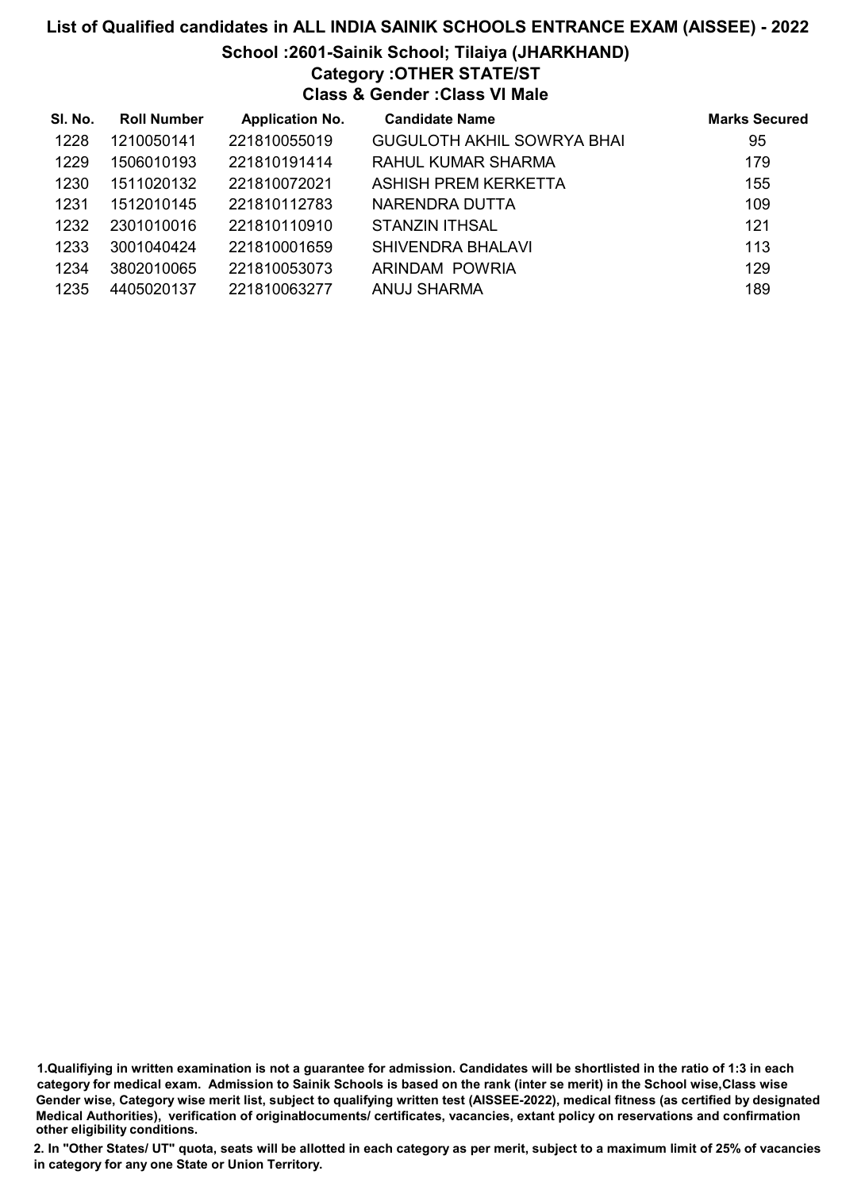# List of Qualified candidates in ALL INDIA SAINIK SCHOOLS ENTRANCE EXAM (AISSEE) - 2022

## School :2601-Sainik School; Tilaiya (JHARKHAND)

### Category :OTHER STATE/ST

### Class & Gender :Class VI Male

| Sl. No. | Roll Number | Application No. | Candidate Name | Marks Secured |
|---|---|---|---|---|
| 1228 | 1210050141 | 221810055019 | GUGULOTH AKHIL SOWRYA BHAI | 95 |
| 1229 | 1506010193 | 221810191414 | RAHUL KUMAR SHARMA | 179 |
| 1230 | 1511020132 | 221810072021 | ASHISH PREM KERKETTA | 155 |
| 1231 | 1512010145 | 221810112783 | NARENDRA DUTTA | 109 |
| 1232 | 2301010016 | 221810110910 | STANZIN ITHSAL | 121 |
| 1233 | 3001040424 | 221810001659 | SHIVENDRA BHALAVI | 113 |
| 1234 | 3802010065 | 221810053073 | ARINDAM POWRIA | 129 |
| 1235 | 4405020137 | 221810063277 | ANUJ SHARMA | 189 |

1.Qualifiying in written examination is not a guarantee for admission. Candidates will be shortlisted in the ratio of 1:3 in each category for medical exam. Admission to Sainik Schools is based on the rank (inter se merit) in the School wise,Class wise Gender wise, Category wise merit list, subject to qualifying written test (AISSEE-2022), medical fitness (as certified by designated Medical Authorities), verification of originaldocuments/ certificates, vacancies, extant policy on reservations and confirmation other eligibility conditions.

2. In "Other States/ UT" quota, seats will be allotted in each category as per merit, subject to a maximum limit of 25% of vacancies in category for any one State or Union Territory.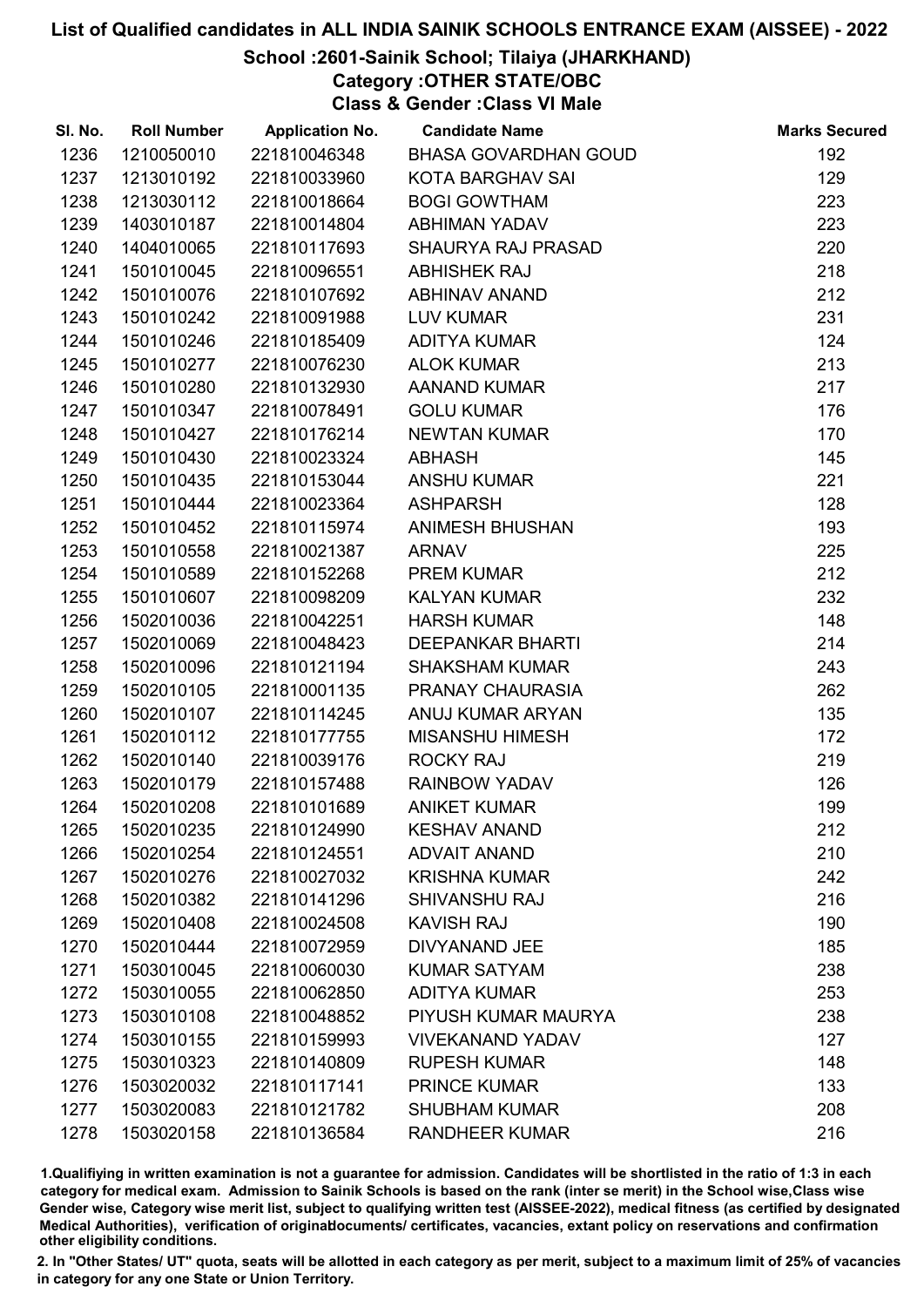# List of Qualified candidates in ALL INDIA SAINIK SCHOOLS ENTRANCE EXAM (AISSEE) - 2022

## School :2601-Sainik School; Tilaiya (JHARKHAND)

### Category :OTHER STATE/OBC

### Class & Gender :Class VI Male

| Sl. No. | Roll Number | Application No. | Candidate Name | Marks Secured |
|---|---|---|---|---|
| 1236 | 1210050010 | 221810046348 | BHASA GOVARDHAN GOUD | 192 |
| 1237 | 1213010192 | 221810033960 | KOTA BARGHAV SAI | 129 |
| 1238 | 1213030112 | 221810018664 | BOGI GOWTHAM | 223 |
| 1239 | 1403010187 | 221810014804 | ABHIMAN YADAV | 223 |
| 1240 | 1404010065 | 221810117693 | SHAURYA RAJ PRASAD | 220 |
| 1241 | 1501010045 | 221810096551 | ABHISHEK RAJ | 218 |
| 1242 | 1501010076 | 221810107692 | ABHINAV ANAND | 212 |
| 1243 | 1501010242 | 221810091988 | LUV KUMAR | 231 |
| 1244 | 1501010246 | 221810185409 | ADITYA KUMAR | 124 |
| 1245 | 1501010277 | 221810076230 | ALOK KUMAR | 213 |
| 1246 | 1501010280 | 221810132930 | AANAND KUMAR | 217 |
| 1247 | 1501010347 | 221810078491 | GOLU KUMAR | 176 |
| 1248 | 1501010427 | 221810176214 | NEWTAN KUMAR | 170 |
| 1249 | 1501010430 | 221810023324 | ABHASH | 145 |
| 1250 | 1501010435 | 221810153044 | ANSHU KUMAR | 221 |
| 1251 | 1501010444 | 221810023364 | ASHPARSH | 128 |
| 1252 | 1501010452 | 221810115974 | ANIMESH BHUSHAN | 193 |
| 1253 | 1501010558 | 221810021387 | ARNAV | 225 |
| 1254 | 1501010589 | 221810152268 | PREM KUMAR | 212 |
| 1255 | 1501010607 | 221810098209 | KALYAN KUMAR | 232 |
| 1256 | 1502010036 | 221810042251 | HARSH KUMAR | 148 |
| 1257 | 1502010069 | 221810048423 | DEEPANKAR BHARTI | 214 |
| 1258 | 1502010096 | 221810121194 | SHAKSHAM KUMAR | 243 |
| 1259 | 1502010105 | 221810001135 | PRANAY CHAURASIA | 262 |
| 1260 | 1502010107 | 221810114245 | ANUJ KUMAR ARYAN | 135 |
| 1261 | 1502010112 | 221810177755 | MISANSHU HIMESH | 172 |
| 1262 | 1502010140 | 221810039176 | ROCKY RAJ | 219 |
| 1263 | 1502010179 | 221810157488 | RAINBOW YADAV | 126 |
| 1264 | 1502010208 | 221810101689 | ANIKET KUMAR | 199 |
| 1265 | 1502010235 | 221810124990 | KESHAV ANAND | 212 |
| 1266 | 1502010254 | 221810124551 | ADVAIT ANAND | 210 |
| 1267 | 1502010276 | 221810027032 | KRISHNA KUMAR | 242 |
| 1268 | 1502010382 | 221810141296 | SHIVANSHU RAJ | 216 |
| 1269 | 1502010408 | 221810024508 | KAVISH RAJ | 190 |
| 1270 | 1502010444 | 221810072959 | DIVYANAND JEE | 185 |
| 1271 | 1503010045 | 221810060030 | KUMAR SATYAM | 238 |
| 1272 | 1503010055 | 221810062850 | ADITYA KUMAR | 253 |
| 1273 | 1503010108 | 221810048852 | PIYUSH KUMAR MAURYA | 238 |
| 1274 | 1503010155 | 221810159993 | VIVEKANAND YADAV | 127 |
| 1275 | 1503010323 | 221810140809 | RUPESH KUMAR | 148 |
| 1276 | 1503020032 | 221810117141 | PRINCE KUMAR | 133 |
| 1277 | 1503020083 | 221810121782 | SHUBHAM KUMAR | 208 |
| 1278 | 1503020158 | 221810136584 | RANDHEER KUMAR | 216 |

1.Qualifiying in written examination is not a guarantee for admission. Candidates will be shortlisted in the ratio of 1:3 in each category for medical exam. Admission to Sainik Schools is based on the rank (inter se merit) in the School wise,Class wise Gender wise, Category wise merit list, subject to qualifying written test (AISSEE-2022), medical fitness (as certified by designated Medical Authorities), verification of originaldocuments/ certificates, vacancies, extant policy on reservations and confirmation other eligibility conditions.

2. In "Other States/ UT" quota, seats will be allotted in each category as per merit, subject to a maximum limit of 25% of vacancies in category for any one State or Union Territory.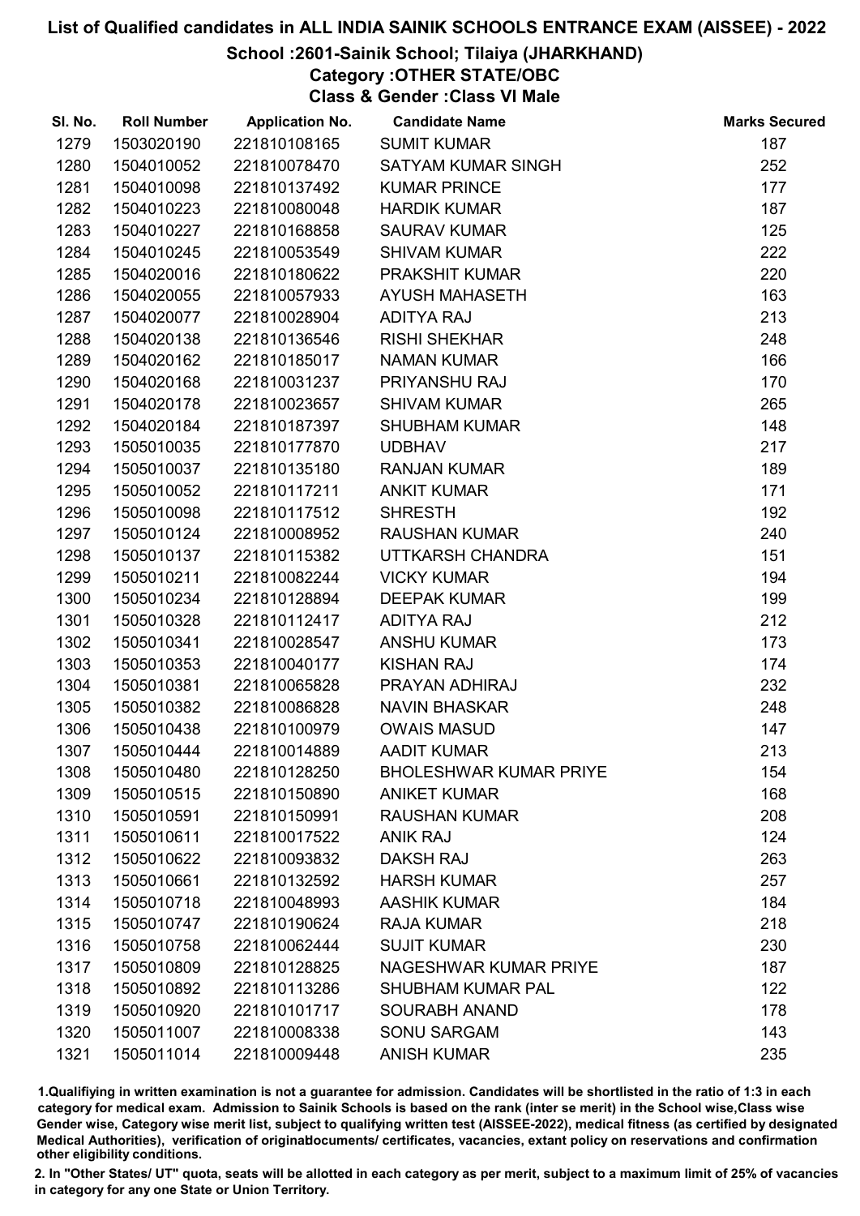# List of Qualified candidates in ALL INDIA SAINIK SCHOOLS ENTRANCE EXAM (AISSEE) - 2022

## School :2601-Sainik School; Tilaiya (JHARKHAND)

### Category :OTHER STATE/OBC

### Class & Gender :Class VI Male

| Sl. No. | Roll Number | Application No. | Candidate Name | Marks Secured |
|---|---|---|---|---|
| 1279 | 1503020190 | 221810108165 | SUMIT KUMAR | 187 |
| 1280 | 1504010052 | 221810078470 | SATYAM KUMAR SINGH | 252 |
| 1281 | 1504010098 | 221810137492 | KUMAR PRINCE | 177 |
| 1282 | 1504010223 | 221810080048 | HARDIK KUMAR | 187 |
| 1283 | 1504010227 | 221810168858 | SAURAV KUMAR | 125 |
| 1284 | 1504010245 | 221810053549 | SHIVAM KUMAR | 222 |
| 1285 | 1504020016 | 221810180622 | PRAKSHIT KUMAR | 220 |
| 1286 | 1504020055 | 221810057933 | AYUSH MAHASETH | 163 |
| 1287 | 1504020077 | 221810028904 | ADITYA RAJ | 213 |
| 1288 | 1504020138 | 221810136546 | RISHI SHEKHAR | 248 |
| 1289 | 1504020162 | 221810185017 | NAMAN KUMAR | 166 |
| 1290 | 1504020168 | 221810031237 | PRIYANSHU RAJ | 170 |
| 1291 | 1504020178 | 221810023657 | SHIVAM KUMAR | 265 |
| 1292 | 1504020184 | 221810187397 | SHUBHAM KUMAR | 148 |
| 1293 | 1505010035 | 221810177870 | UDBHAV | 217 |
| 1294 | 1505010037 | 221810135180 | RANJAN KUMAR | 189 |
| 1295 | 1505010052 | 221810117211 | ANKIT KUMAR | 171 |
| 1296 | 1505010098 | 221810117512 | SHRESTH | 192 |
| 1297 | 1505010124 | 221810008952 | RAUSHAN KUMAR | 240 |
| 1298 | 1505010137 | 221810115382 | UTTKARSH CHANDRA | 151 |
| 1299 | 1505010211 | 221810082244 | VICKY KUMAR | 194 |
| 1300 | 1505010234 | 221810128894 | DEEPAK KUMAR | 199 |
| 1301 | 1505010328 | 221810112417 | ADITYA RAJ | 212 |
| 1302 | 1505010341 | 221810028547 | ANSHU KUMAR | 173 |
| 1303 | 1505010353 | 221810040177 | KISHAN RAJ | 174 |
| 1304 | 1505010381 | 221810065828 | PRAYAN ADHIRAJ | 232 |
| 1305 | 1505010382 | 221810086828 | NAVIN BHASKAR | 248 |
| 1306 | 1505010438 | 221810100979 | OWAIS MASUD | 147 |
| 1307 | 1505010444 | 221810014889 | AADIT KUMAR | 213 |
| 1308 | 1505010480 | 221810128250 | BHOLESHWAR KUMAR PRIYE | 154 |
| 1309 | 1505010515 | 221810150890 | ANIKET KUMAR | 168 |
| 1310 | 1505010591 | 221810150991 | RAUSHAN KUMAR | 208 |
| 1311 | 1505010611 | 221810017522 | ANIK RAJ | 124 |
| 1312 | 1505010622 | 221810093832 | DAKSH RAJ | 263 |
| 1313 | 1505010661 | 221810132592 | HARSH KUMAR | 257 |
| 1314 | 1505010718 | 221810048993 | AASHIK KUMAR | 184 |
| 1315 | 1505010747 | 221810190624 | RAJA KUMAR | 218 |
| 1316 | 1505010758 | 221810062444 | SUJIT KUMAR | 230 |
| 1317 | 1505010809 | 221810128825 | NAGESHWAR KUMAR PRIYE | 187 |
| 1318 | 1505010892 | 221810113286 | SHUBHAM KUMAR PAL | 122 |
| 1319 | 1505010920 | 221810101717 | SOURABH ANAND | 178 |
| 1320 | 1505011007 | 221810008338 | SONU SARGAM | 143 |
| 1321 | 1505011014 | 221810009448 | ANISH KUMAR | 235 |

1.Qualifiying in written examination is not a guarantee for admission. Candidates will be shortlisted in the ratio of 1:3 in each category for medical exam. Admission to Sainik Schools is based on the rank (inter se merit) in the School wise,Class wise Gender wise, Category wise merit list, subject to qualifying written test (AISSEE-2022), medical fitness (as certified by designated Medical Authorities), verification of originaldocuments/ certificates, vacancies, extant policy on reservations and confirmation other eligibility conditions.

2. In "Other States/ UT" quota, seats will be allotted in each category as per merit, subject to a maximum limit of 25% of vacancies in category for any one State or Union Territory.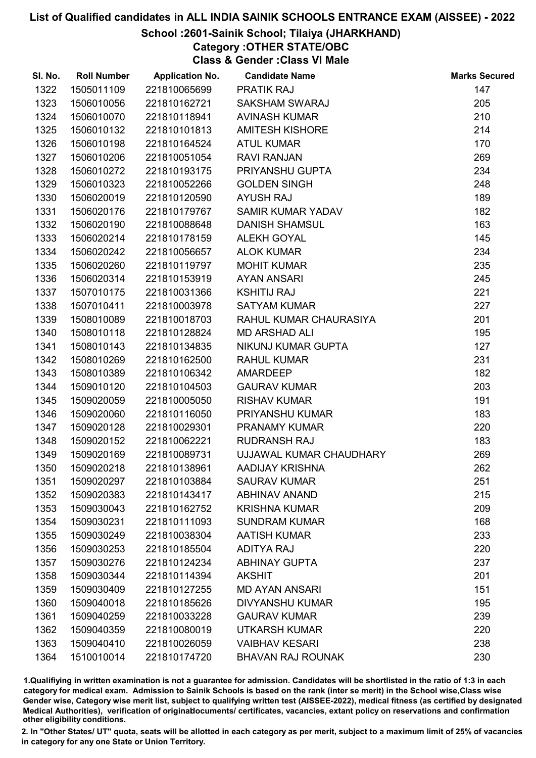# List of Qualified candidates in ALL INDIA SAINIK SCHOOLS ENTRANCE EXAM (AISSEE) - 2022

## School :2601-Sainik School; Tilaiya (JHARKHAND)

### Category :OTHER STATE/OBC

### Class & Gender :Class VI Male

| Sl. No. | Roll Number | Application No. | Candidate Name | Marks Secured |
|---|---|---|---|---|
| 1322 | 1505011109 | 221810065699 | PRATIK RAJ | 147 |
| 1323 | 1506010056 | 221810162721 | SAKSHAM SWARAJ | 205 |
| 1324 | 1506010070 | 221810118941 | AVINASH KUMAR | 210 |
| 1325 | 1506010132 | 221810101813 | AMITESH KISHORE | 214 |
| 1326 | 1506010198 | 221810164524 | ATUL KUMAR | 170 |
| 1327 | 1506010206 | 221810051054 | RAVI RANJAN | 269 |
| 1328 | 1506010272 | 221810193175 | PRIYANSHU GUPTA | 234 |
| 1329 | 1506010323 | 221810052266 | GOLDEN SINGH | 248 |
| 1330 | 1506020019 | 221810120590 | AYUSH RAJ | 189 |
| 1331 | 1506020176 | 221810179767 | SAMIR KUMAR YADAV | 182 |
| 1332 | 1506020190 | 221810088648 | DANISH SHAMSUL | 163 |
| 1333 | 1506020214 | 221810178159 | ALEKH GOYAL | 145 |
| 1334 | 1506020242 | 221810056657 | ALOK KUMAR | 234 |
| 1335 | 1506020260 | 221810119797 | MOHIT KUMAR | 235 |
| 1336 | 1506020314 | 221810153919 | AYAN ANSARI | 245 |
| 1337 | 1507010175 | 221810031366 | KSHITIJ RAJ | 221 |
| 1338 | 1507010411 | 221810003978 | SATYAM KUMAR | 227 |
| 1339 | 1508010089 | 221810018703 | RAHUL KUMAR CHAURASIYA | 201 |
| 1340 | 1508010118 | 221810128824 | MD ARSHAD ALI | 195 |
| 1341 | 1508010143 | 221810134835 | NIKUNJ KUMAR GUPTA | 127 |
| 1342 | 1508010269 | 221810162500 | RAHUL KUMAR | 231 |
| 1343 | 1508010389 | 221810106342 | AMARDEEP | 182 |
| 1344 | 1509010120 | 221810104503 | GAURAV KUMAR | 203 |
| 1345 | 1509020059 | 221810005050 | RISHAV KUMAR | 191 |
| 1346 | 1509020060 | 221810116050 | PRIYANSHU KUMAR | 183 |
| 1347 | 1509020128 | 221810029301 | PRANAMY KUMAR | 220 |
| 1348 | 1509020152 | 221810062221 | RUDRANSH RAJ | 183 |
| 1349 | 1509020169 | 221810089731 | UJJAWAL KUMAR CHAUDHARY | 269 |
| 1350 | 1509020218 | 221810138961 | AADIJAY KRISHNA | 262 |
| 1351 | 1509020297 | 221810103884 | SAURAV KUMAR | 251 |
| 1352 | 1509020383 | 221810143417 | ABHINAV ANAND | 215 |
| 1353 | 1509030043 | 221810162752 | KRISHNA KUMAR | 209 |
| 1354 | 1509030231 | 221810111093 | SUNDRAM KUMAR | 168 |
| 1355 | 1509030249 | 221810038304 | AATISH KUMAR | 233 |
| 1356 | 1509030253 | 221810185504 | ADITYA RAJ | 220 |
| 1357 | 1509030276 | 221810124234 | ABHINAY GUPTA | 237 |
| 1358 | 1509030344 | 221810114394 | AKSHIT | 201 |
| 1359 | 1509030409 | 221810127255 | MD AYAN ANSARI | 151 |
| 1360 | 1509040018 | 221810185626 | DIVYANSHU KUMAR | 195 |
| 1361 | 1509040259 | 221810033228 | GAURAV KUMAR | 239 |
| 1362 | 1509040359 | 221810080019 | UTKARSH KUMAR | 220 |
| 1363 | 1509040410 | 221810026059 | VAIBHAV KESARI | 238 |
| 1364 | 1510010014 | 221810174720 | BHAVAN RAJ ROUNAK | 230 |

1.Qualifiying in written examination is not a guarantee for admission. Candidates will be shortlisted in the ratio of 1:3 in each category for medical exam. Admission to Sainik Schools is based on the rank (inter se merit) in the School wise,Class wise Gender wise, Category wise merit list, subject to qualifying written test (AISSEE-2022), medical fitness (as certified by designated Medical Authorities), verification of originaldocuments/ certificates, vacancies, extant policy on reservations and confirmation other eligibility conditions.

2. In "Other States/ UT" quota, seats will be allotted in each category as per merit, subject to a maximum limit of 25% of vacancies in category for any one State or Union Territory.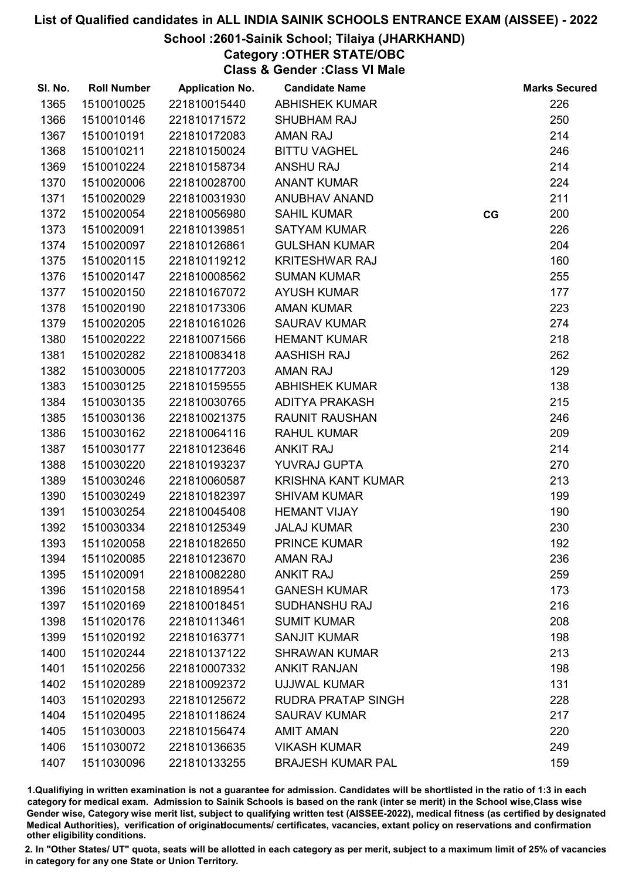# List of Qualified candidates in ALL INDIA SAINIK SCHOOLS ENTRANCE EXAM (AISSEE) - 2022

## School :2601-Sainik School; Tilaiya (JHARKHAND)
## Category :OTHER STATE/OBC
## Class & Gender :Class VI Male

| Sl. No. | Roll Number | Application No. | Candidate Name | | Marks Secured |
|---|---|---|---|---|---|
| 1365 | 1510010025 | 221810015440 | ABHISHEK KUMAR | | 226 |
| 1366 | 1510010146 | 221810171572 | SHUBHAM RAJ | | 250 |
| 1367 | 1510010191 | 221810172083 | AMAN RAJ | | 214 |
| 1368 | 1510010211 | 221810150024 | BITTU VAGHEL | | 246 |
| 1369 | 1510010224 | 221810158734 | ANSHU RAJ | | 214 |
| 1370 | 1510020006 | 221810028700 | ANANT KUMAR | | 224 |
| 1371 | 1510020029 | 221810031930 | ANUBHAV ANAND | | 211 |
| 1372 | 1510020054 | 221810056980 | SAHIL KUMAR | CG | 200 |
| 1373 | 1510020091 | 221810139851 | SATYAM KUMAR | | 226 |
| 1374 | 1510020097 | 221810126861 | GULSHAN KUMAR | | 204 |
| 1375 | 1510020115 | 221810119212 | KRITESHWAR RAJ | | 160 |
| 1376 | 1510020147 | 221810008562 | SUMAN KUMAR | | 255 |
| 1377 | 1510020150 | 221810167072 | AYUSH KUMAR | | 177 |
| 1378 | 1510020190 | 221810173306 | AMAN KUMAR | | 223 |
| 1379 | 1510020205 | 221810161026 | SAURAV KUMAR | | 274 |
| 1380 | 1510020222 | 221810071566 | HEMANT KUMAR | | 218 |
| 1381 | 1510020282 | 221810083418 | AASHISH RAJ | | 262 |
| 1382 | 1510030005 | 221810177203 | AMAN RAJ | | 129 |
| 1383 | 1510030125 | 221810159555 | ABHISHEK KUMAR | | 138 |
| 1384 | 1510030135 | 221810030765 | ADITYA PRAKASH | | 215 |
| 1385 | 1510030136 | 221810021375 | RAUNIT RAUSHAN | | 246 |
| 1386 | 1510030162 | 221810064116 | RAHUL KUMAR | | 209 |
| 1387 | 1510030177 | 221810123646 | ANKIT RAJ | | 214 |
| 1388 | 1510030220 | 221810193237 | YUVRAJ GUPTA | | 270 |
| 1389 | 1510030246 | 221810060587 | KRISHNA KANT KUMAR | | 213 |
| 1390 | 1510030249 | 221810182397 | SHIVAM KUMAR | | 199 |
| 1391 | 1510030254 | 221810045408 | HEMANT VIJAY | | 190 |
| 1392 | 1510030334 | 221810125349 | JALAJ KUMAR | | 230 |
| 1393 | 1511020058 | 221810182650 | PRINCE KUMAR | | 192 |
| 1394 | 1511020085 | 221810123670 | AMAN RAJ | | 236 |
| 1395 | 1511020091 | 221810082280 | ANKIT RAJ | | 259 |
| 1396 | 1511020158 | 221810189541 | GANESH KUMAR | | 173 |
| 1397 | 1511020169 | 221810018451 | SUDHANSHU RAJ | | 216 |
| 1398 | 1511020176 | 221810113461 | SUMIT KUMAR | | 208 |
| 1399 | 1511020192 | 221810163771 | SANJIT KUMAR | | 198 |
| 1400 | 1511020244 | 221810137122 | SHRAWAN KUMAR | | 213 |
| 1401 | 1511020256 | 221810007332 | ANKIT RANJAN | | 198 |
| 1402 | 1511020289 | 221810092372 | UJJWAL KUMAR | | 131 |
| 1403 | 1511020293 | 221810125672 | RUDRA PRATAP SINGH | | 228 |
| 1404 | 1511020495 | 221810118624 | SAURAV KUMAR | | 217 |
| 1405 | 1511030003 | 221810156474 | AMIT AMAN | | 220 |
| 1406 | 1511030072 | 221810136635 | VIKASH KUMAR | | 249 |
| 1407 | 1511030096 | 221810133255 | BRAJESH KUMAR PAL | | 159 |

1.Qualifiying in written examination is not a guarantee for admission. Candidates will be shortlisted in the ratio of 1:3 in each category for medical exam. Admission to Sainik Schools is based on the rank (inter se merit) in the School wise,Class wise Gender wise, Category wise merit list, subject to qualifying written test (AISSEE-2022), medical fitness (as certified by designated Medical Authorities), verification of originaldocuments/ certificates, vacancies, extant policy on reservations and confirmation other eligibility conditions.

2. In "Other States/ UT" quota, seats will be allotted in each category as per merit, subject to a maximum limit of 25% of vacancies in category for any one State or Union Territory.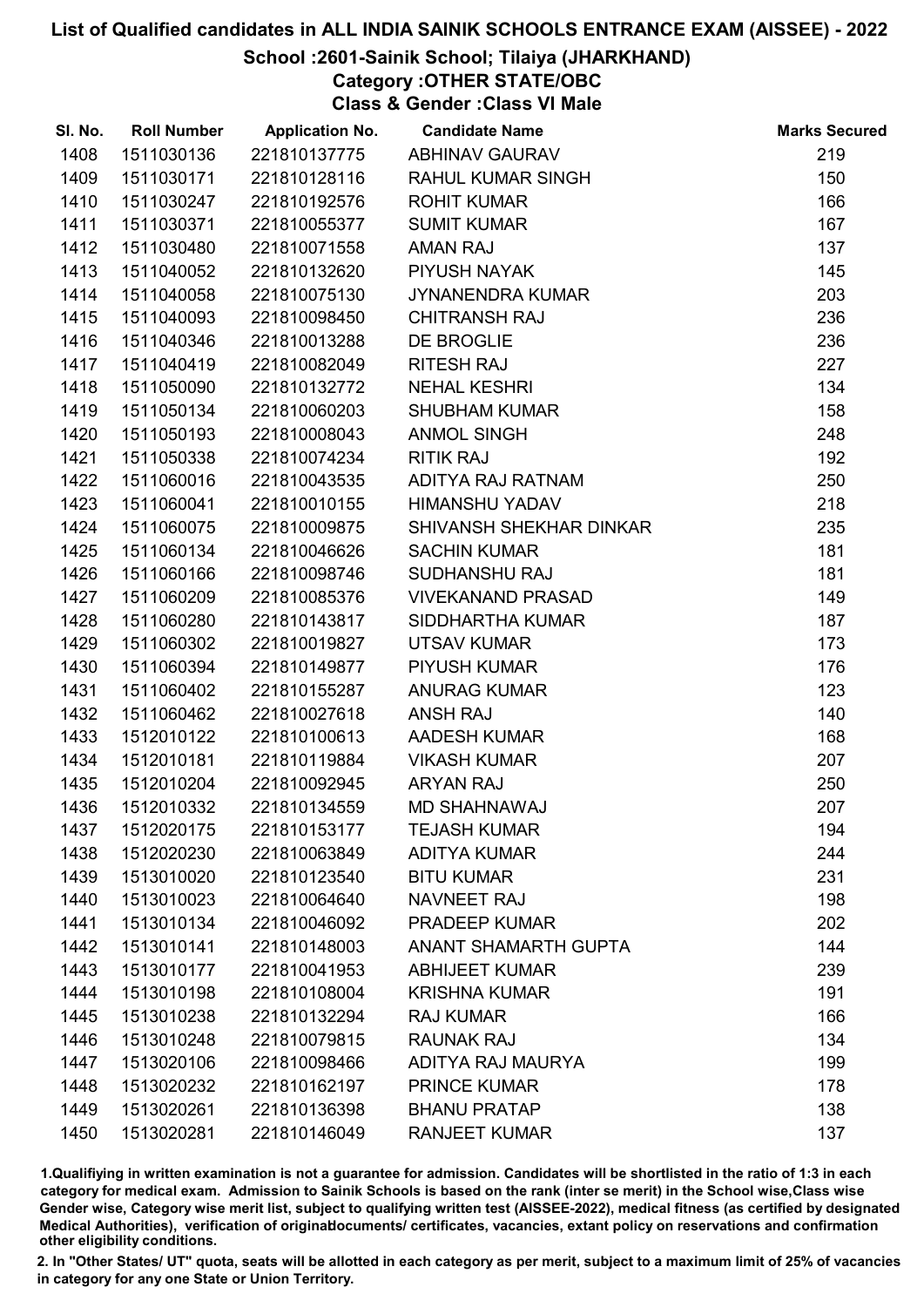# List of Qualified candidates in ALL INDIA SAINIK SCHOOLS ENTRANCE EXAM (AISSEE) - 2022

## School :2601-Sainik School; Tilaiya (JHARKHAND)

### Category :OTHER STATE/OBC

### Class & Gender :Class VI Male

| Sl. No. | Roll Number | Application No. | Candidate Name | Marks Secured |
|---|---|---|---|---|
| 1408 | 1511030136 | 221810137775 | ABHINAV GAURAV | 219 |
| 1409 | 1511030171 | 221810128116 | RAHUL KUMAR SINGH | 150 |
| 1410 | 1511030247 | 221810192576 | ROHIT KUMAR | 166 |
| 1411 | 1511030371 | 221810055377 | SUMIT KUMAR | 167 |
| 1412 | 1511030480 | 221810071558 | AMAN RAJ | 137 |
| 1413 | 1511040052 | 221810132620 | PIYUSH NAYAK | 145 |
| 1414 | 1511040058 | 221810075130 | JYNANENDRA KUMAR | 203 |
| 1415 | 1511040093 | 221810098450 | CHITRANSH RAJ | 236 |
| 1416 | 1511040346 | 221810013288 | DE BROGLIE | 236 |
| 1417 | 1511040419 | 221810082049 | RITESH RAJ | 227 |
| 1418 | 1511050090 | 221810132772 | NEHAL KESHRI | 134 |
| 1419 | 1511050134 | 221810060203 | SHUBHAM KUMAR | 158 |
| 1420 | 1511050193 | 221810008043 | ANMOL SINGH | 248 |
| 1421 | 1511050338 | 221810074234 | RITIK RAJ | 192 |
| 1422 | 1511060016 | 221810043535 | ADITYA RAJ RATNAM | 250 |
| 1423 | 1511060041 | 221810010155 | HIMANSHU YADAV | 218 |
| 1424 | 1511060075 | 221810009875 | SHIVANSH SHEKHAR DINKAR | 235 |
| 1425 | 1511060134 | 221810046626 | SACHIN KUMAR | 181 |
| 1426 | 1511060166 | 221810098746 | SUDHANSHU RAJ | 181 |
| 1427 | 1511060209 | 221810085376 | VIVEKANAND PRASAD | 149 |
| 1428 | 1511060280 | 221810143817 | SIDDHARTHA KUMAR | 187 |
| 1429 | 1511060302 | 221810019827 | UTSAV KUMAR | 173 |
| 1430 | 1511060394 | 221810149877 | PIYUSH KUMAR | 176 |
| 1431 | 1511060402 | 221810155287 | ANURAG KUMAR | 123 |
| 1432 | 1511060462 | 221810027618 | ANSH RAJ | 140 |
| 1433 | 1512010122 | 221810100613 | AADESH KUMAR | 168 |
| 1434 | 1512010181 | 221810119884 | VIKASH KUMAR | 207 |
| 1435 | 1512010204 | 221810092945 | ARYAN RAJ | 250 |
| 1436 | 1512010332 | 221810134559 | MD SHAHNAWAJ | 207 |
| 1437 | 1512020175 | 221810153177 | TEJASH KUMAR | 194 |
| 1438 | 1512020230 | 221810063849 | ADITYA KUMAR | 244 |
| 1439 | 1513010020 | 221810123540 | BITU KUMAR | 231 |
| 1440 | 1513010023 | 221810064640 | NAVNEET RAJ | 198 |
| 1441 | 1513010134 | 221810046092 | PRADEEP KUMAR | 202 |
| 1442 | 1513010141 | 221810148003 | ANANT SHAMARTH GUPTA | 144 |
| 1443 | 1513010177 | 221810041953 | ABHIJEET KUMAR | 239 |
| 1444 | 1513010198 | 221810108004 | KRISHNA KUMAR | 191 |
| 1445 | 1513010238 | 221810132294 | RAJ KUMAR | 166 |
| 1446 | 1513010248 | 221810079815 | RAUNAK RAJ | 134 |
| 1447 | 1513020106 | 221810098466 | ADITYA RAJ MAURYA | 199 |
| 1448 | 1513020232 | 221810162197 | PRINCE KUMAR | 178 |
| 1449 | 1513020261 | 221810136398 | BHANU PRATAP | 138 |
| 1450 | 1513020281 | 221810146049 | RANJEET KUMAR | 137 |

1.Qualifiying in written examination is not a guarantee for admission. Candidates will be shortlisted in the ratio of 1:3 in each category for medical exam. Admission to Sainik Schools is based on the rank (inter se merit) in the School wise,Class wise Gender wise, Category wise merit list, subject to qualifying written test (AISSEE-2022), medical fitness (as certified by designated Medical Authorities), verification of originaldocuments/ certificates, vacancies, extant policy on reservations and confirmation other eligibility conditions.

2. In "Other States/ UT" quota, seats will be allotted in each category as per merit, subject to a maximum limit of 25% of vacancies in category for any one State or Union Territory.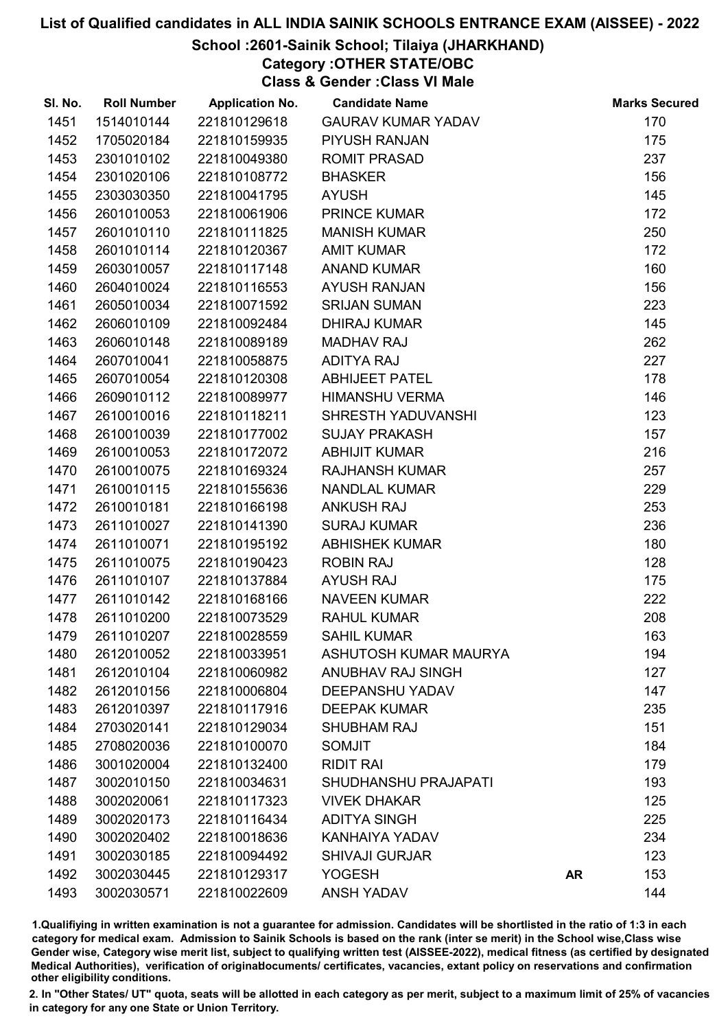# List of Qualified candidates in ALL INDIA SAINIK SCHOOLS ENTRANCE EXAM (AISSEE) - 2022

## School :2601-Sainik School; Tilaiya (JHARKHAND)

### Category :OTHER STATE/OBC

### Class & Gender :Class VI Male

| Sl. No. | Roll Number | Application No. | Candidate Name | | Marks Secured |
|---|---|---|---|---|---|
| 1451 | 1514010144 | 221810129618 | GAURAV KUMAR YADAV | | 170 |
| 1452 | 1705020184 | 221810159935 | PIYUSH RANJAN | | 175 |
| 1453 | 2301010102 | 221810049380 | ROMIT PRASAD | | 237 |
| 1454 | 2301020106 | 221810108772 | BHASKER | | 156 |
| 1455 | 2303030350 | 221810041795 | AYUSH | | 145 |
| 1456 | 2601010053 | 221810061906 | PRINCE KUMAR | | 172 |
| 1457 | 2601010110 | 221810111825 | MANISH KUMAR | | 250 |
| 1458 | 2601010114 | 221810120367 | AMIT KUMAR | | 172 |
| 1459 | 2603010057 | 221810117148 | ANAND KUMAR | | 160 |
| 1460 | 2604010024 | 221810116553 | AYUSH RANJAN | | 156 |
| 1461 | 2605010034 | 221810071592 | SRIJAN SUMAN | | 223 |
| 1462 | 2606010109 | 221810092484 | DHIRAJ KUMAR | | 145 |
| 1463 | 2606010148 | 221810089189 | MADHAV RAJ | | 262 |
| 1464 | 2607010041 | 221810058875 | ADITYA RAJ | | 227 |
| 1465 | 2607010054 | 221810120308 | ABHIJEET PATEL | | 178 |
| 1466 | 2609010112 | 221810089977 | HIMANSHU VERMA | | 146 |
| 1467 | 2610010016 | 221810118211 | SHRESTH YADUVANSHI | | 123 |
| 1468 | 2610010039 | 221810177002 | SUJAY PRAKASH | | 157 |
| 1469 | 2610010053 | 221810172072 | ABHIJIT KUMAR | | 216 |
| 1470 | 2610010075 | 221810169324 | RAJHANSH KUMAR | | 257 |
| 1471 | 2610010115 | 221810155636 | NANDLAL KUMAR | | 229 |
| 1472 | 2610010181 | 221810166198 | ANKUSH RAJ | | 253 |
| 1473 | 2611010027 | 221810141390 | SURAJ KUMAR | | 236 |
| 1474 | 2611010071 | 221810195192 | ABHISHEK KUMAR | | 180 |
| 1475 | 2611010075 | 221810190423 | ROBIN RAJ | | 128 |
| 1476 | 2611010107 | 221810137884 | AYUSH RAJ | | 175 |
| 1477 | 2611010142 | 221810168166 | NAVEEN KUMAR | | 222 |
| 1478 | 2611010200 | 221810073529 | RAHUL KUMAR | | 208 |
| 1479 | 2611010207 | 221810028559 | SAHIL KUMAR | | 163 |
| 1480 | 2612010052 | 221810033951 | ASHUTOSH KUMAR MAURYA | | 194 |
| 1481 | 2612010104 | 221810060982 | ANUBHAV RAJ SINGH | | 127 |
| 1482 | 2612010156 | 221810006804 | DEEPANSHU YADAV | | 147 |
| 1483 | 2612010397 | 221810117916 | DEEPAK KUMAR | | 235 |
| 1484 | 2703020141 | 221810129034 | SHUBHAM RAJ | | 151 |
| 1485 | 2708020036 | 221810100070 | SOMJIT | | 184 |
| 1486 | 3001020004 | 221810132400 | RIDIT RAI | | 179 |
| 1487 | 3002010150 | 221810034631 | SHUDHANSHU PRAJAPATI | | 193 |
| 1488 | 3002020061 | 221810117323 | VIVEK DHAKAR | | 125 |
| 1489 | 3002020173 | 221810116434 | ADITYA SINGH | | 225 |
| 1490 | 3002020402 | 221810018636 | KANHAIYA YADAV | | 234 |
| 1491 | 3002030185 | 221810094492 | SHIVAJI GURJAR | | 123 |
| 1492 | 3002030445 | 221810129317 | YOGESH | AR | 153 |
| 1493 | 3002030571 | 221810022609 | ANSH YADAV | | 144 |

1.Qualifiying in written examination is not a guarantee for admission. Candidates will be shortlisted in the ratio of 1:3 in each category for medical exam. Admission to Sainik Schools is based on the rank (inter se merit) in the School wise,Class wise Gender wise, Category wise merit list, subject to qualifying written test (AISSEE-2022), medical fitness (as certified by designated Medical Authorities), verification of originaldocuments/ certificates, vacancies, extant policy on reservations and confirmation other eligibility conditions.

2. In "Other States/ UT" quota, seats will be allotted in each category as per merit, subject to a maximum limit of 25% of vacancies in category for any one State or Union Territory.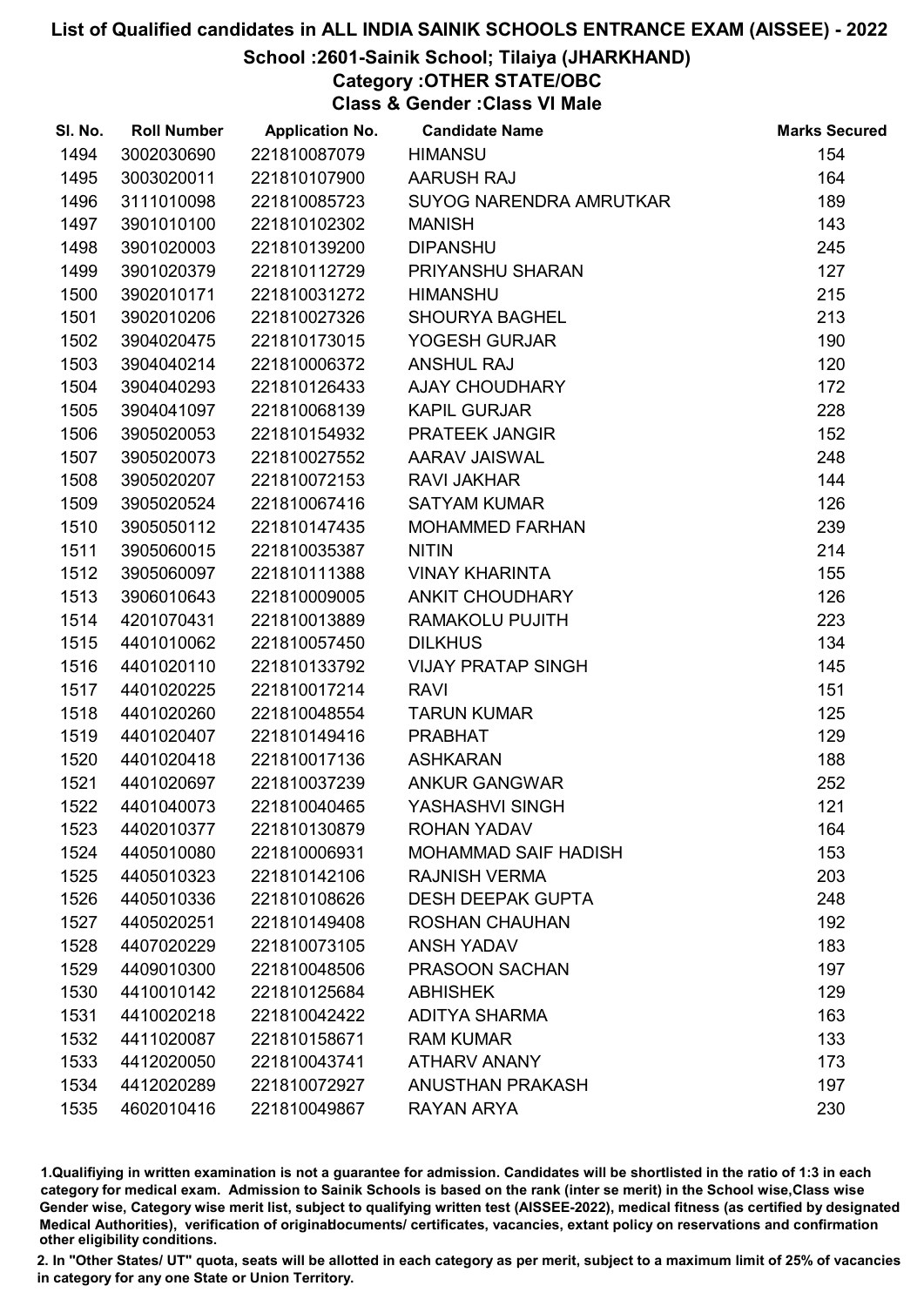# List of Qualified candidates in ALL INDIA SAINIK SCHOOLS ENTRANCE EXAM (AISSEE) - 2022

## School :2601-Sainik School; Tilaiya (JHARKHAND)

### Category :OTHER STATE/OBC

### Class & Gender :Class VI Male

| Sl. No. | Roll Number | Application No. | Candidate Name | Marks Secured |
|---|---|---|---|---|
| 1494 | 3002030690 | 221810087079 | HIMANSU | 154 |
| 1495 | 3003020011 | 221810107900 | AARUSH RAJ | 164 |
| 1496 | 3111010098 | 221810085723 | SUYOG NARENDRA AMRUTKAR | 189 |
| 1497 | 3901010100 | 221810102302 | MANISH | 143 |
| 1498 | 3901020003 | 221810139200 | DIPANSHU | 245 |
| 1499 | 3901020379 | 221810112729 | PRIYANSHU SHARAN | 127 |
| 1500 | 3902010171 | 221810031272 | HIMANSHU | 215 |
| 1501 | 3902010206 | 221810027326 | SHOURYA BAGHEL | 213 |
| 1502 | 3904020475 | 221810173015 | YOGESH GURJAR | 190 |
| 1503 | 3904040214 | 221810006372 | ANSHUL RAJ | 120 |
| 1504 | 3904040293 | 221810126433 | AJAY CHOUDHARY | 172 |
| 1505 | 3904041097 | 221810068139 | KAPIL GURJAR | 228 |
| 1506 | 3905020053 | 221810154932 | PRATEEK JANGIR | 152 |
| 1507 | 3905020073 | 221810027552 | AARAV JAISWAL | 248 |
| 1508 | 3905020207 | 221810072153 | RAVI JAKHAR | 144 |
| 1509 | 3905020524 | 221810067416 | SATYAM KUMAR | 126 |
| 1510 | 3905050112 | 221810147435 | MOHAMMED FARHAN | 239 |
| 1511 | 3905060015 | 221810035387 | NITIN | 214 |
| 1512 | 3905060097 | 221810111388 | VINAY KHARINTA | 155 |
| 1513 | 3906010643 | 221810009005 | ANKIT CHOUDHARY | 126 |
| 1514 | 4201070431 | 221810013889 | RAMAKOLU PUJITH | 223 |
| 1515 | 4401010062 | 221810057450 | DILKHUS | 134 |
| 1516 | 4401020110 | 221810133792 | VIJAY PRATAP SINGH | 145 |
| 1517 | 4401020225 | 221810017214 | RAVI | 151 |
| 1518 | 4401020260 | 221810048554 | TARUN KUMAR | 125 |
| 1519 | 4401020407 | 221810149416 | PRABHAT | 129 |
| 1520 | 4401020418 | 221810017136 | ASHKARAN | 188 |
| 1521 | 4401020697 | 221810037239 | ANKUR GANGWAR | 252 |
| 1522 | 4401040073 | 221810040465 | YASHASHVI SINGH | 121 |
| 1523 | 4402010377 | 221810130879 | ROHAN YADAV | 164 |
| 1524 | 4405010080 | 221810006931 | MOHAMMAD SAIF HADISH | 153 |
| 1525 | 4405010323 | 221810142106 | RAJNISH VERMA | 203 |
| 1526 | 4405010336 | 221810108626 | DESH DEEPAK GUPTA | 248 |
| 1527 | 4405020251 | 221810149408 | ROSHAN CHAUHAN | 192 |
| 1528 | 4407020229 | 221810073105 | ANSH YADAV | 183 |
| 1529 | 4409010300 | 221810048506 | PRASOON SACHAN | 197 |
| 1530 | 4410010142 | 221810125684 | ABHISHEK | 129 |
| 1531 | 4410020218 | 221810042422 | ADITYA SHARMA | 163 |
| 1532 | 4411020087 | 221810158671 | RAM KUMAR | 133 |
| 1533 | 4412020050 | 221810043741 | ATHARV ANANY | 173 |
| 1534 | 4412020289 | 221810072927 | ANUSTHAN PRAKASH | 197 |
| 1535 | 4602010416 | 221810049867 | RAYAN ARYA | 230 |

1.Qualifiying in written examination is not a guarantee for admission. Candidates will be shortlisted in the ratio of 1:3 in each category for medical exam. Admission to Sainik Schools is based on the rank (inter se merit) in the School wise,Class wise Gender wise, Category wise merit list, subject to qualifying written test (AISSEE-2022), medical fitness (as certified by designated Medical Authorities), verification of originaldocuments/ certificates, vacancies, extant policy on reservations and confirmation other eligibility conditions.

2. In "Other States/ UT" quota, seats will be allotted in each category as per merit, subject to a maximum limit of 25% of vacancies in category for any one State or Union Territory.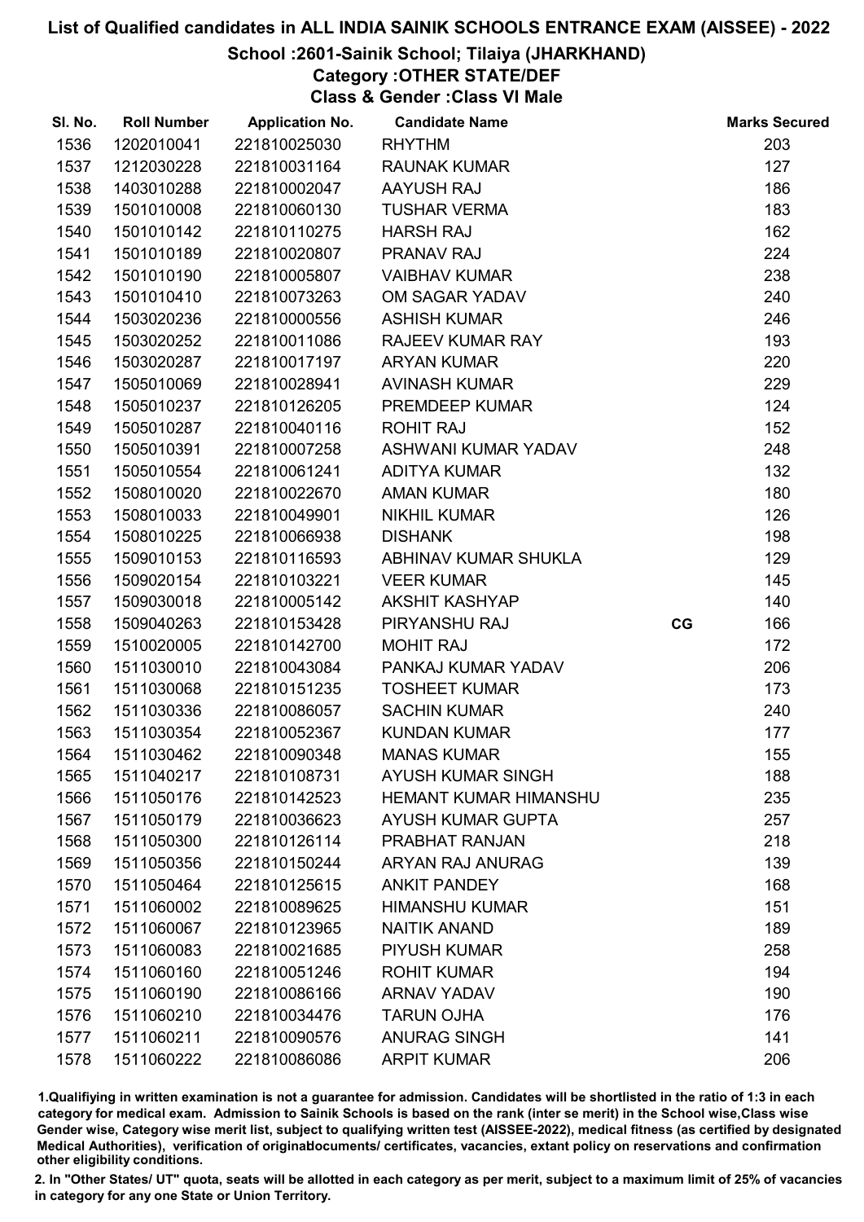# List of Qualified candidates in ALL INDIA SAINIK SCHOOLS ENTRANCE EXAM (AISSEE) - 2022

## School :2601-Sainik School; Tilaiya (JHARKHAND)

### Category :OTHER STATE/DEF

### Class & Gender :Class VI Male

| Sl. No. | Roll Number | Application No. | Candidate Name | | Marks Secured |
|---|---|---|---|---|---|
| 1536 | 1202010041 | 221810025030 | RHYTHM | | 203 |
| 1537 | 1212030228 | 221810031164 | RAUNAK KUMAR | | 127 |
| 1538 | 1403010288 | 221810002047 | AAYUSH RAJ | | 186 |
| 1539 | 1501010008 | 221810060130 | TUSHAR VERMA | | 183 |
| 1540 | 1501010142 | 221810110275 | HARSH RAJ | | 162 |
| 1541 | 1501010189 | 221810020807 | PRANAV RAJ | | 224 |
| 1542 | 1501010190 | 221810005807 | VAIBHAV KUMAR | | 238 |
| 1543 | 1501010410 | 221810073263 | OM SAGAR YADAV | | 240 |
| 1544 | 1503020236 | 221810000556 | ASHISH KUMAR | | 246 |
| 1545 | 1503020252 | 221810011086 | RAJEEV KUMAR RAY | | 193 |
| 1546 | 1503020287 | 221810017197 | ARYAN KUMAR | | 220 |
| 1547 | 1505010069 | 221810028941 | AVINASH KUMAR | | 229 |
| 1548 | 1505010237 | 221810126205 | PREMDEEP KUMAR | | 124 |
| 1549 | 1505010287 | 221810040116 | ROHIT RAJ | | 152 |
| 1550 | 1505010391 | 221810007258 | ASHWANI KUMAR YADAV | | 248 |
| 1551 | 1505010554 | 221810061241 | ADITYA KUMAR | | 132 |
| 1552 | 1508010020 | 221810022670 | AMAN KUMAR | | 180 |
| 1553 | 1508010033 | 221810049901 | NIKHIL KUMAR | | 126 |
| 1554 | 1508010225 | 221810066938 | DISHANK | | 198 |
| 1555 | 1509010153 | 221810116593 | ABHINAV KUMAR SHUKLA | | 129 |
| 1556 | 1509020154 | 221810103221 | VEER KUMAR | | 145 |
| 1557 | 1509030018 | 221810005142 | AKSHIT KASHYAP | | 140 |
| 1558 | 1509040263 | 221810153428 | PIRYANSHU RAJ | CG | 166 |
| 1559 | 1510020005 | 221810142700 | MOHIT RAJ | | 172 |
| 1560 | 1511030010 | 221810043084 | PANKAJ KUMAR YADAV | | 206 |
| 1561 | 1511030068 | 221810151235 | TOSHEET KUMAR | | 173 |
| 1562 | 1511030336 | 221810086057 | SACHIN KUMAR | | 240 |
| 1563 | 1511030354 | 221810052367 | KUNDAN KUMAR | | 177 |
| 1564 | 1511030462 | 221810090348 | MANAS KUMAR | | 155 |
| 1565 | 1511040217 | 221810108731 | AYUSH KUMAR SINGH | | 188 |
| 1566 | 1511050176 | 221810142523 | HEMANT KUMAR HIMANSHU | | 235 |
| 1567 | 1511050179 | 221810036623 | AYUSH KUMAR GUPTA | | 257 |
| 1568 | 1511050300 | 221810126114 | PRABHAT RANJAN | | 218 |
| 1569 | 1511050356 | 221810150244 | ARYAN RAJ ANURAG | | 139 |
| 1570 | 1511050464 | 221810125615 | ANKIT PANDEY | | 168 |
| 1571 | 1511060002 | 221810089625 | HIMANSHU KUMAR | | 151 |
| 1572 | 1511060067 | 221810123965 | NAITIK ANAND | | 189 |
| 1573 | 1511060083 | 221810021685 | PIYUSH KUMAR | | 258 |
| 1574 | 1511060160 | 221810051246 | ROHIT KUMAR | | 194 |
| 1575 | 1511060190 | 221810086166 | ARNAV YADAV | | 190 |
| 1576 | 1511060210 | 221810034476 | TARUN OJHA | | 176 |
| 1577 | 1511060211 | 221810090576 | ANURAG SINGH | | 141 |
| 1578 | 1511060222 | 221810086086 | ARPIT KUMAR | | 206 |

1.Qualifiying in written examination is not a guarantee for admission. Candidates will be shortlisted in the ratio of 1:3 in each category for medical exam. Admission to Sainik Schools is based on the rank (inter se merit) in the School wise,Class wise Gender wise, Category wise merit list, subject to qualifying written test (AISSEE-2022), medical fitness (as certified by designated Medical Authorities), verification of originaldocuments/ certificates, vacancies, extant policy on reservations and confirmation other eligibility conditions.

2. In "Other States/ UT" quota, seats will be allotted in each category as per merit, subject to a maximum limit of 25% of vacancies in category for any one State or Union Territory.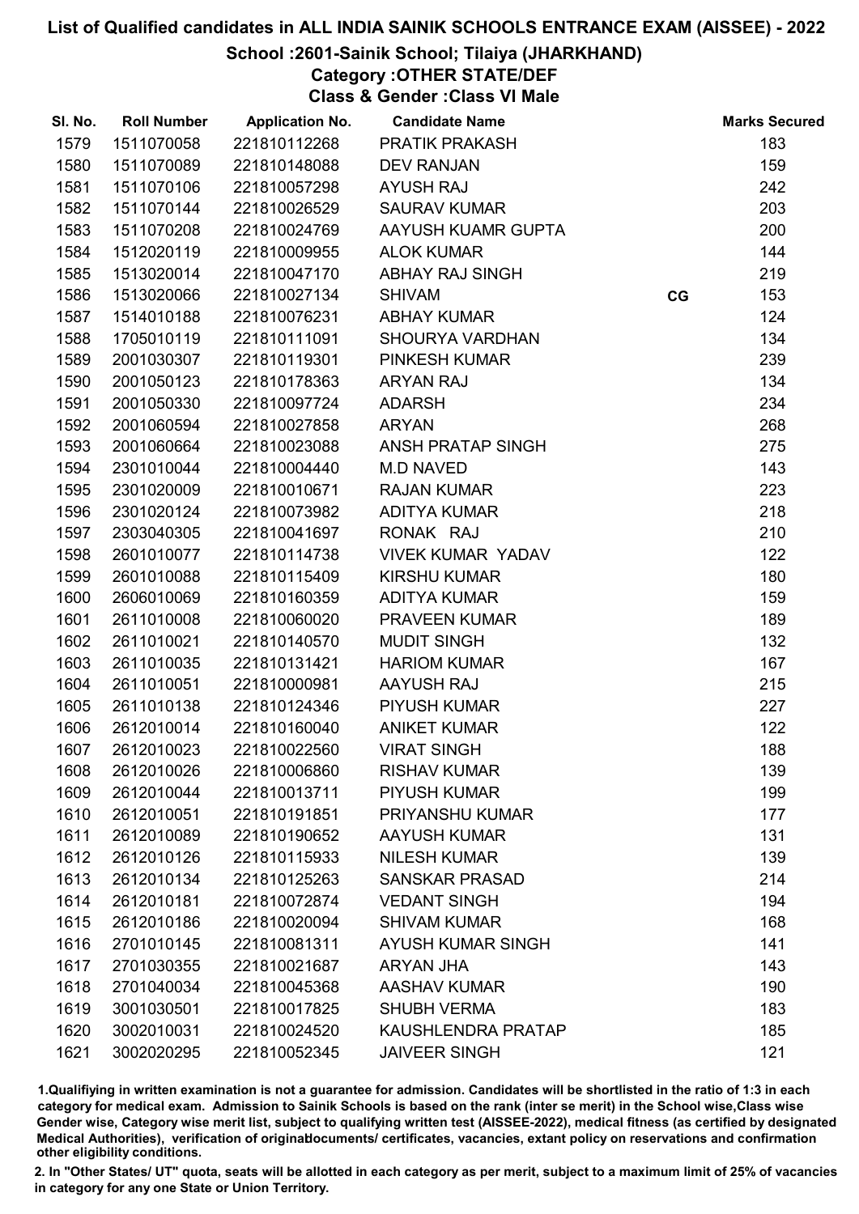# List of Qualified candidates in ALL INDIA SAINIK SCHOOLS ENTRANCE EXAM (AISSEE) - 2022

## School :2601-Sainik School; Tilaiya (JHARKHAND)

### Category :OTHER STATE/DEF

### Class & Gender :Class VI Male

| Sl. No. | Roll Number | Application No. | Candidate Name | | Marks Secured |
|---|---|---|---|---|---|
| 1579 | 1511070058 | 221810112268 | PRATIK PRAKASH | | 183 |
| 1580 | 1511070089 | 221810148088 | DEV RANJAN | | 159 |
| 1581 | 1511070106 | 221810057298 | AYUSH RAJ | | 242 |
| 1582 | 1511070144 | 221810026529 | SAURAV KUMAR | | 203 |
| 1583 | 1511070208 | 221810024769 | AAYUSH KUAMR GUPTA | | 200 |
| 1584 | 1512020119 | 221810009955 | ALOK KUMAR | | 144 |
| 1585 | 1513020014 | 221810047170 | ABHAY RAJ SINGH | | 219 |
| 1586 | 1513020066 | 221810027134 | SHIVAM | CG | 153 |
| 1587 | 1514010188 | 221810076231 | ABHAY KUMAR | | 124 |
| 1588 | 1705010119 | 221810111091 | SHOURYA VARDHAN | | 134 |
| 1589 | 2001030307 | 221810119301 | PINKESH KUMAR | | 239 |
| 1590 | 2001050123 | 221810178363 | ARYAN RAJ | | 134 |
| 1591 | 2001050330 | 221810097724 | ADARSH | | 234 |
| 1592 | 2001060594 | 221810027858 | ARYAN | | 268 |
| 1593 | 2001060664 | 221810023088 | ANSH PRATAP SINGH | | 275 |
| 1594 | 2301010044 | 221810004440 | M.D NAVED | | 143 |
| 1595 | 2301020009 | 221810010671 | RAJAN KUMAR | | 223 |
| 1596 | 2301020124 | 221810073982 | ADITYA KUMAR | | 218 |
| 1597 | 2303040305 | 221810041697 | RONAK RAJ | | 210 |
| 1598 | 2601010077 | 221810114738 | VIVEK KUMAR YADAV | | 122 |
| 1599 | 2601010088 | 221810115409 | KIRSHU KUMAR | | 180 |
| 1600 | 2606010069 | 221810160359 | ADITYA KUMAR | | 159 |
| 1601 | 2611010008 | 221810060020 | PRAVEEN KUMAR | | 189 |
| 1602 | 2611010021 | 221810140570 | MUDIT SINGH | | 132 |
| 1603 | 2611010035 | 221810131421 | HARIOM KUMAR | | 167 |
| 1604 | 2611010051 | 221810000981 | AAYUSH RAJ | | 215 |
| 1605 | 2611010138 | 221810124346 | PIYUSH KUMAR | | 227 |
| 1606 | 2612010014 | 221810160040 | ANIKET KUMAR | | 122 |
| 1607 | 2612010023 | 221810022560 | VIRAT SINGH | | 188 |
| 1608 | 2612010026 | 221810006860 | RISHAV KUMAR | | 139 |
| 1609 | 2612010044 | 221810013711 | PIYUSH KUMAR | | 199 |
| 1610 | 2612010051 | 221810191851 | PRIYANSHU KUMAR | | 177 |
| 1611 | 2612010089 | 221810190652 | AAYUSH KUMAR | | 131 |
| 1612 | 2612010126 | 221810115933 | NILESH KUMAR | | 139 |
| 1613 | 2612010134 | 221810125263 | SANSKAR PRASAD | | 214 |
| 1614 | 2612010181 | 221810072874 | VEDANT SINGH | | 194 |
| 1615 | 2612010186 | 221810020094 | SHIVAM KUMAR | | 168 |
| 1616 | 2701010145 | 221810081311 | AYUSH KUMAR SINGH | | 141 |
| 1617 | 2701030355 | 221810021687 | ARYAN JHA | | 143 |
| 1618 | 2701040034 | 221810045368 | AASHAV KUMAR | | 190 |
| 1619 | 3001030501 | 221810017825 | SHUBH VERMA | | 183 |
| 1620 | 3002010031 | 221810024520 | KAUSHLENDRA PRATAP | | 185 |
| 1621 | 3002020295 | 221810052345 | JAIVEER SINGH | | 121 |

1.Qualifiying in written examination is not a guarantee for admission. Candidates will be shortlisted in the ratio of 1:3 in each category for medical exam. Admission to Sainik Schools is based on the rank (inter se merit) in the School wise,Class wise Gender wise, Category wise merit list, subject to qualifying written test (AISSEE-2022), medical fitness (as certified by designated Medical Authorities), verification of originaldocuments/ certificates, vacancies, extant policy on reservations and confirmation other eligibility conditions.

2. In "Other States/ UT" quota, seats will be allotted in each category as per merit, subject to a maximum limit of 25% of vacancies in category for any one State or Union Territory.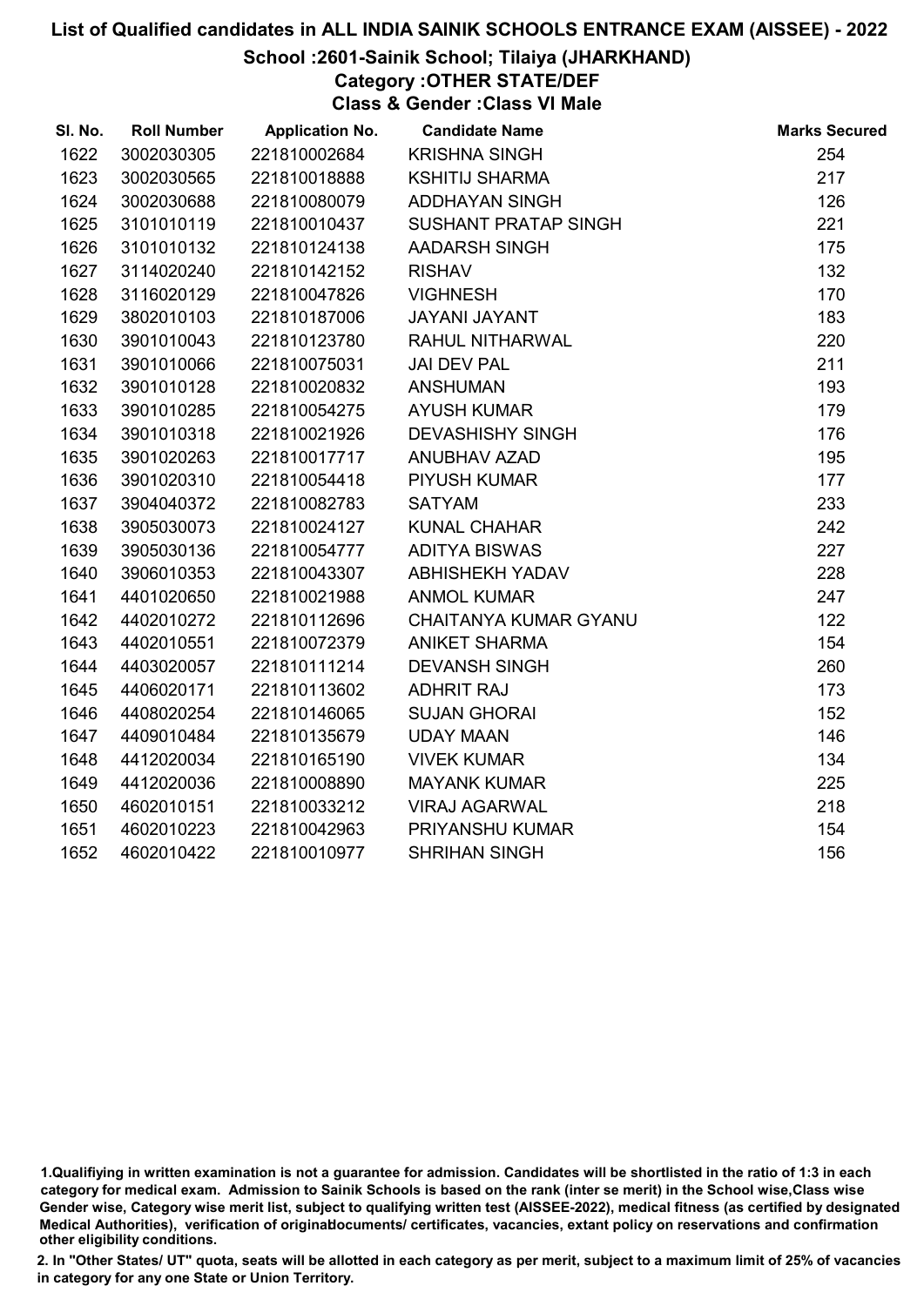# List of Qualified candidates in ALL INDIA SAINIK SCHOOLS ENTRANCE EXAM (AISSEE) - 2022

## School :2601-Sainik School; Tilaiya (JHARKHAND)

### Category :OTHER STATE/DEF

### Class & Gender :Class VI Male

| Sl. No. | Roll Number | Application No. | Candidate Name | Marks Secured |
|---|---|---|---|---|
| 1622 | 3002030305 | 221810002684 | KRISHNA SINGH | 254 |
| 1623 | 3002030565 | 221810018888 | KSHITIJ SHARMA | 217 |
| 1624 | 3002030688 | 221810080079 | ADDHAYAN SINGH | 126 |
| 1625 | 3101010119 | 221810010437 | SUSHANT PRATAP SINGH | 221 |
| 1626 | 3101010132 | 221810124138 | AADARSH SINGH | 175 |
| 1627 | 3114020240 | 221810142152 | RISHAV | 132 |
| 1628 | 3116020129 | 221810047826 | VIGHNESH | 170 |
| 1629 | 3802010103 | 221810187006 | JAYANI JAYANT | 183 |
| 1630 | 3901010043 | 221810123780 | RAHUL NITHARWAL | 220 |
| 1631 | 3901010066 | 221810075031 | JAI DEV PAL | 211 |
| 1632 | 3901010128 | 221810020832 | ANSHUMAN | 193 |
| 1633 | 3901010285 | 221810054275 | AYUSH KUMAR | 179 |
| 1634 | 3901010318 | 221810021926 | DEVASHISHY SINGH | 176 |
| 1635 | 3901020263 | 221810017717 | ANUBHAV AZAD | 195 |
| 1636 | 3901020310 | 221810054418 | PIYUSH KUMAR | 177 |
| 1637 | 3904040372 | 221810082783 | SATYAM | 233 |
| 1638 | 3905030073 | 221810024127 | KUNAL CHAHAR | 242 |
| 1639 | 3905030136 | 221810054777 | ADITYA BISWAS | 227 |
| 1640 | 3906010353 | 221810043307 | ABHISHEKH YADAV | 228 |
| 1641 | 4401020650 | 221810021988 | ANMOL KUMAR | 247 |
| 1642 | 4402010272 | 221810112696 | CHAITANYA KUMAR GYANU | 122 |
| 1643 | 4402010551 | 221810072379 | ANIKET SHARMA | 154 |
| 1644 | 4403020057 | 221810111214 | DEVANSH SINGH | 260 |
| 1645 | 4406020171 | 221810113602 | ADHRIT RAJ | 173 |
| 1646 | 4408020254 | 221810146065 | SUJAN GHORAI | 152 |
| 1647 | 4409010484 | 221810135679 | UDAY MAAN | 146 |
| 1648 | 4412020034 | 221810165190 | VIVEK KUMAR | 134 |
| 1649 | 4412020036 | 221810008890 | MAYANK KUMAR | 225 |
| 1650 | 4602010151 | 221810033212 | VIRAJ AGARWAL | 218 |
| 1651 | 4602010223 | 221810042963 | PRIYANSHU KUMAR | 154 |
| 1652 | 4602010422 | 221810010977 | SHRIHAN SINGH | 156 |

1.Qualifiying in written examination is not a guarantee for admission. Candidates will be shortlisted in the ratio of 1:3 in each category for medical exam. Admission to Sainik Schools is based on the rank (inter se merit) in the School wise,Class wise Gender wise, Category wise merit list, subject to qualifying written test (AISSEE-2022), medical fitness (as certified by designated Medical Authorities), verification of originaldocuments/ certificates, vacancies, extant policy on reservations and confirmation other eligibility conditions.

2. In "Other States/ UT" quota, seats will be allotted in each category as per merit, subject to a maximum limit of 25% of vacancies in category for any one State or Union Territory.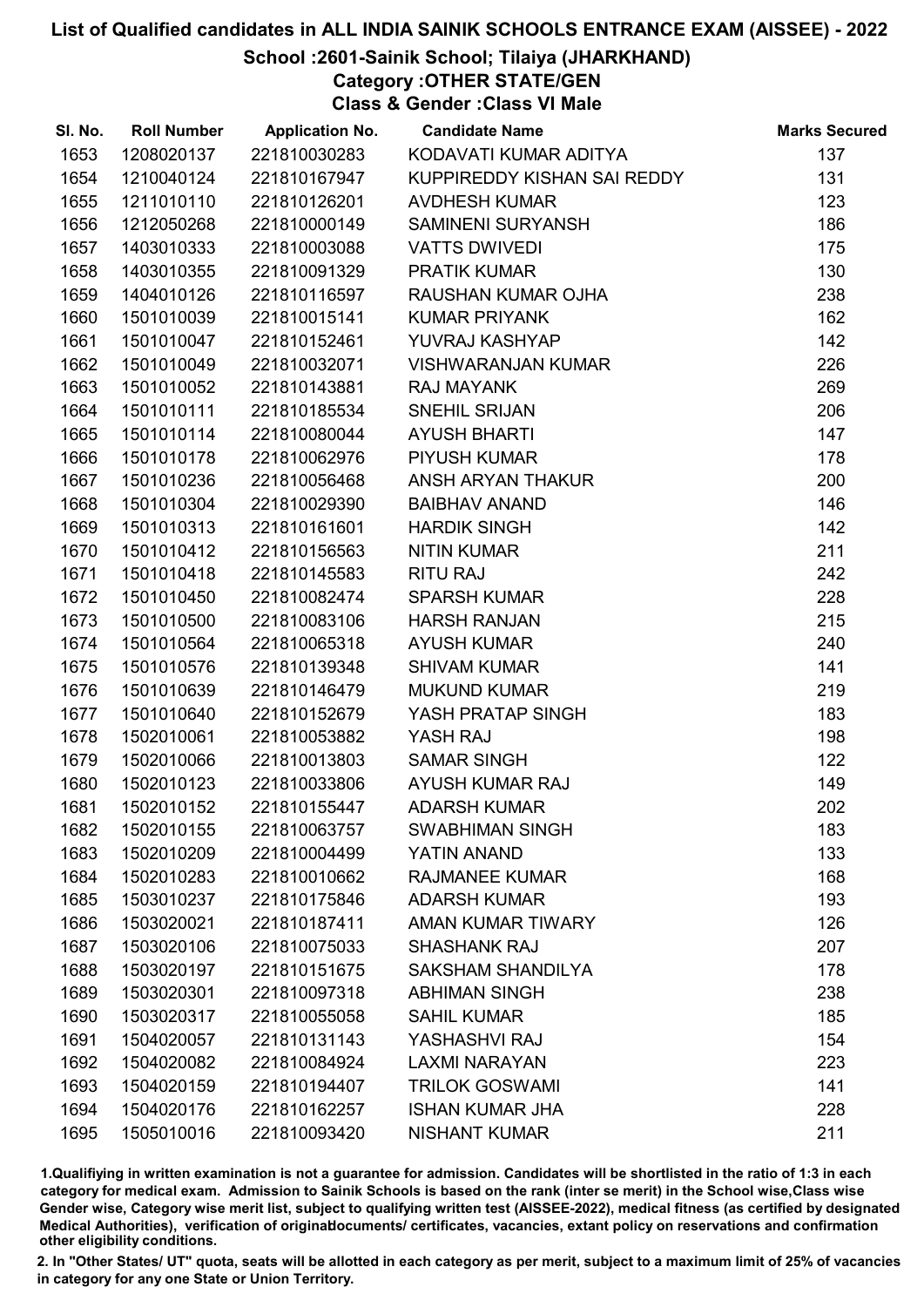# List of Qualified candidates in ALL INDIA SAINIK SCHOOLS ENTRANCE EXAM (AISSEE) - 2022

## School :2601-Sainik School; Tilaiya (JHARKHAND)

### Category :OTHER STATE/GEN

### Class & Gender :Class VI Male

| Sl. No. | Roll Number | Application No. | Candidate Name | Marks Secured |
|---|---|---|---|---|
| 1653 | 1208020137 | 221810030283 | KODAVATI KUMAR ADITYA | 137 |
| 1654 | 1210040124 | 221810167947 | KUPPIREDDY KISHAN SAI REDDY | 131 |
| 1655 | 1211010110 | 221810126201 | AVDHESH KUMAR | 123 |
| 1656 | 1212050268 | 221810000149 | SAMINENI SURYANSH | 186 |
| 1657 | 1403010333 | 221810003088 | VATTS DWIVEDI | 175 |
| 1658 | 1403010355 | 221810091329 | PRATIK KUMAR | 130 |
| 1659 | 1404010126 | 221810116597 | RAUSHAN KUMAR OJHA | 238 |
| 1660 | 1501010039 | 221810015141 | KUMAR PRIYANK | 162 |
| 1661 | 1501010047 | 221810152461 | YUVRAJ KASHYAP | 142 |
| 1662 | 1501010049 | 221810032071 | VISHWARANJAN KUMAR | 226 |
| 1663 | 1501010052 | 221810143881 | RAJ MAYANK | 269 |
| 1664 | 1501010111 | 221810185534 | SNEHIL SRIJAN | 206 |
| 1665 | 1501010114 | 221810080044 | AYUSH BHARTI | 147 |
| 1666 | 1501010178 | 221810062976 | PIYUSH KUMAR | 178 |
| 1667 | 1501010236 | 221810056468 | ANSH ARYAN THAKUR | 200 |
| 1668 | 1501010304 | 221810029390 | BAIBHAV ANAND | 146 |
| 1669 | 1501010313 | 221810161601 | HARDIK SINGH | 142 |
| 1670 | 1501010412 | 221810156563 | NITIN KUMAR | 211 |
| 1671 | 1501010418 | 221810145583 | RITU RAJ | 242 |
| 1672 | 1501010450 | 221810082474 | SPARSH KUMAR | 228 |
| 1673 | 1501010500 | 221810083106 | HARSH RANJAN | 215 |
| 1674 | 1501010564 | 221810065318 | AYUSH KUMAR | 240 |
| 1675 | 1501010576 | 221810139348 | SHIVAM KUMAR | 141 |
| 1676 | 1501010639 | 221810146479 | MUKUND KUMAR | 219 |
| 1677 | 1501010640 | 221810152679 | YASH PRATAP SINGH | 183 |
| 1678 | 1502010061 | 221810053882 | YASH RAJ | 198 |
| 1679 | 1502010066 | 221810013803 | SAMAR SINGH | 122 |
| 1680 | 1502010123 | 221810033806 | AYUSH KUMAR RAJ | 149 |
| 1681 | 1502010152 | 221810155447 | ADARSH KUMAR | 202 |
| 1682 | 1502010155 | 221810063757 | SWABHIMAN SINGH | 183 |
| 1683 | 1502010209 | 221810004499 | YATIN ANAND | 133 |
| 1684 | 1502010283 | 221810010662 | RAJMANEE KUMAR | 168 |
| 1685 | 1503010237 | 221810175846 | ADARSH KUMAR | 193 |
| 1686 | 1503020021 | 221810187411 | AMAN KUMAR TIWARY | 126 |
| 1687 | 1503020106 | 221810075033 | SHASHANK RAJ | 207 |
| 1688 | 1503020197 | 221810151675 | SAKSHAM SHANDILYA | 178 |
| 1689 | 1503020301 | 221810097318 | ABHIMAN SINGH | 238 |
| 1690 | 1503020317 | 221810055058 | SAHIL KUMAR | 185 |
| 1691 | 1504020057 | 221810131143 | YASHASHVI RAJ | 154 |
| 1692 | 1504020082 | 221810084924 | LAXMI NARAYAN | 223 |
| 1693 | 1504020159 | 221810194407 | TRILOK GOSWAMI | 141 |
| 1694 | 1504020176 | 221810162257 | ISHAN KUMAR JHA | 228 |
| 1695 | 1505010016 | 221810093420 | NISHANT KUMAR | 211 |

1.Qualifiying in written examination is not a guarantee for admission. Candidates will be shortlisted in the ratio of 1:3 in each category for medical exam. Admission to Sainik Schools is based on the rank (inter se merit) in the School wise,Class wise Gender wise, Category wise merit list, subject to qualifying written test (AISSEE-2022), medical fitness (as certified by designated Medical Authorities), verification of originaldocuments/ certificates, vacancies, extant policy on reservations and confirmation other eligibility conditions.

2. In "Other States/ UT" quota, seats will be allotted in each category as per merit, subject to a maximum limit of 25% of vacancies in category for any one State or Union Territory.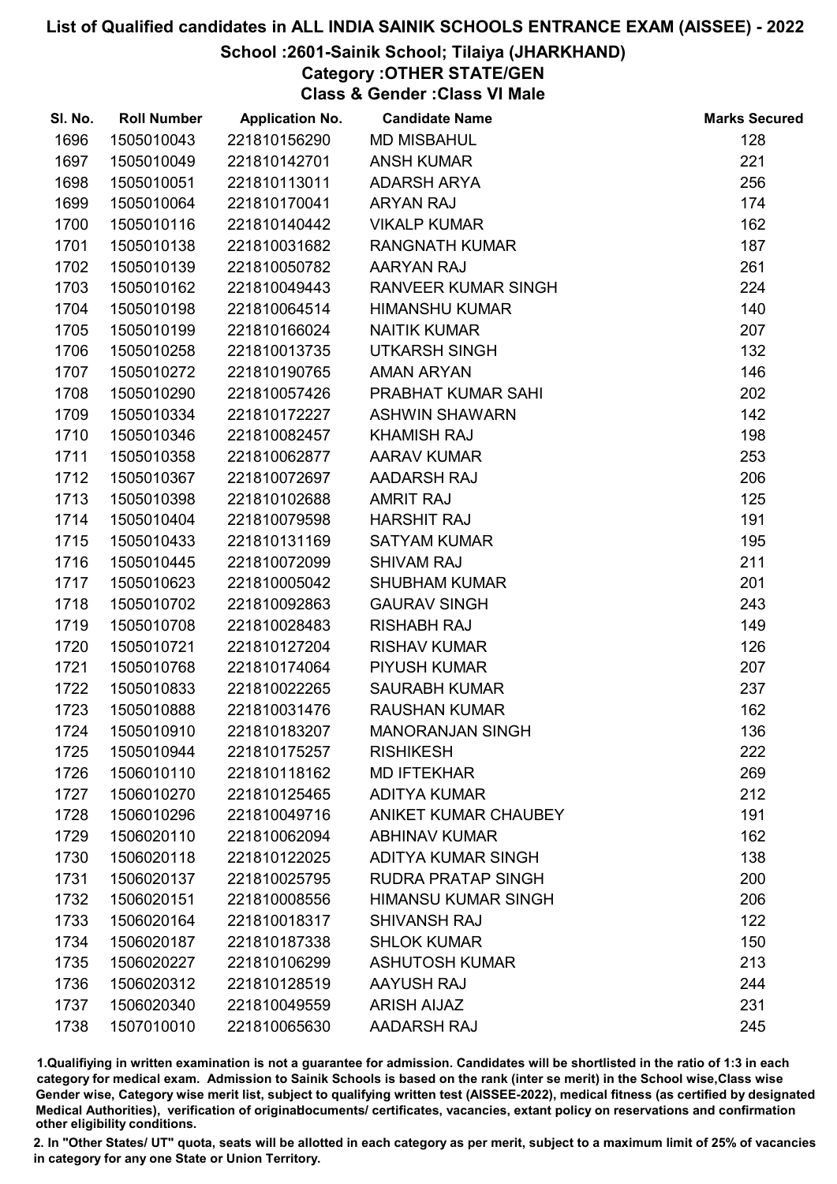# List of Qualified candidates in ALL INDIA SAINIK SCHOOLS ENTRANCE EXAM (AISSEE) - 2022

## School :2601-Sainik School; Tilaiya (JHARKHAND)

### Category :OTHER STATE/GEN

### Class & Gender :Class VI Male

| Sl. No. | Roll Number | Application No. | Candidate Name | Marks Secured |
|---|---|---|---|---|
| 1696 | 1505010043 | 221810156290 | MD MISBAHUL | 128 |
| 1697 | 1505010049 | 221810142701 | ANSH KUMAR | 221 |
| 1698 | 1505010051 | 221810113011 | ADARSH ARYA | 256 |
| 1699 | 1505010064 | 221810170041 | ARYAN RAJ | 174 |
| 1700 | 1505010116 | 221810140442 | VIKALP KUMAR | 162 |
| 1701 | 1505010138 | 221810031682 | RANGNATH KUMAR | 187 |
| 1702 | 1505010139 | 221810050782 | AARYAN RAJ | 261 |
| 1703 | 1505010162 | 221810049443 | RANVEER KUMAR SINGH | 224 |
| 1704 | 1505010198 | 221810064514 | HIMANSHU KUMAR | 140 |
| 1705 | 1505010199 | 221810166024 | NAITIK KUMAR | 207 |
| 1706 | 1505010258 | 221810013735 | UTKARSH SINGH | 132 |
| 1707 | 1505010272 | 221810190765 | AMAN ARYAN | 146 |
| 1708 | 1505010290 | 221810057426 | PRABHAT KUMAR SAHI | 202 |
| 1709 | 1505010334 | 221810172227 | ASHWIN SHAWARN | 142 |
| 1710 | 1505010346 | 221810082457 | KHAMISH RAJ | 198 |
| 1711 | 1505010358 | 221810062877 | AARAV KUMAR | 253 |
| 1712 | 1505010367 | 221810072697 | AADARSH RAJ | 206 |
| 1713 | 1505010398 | 221810102688 | AMRIT RAJ | 125 |
| 1714 | 1505010404 | 221810079598 | HARSHIT RAJ | 191 |
| 1715 | 1505010433 | 221810131169 | SATYAM KUMAR | 195 |
| 1716 | 1505010445 | 221810072099 | SHIVAM RAJ | 211 |
| 1717 | 1505010623 | 221810005042 | SHUBHAM KUMAR | 201 |
| 1718 | 1505010702 | 221810092863 | GAURAV SINGH | 243 |
| 1719 | 1505010708 | 221810028483 | RISHABH RAJ | 149 |
| 1720 | 1505010721 | 221810127204 | RISHAV KUMAR | 126 |
| 1721 | 1505010768 | 221810174064 | PIYUSH KUMAR | 207 |
| 1722 | 1505010833 | 221810022265 | SAURABH KUMAR | 237 |
| 1723 | 1505010888 | 221810031476 | RAUSHAN KUMAR | 162 |
| 1724 | 1505010910 | 221810183207 | MANORANJAN SINGH | 136 |
| 1725 | 1505010944 | 221810175257 | RISHIKESH | 222 |
| 1726 | 1506010110 | 221810118162 | MD IFTEKHAR | 269 |
| 1727 | 1506010270 | 221810125465 | ADITYA KUMAR | 212 |
| 1728 | 1506010296 | 221810049716 | ANIKET KUMAR CHAUBEY | 191 |
| 1729 | 1506020110 | 221810062094 | ABHINAV KUMAR | 162 |
| 1730 | 1506020118 | 221810122025 | ADITYA KUMAR SINGH | 138 |
| 1731 | 1506020137 | 221810025795 | RUDRA PRATAP SINGH | 200 |
| 1732 | 1506020151 | 221810008556 | HIMANSU KUMAR SINGH | 206 |
| 1733 | 1506020164 | 221810018317 | SHIVANSH RAJ | 122 |
| 1734 | 1506020187 | 221810187338 | SHLOK KUMAR | 150 |
| 1735 | 1506020227 | 221810106299 | ASHUTOSH KUMAR | 213 |
| 1736 | 1506020312 | 221810128519 | AAYUSH RAJ | 244 |
| 1737 | 1506020340 | 221810049559 | ARISH AIJAZ | 231 |
| 1738 | 1507010010 | 221810065630 | AADARSH RAJ | 245 |

1.Qualifiying in written examination is not a guarantee for admission. Candidates will be shortlisted in the ratio of 1:3 in each category for medical exam. Admission to Sainik Schools is based on the rank (inter se merit) in the School wise,Class wise Gender wise, Category wise merit list, subject to qualifying written test (AISSEE-2022), medical fitness (as certified by designated Medical Authorities), verification of originaldocuments/ certificates, vacancies, extant policy on reservations and confirmation other eligibility conditions.

2. In "Other States/ UT" quota, seats will be allotted in each category as per merit, subject to a maximum limit of 25% of vacancies in category for any one State or Union Territory.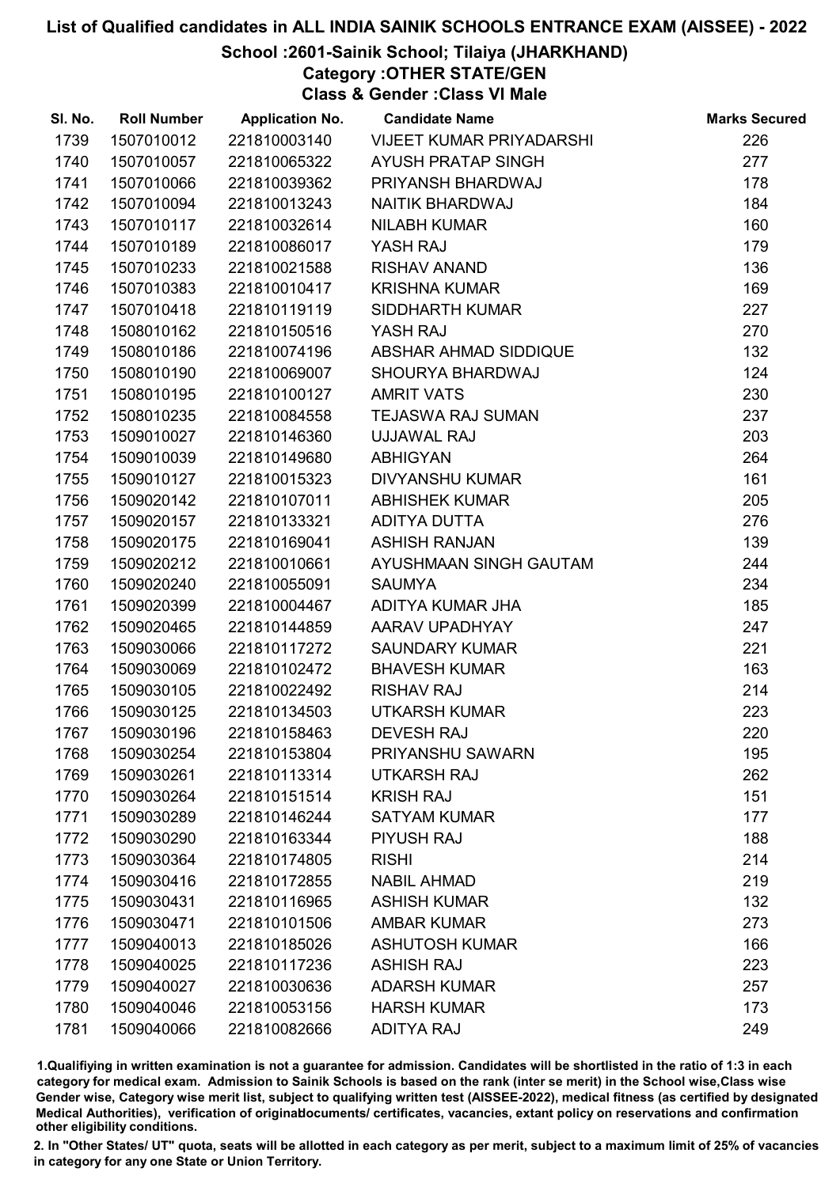# List of Qualified candidates in ALL INDIA SAINIK SCHOOLS ENTRANCE EXAM (AISSEE) - 2022

## School :2601-Sainik School; Tilaiya (JHARKHAND)

### Category :OTHER STATE/GEN

### Class & Gender :Class VI Male

| Sl. No. | Roll Number | Application No. | Candidate Name | Marks Secured |
|---|---|---|---|---|
| 1739 | 1507010012 | 221810003140 | VIJEET KUMAR PRIYADARSHI | 226 |
| 1740 | 1507010057 | 221810065322 | AYUSH PRATAP SINGH | 277 |
| 1741 | 1507010066 | 221810039362 | PRIYANSH BHARDWAJ | 178 |
| 1742 | 1507010094 | 221810013243 | NAITIK BHARDWAJ | 184 |
| 1743 | 1507010117 | 221810032614 | NILABH KUMAR | 160 |
| 1744 | 1507010189 | 221810086017 | YASH RAJ | 179 |
| 1745 | 1507010233 | 221810021588 | RISHAV ANAND | 136 |
| 1746 | 1507010383 | 221810010417 | KRISHNA KUMAR | 169 |
| 1747 | 1507010418 | 221810119119 | SIDDHARTH KUMAR | 227 |
| 1748 | 1508010162 | 221810150516 | YASH RAJ | 270 |
| 1749 | 1508010186 | 221810074196 | ABSHAR AHMAD SIDDIQUE | 132 |
| 1750 | 1508010190 | 221810069007 | SHOURYA BHARDWAJ | 124 |
| 1751 | 1508010195 | 221810100127 | AMRIT VATS | 230 |
| 1752 | 1508010235 | 221810084558 | TEJASWA RAJ SUMAN | 237 |
| 1753 | 1509010027 | 221810146360 | UJJAWAL RAJ | 203 |
| 1754 | 1509010039 | 221810149680 | ABHIGYAN | 264 |
| 1755 | 1509010127 | 221810015323 | DIVYANSHU KUMAR | 161 |
| 1756 | 1509020142 | 221810107011 | ABHISHEK KUMAR | 205 |
| 1757 | 1509020157 | 221810133321 | ADITYA DUTTA | 276 |
| 1758 | 1509020175 | 221810169041 | ASHISH RANJAN | 139 |
| 1759 | 1509020212 | 221810010661 | AYUSHMAAN SINGH GAUTAM | 244 |
| 1760 | 1509020240 | 221810055091 | SAUMYA | 234 |
| 1761 | 1509020399 | 221810004467 | ADITYA KUMAR JHA | 185 |
| 1762 | 1509020465 | 221810144859 | AARAV UPADHYAY | 247 |
| 1763 | 1509030066 | 221810117272 | SAUNDARY KUMAR | 221 |
| 1764 | 1509030069 | 221810102472 | BHAVESH KUMAR | 163 |
| 1765 | 1509030105 | 221810022492 | RISHAV RAJ | 214 |
| 1766 | 1509030125 | 221810134503 | UTKARSH KUMAR | 223 |
| 1767 | 1509030196 | 221810158463 | DEVESH RAJ | 220 |
| 1768 | 1509030254 | 221810153804 | PRIYANSHU SAWARN | 195 |
| 1769 | 1509030261 | 221810113314 | UTKARSH RAJ | 262 |
| 1770 | 1509030264 | 221810151514 | KRISH RAJ | 151 |
| 1771 | 1509030289 | 221810146244 | SATYAM KUMAR | 177 |
| 1772 | 1509030290 | 221810163344 | PIYUSH RAJ | 188 |
| 1773 | 1509030364 | 221810174805 | RISHI | 214 |
| 1774 | 1509030416 | 221810172855 | NABIL AHMAD | 219 |
| 1775 | 1509030431 | 221810116965 | ASHISH KUMAR | 132 |
| 1776 | 1509030471 | 221810101506 | AMBAR KUMAR | 273 |
| 1777 | 1509040013 | 221810185026 | ASHUTOSH KUMAR | 166 |
| 1778 | 1509040025 | 221810117236 | ASHISH RAJ | 223 |
| 1779 | 1509040027 | 221810030636 | ADARSH KUMAR | 257 |
| 1780 | 1509040046 | 221810053156 | HARSH KUMAR | 173 |
| 1781 | 1509040066 | 221810082666 | ADITYA RAJ | 249 |

1.Qualifiying in written examination is not a guarantee for admission. Candidates will be shortlisted in the ratio of 1:3 in each category for medical exam. Admission to Sainik Schools is based on the rank (inter se merit) in the School wise,Class wise Gender wise, Category wise merit list, subject to qualifying written test (AISSEE-2022), medical fitness (as certified by designated Medical Authorities), verification of originaldocuments/ certificates, vacancies, extant policy on reservations and confirmation other eligibility conditions.

2. In "Other States/ UT" quota, seats will be allotted in each category as per merit, subject to a maximum limit of 25% of vacancies in category for any one State or Union Territory.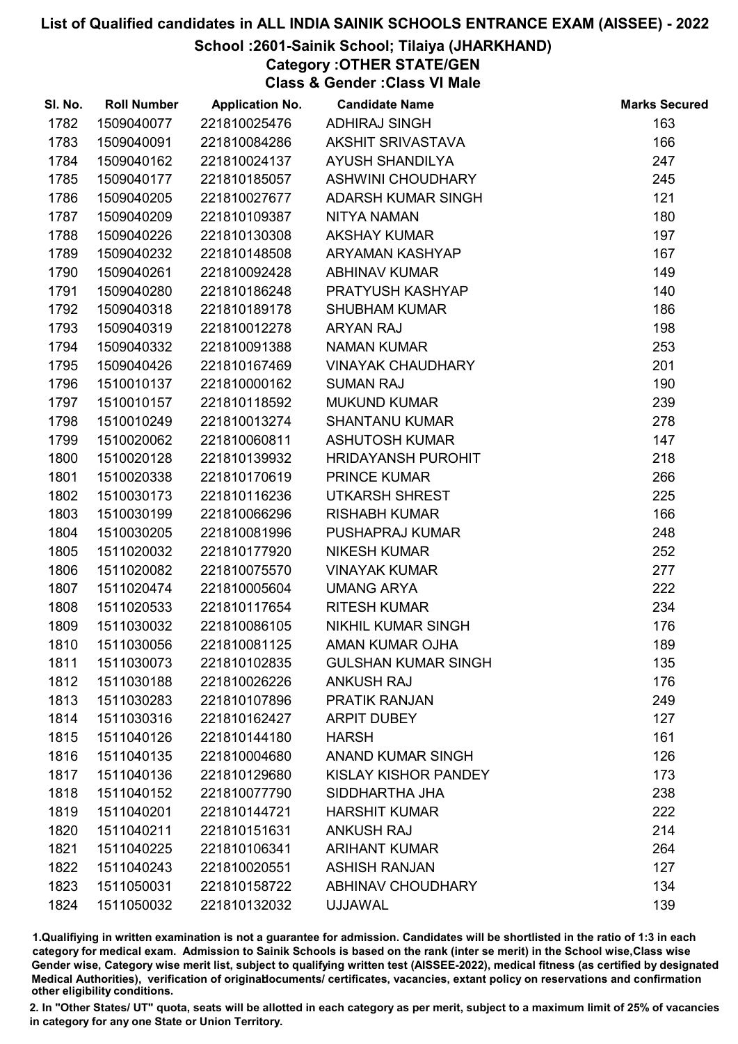# List of Qualified candidates in ALL INDIA SAINIK SCHOOLS ENTRANCE EXAM (AISSEE) - 2022

## School :2601-Sainik School; Tilaiya (JHARKHAND)

### Category :OTHER STATE/GEN

### Class & Gender :Class VI Male

| Sl. No. | Roll Number | Application No. | Candidate Name | Marks Secured |
|---|---|---|---|---|
| 1782 | 1509040077 | 221810025476 | ADHIRAJ SINGH | 163 |
| 1783 | 1509040091 | 221810084286 | AKSHIT SRIVASTAVA | 166 |
| 1784 | 1509040162 | 221810024137 | AYUSH SHANDILYA | 247 |
| 1785 | 1509040177 | 221810185057 | ASHWINI CHOUDHARY | 245 |
| 1786 | 1509040205 | 221810027677 | ADARSH KUMAR SINGH | 121 |
| 1787 | 1509040209 | 221810109387 | NITYA NAMAN | 180 |
| 1788 | 1509040226 | 221810130308 | AKSHAY KUMAR | 197 |
| 1789 | 1509040232 | 221810148508 | ARYAMAN KASHYAP | 167 |
| 1790 | 1509040261 | 221810092428 | ABHINAV KUMAR | 149 |
| 1791 | 1509040280 | 221810186248 | PRATYUSH KASHYAP | 140 |
| 1792 | 1509040318 | 221810189178 | SHUBHAM KUMAR | 186 |
| 1793 | 1509040319 | 221810012278 | ARYAN RAJ | 198 |
| 1794 | 1509040332 | 221810091388 | NAMAN KUMAR | 253 |
| 1795 | 1509040426 | 221810167469 | VINAYAK CHAUDHARY | 201 |
| 1796 | 1510010137 | 221810000162 | SUMAN RAJ | 190 |
| 1797 | 1510010157 | 221810118592 | MUKUND KUMAR | 239 |
| 1798 | 1510010249 | 221810013274 | SHANTANU KUMAR | 278 |
| 1799 | 1510020062 | 221810060811 | ASHUTOSH KUMAR | 147 |
| 1800 | 1510020128 | 221810139932 | HRIDAYANSH PUROHIT | 218 |
| 1801 | 1510020338 | 221810170619 | PRINCE KUMAR | 266 |
| 1802 | 1510030173 | 221810116236 | UTKARSH SHREST | 225 |
| 1803 | 1510030199 | 221810066296 | RISHABH KUMAR | 166 |
| 1804 | 1510030205 | 221810081996 | PUSHAPRAJ KUMAR | 248 |
| 1805 | 1511020032 | 221810177920 | NIKESH KUMAR | 252 |
| 1806 | 1511020082 | 221810075570 | VINAYAK KUMAR | 277 |
| 1807 | 1511020474 | 221810005604 | UMANG ARYA | 222 |
| 1808 | 1511020533 | 221810117654 | RITESH KUMAR | 234 |
| 1809 | 1511030032 | 221810086105 | NIKHIL KUMAR SINGH | 176 |
| 1810 | 1511030056 | 221810081125 | AMAN KUMAR OJHA | 189 |
| 1811 | 1511030073 | 221810102835 | GULSHAN KUMAR SINGH | 135 |
| 1812 | 1511030188 | 221810026226 | ANKUSH RAJ | 176 |
| 1813 | 1511030283 | 221810107896 | PRATIK RANJAN | 249 |
| 1814 | 1511030316 | 221810162427 | ARPIT DUBEY | 127 |
| 1815 | 1511040126 | 221810144180 | HARSH | 161 |
| 1816 | 1511040135 | 221810004680 | ANAND KUMAR SINGH | 126 |
| 1817 | 1511040136 | 221810129680 | KISLAY KISHOR PANDEY | 173 |
| 1818 | 1511040152 | 221810077790 | SIDDHARTHA JHA | 238 |
| 1819 | 1511040201 | 221810144721 | HARSHIT KUMAR | 222 |
| 1820 | 1511040211 | 221810151631 | ANKUSH RAJ | 214 |
| 1821 | 1511040225 | 221810106341 | ARIHANT KUMAR | 264 |
| 1822 | 1511040243 | 221810020551 | ASHISH RANJAN | 127 |
| 1823 | 1511050031 | 221810158722 | ABHINAV CHOUDHARY | 134 |
| 1824 | 1511050032 | 221810132032 | UJJAWAL | 139 |

1.Qualifiying in written examination is not a guarantee for admission. Candidates will be shortlisted in the ratio of 1:3 in each category for medical exam. Admission to Sainik Schools is based on the rank (inter se merit) in the School wise,Class wise Gender wise, Category wise merit list, subject to qualifying written test (AISSEE-2022), medical fitness (as certified by designated Medical Authorities), verification of originaldocuments/ certificates, vacancies, extant policy on reservations and confirmation other eligibility conditions.

2. In "Other States/ UT" quota, seats will be allotted in each category as per merit, subject to a maximum limit of 25% of vacancies in category for any one State or Union Territory.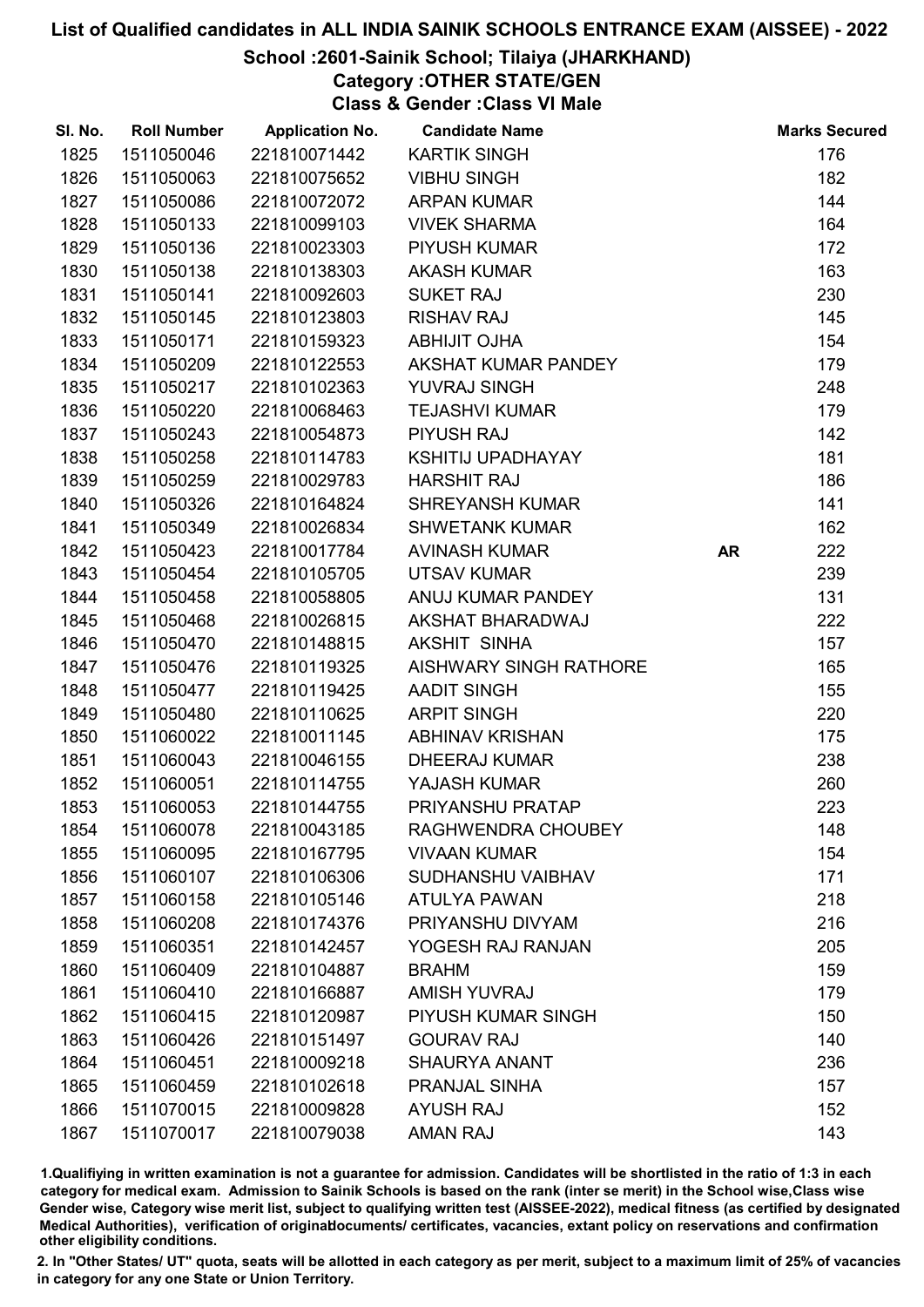# List of Qualified candidates in ALL INDIA SAINIK SCHOOLS ENTRANCE EXAM (AISSEE) - 2022

## School :2601-Sainik School; Tilaiya (JHARKHAND)

### Category :OTHER STATE/GEN

### Class & Gender :Class VI Male

| Sl. No. | Roll Number | Application No. | Candidate Name | | Marks Secured |
|---|---|---|---|---|---|
| 1825 | 1511050046 | 221810071442 | KARTIK SINGH | | 176 |
| 1826 | 1511050063 | 221810075652 | VIBHU SINGH | | 182 |
| 1827 | 1511050086 | 221810072072 | ARPAN KUMAR | | 144 |
| 1828 | 1511050133 | 221810099103 | VIVEK SHARMA | | 164 |
| 1829 | 1511050136 | 221810023303 | PIYUSH KUMAR | | 172 |
| 1830 | 1511050138 | 221810138303 | AKASH KUMAR | | 163 |
| 1831 | 1511050141 | 221810092603 | SUKET RAJ | | 230 |
| 1832 | 1511050145 | 221810123803 | RISHAV RAJ | | 145 |
| 1833 | 1511050171 | 221810159323 | ABHIJIT OJHA | | 154 |
| 1834 | 1511050209 | 221810122553 | AKSHAT KUMAR PANDEY | | 179 |
| 1835 | 1511050217 | 221810102363 | YUVRAJ SINGH | | 248 |
| 1836 | 1511050220 | 221810068463 | TEJASHVI KUMAR | | 179 |
| 1837 | 1511050243 | 221810054873 | PIYUSH RAJ | | 142 |
| 1838 | 1511050258 | 221810114783 | KSHITIJ UPADHAYAY | | 181 |
| 1839 | 1511050259 | 221810029783 | HARSHIT RAJ | | 186 |
| 1840 | 1511050326 | 221810164824 | SHREYANSH KUMAR | | 141 |
| 1841 | 1511050349 | 221810026834 | SHWETANK KUMAR | | 162 |
| 1842 | 1511050423 | 221810017784 | AVINASH KUMAR | **AR** | 222 |
| 1843 | 1511050454 | 221810105705 | UTSAV KUMAR | | 239 |
| 1844 | 1511050458 | 221810058805 | ANUJ KUMAR PANDEY | | 131 |
| 1845 | 1511050468 | 221810026815 | AKSHAT BHARADWAJ | | 222 |
| 1846 | 1511050470 | 221810148815 | AKSHIT SINHA | | 157 |
| 1847 | 1511050476 | 221810119325 | AISHWARY SINGH RATHORE | | 165 |
| 1848 | 1511050477 | 221810119425 | AADIT SINGH | | 155 |
| 1849 | 1511050480 | 221810110625 | ARPIT SINGH | | 220 |
| 1850 | 1511060022 | 221810011145 | ABHINAV KRISHAN | | 175 |
| 1851 | 1511060043 | 221810046155 | DHEERAJ KUMAR | | 238 |
| 1852 | 1511060051 | 221810114755 | YAJASH KUMAR | | 260 |
| 1853 | 1511060053 | 221810144755 | PRIYANSHU PRATAP | | 223 |
| 1854 | 1511060078 | 221810043185 | RAGHWENDRA CHOUBEY | | 148 |
| 1855 | 1511060095 | 221810167795 | VIVAAN KUMAR | | 154 |
| 1856 | 1511060107 | 221810106306 | SUDHANSHU VAIBHAV | | 171 |
| 1857 | 1511060158 | 221810105146 | ATULYA PAWAN | | 218 |
| 1858 | 1511060208 | 221810174376 | PRIYANSHU DIVYAM | | 216 |
| 1859 | 1511060351 | 221810142457 | YOGESH RAJ RANJAN | | 205 |
| 1860 | 1511060409 | 221810104887 | BRAHM | | 159 |
| 1861 | 1511060410 | 221810166887 | AMISH YUVRAJ | | 179 |
| 1862 | 1511060415 | 221810120987 | PIYUSH KUMAR SINGH | | 150 |
| 1863 | 1511060426 | 221810151497 | GOURAV RAJ | | 140 |
| 1864 | 1511060451 | 221810009218 | SHAURYA ANANT | | 236 |
| 1865 | 1511060459 | 221810102618 | PRANJAL SINHA | | 157 |
| 1866 | 1511070015 | 221810009828 | AYUSH RAJ | | 152 |
| 1867 | 1511070017 | 221810079038 | AMAN RAJ | | 143 |

1.Qualifiying in written examination is not a guarantee for admission. Candidates will be shortlisted in the ratio of 1:3 in each category for medical exam. Admission to Sainik Schools is based on the rank (inter se merit) in the School wise,Class wise Gender wise, Category wise merit list, subject to qualifying written test (AISSEE-2022), medical fitness (as certified by designated Medical Authorities), verification of originaldocuments/ certificates, vacancies, extant policy on reservations and confirmation other eligibility conditions.

2. In "Other States/ UT" quota, seats will be allotted in each category as per merit, subject to a maximum limit of 25% of vacancies in category for any one State or Union Territory.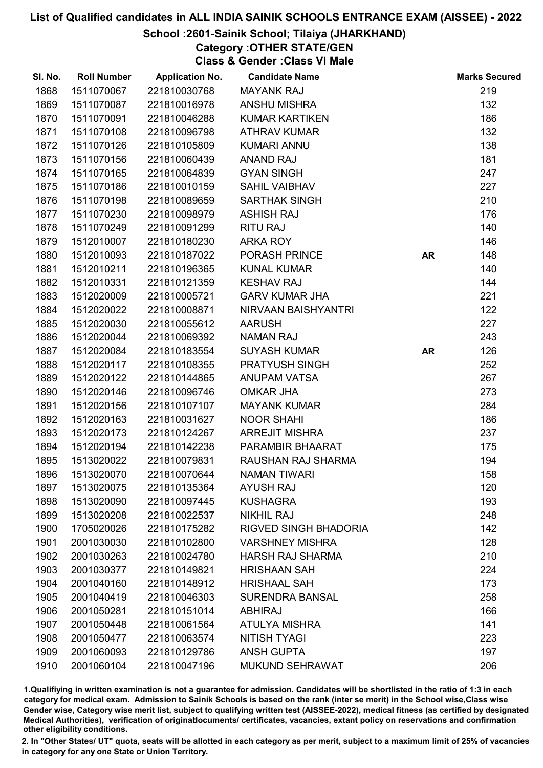# List of Qualified candidates in ALL INDIA SAINIK SCHOOLS ENTRANCE EXAM (AISSEE) - 2022

## School :2601-Sainik School; Tilaiya (JHARKHAND)

### Category :OTHER STATE/GEN

### Class & Gender :Class VI Male

| Sl. No. | Roll Number | Application No. | Candidate Name | | Marks Secured |
|---|---|---|---|---|---|
| 1868 | 1511070067 | 221810030768 | MAYANK RAJ | | 219 |
| 1869 | 1511070087 | 221810016978 | ANSHU MISHRA | | 132 |
| 1870 | 1511070091 | 221810046288 | KUMAR KARTIKEN | | 186 |
| 1871 | 1511070108 | 221810096798 | ATHRAV KUMAR | | 132 |
| 1872 | 1511070126 | 221810105809 | KUMARI ANNU | | 138 |
| 1873 | 1511070156 | 221810060439 | ANAND RAJ | | 181 |
| 1874 | 1511070165 | 221810064839 | GYAN SINGH | | 247 |
| 1875 | 1511070186 | 221810010159 | SAHIL VAIBHAV | | 227 |
| 1876 | 1511070198 | 221810089659 | SARTHAK SINGH | | 210 |
| 1877 | 1511070230 | 221810098979 | ASHISH RAJ | | 176 |
| 1878 | 1511070249 | 221810091299 | RITU RAJ | | 140 |
| 1879 | 1512010007 | 221810180230 | ARKA ROY | | 146 |
| 1880 | 1512010093 | 221810187022 | PORASH PRINCE | AR | 148 |
| 1881 | 1512010211 | 221810196365 | KUNAL KUMAR | | 140 |
| 1882 | 1512010331 | 221810121359 | KESHAV RAJ | | 144 |
| 1883 | 1512020009 | 221810005721 | GARV KUMAR JHA | | 221 |
| 1884 | 1512020022 | 221810008871 | NIRVAAN BAISHYANTRI | | 122 |
| 1885 | 1512020030 | 221810055612 | AARUSH | | 227 |
| 1886 | 1512020044 | 221810069392 | NAMAN RAJ | | 243 |
| 1887 | 1512020084 | 221810183554 | SUYASH KUMAR | AR | 126 |
| 1888 | 1512020117 | 221810108355 | PRATYUSH SINGH | | 252 |
| 1889 | 1512020122 | 221810144865 | ANUPAM VATSA | | 267 |
| 1890 | 1512020146 | 221810096746 | OMKAR JHA | | 273 |
| 1891 | 1512020156 | 221810107107 | MAYANK KUMAR | | 284 |
| 1892 | 1512020163 | 221810031627 | NOOR SHAHI | | 186 |
| 1893 | 1512020173 | 221810124267 | ARREJIT MISHRA | | 237 |
| 1894 | 1512020194 | 221810142238 | PARAMBIR BHAARAT | | 175 |
| 1895 | 1513020022 | 221810079831 | RAUSHAN RAJ SHARMA | | 194 |
| 1896 | 1513020070 | 221810070644 | NAMAN TIWARI | | 158 |
| 1897 | 1513020075 | 221810135364 | AYUSH RAJ | | 120 |
| 1898 | 1513020090 | 221810097445 | KUSHAGRA | | 193 |
| 1899 | 1513020208 | 221810022537 | NIKHIL RAJ | | 248 |
| 1900 | 1705020026 | 221810175282 | RIGVED SINGH BHADORIA | | 142 |
| 1901 | 2001030030 | 221810102800 | VARSHNEY MISHRA | | 128 |
| 1902 | 2001030263 | 221810024780 | HARSH RAJ SHARMA | | 210 |
| 1903 | 2001030377 | 221810149821 | HRISHAAN SAH | | 224 |
| 1904 | 2001040160 | 221810148912 | HRISHAAL SAH | | 173 |
| 1905 | 2001040419 | 221810046303 | SURENDRA BANSAL | | 258 |
| 1906 | 2001050281 | 221810151014 | ABHIRAJ | | 166 |
| 1907 | 2001050448 | 221810061564 | ATULYA MISHRA | | 141 |
| 1908 | 2001050477 | 221810063574 | NITISH TYAGI | | 223 |
| 1909 | 2001060093 | 221810129786 | ANSH GUPTA | | 197 |
| 1910 | 2001060104 | 221810047196 | MUKUND SEHRAWAT | | 206 |

1.Qualifiying in written examination is not a guarantee for admission. Candidates will be shortlisted in the ratio of 1:3 in each category for medical exam. Admission to Sainik Schools is based on the rank (inter se merit) in the School wise,Class wise Gender wise, Category wise merit list, subject to qualifying written test (AISSEE-2022), medical fitness (as certified by designated Medical Authorities), verification of originaldocuments/ certificates, vacancies, extant policy on reservations and confirmation other eligibility conditions.

2. In "Other States/ UT" quota, seats will be allotted in each category as per merit, subject to a maximum limit of 25% of vacancies in category for any one State or Union Territory.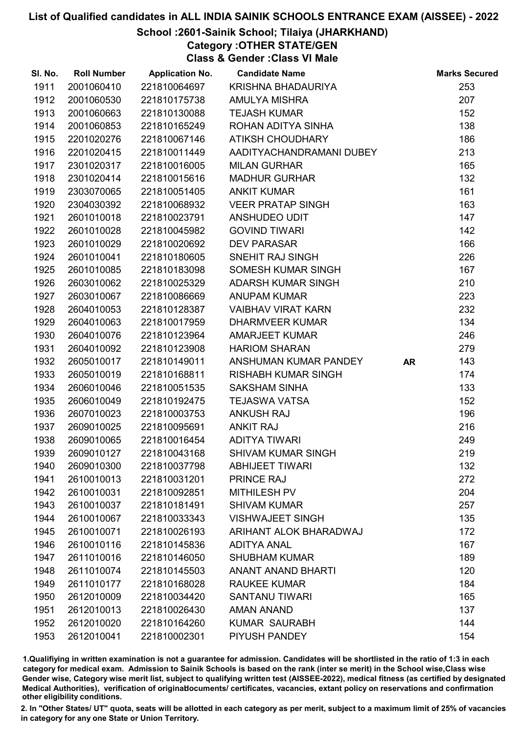# List of Qualified candidates in ALL INDIA SAINIK SCHOOLS ENTRANCE EXAM (AISSEE) - 2022

## School :2601-Sainik School; Tilaiya (JHARKHAND)

### Category :OTHER STATE/GEN

### Class & Gender :Class VI Male

| Sl. No. | Roll Number | Application No. | Candidate Name | | Marks Secured |
|---|---|---|---|---|---|
| 1911 | 2001060410 | 221810064697 | KRISHNA BHADAURIYA | | 253 |
| 1912 | 2001060530 | 221810175738 | AMULYA MISHRA | | 207 |
| 1913 | 2001060663 | 221810130088 | TEJASH KUMAR | | 152 |
| 1914 | 2001060853 | 221810165249 | ROHAN ADITYA SINHA | | 138 |
| 1915 | 2201020276 | 221810067146 | ATIKSH CHOUDHARY | | 186 |
| 1916 | 2201020415 | 221810011449 | AADITYACHANDRAMANI DUBEY | | 213 |
| 1917 | 2301020317 | 221810016005 | MILAN GURHAR | | 165 |
| 1918 | 2301020414 | 221810015616 | MADHUR GURHAR | | 132 |
| 1919 | 2303070065 | 221810051405 | ANKIT KUMAR | | 161 |
| 1920 | 2304030392 | 221810068932 | VEER PRATAP SINGH | | 163 |
| 1921 | 2601010018 | 221810023791 | ANSHUDEO UDIT | | 147 |
| 1922 | 2601010028 | 221810045982 | GOVIND TIWARI | | 142 |
| 1923 | 2601010029 | 221810020692 | DEV PARASAR | | 166 |
| 1924 | 2601010041 | 221810180605 | SNEHIT RAJ SINGH | | 226 |
| 1925 | 2601010085 | 221810183098 | SOMESH KUMAR SINGH | | 167 |
| 1926 | 2603010062 | 221810025329 | ADARSH KUMAR SINGH | | 210 |
| 1927 | 2603010067 | 221810086669 | ANUPAM KUMAR | | 223 |
| 1928 | 2604010053 | 221810128387 | VAIBHAV VIRAT KARN | | 232 |
| 1929 | 2604010063 | 221810017959 | DHARMVEER KUMAR | | 134 |
| 1930 | 2604010076 | 221810123964 | AMARJEET KUMAR | | 246 |
| 1931 | 2604010092 | 221810123908 | HARIOM SHARAN | | 279 |
| 1932 | 2605010017 | 221810149011 | ANSHUMAN KUMAR PANDEY | AR | 143 |
| 1933 | 2605010019 | 221810168811 | RISHABH KUMAR SINGH | | 174 |
| 1934 | 2606010046 | 221810051535 | SAKSHAM SINHA | | 133 |
| 1935 | 2606010049 | 221810192475 | TEJASWA VATSA | | 152 |
| 1936 | 2607010023 | 221810003753 | ANKUSH RAJ | | 196 |
| 1937 | 2609010025 | 221810095691 | ANKIT RAJ | | 216 |
| 1938 | 2609010065 | 221810016454 | ADITYA TIWARI | | 249 |
| 1939 | 2609010127 | 221810043168 | SHIVAM KUMAR SINGH | | 219 |
| 1940 | 2609010300 | 221810037798 | ABHIJEET TIWARI | | 132 |
| 1941 | 2610010013 | 221810031201 | PRINCE RAJ | | 272 |
| 1942 | 2610010031 | 221810092851 | MITHILESH PV | | 204 |
| 1943 | 2610010037 | 221810181491 | SHIVAM KUMAR | | 257 |
| 1944 | 2610010067 | 221810033343 | VISHWAJEET SINGH | | 135 |
| 1945 | 2610010071 | 221810026193 | ARIHANT ALOK BHARADWAJ | | 172 |
| 1946 | 2610010116 | 221810145836 | ADITYA ANAL | | 167 |
| 1947 | 2611010016 | 221810146050 | SHUBHAM KUMAR | | 189 |
| 1948 | 2611010074 | 221810145503 | ANANT ANAND BHARTI | | 120 |
| 1949 | 2611010177 | 221810168028 | RAUKEE KUMAR | | 184 |
| 1950 | 2612010009 | 221810034420 | SANTANU TIWARI | | 165 |
| 1951 | 2612010013 | 221810026430 | AMAN ANAND | | 137 |
| 1952 | 2612010020 | 221810164260 | KUMAR SAURABH | | 144 |
| 1953 | 2612010041 | 221810002301 | PIYUSH PANDEY | | 154 |

1.Qualifiying in written examination is not a guarantee for admission. Candidates will be shortlisted in the ratio of 1:3 in each category for medical exam. Admission to Sainik Schools is based on the rank (inter se merit) in the School wise,Class wise Gender wise, Category wise merit list, subject to qualifying written test (AISSEE-2022), medical fitness (as certified by designated Medical Authorities), verification of originaldocuments/ certificates, vacancies, extant policy on reservations and confirmation other eligibility conditions.

2. In "Other States/ UT" quota, seats will be allotted in each category as per merit, subject to a maximum limit of 25% of vacancies in category for any one State or Union Territory.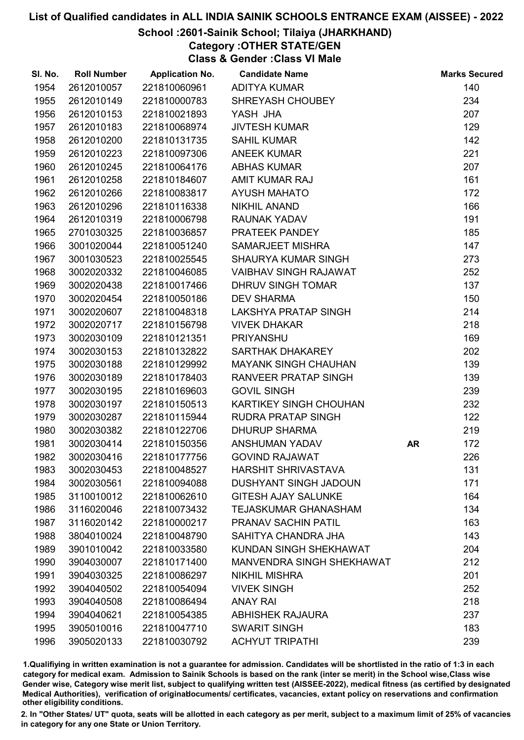# List of Qualified candidates in ALL INDIA SAINIK SCHOOLS ENTRANCE EXAM (AISSEE) - 2022

## School :2601-Sainik School; Tilaiya (JHARKHAND)

### Category :OTHER STATE/GEN

### Class & Gender :Class VI Male

| Sl. No. | Roll Number | Application No. | Candidate Name | | Marks Secured |
|---|---|---|---|---|---|
| 1954 | 2612010057 | 221810060961 | ADITYA KUMAR | | 140 |
| 1955 | 2612010149 | 221810000783 | SHREYASH CHOUBEY | | 234 |
| 1956 | 2612010153 | 221810021893 | YASH JHA | | 207 |
| 1957 | 2612010183 | 221810068974 | JIVTESH KUMAR | | 129 |
| 1958 | 2612010200 | 221810131735 | SAHIL KUMAR | | 142 |
| 1959 | 2612010223 | 221810097306 | ANEEK KUMAR | | 221 |
| 1960 | 2612010245 | 221810064176 | ABHAS KUMAR | | 207 |
| 1961 | 2612010258 | 221810184607 | AMIT KUMAR RAJ | | 161 |
| 1962 | 2612010266 | 221810083817 | AYUSH MAHATO | | 172 |
| 1963 | 2612010296 | 221810116338 | NIKHIL ANAND | | 166 |
| 1964 | 2612010319 | 221810006798 | RAUNAK YADAV | | 191 |
| 1965 | 2701030325 | 221810036857 | PRATEEK PANDEY | | 185 |
| 1966 | 3001020044 | 221810051240 | SAMARJEET MISHRA | | 147 |
| 1967 | 3001030523 | 221810025545 | SHAURYA KUMAR SINGH | | 273 |
| 1968 | 3002020332 | 221810046085 | VAIBHAV SINGH RAJAWAT | | 252 |
| 1969 | 3002020438 | 221810017466 | DHRUV SINGH TOMAR | | 137 |
| 1970 | 3002020454 | 221810050186 | DEV SHARMA | | 150 |
| 1971 | 3002020607 | 221810048318 | LAKSHYA PRATAP SINGH | | 214 |
| 1972 | 3002020717 | 221810156798 | VIVEK DHAKAR | | 218 |
| 1973 | 3002030109 | 221810121351 | PRIYANSHU | | 169 |
| 1974 | 3002030153 | 221810132822 | SARTHAK DHAKAREY | | 202 |
| 1975 | 3002030188 | 221810129992 | MAYANK SINGH CHAUHAN | | 139 |
| 1976 | 3002030189 | 221810178403 | RANVEER PRATAP SINGH | | 139 |
| 1977 | 3002030195 | 221810169603 | GOVIL SINGH | | 239 |
| 1978 | 3002030197 | 221810150513 | KARTIKEY SINGH CHOUHAN | | 232 |
| 1979 | 3002030287 | 221810115944 | RUDRA PRATAP SINGH | | 122 |
| 1980 | 3002030382 | 221810122706 | DHURUP SHARMA | | 219 |
| 1981 | 3002030414 | 221810150356 | ANSHUMAN YADAV | AR | 172 |
| 1982 | 3002030416 | 221810177756 | GOVIND RAJAWAT | | 226 |
| 1983 | 3002030453 | 221810048527 | HARSHIT SHRIVASTAVA | | 131 |
| 1984 | 3002030561 | 221810094088 | DUSHYANT SINGH JADOUN | | 171 |
| 1985 | 3110010012 | 221810062610 | GITESH AJAY SALUNKE | | 164 |
| 1986 | 3116020046 | 221810073432 | TEJASKUMAR GHANASHAM | | 134 |
| 1987 | 3116020142 | 221810000217 | PRANAV SACHIN PATIL | | 163 |
| 1988 | 3804010024 | 221810048790 | SAHITYA CHANDRA JHA | | 143 |
| 1989 | 3901010042 | 221810033580 | KUNDAN SINGH SHEKHAWAT | | 204 |
| 1990 | 3904030007 | 221810171400 | MANVENDRA SINGH SHEKHAWAT | | 212 |
| 1991 | 3904030325 | 221810086297 | NIKHIL MISHRA | | 201 |
| 1992 | 3904040502 | 221810054094 | VIVEK SINGH | | 252 |
| 1993 | 3904040508 | 221810086494 | ANAY RAI | | 218 |
| 1994 | 3904040621 | 221810054385 | ABHISHEK RAJAURA | | 237 |
| 1995 | 3905010016 | 221810047710 | SWARIT SINGH | | 183 |
| 1996 | 3905020133 | 221810030792 | ACHYUT TRIPATHI | | 239 |

1.Qualifiying in written examination is not a guarantee for admission. Candidates will be shortlisted in the ratio of 1:3 in each category for medical exam. Admission to Sainik Schools is based on the rank (inter se merit) in the School wise,Class wise Gender wise, Category wise merit list, subject to qualifying written test (AISSEE-2022), medical fitness (as certified by designated Medical Authorities), verification of originaldocuments/ certificates, vacancies, extant policy on reservations and confirmation other eligibility conditions.

2. In "Other States/ UT" quota, seats will be allotted in each category as per merit, subject to a maximum limit of 25% of vacancies in category for any one State or Union Territory.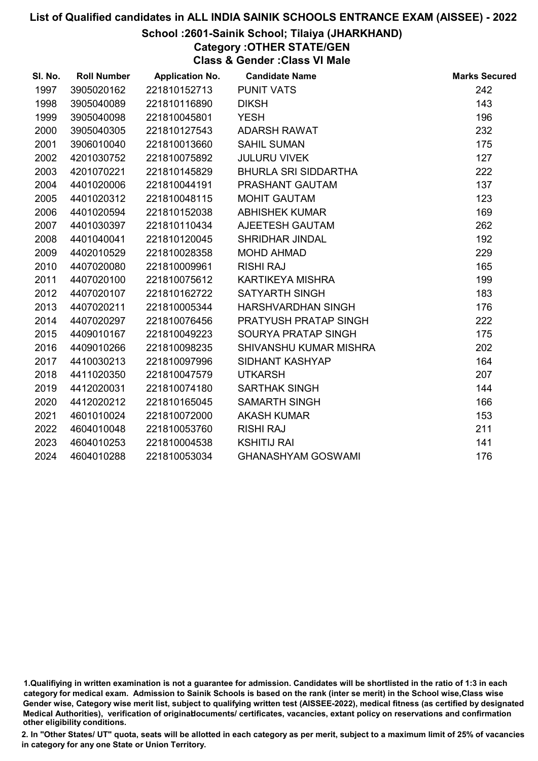# List of Qualified candidates in ALL INDIA SAINIK SCHOOLS ENTRANCE EXAM (AISSEE) - 2022

## School :2601-Sainik School; Tilaiya (JHARKHAND)

### Category :OTHER STATE/GEN

### Class & Gender :Class VI Male

| Sl. No. | Roll Number | Application No. | Candidate Name | Marks Secured |
|---|---|---|---|---|
| 1997 | 3905020162 | 221810152713 | PUNIT VATS | 242 |
| 1998 | 3905040089 | 221810116890 | DIKSH | 143 |
| 1999 | 3905040098 | 221810045801 | YESH | 196 |
| 2000 | 3905040305 | 221810127543 | ADARSH RAWAT | 232 |
| 2001 | 3906010040 | 221810013660 | SAHIL SUMAN | 175 |
| 2002 | 4201030752 | 221810075892 | JULURU VIVEK | 127 |
| 2003 | 4201070221 | 221810145829 | BHURLA SRI SIDDARTHA | 222 |
| 2004 | 4401020006 | 221810044191 | PRASHANT GAUTAM | 137 |
| 2005 | 4401020312 | 221810048115 | MOHIT GAUTAM | 123 |
| 2006 | 4401020594 | 221810152038 | ABHISHEK KUMAR | 169 |
| 2007 | 4401030397 | 221810110434 | AJEETESH GAUTAM | 262 |
| 2008 | 4401040041 | 221810120045 | SHRIDHAR JINDAL | 192 |
| 2009 | 4402010529 | 221810028358 | MOHD AHMAD | 229 |
| 2010 | 4407020080 | 221810009961 | RISHI RAJ | 165 |
| 2011 | 4407020100 | 221810075612 | KARTIKEYA MISHRA | 199 |
| 2012 | 4407020107 | 221810162722 | SATYARTH SINGH | 183 |
| 2013 | 4407020211 | 221810005344 | HARSHVARDHAN SINGH | 176 |
| 2014 | 4407020297 | 221810076456 | PRATYUSH PRATAP SINGH | 222 |
| 2015 | 4409010167 | 221810049223 | SOURYA PRATAP SINGH | 175 |
| 2016 | 4409010266 | 221810098235 | SHIVANSHU KUMAR MISHRA | 202 |
| 2017 | 4410030213 | 221810097996 | SIDHANT KASHYAP | 164 |
| 2018 | 4411020350 | 221810047579 | UTKARSH | 207 |
| 2019 | 4412020031 | 221810074180 | SARTHAK SINGH | 144 |
| 2020 | 4412020212 | 221810165045 | SAMARTH SINGH | 166 |
| 2021 | 4601010024 | 221810072000 | AKASH KUMAR | 153 |
| 2022 | 4604010048 | 221810053760 | RISHI RAJ | 211 |
| 2023 | 4604010253 | 221810004538 | KSHITIJ RAI | 141 |
| 2024 | 4604010288 | 221810053034 | GHANASHYAM GOSWAMI | 176 |

1.Qualifiying in written examination is not a guarantee for admission. Candidates will be shortlisted in the ratio of 1:3 in each category for medical exam. Admission to Sainik Schools is based on the rank (inter se merit) in the School wise,Class wise Gender wise, Category wise merit list, subject to qualifying written test (AISSEE-2022), medical fitness (as certified by designated Medical Authorities), verification of originaldocuments/ certificates, vacancies, extant policy on reservations and confirmation other eligibility conditions.

2. In "Other States/ UT" quota, seats will be allotted in each category as per merit, subject to a maximum limit of 25% of vacancies in category for any one State or Union Territory.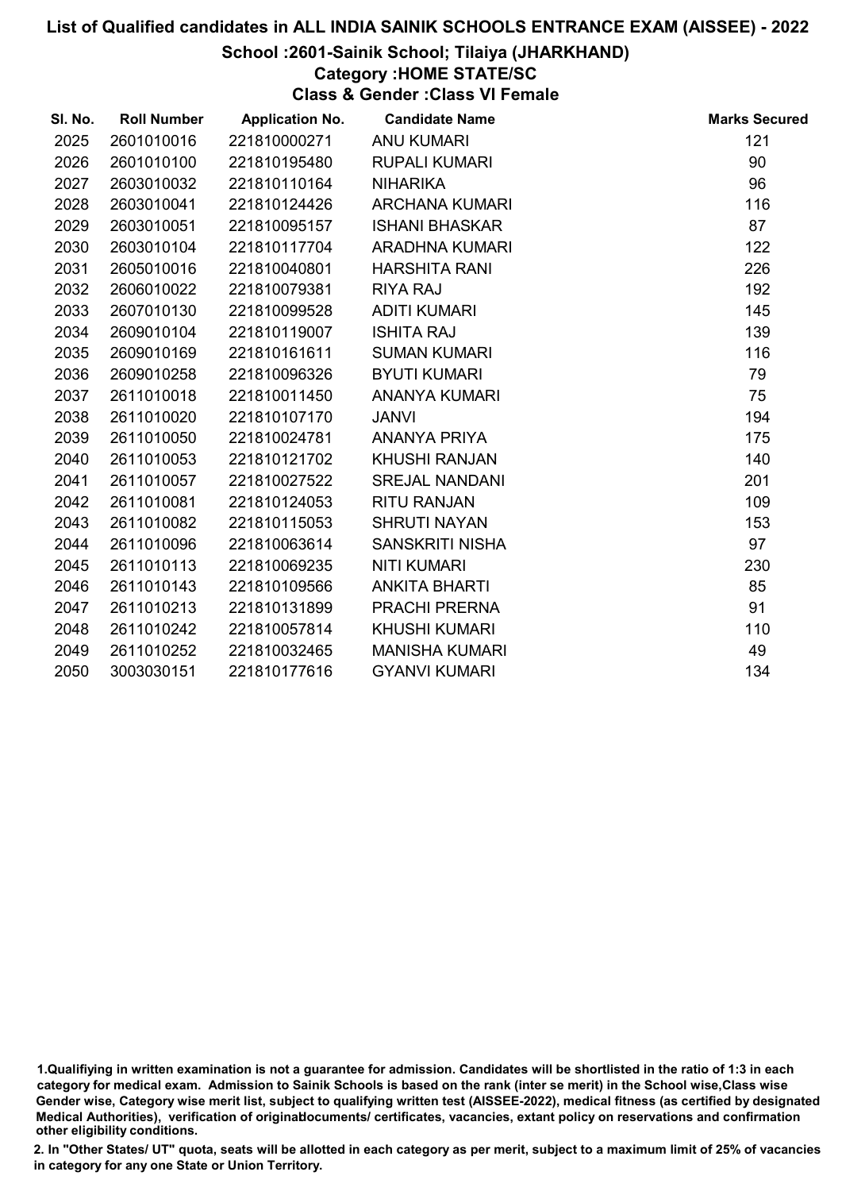# List of Qualified candidates in ALL INDIA SAINIK SCHOOLS ENTRANCE EXAM (AISSEE) - 2022

## School :2601-Sainik School; Tilaiya (JHARKHAND)

### Category :HOME STATE/SC

### Class & Gender :Class VI Female

| Sl. No. | Roll Number | Application No. | Candidate Name | Marks Secured |
|---|---|---|---|---|
| 2025 | 2601010016 | 221810000271 | ANU KUMARI | 121 |
| 2026 | 2601010100 | 221810195480 | RUPALI KUMARI | 90 |
| 2027 | 2603010032 | 221810110164 | NIHARIKA | 96 |
| 2028 | 2603010041 | 221810124426 | ARCHANA KUMARI | 116 |
| 2029 | 2603010051 | 221810095157 | ISHANI BHASKAR | 87 |
| 2030 | 2603010104 | 221810117704 | ARADHNA KUMARI | 122 |
| 2031 | 2605010016 | 221810040801 | HARSHITA RANI | 226 |
| 2032 | 2606010022 | 221810079381 | RIYA RAJ | 192 |
| 2033 | 2607010130 | 221810099528 | ADITI KUMARI | 145 |
| 2034 | 2609010104 | 221810119007 | ISHITA RAJ | 139 |
| 2035 | 2609010169 | 221810161611 | SUMAN KUMARI | 116 |
| 2036 | 2609010258 | 221810096326 | BYUTI KUMARI | 79 |
| 2037 | 2611010018 | 221810011450 | ANANYA KUMARI | 75 |
| 2038 | 2611010020 | 221810107170 | JANVI | 194 |
| 2039 | 2611010050 | 221810024781 | ANANYA PRIYA | 175 |
| 2040 | 2611010053 | 221810121702 | KHUSHI RANJAN | 140 |
| 2041 | 2611010057 | 221810027522 | SREJAL NANDANI | 201 |
| 2042 | 2611010081 | 221810124053 | RITU RANJAN | 109 |
| 2043 | 2611010082 | 221810115053 | SHRUTI NAYAN | 153 |
| 2044 | 2611010096 | 221810063614 | SANSKRITI NISHA | 97 |
| 2045 | 2611010113 | 221810069235 | NITI KUMARI | 230 |
| 2046 | 2611010143 | 221810109566 | ANKITA BHARTI | 85 |
| 2047 | 2611010213 | 221810131899 | PRACHI PRERNA | 91 |
| 2048 | 2611010242 | 221810057814 | KHUSHI KUMARI | 110 |
| 2049 | 2611010252 | 221810032465 | MANISHA KUMARI | 49 |
| 2050 | 3003030151 | 221810177616 | GYANVI KUMARI | 134 |

1.Qualifiying in written examination is not a guarantee for admission. Candidates will be shortlisted in the ratio of 1:3 in each category for medical exam. Admission to Sainik Schools is based on the rank (inter se merit) in the School wise,Class wise Gender wise, Category wise merit list, subject to qualifying written test (AISSEE-2022), medical fitness (as certified by designated Medical Authorities), verification of originaldocuments/ certificates, vacancies, extant policy on reservations and confirmation other eligibility conditions.

2. In "Other States/ UT" quota, seats will be allotted in each category as per merit, subject to a maximum limit of 25% of vacancies in category for any one State or Union Territory.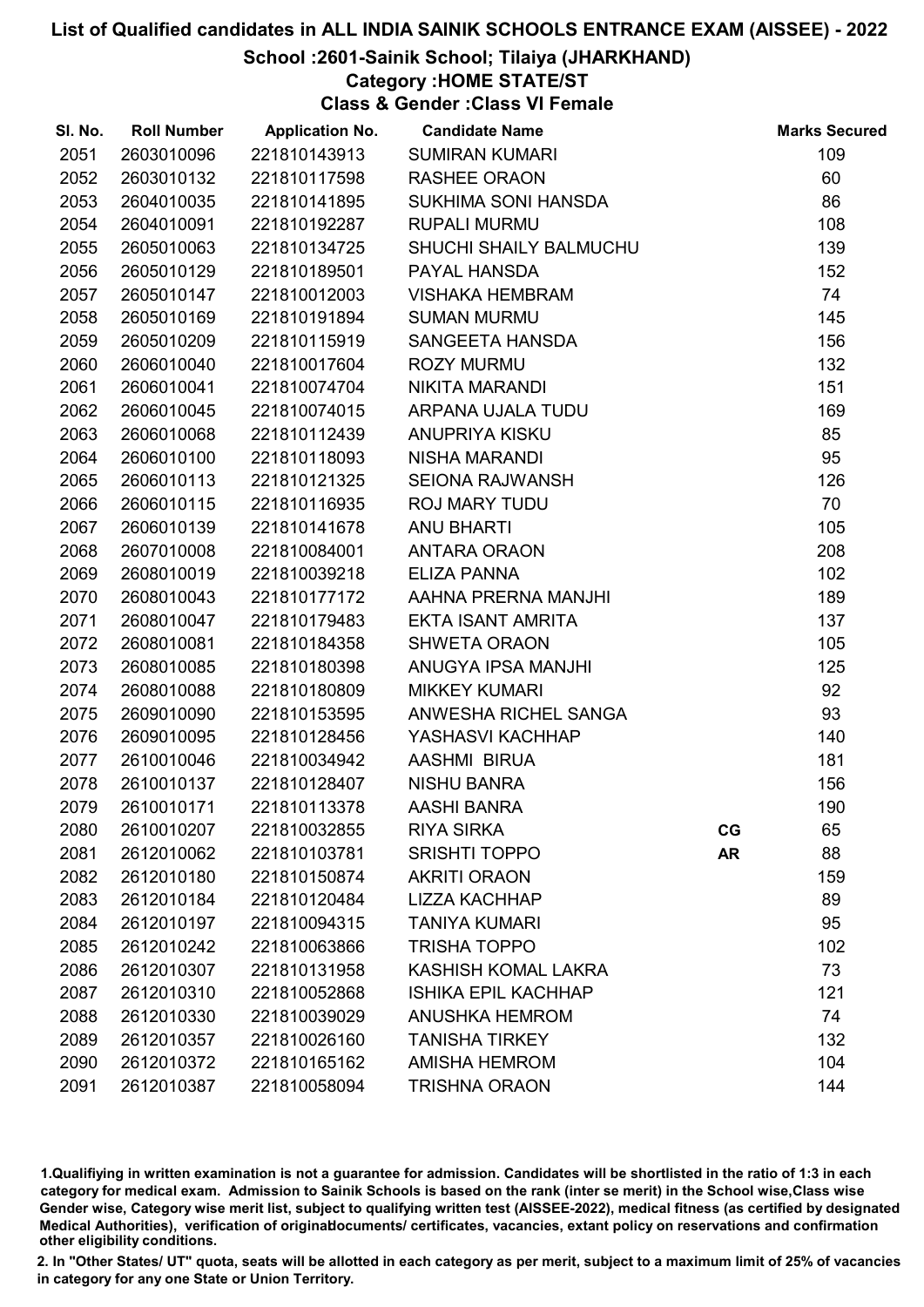# List of Qualified candidates in ALL INDIA SAINIK SCHOOLS ENTRANCE EXAM (AISSEE) - 2022

## School :2601-Sainik School; Tilaiya (JHARKHAND)

### Category :HOME STATE/ST

### Class & Gender :Class VI Female

| Sl. No. | Roll Number | Application No. | Candidate Name | | Marks Secured |
|---|---|---|---|---|---|
| 2051 | 2603010096 | 221810143913 | SUMIRAN KUMARI | | 109 |
| 2052 | 2603010132 | 221810117598 | RASHEE ORAON | | 60 |
| 2053 | 2604010035 | 221810141895 | SUKHIMA SONI HANSDA | | 86 |
| 2054 | 2604010091 | 221810192287 | RUPALI MURMU | | 108 |
| 2055 | 2605010063 | 221810134725 | SHUCHI SHAILY BALMUCHU | | 139 |
| 2056 | 2605010129 | 221810189501 | PAYAL HANSDA | | 152 |
| 2057 | 2605010147 | 221810012003 | VISHAKA HEMBRAM | | 74 |
| 2058 | 2605010169 | 221810191894 | SUMAN MURMU | | 145 |
| 2059 | 2605010209 | 221810115919 | SANGEETA HANSDA | | 156 |
| 2060 | 2606010040 | 221810017604 | ROZY MURMU | | 132 |
| 2061 | 2606010041 | 221810074704 | NIKITA MARANDI | | 151 |
| 2062 | 2606010045 | 221810074015 | ARPANA UJALA TUDU | | 169 |
| 2063 | 2606010068 | 221810112439 | ANUPRIYA KISKU | | 85 |
| 2064 | 2606010100 | 221810118093 | NISHA MARANDI | | 95 |
| 2065 | 2606010113 | 221810121325 | SEIONA RAJWANSH | | 126 |
| 2066 | 2606010115 | 221810116935 | ROJ MARY TUDU | | 70 |
| 2067 | 2606010139 | 221810141678 | ANU BHARTI | | 105 |
| 2068 | 2607010008 | 221810084001 | ANTARA ORAON | | 208 |
| 2069 | 2608010019 | 221810039218 | ELIZA PANNA | | 102 |
| 2070 | 2608010043 | 221810177172 | AAHNA PRERNA MANJHI | | 189 |
| 2071 | 2608010047 | 221810179483 | EKTA ISANT AMRITA | | 137 |
| 2072 | 2608010081 | 221810184358 | SHWETA ORAON | | 105 |
| 2073 | 2608010085 | 221810180398 | ANUGYA IPSA MANJHI | | 125 |
| 2074 | 2608010088 | 221810180809 | MIKKEY KUMARI | | 92 |
| 2075 | 2609010090 | 221810153595 | ANWESHA RICHEL SANGA | | 93 |
| 2076 | 2609010095 | 221810128456 | YASHASVI KACHHAP | | 140 |
| 2077 | 2610010046 | 221810034942 | AASHMI BIRUA | | 181 |
| 2078 | 2610010137 | 221810128407 | NISHU BANRA | | 156 |
| 2079 | 2610010171 | 221810113378 | AASHI BANRA | | 190 |
| 2080 | 2610010207 | 221810032855 | RIYA SIRKA | CG | 65 |
| 2081 | 2612010062 | 221810103781 | SRISHTI TOPPO | AR | 88 |
| 2082 | 2612010180 | 221810150874 | AKRITI ORAON | | 159 |
| 2083 | 2612010184 | 221810120484 | LIZZA KACHHAP | | 89 |
| 2084 | 2612010197 | 221810094315 | TANIYA KUMARI | | 95 |
| 2085 | 2612010242 | 221810063866 | TRISHA TOPPO | | 102 |
| 2086 | 2612010307 | 221810131958 | KASHISH KOMAL LAKRA | | 73 |
| 2087 | 2612010310 | 221810052868 | ISHIKA EPIL KACHHAP | | 121 |
| 2088 | 2612010330 | 221810039029 | ANUSHKA HEMROM | | 74 |
| 2089 | 2612010357 | 221810026160 | TANISHA TIRKEY | | 132 |
| 2090 | 2612010372 | 221810165162 | AMISHA HEMROM | | 104 |
| 2091 | 2612010387 | 221810058094 | TRISHNA ORAON | | 144 |

1.Qualifiying in written examination is not a guarantee for admission. Candidates will be shortlisted in the ratio of 1:3 in each category for medical exam. Admission to Sainik Schools is based on the rank (inter se merit) in the School wise,Class wise Gender wise, Category wise merit list, subject to qualifying written test (AISSEE-2022), medical fitness (as certified by designated Medical Authorities), verification of originaldocuments/ certificates, vacancies, extant policy on reservations and confirmation other eligibility conditions.

2. In "Other States/ UT" quota, seats will be allotted in each category as per merit, subject to a maximum limit of 25% of vacancies in category for any one State or Union Territory.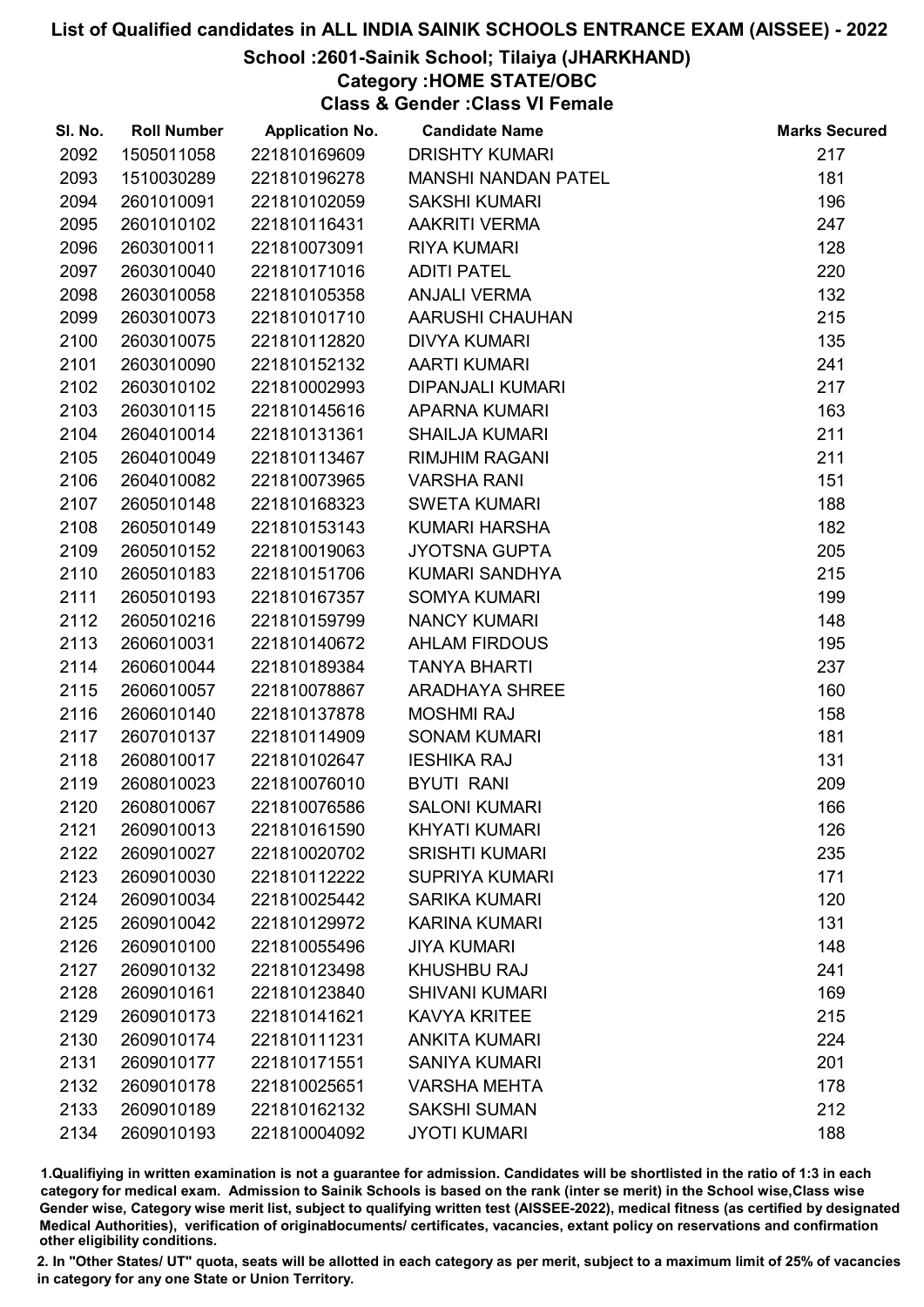# List of Qualified candidates in ALL INDIA SAINIK SCHOOLS ENTRANCE EXAM (AISSEE) - 2022

## School :2601-Sainik School; Tilaiya (JHARKHAND)

### Category :HOME STATE/OBC

### Class & Gender :Class VI Female

| Sl. No. | Roll Number | Application No. | Candidate Name | Marks Secured |
|---|---|---|---|---|
| 2092 | 1505011058 | 221810169609 | DRISHTY KUMARI | 217 |
| 2093 | 1510030289 | 221810196278 | MANSHI NANDAN PATEL | 181 |
| 2094 | 2601010091 | 221810102059 | SAKSHI KUMARI | 196 |
| 2095 | 2601010102 | 221810116431 | AAKRITI VERMA | 247 |
| 2096 | 2603010011 | 221810073091 | RIYA KUMARI | 128 |
| 2097 | 2603010040 | 221810171016 | ADITI PATEL | 220 |
| 2098 | 2603010058 | 221810105358 | ANJALI VERMA | 132 |
| 2099 | 2603010073 | 221810101710 | AARUSHI CHAUHAN | 215 |
| 2100 | 2603010075 | 221810112820 | DIVYA KUMARI | 135 |
| 2101 | 2603010090 | 221810152132 | AARTI KUMARI | 241 |
| 2102 | 2603010102 | 221810002993 | DIPANJALI KUMARI | 217 |
| 2103 | 2603010115 | 221810145616 | APARNA KUMARI | 163 |
| 2104 | 2604010014 | 221810131361 | SHAILJA KUMARI | 211 |
| 2105 | 2604010049 | 221810113467 | RIMJHIM RAGANI | 211 |
| 2106 | 2604010082 | 221810073965 | VARSHA RANI | 151 |
| 2107 | 2605010148 | 221810168323 | SWETA KUMARI | 188 |
| 2108 | 2605010149 | 221810153143 | KUMARI HARSHA | 182 |
| 2109 | 2605010152 | 221810019063 | JYOTSNA GUPTA | 205 |
| 2110 | 2605010183 | 221810151706 | KUMARI SANDHYA | 215 |
| 2111 | 2605010193 | 221810167357 | SOMYA KUMARI | 199 |
| 2112 | 2605010216 | 221810159799 | NANCY KUMARI | 148 |
| 2113 | 2606010031 | 221810140672 | AHLAM FIRDOUS | 195 |
| 2114 | 2606010044 | 221810189384 | TANYA BHARTI | 237 |
| 2115 | 2606010057 | 221810078867 | ARADHAYA SHREE | 160 |
| 2116 | 2606010140 | 221810137878 | MOSHMI RAJ | 158 |
| 2117 | 2607010137 | 221810114909 | SONAM KUMARI | 181 |
| 2118 | 2608010017 | 221810102647 | IESHIKA RAJ | 131 |
| 2119 | 2608010023 | 221810076010 | BYUTI RANI | 209 |
| 2120 | 2608010067 | 221810076586 | SALONI KUMARI | 166 |
| 2121 | 2609010013 | 221810161590 | KHYATI KUMARI | 126 |
| 2122 | 2609010027 | 221810020702 | SRISHTI KUMARI | 235 |
| 2123 | 2609010030 | 221810112222 | SUPRIYA KUMARI | 171 |
| 2124 | 2609010034 | 221810025442 | SARIKA KUMARI | 120 |
| 2125 | 2609010042 | 221810129972 | KARINA KUMARI | 131 |
| 2126 | 2609010100 | 221810055496 | JIYA KUMARI | 148 |
| 2127 | 2609010132 | 221810123498 | KHUSHBU RAJ | 241 |
| 2128 | 2609010161 | 221810123840 | SHIVANI KUMARI | 169 |
| 2129 | 2609010173 | 221810141621 | KAVYA KRITEE | 215 |
| 2130 | 2609010174 | 221810111231 | ANKITA KUMARI | 224 |
| 2131 | 2609010177 | 221810171551 | SANIYA KUMARI | 201 |
| 2132 | 2609010178 | 221810025651 | VARSHA MEHTA | 178 |
| 2133 | 2609010189 | 221810162132 | SAKSHI SUMAN | 212 |
| 2134 | 2609010193 | 221810004092 | JYOTI KUMARI | 188 |

1.Qualifiying in written examination is not a guarantee for admission. Candidates will be shortlisted in the ratio of 1:3 in each category for medical exam. Admission to Sainik Schools is based on the rank (inter se merit) in the School wise,Class wise Gender wise, Category wise merit list, subject to qualifying written test (AISSEE-2022), medical fitness (as certified by designated Medical Authorities), verification of originaldocuments/ certificates, vacancies, extant policy on reservations and confirmation other eligibility conditions.

2. In "Other States/ UT" quota, seats will be allotted in each category as per merit, subject to a maximum limit of 25% of vacancies in category for any one State or Union Territory.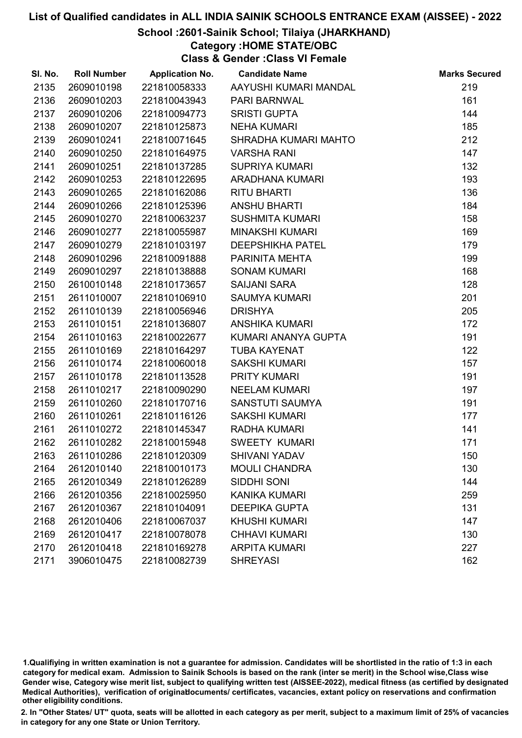# List of Qualified candidates in ALL INDIA SAINIK SCHOOLS ENTRANCE EXAM (AISSEE) - 2022

## School :2601-Sainik School; Tilaiya (JHARKHAND)

### Category :HOME STATE/OBC

### Class & Gender :Class VI Female

| Sl. No. | Roll Number | Application No. | Candidate Name | Marks Secured |
|---|---|---|---|---|
| 2135 | 2609010198 | 221810058333 | AAYUSHI KUMARI MANDAL | 219 |
| 2136 | 2609010203 | 221810043943 | PARI BARNWAL | 161 |
| 2137 | 2609010206 | 221810094773 | SRISTI GUPTA | 144 |
| 2138 | 2609010207 | 221810125873 | NEHA KUMARI | 185 |
| 2139 | 2609010241 | 221810071645 | SHRADHA KUMARI MAHTO | 212 |
| 2140 | 2609010250 | 221810164975 | VARSHA RANI | 147 |
| 2141 | 2609010251 | 221810137285 | SUPRIYA KUMARI | 132 |
| 2142 | 2609010253 | 221810122695 | ARADHANA KUMARI | 193 |
| 2143 | 2609010265 | 221810162086 | RITU BHARTI | 136 |
| 2144 | 2609010266 | 221810125396 | ANSHU BHARTI | 184 |
| 2145 | 2609010270 | 221810063237 | SUSHMITA KUMARI | 158 |
| 2146 | 2609010277 | 221810055987 | MINAKSHI KUMARI | 169 |
| 2147 | 2609010279 | 221810103197 | DEEPSHIKHA PATEL | 179 |
| 2148 | 2609010296 | 221810091888 | PARINITA MEHTA | 199 |
| 2149 | 2609010297 | 221810138888 | SONAM KUMARI | 168 |
| 2150 | 2610010148 | 221810173657 | SAIJANI SARA | 128 |
| 2151 | 2611010007 | 221810106910 | SAUMYA KUMARI | 201 |
| 2152 | 2611010139 | 221810056946 | DRISHYA | 205 |
| 2153 | 2611010151 | 221810136807 | ANSHIKA KUMARI | 172 |
| 2154 | 2611010163 | 221810022677 | KUMARI ANANYA GUPTA | 191 |
| 2155 | 2611010169 | 221810164297 | TUBA KAYENAT | 122 |
| 2156 | 2611010174 | 221810060018 | SAKSHI KUMARI | 157 |
| 2157 | 2611010178 | 221810113528 | PRITY KUMARI | 191 |
| 2158 | 2611010217 | 221810090290 | NEELAM KUMARI | 197 |
| 2159 | 2611010260 | 221810170716 | SANSTUTI SAUMYA | 191 |
| 2160 | 2611010261 | 221810116126 | SAKSHI KUMARI | 177 |
| 2161 | 2611010272 | 221810145347 | RADHA KUMARI | 141 |
| 2162 | 2611010282 | 221810015948 | SWEETY KUMARI | 171 |
| 2163 | 2611010286 | 221810120309 | SHIVANI YADAV | 150 |
| 2164 | 2612010140 | 221810010173 | MOULI CHANDRA | 130 |
| 2165 | 2612010349 | 221810126289 | SIDDHI SONI | 144 |
| 2166 | 2612010356 | 221810025950 | KANIKA KUMARI | 259 |
| 2167 | 2612010367 | 221810104091 | DEEPIKA GUPTA | 131 |
| 2168 | 2612010406 | 221810067037 | KHUSHI KUMARI | 147 |
| 2169 | 2612010417 | 221810078078 | CHHAVI KUMARI | 130 |
| 2170 | 2612010418 | 221810169278 | ARPITA KUMARI | 227 |
| 2171 | 3906010475 | 221810082739 | SHREYASI | 162 |

1.Qualifiying in written examination is not a guarantee for admission. Candidates will be shortlisted in the ratio of 1:3 in each category for medical exam. Admission to Sainik Schools is based on the rank (inter se merit) in the School wise,Class wise Gender wise, Category wise merit list, subject to qualifying written test (AISSEE-2022), medical fitness (as certified by designated Medical Authorities), verification of originaldocuments/ certificates, vacancies, extant policy on reservations and confirmation other eligibility conditions.

2. In "Other States/ UT" quota, seats will be allotted in each category as per merit, subject to a maximum limit of 25% of vacancies in category for any one State or Union Territory.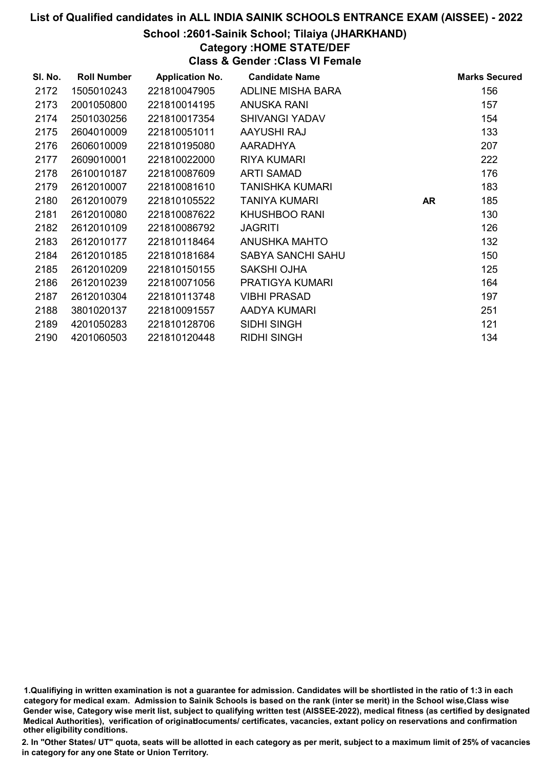# List of Qualified candidates in ALL INDIA SAINIK SCHOOLS ENTRANCE EXAM (AISSEE) - 2022

## School :2601-Sainik School; Tilaiya (JHARKHAND)

### Category :HOME STATE/DEF

### Class & Gender :Class VI Female

| Sl. No. | Roll Number | Application No. | Candidate Name | | Marks Secured |
|---|---|---|---|---|---|
| 2172 | 1505010243 | 221810047905 | ADLINE MISHA BARA | | 156 |
| 2173 | 2001050800 | 221810014195 | ANUSKA RANI | | 157 |
| 2174 | 2501030256 | 221810017354 | SHIVANGI YADAV | | 154 |
| 2175 | 2604010009 | 221810051011 | AAYUSHI RAJ | | 133 |
| 2176 | 2606010009 | 221810195080 | AARADHYA | | 207 |
| 2177 | 2609010001 | 221810022000 | RIYA KUMARI | | 222 |
| 2178 | 2610010187 | 221810087609 | ARTI SAMAD | | 176 |
| 2179 | 2612010007 | 221810081610 | TANISHKA KUMARI | | 183 |
| 2180 | 2612010079 | 221810105522 | TANIYA KUMARI | AR | 185 |
| 2181 | 2612010080 | 221810087622 | KHUSHBOO RANI | | 130 |
| 2182 | 2612010109 | 221810086792 | JAGRITI | | 126 |
| 2183 | 2612010177 | 221810118464 | ANUSHKA MAHTO | | 132 |
| 2184 | 2612010185 | 221810181684 | SABYA SANCHI SAHU | | 150 |
| 2185 | 2612010209 | 221810150155 | SAKSHI OJHA | | 125 |
| 2186 | 2612010239 | 221810071056 | PRATIGYA KUMARI | | 164 |
| 2187 | 2612010304 | 221810113748 | VIBHI PRASAD | | 197 |
| 2188 | 3801020137 | 221810091557 | AADYA KUMARI | | 251 |
| 2189 | 4201050283 | 221810128706 | SIDHI SINGH | | 121 |
| 2190 | 4201060503 | 221810120448 | RIDHI SINGH | | 134 |

1.Qualifiying in written examination is not a guarantee for admission. Candidates will be shortlisted in the ratio of 1:3 in each category for medical exam. Admission to Sainik Schools is based on the rank (inter se merit) in the School wise,Class wise Gender wise, Category wise merit list, subject to qualifying written test (AISSEE-2022), medical fitness (as certified by designated Medical Authorities), verification of originaldocuments/ certificates, vacancies, extant policy on reservations and confirmation other eligibility conditions.

2. In "Other States/ UT" quota, seats will be allotted in each category as per merit, subject to a maximum limit of 25% of vacancies in category for any one State or Union Territory.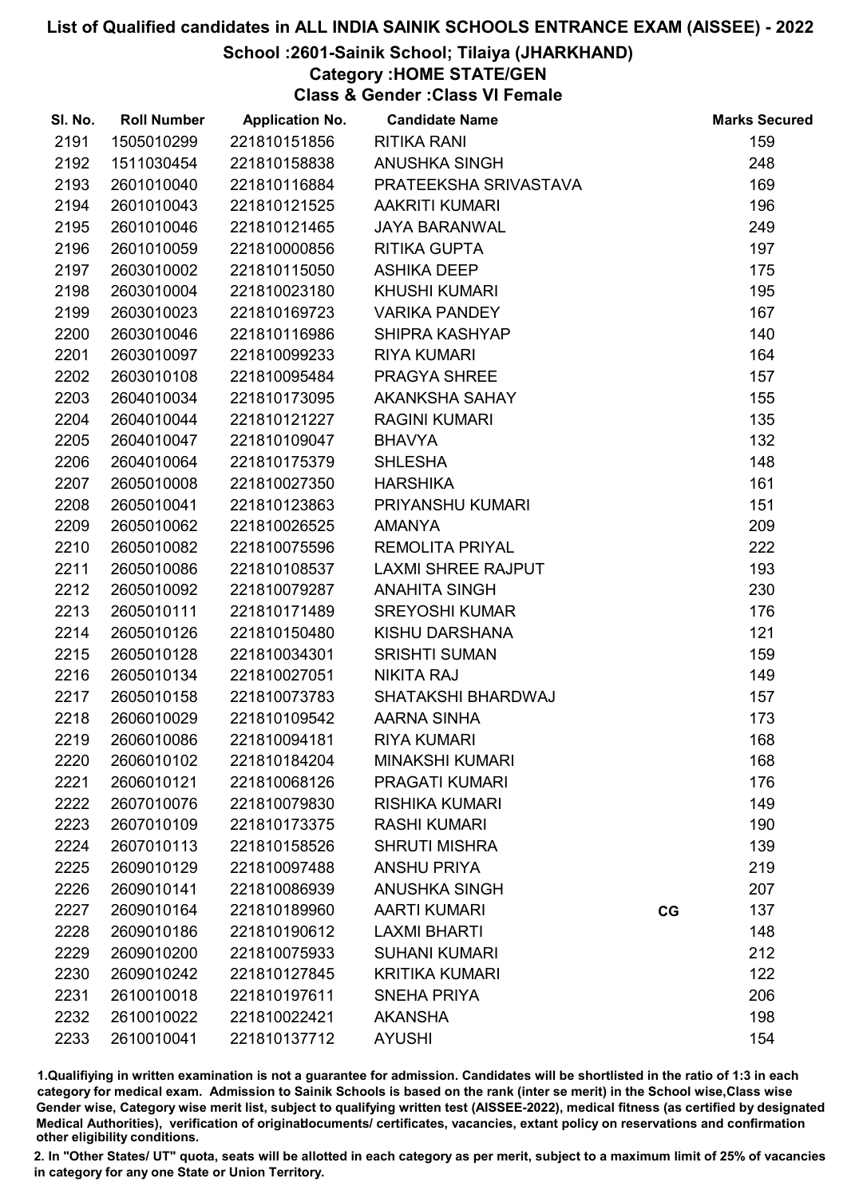# List of Qualified candidates in ALL INDIA SAINIK SCHOOLS ENTRANCE EXAM (AISSEE) - 2022

## School :2601-Sainik School; Tilaiya (JHARKHAND)

### Category :HOME STATE/GEN

### Class & Gender :Class VI Female

| Sl. No. | Roll Number | Application No. | Candidate Name | | Marks Secured |
|---|---|---|---|---|---|
| 2191 | 1505010299 | 221810151856 | RITIKA RANI | | 159 |
| 2192 | 1511030454 | 221810158838 | ANUSHKA SINGH | | 248 |
| 2193 | 2601010040 | 221810116884 | PRATEEKSHA SRIVASTAVA | | 169 |
| 2194 | 2601010043 | 221810121525 | AAKRITI KUMARI | | 196 |
| 2195 | 2601010046 | 221810121465 | JAYA BARANWAL | | 249 |
| 2196 | 2601010059 | 221810000856 | RITIKA GUPTA | | 197 |
| 2197 | 2603010002 | 221810115050 | ASHIKA DEEP | | 175 |
| 2198 | 2603010004 | 221810023180 | KHUSHI KUMARI | | 195 |
| 2199 | 2603010023 | 221810169723 | VARIKA PANDEY | | 167 |
| 2200 | 2603010046 | 221810116986 | SHIPRA KASHYAP | | 140 |
| 2201 | 2603010097 | 221810099233 | RIYA KUMARI | | 164 |
| 2202 | 2603010108 | 221810095484 | PRAGYA SHREE | | 157 |
| 2203 | 2604010034 | 221810173095 | AKANKSHA SAHAY | | 155 |
| 2204 | 2604010044 | 221810121227 | RAGINI KUMARI | | 135 |
| 2205 | 2604010047 | 221810109047 | BHAVYA | | 132 |
| 2206 | 2604010064 | 221810175379 | SHLESHA | | 148 |
| 2207 | 2605010008 | 221810027350 | HARSHIKA | | 161 |
| 2208 | 2605010041 | 221810123863 | PRIYANSHU KUMARI | | 151 |
| 2209 | 2605010062 | 221810026525 | AMANYA | | 209 |
| 2210 | 2605010082 | 221810075596 | REMOLITA PRIYAL | | 222 |
| 2211 | 2605010086 | 221810108537 | LAXMI SHREE RAJPUT | | 193 |
| 2212 | 2605010092 | 221810079287 | ANAHITA SINGH | | 230 |
| 2213 | 2605010111 | 221810171489 | SREYOSHI KUMAR | | 176 |
| 2214 | 2605010126 | 221810150480 | KISHU DARSHANA | | 121 |
| 2215 | 2605010128 | 221810034301 | SRISHTI SUMAN | | 159 |
| 2216 | 2605010134 | 221810027051 | NIKITA RAJ | | 149 |
| 2217 | 2605010158 | 221810073783 | SHATAKSHI BHARDWAJ | | 157 |
| 2218 | 2606010029 | 221810109542 | AARNA SINHA | | 173 |
| 2219 | 2606010086 | 221810094181 | RIYA KUMARI | | 168 |
| 2220 | 2606010102 | 221810184204 | MINAKSHI KUMARI | | 168 |
| 2221 | 2606010121 | 221810068126 | PRAGATI KUMARI | | 176 |
| 2222 | 2607010076 | 221810079830 | RISHIKA KUMARI | | 149 |
| 2223 | 2607010109 | 221810173375 | RASHI KUMARI | | 190 |
| 2224 | 2607010113 | 221810158526 | SHRUTI MISHRA | | 139 |
| 2225 | 2609010129 | 221810097488 | ANSHU PRIYA | | 219 |
| 2226 | 2609010141 | 221810086939 | ANUSHKA SINGH | | 207 |
| 2227 | 2609010164 | 221810189960 | AARTI KUMARI | CG | 137 |
| 2228 | 2609010186 | 221810190612 | LAXMI BHARTI | | 148 |
| 2229 | 2609010200 | 221810075933 | SUHANI KUMARI | | 212 |
| 2230 | 2609010242 | 221810127845 | KRITIKA KUMARI | | 122 |
| 2231 | 2610010018 | 221810197611 | SNEHA PRIYA | | 206 |
| 2232 | 2610010022 | 221810022421 | AKANSHA | | 198 |
| 2233 | 2610010041 | 221810137712 | AYUSHI | | 154 |

1.Qualifiying in written examination is not a guarantee for admission. Candidates will be shortlisted in the ratio of 1:3 in each category for medical exam. Admission to Sainik Schools is based on the rank (inter se merit) in the School wise,Class wise Gender wise, Category wise merit list, subject to qualifying written test (AISSEE-2022), medical fitness (as certified by designated Medical Authorities), verification of originaldocuments/ certificates, vacancies, extant policy on reservations and confirmation other eligibility conditions.

2. In "Other States/ UT" quota, seats will be allotted in each category as per merit, subject to a maximum limit of 25% of vacancies in category for any one State or Union Territory.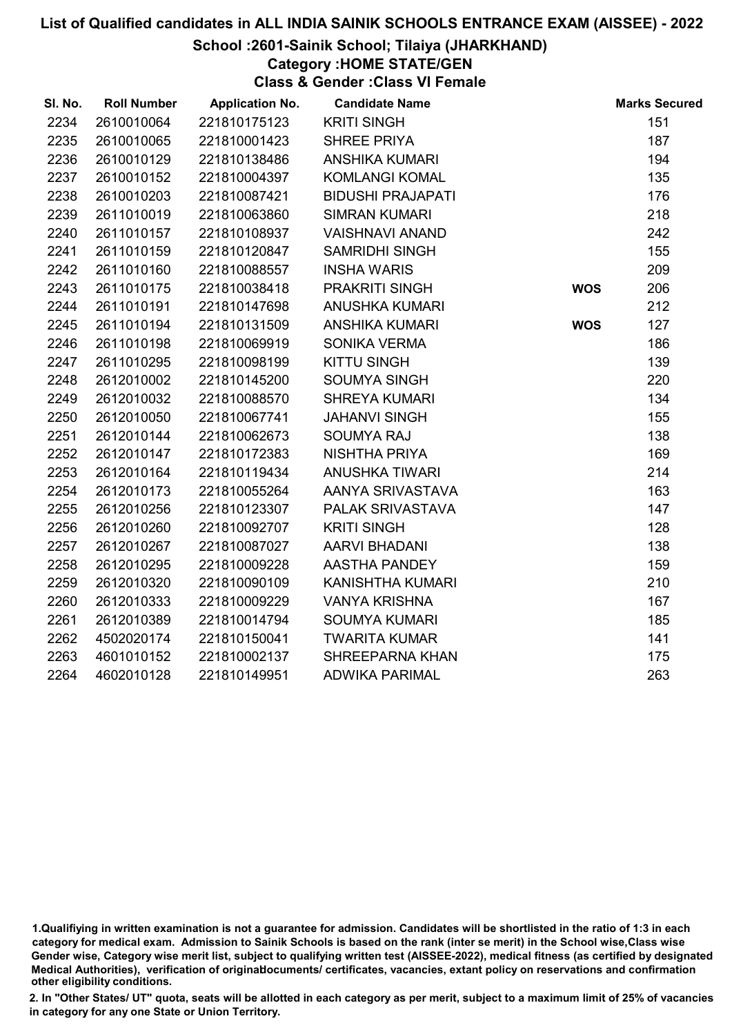# List of Qualified candidates in ALL INDIA SAINIK SCHOOLS ENTRANCE EXAM (AISSEE) - 2022

## School :2601-Sainik School; Tilaiya (JHARKHAND)

### Category :HOME STATE/GEN

### Class & Gender :Class VI Female

| Sl. No. | Roll Number | Application No. | Candidate Name | | Marks Secured |
|---|---|---|---|---|---|
| 2234 | 2610010064 | 221810175123 | KRITI SINGH | | 151 |
| 2235 | 2610010065 | 221810001423 | SHREE PRIYA | | 187 |
| 2236 | 2610010129 | 221810138486 | ANSHIKA KUMARI | | 194 |
| 2237 | 2610010152 | 221810004397 | KOMLANGI KOMAL | | 135 |
| 2238 | 2610010203 | 221810087421 | BIDUSHI PRAJAPATI | | 176 |
| 2239 | 2611010019 | 221810063860 | SIMRAN KUMARI | | 218 |
| 2240 | 2611010157 | 221810108937 | VAISHNAVI ANAND | | 242 |
| 2241 | 2611010159 | 221810120847 | SAMRIDHI SINGH | | 155 |
| 2242 | 2611010160 | 221810088557 | INSHA WARIS | | 209 |
| 2243 | 2611010175 | 221810038418 | PRAKRITI SINGH | WOS | 206 |
| 2244 | 2611010191 | 221810147698 | ANUSHKA KUMARI | | 212 |
| 2245 | 2611010194 | 221810131509 | ANSHIKA KUMARI | WOS | 127 |
| 2246 | 2611010198 | 221810069919 | SONIKA VERMA | | 186 |
| 2247 | 2611010295 | 221810098199 | KITTU SINGH | | 139 |
| 2248 | 2612010002 | 221810145200 | SOUMYA SINGH | | 220 |
| 2249 | 2612010032 | 221810088570 | SHREYA KUMARI | | 134 |
| 2250 | 2612010050 | 221810067741 | JAHANVI SINGH | | 155 |
| 2251 | 2612010144 | 221810062673 | SOUMYA RAJ | | 138 |
| 2252 | 2612010147 | 221810172383 | NISHTHA PRIYA | | 169 |
| 2253 | 2612010164 | 221810119434 | ANUSHKA TIWARI | | 214 |
| 2254 | 2612010173 | 221810055264 | AANYA SRIVASTAVA | | 163 |
| 2255 | 2612010256 | 221810123307 | PALAK SRIVASTAVA | | 147 |
| 2256 | 2612010260 | 221810092707 | KRITI SINGH | | 128 |
| 2257 | 2612010267 | 221810087027 | AARVI BHADANI | | 138 |
| 2258 | 2612010295 | 221810009228 | AASTHA PANDEY | | 159 |
| 2259 | 2612010320 | 221810090109 | KANISHTHA KUMARI | | 210 |
| 2260 | 2612010333 | 221810009229 | VANYA KRISHNA | | 167 |
| 2261 | 2612010389 | 221810014794 | SOUMYA KUMARI | | 185 |
| 2262 | 4502020174 | 221810150041 | TWARITA KUMAR | | 141 |
| 2263 | 4601010152 | 221810002137 | SHREEPARNA KHAN | | 175 |
| 2264 | 4602010128 | 221810149951 | ADWIKA PARIMAL | | 263 |

1.Qualifiying in written examination is not a guarantee for admission. Candidates will be shortlisted in the ratio of 1:3 in each category for medical exam. Admission to Sainik Schools is based on the rank (inter se merit) in the School wise,Class wise Gender wise, Category wise merit list, subject to qualifying written test (AISSEE-2022), medical fitness (as certified by designated Medical Authorities), verification of originaldocuments/ certificates, vacancies, extant policy on reservations and confirmation other eligibility conditions.

2. In "Other States/ UT" quota, seats will be allotted in each category as per merit, subject to a maximum limit of 25% of vacancies in category for any one State or Union Territory.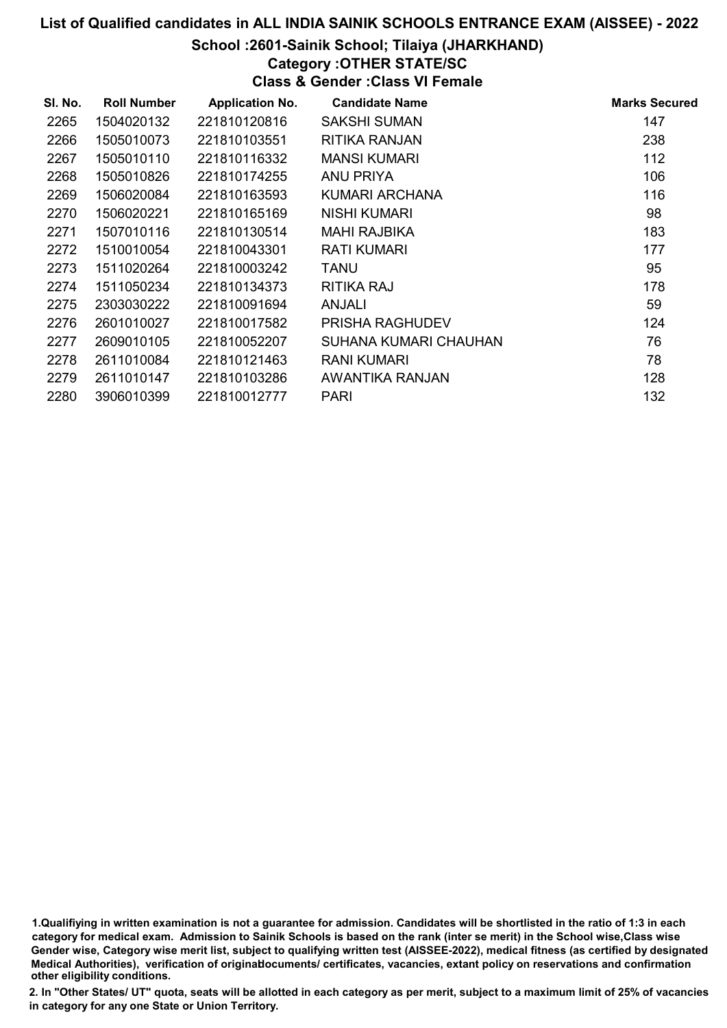# List of Qualified candidates in ALL INDIA SAINIK SCHOOLS ENTRANCE EXAM (AISSEE) - 2022

## School :2601-Sainik School; Tilaiya (JHARKHAND)

### Category :OTHER STATE/SC

### Class & Gender :Class VI Female

| Sl. No. | Roll Number | Application No. | Candidate Name | Marks Secured |
|---|---|---|---|---|
| 2265 | 1504020132 | 221810120816 | SAKSHI SUMAN | 147 |
| 2266 | 1505010073 | 221810103551 | RITIKA RANJAN | 238 |
| 2267 | 1505010110 | 221810116332 | MANSI KUMARI | 112 |
| 2268 | 1505010826 | 221810174255 | ANU PRIYA | 106 |
| 2269 | 1506020084 | 221810163593 | KUMARI ARCHANA | 116 |
| 2270 | 1506020221 | 221810165169 | NISHI KUMARI | 98 |
| 2271 | 1507010116 | 221810130514 | MAHI RAJBIKA | 183 |
| 2272 | 1510010054 | 221810043301 | RATI KUMARI | 177 |
| 2273 | 1511020264 | 221810003242 | TANU | 95 |
| 2274 | 1511050234 | 221810134373 | RITIKA RAJ | 178 |
| 2275 | 2303030222 | 221810091694 | ANJALI | 59 |
| 2276 | 2601010027 | 221810017582 | PRISHA RAGHUDEV | 124 |
| 2277 | 2609010105 | 221810052207 | SUHANA KUMARI CHAUHAN | 76 |
| 2278 | 2611010084 | 221810121463 | RANI KUMARI | 78 |
| 2279 | 2611010147 | 221810103286 | AWANTIKA RANJAN | 128 |
| 2280 | 3906010399 | 221810012777 | PARI | 132 |

1.Qualifiying in written examination is not a guarantee for admission. Candidates will be shortlisted in the ratio of 1:3 in each category for medical exam. Admission to Sainik Schools is based on the rank (inter se merit) in the School wise,Class wise Gender wise, Category wise merit list, subject to qualifying written test (AISSEE-2022), medical fitness (as certified by designated Medical Authorities), verification of originaldocuments/ certificates, vacancies, extant policy on reservations and confirmation other eligibility conditions.

2. In "Other States/ UT" quota, seats will be allotted in each category as per merit, subject to a maximum limit of 25% of vacancies in category for any one State or Union Territory.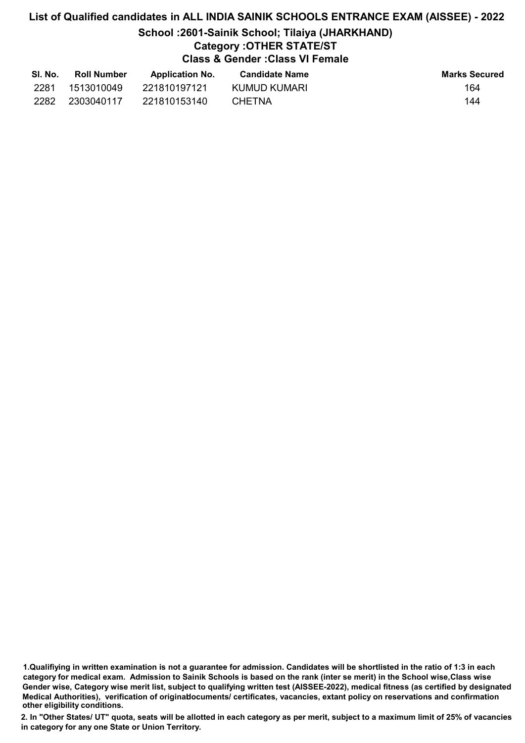# List of Qualified candidates in ALL INDIA SAINIK SCHOOLS ENTRANCE EXAM (AISSEE) - 2022

## School :2601-Sainik School; Tilaiya (JHARKHAND)

### Category :OTHER STATE/ST

### Class & Gender :Class VI Female

| Sl. No. | Roll Number | Application No. | Candidate Name | Marks Secured |
|---|---|---|---|---|
| 2281 | 1513010049 | 221810197121 | KUMUD KUMARI | 164 |
| 2282 | 2303040117 | 221810153140 | CHETNA | 144 |

**1.Qualifiying in written examination is not a guarantee for admission. Candidates will be shortlisted in the ratio of 1:3 in each category for medical exam. Admission to Sainik Schools is based on the rank (inter se merit) in the School wise,Class wise Gender wise, Category wise merit list, subject to qualifying written test (AISSEE-2022), medical fitness (as certified by designated Medical Authorities), verification of originaldocuments/ certificates, vacancies, extant policy on reservations and confirmation other eligibility conditions.**

**2. In "Other States/ UT" quota, seats will be allotted in each category as per merit, subject to a maximum limit of 25% of vacancies in category for any one State or Union Territory.**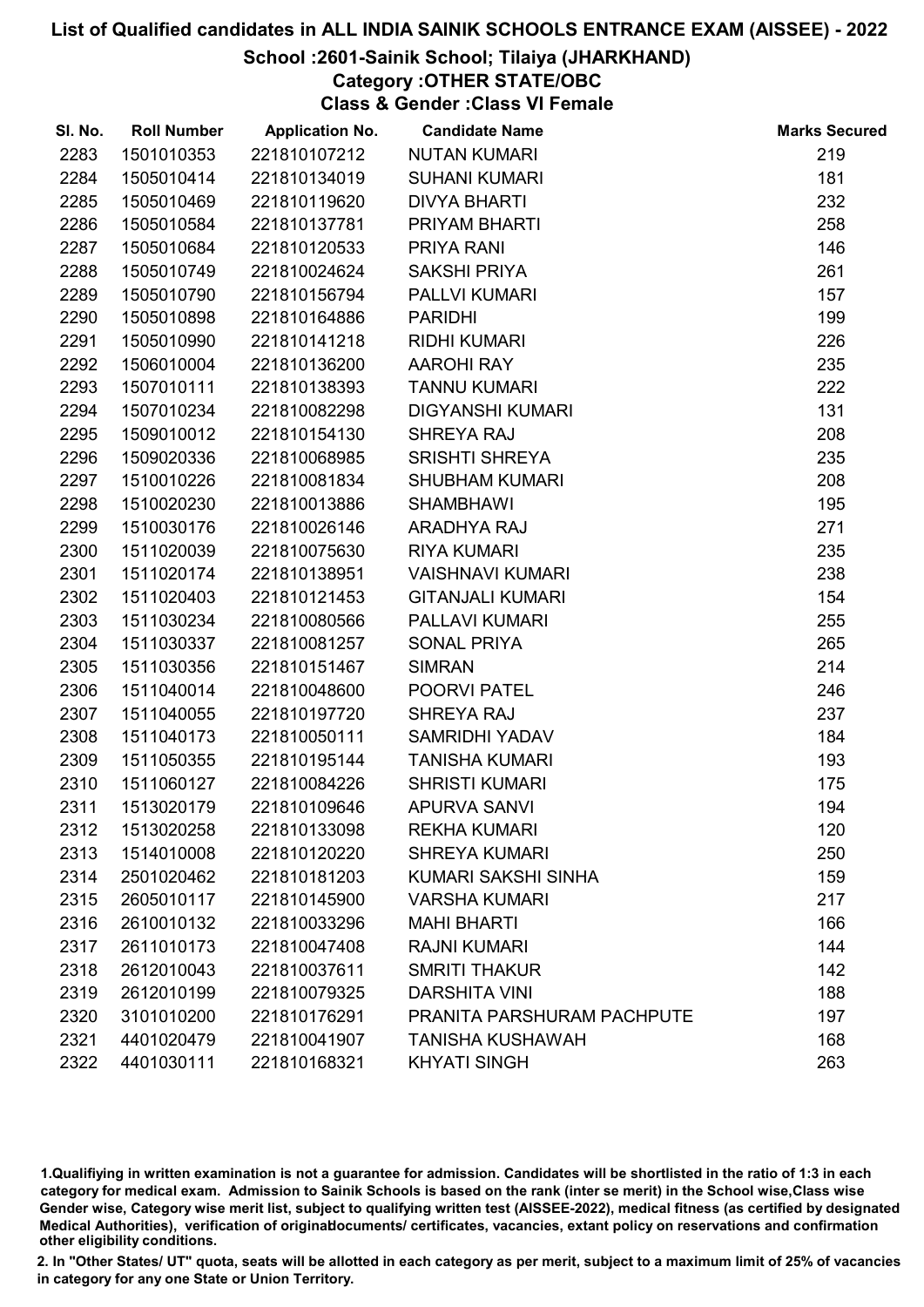# List of Qualified candidates in ALL INDIA SAINIK SCHOOLS ENTRANCE EXAM (AISSEE) - 2022

## School :2601-Sainik School; Tilaiya (JHARKHAND)

### Category :OTHER STATE/OBC

### Class & Gender :Class VI Female

| Sl. No. | Roll Number | Application No. | Candidate Name | Marks Secured |
|---|---|---|---|---|
| 2283 | 1501010353 | 221810107212 | NUTAN KUMARI | 219 |
| 2284 | 1505010414 | 221810134019 | SUHANI KUMARI | 181 |
| 2285 | 1505010469 | 221810119620 | DIVYA BHARTI | 232 |
| 2286 | 1505010584 | 221810137781 | PRIYAM BHARTI | 258 |
| 2287 | 1505010684 | 221810120533 | PRIYA RANI | 146 |
| 2288 | 1505010749 | 221810024624 | SAKSHI PRIYA | 261 |
| 2289 | 1505010790 | 221810156794 | PALLVI KUMARI | 157 |
| 2290 | 1505010898 | 221810164886 | PARIDHI | 199 |
| 2291 | 1505010990 | 221810141218 | RIDHI KUMARI | 226 |
| 2292 | 1506010004 | 221810136200 | AAROHI RAY | 235 |
| 2293 | 1507010111 | 221810138393 | TANNU KUMARI | 222 |
| 2294 | 1507010234 | 221810082298 | DIGYANSHI KUMARI | 131 |
| 2295 | 1509010012 | 221810154130 | SHREYA RAJ | 208 |
| 2296 | 1509020336 | 221810068985 | SRISHTI SHREYA | 235 |
| 2297 | 1510010226 | 221810081834 | SHUBHAM KUMARI | 208 |
| 2298 | 1510020230 | 221810013886 | SHAMBHAWI | 195 |
| 2299 | 1510030176 | 221810026146 | ARADHYA RAJ | 271 |
| 2300 | 1511020039 | 221810075630 | RIYA KUMARI | 235 |
| 2301 | 1511020174 | 221810138951 | VAISHNAVI KUMARI | 238 |
| 2302 | 1511020403 | 221810121453 | GITANJALI KUMARI | 154 |
| 2303 | 1511030234 | 221810080566 | PALLAVI KUMARI | 255 |
| 2304 | 1511030337 | 221810081257 | SONAL PRIYA | 265 |
| 2305 | 1511030356 | 221810151467 | SIMRAN | 214 |
| 2306 | 1511040014 | 221810048600 | POORVI PATEL | 246 |
| 2307 | 1511040055 | 221810197720 | SHREYA RAJ | 237 |
| 2308 | 1511040173 | 221810050111 | SAMRIDHI YADAV | 184 |
| 2309 | 1511050355 | 221810195144 | TANISHA KUMARI | 193 |
| 2310 | 1511060127 | 221810084226 | SHRISTI KUMARI | 175 |
| 2311 | 1513020179 | 221810109646 | APURVA SANVI | 194 |
| 2312 | 1513020258 | 221810133098 | REKHA KUMARI | 120 |
| 2313 | 1514010008 | 221810120220 | SHREYA KUMARI | 250 |
| 2314 | 2501020462 | 221810181203 | KUMARI SAKSHI SINHA | 159 |
| 2315 | 2605010117 | 221810145900 | VARSHA KUMARI | 217 |
| 2316 | 2610010132 | 221810033296 | MAHI BHARTI | 166 |
| 2317 | 2611010173 | 221810047408 | RAJNI KUMARI | 144 |
| 2318 | 2612010043 | 221810037611 | SMRITI THAKUR | 142 |
| 2319 | 2612010199 | 221810079325 | DARSHITA VINI | 188 |
| 2320 | 3101010200 | 221810176291 | PRANITA PARSHURAM PACHPUTE | 197 |
| 2321 | 4401020479 | 221810041907 | TANISHA KUSHAWAH | 168 |
| 2322 | 4401030111 | 221810168321 | KHYATI SINGH | 263 |

1.Qualifiying in written examination is not a guarantee for admission. Candidates will be shortlisted in the ratio of 1:3 in each category for medical exam. Admission to Sainik Schools is based on the rank (inter se merit) in the School wise,Class wise Gender wise, Category wise merit list, subject to qualifying written test (AISSEE-2022), medical fitness (as certified by designated Medical Authorities), verification of originaldocuments/ certificates, vacancies, extant policy on reservations and confirmation other eligibility conditions.

2. In "Other States/ UT" quota, seats will be allotted in each category as per merit, subject to a maximum limit of 25% of vacancies in category for any one State or Union Territory.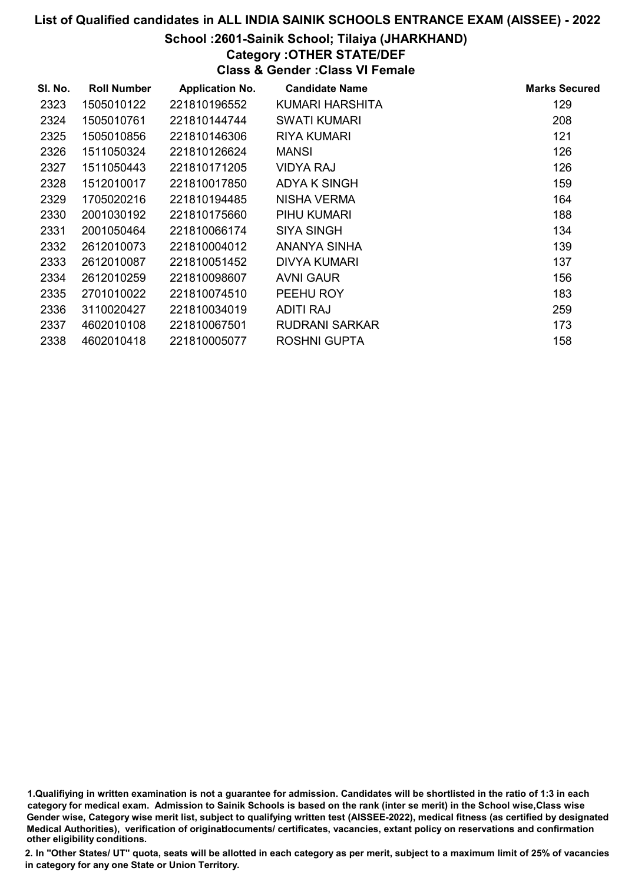# List of Qualified candidates in ALL INDIA SAINIK SCHOOLS ENTRANCE EXAM (AISSEE) - 2022

## School :2601-Sainik School; Tilaiya (JHARKHAND)

### Category :OTHER STATE/DEF

### Class & Gender :Class VI Female

| Sl. No. | Roll Number | Application No. | Candidate Name | Marks Secured |
|---|---|---|---|---|
| 2323 | 1505010122 | 221810196552 | KUMARI HARSHITA | 129 |
| 2324 | 1505010761 | 221810144744 | SWATI KUMARI | 208 |
| 2325 | 1505010856 | 221810146306 | RIYA KUMARI | 121 |
| 2326 | 1511050324 | 221810126624 | MANSI | 126 |
| 2327 | 1511050443 | 221810171205 | VIDYA RAJ | 126 |
| 2328 | 1512010017 | 221810017850 | ADYA K SINGH | 159 |
| 2329 | 1705020216 | 221810194485 | NISHA VERMA | 164 |
| 2330 | 2001030192 | 221810175660 | PIHU KUMARI | 188 |
| 2331 | 2001050464 | 221810066174 | SIYA SINGH | 134 |
| 2332 | 2612010073 | 221810004012 | ANANYA SINHA | 139 |
| 2333 | 2612010087 | 221810051452 | DIVYA KUMARI | 137 |
| 2334 | 2612010259 | 221810098607 | AVNI GAUR | 156 |
| 2335 | 2701010022 | 221810074510 | PEEHU ROY | 183 |
| 2336 | 3110020427 | 221810034019 | ADITI RAJ | 259 |
| 2337 | 4602010108 | 221810067501 | RUDRANI SARKAR | 173 |
| 2338 | 4602010418 | 221810005077 | ROSHNI GUPTA | 158 |

1.Qualifiying in written examination is not a guarantee for admission. Candidates will be shortlisted in the ratio of 1:3 in each category for medical exam. Admission to Sainik Schools is based on the rank (inter se merit) in the School wise,Class wise Gender wise, Category wise merit list, subject to qualifying written test (AISSEE-2022), medical fitness (as certified by designated Medical Authorities), verification of originaldocuments/ certificates, vacancies, extant policy on reservations and confirmation other eligibility conditions.

2. In "Other States/ UT" quota, seats will be allotted in each category as per merit, subject to a maximum limit of 25% of vacancies in category for any one State or Union Territory.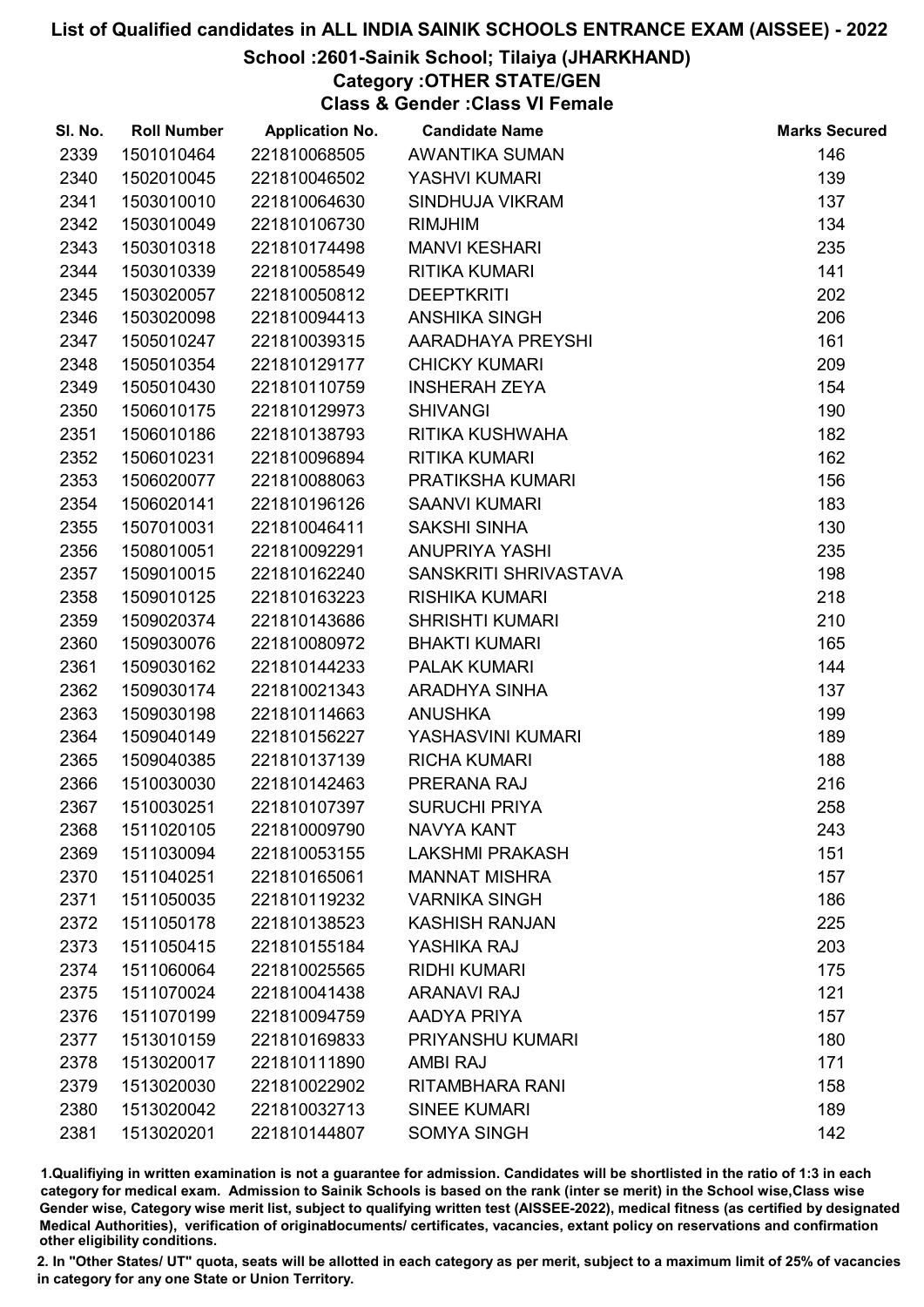# List of Qualified candidates in ALL INDIA SAINIK SCHOOLS ENTRANCE EXAM (AISSEE) - 2022

## School :2601-Sainik School; Tilaiya (JHARKHAND)

### Category :OTHER STATE/GEN

### Class & Gender :Class VI Female

| Sl. No. | Roll Number | Application No. | Candidate Name | Marks Secured |
|---|---|---|---|---|
| 2339 | 1501010464 | 221810068505 | AWANTIKA SUMAN | 146 |
| 2340 | 1502010045 | 221810046502 | YASHVI KUMARI | 139 |
| 2341 | 1503010010 | 221810064630 | SINDHUJA VIKRAM | 137 |
| 2342 | 1503010049 | 221810106730 | RIMJHIM | 134 |
| 2343 | 1503010318 | 221810174498 | MANVI KESHARI | 235 |
| 2344 | 1503010339 | 221810058549 | RITIKA KUMARI | 141 |
| 2345 | 1503020057 | 221810050812 | DEEPTKRITI | 202 |
| 2346 | 1503020098 | 221810094413 | ANSHIKA SINGH | 206 |
| 2347 | 1505010247 | 221810039315 | AARADHAYA PREYSHI | 161 |
| 2348 | 1505010354 | 221810129177 | CHICKY KUMARI | 209 |
| 2349 | 1505010430 | 221810110759 | INSHERAH ZEYA | 154 |
| 2350 | 1506010175 | 221810129973 | SHIVANGI | 190 |
| 2351 | 1506010186 | 221810138793 | RITIKA KUSHWAHA | 182 |
| 2352 | 1506010231 | 221810096894 | RITIKA KUMARI | 162 |
| 2353 | 1506020077 | 221810088063 | PRATIKSHA KUMARI | 156 |
| 2354 | 1506020141 | 221810196126 | SAANVI KUMARI | 183 |
| 2355 | 1507010031 | 221810046411 | SAKSHI SINHA | 130 |
| 2356 | 1508010051 | 221810092291 | ANUPRIYA YASHI | 235 |
| 2357 | 1509010015 | 221810162240 | SANSKRITI SHRIVASTAVA | 198 |
| 2358 | 1509010125 | 221810163223 | RISHIKA KUMARI | 218 |
| 2359 | 1509020374 | 221810143686 | SHRISHTI KUMARI | 210 |
| 2360 | 1509030076 | 221810080972 | BHAKTI KUMARI | 165 |
| 2361 | 1509030162 | 221810144233 | PALAK KUMARI | 144 |
| 2362 | 1509030174 | 221810021343 | ARADHYA SINHA | 137 |
| 2363 | 1509030198 | 221810114663 | ANUSHKA | 199 |
| 2364 | 1509040149 | 221810156227 | YASHASVINI KUMARI | 189 |
| 2365 | 1509040385 | 221810137139 | RICHA KUMARI | 188 |
| 2366 | 1510030030 | 221810142463 | PRERANA RAJ | 216 |
| 2367 | 1510030251 | 221810107397 | SURUCHI PRIYA | 258 |
| 2368 | 1511020105 | 221810009790 | NAVYA KANT | 243 |
| 2369 | 1511030094 | 221810053155 | LAKSHMI PRAKASH | 151 |
| 2370 | 1511040251 | 221810165061 | MANNAT MISHRA | 157 |
| 2371 | 1511050035 | 221810119232 | VARNIKA SINGH | 186 |
| 2372 | 1511050178 | 221810138523 | KASHISH RANJAN | 225 |
| 2373 | 1511050415 | 221810155184 | YASHIKA RAJ | 203 |
| 2374 | 1511060064 | 221810025565 | RIDHI KUMARI | 175 |
| 2375 | 1511070024 | 221810041438 | ARANAVI RAJ | 121 |
| 2376 | 1511070199 | 221810094759 | AADYA PRIYA | 157 |
| 2377 | 1513010159 | 221810169833 | PRIYANSHU KUMARI | 180 |
| 2378 | 1513020017 | 221810111890 | AMBI RAJ | 171 |
| 2379 | 1513020030 | 221810022902 | RITAMBHARA RANI | 158 |
| 2380 | 1513020042 | 221810032713 | SINEE KUMARI | 189 |
| 2381 | 1513020201 | 221810144807 | SOMYA SINGH | 142 |

1.Qualifiying in written examination is not a guarantee for admission. Candidates will be shortlisted in the ratio of 1:3 in each category for medical exam. Admission to Sainik Schools is based on the rank (inter se merit) in the School wise,Class wise Gender wise, Category wise merit list, subject to qualifying written test (AISSEE-2022), medical fitness (as certified by designated Medical Authorities), verification of originaldocuments/ certificates, vacancies, extant policy on reservations and confirmation other eligibility conditions.

2. In "Other States/ UT" quota, seats will be allotted in each category as per merit, subject to a maximum limit of 25% of vacancies in category for any one State or Union Territory.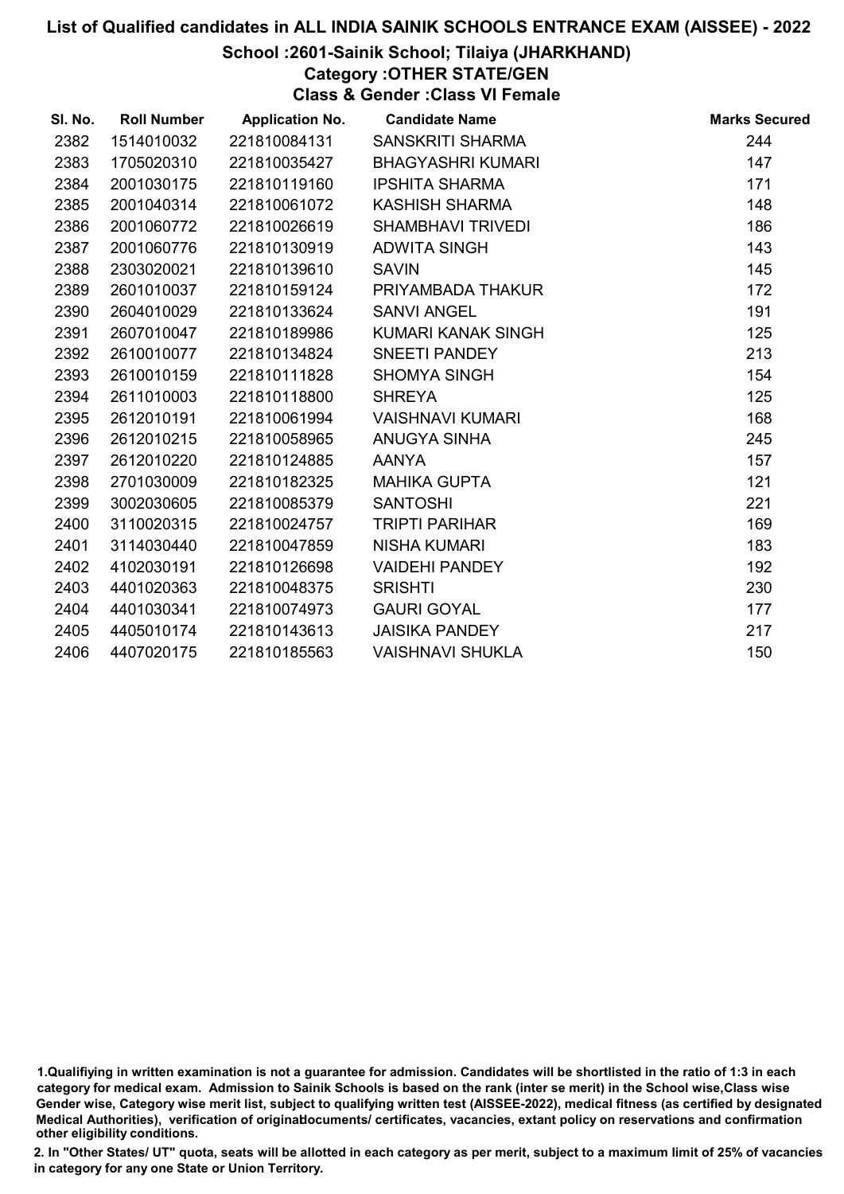# List of Qualified candidates in ALL INDIA SAINIK SCHOOLS ENTRANCE EXAM (AISSEE) - 2022

## School :2601-Sainik School; Tilaiya (JHARKHAND)

### Category :OTHER STATE/GEN

### Class & Gender :Class VI Female

| Sl. No. | Roll Number | Application No. | Candidate Name | Marks Secured |
|---|---|---|---|---|
| 2382 | 1514010032 | 221810084131 | SANSKRITI SHARMA | 244 |
| 2383 | 1705020310 | 221810035427 | BHAGYASHRI KUMARI | 147 |
| 2384 | 2001030175 | 221810119160 | IPSHITA SHARMA | 171 |
| 2385 | 2001040314 | 221810061072 | KASHISH SHARMA | 148 |
| 2386 | 2001060772 | 221810026619 | SHAMBHAVI TRIVEDI | 186 |
| 2387 | 2001060776 | 221810130919 | ADWITA SINGH | 143 |
| 2388 | 2303020021 | 221810139610 | SAVIN | 145 |
| 2389 | 2601010037 | 221810159124 | PRIYAMBADA THAKUR | 172 |
| 2390 | 2604010029 | 221810133624 | SANVI ANGEL | 191 |
| 2391 | 2607010047 | 221810189986 | KUMARI KANAK SINGH | 125 |
| 2392 | 2610010077 | 221810134824 | SNEETI PANDEY | 213 |
| 2393 | 2610010159 | 221810111828 | SHOMYA SINGH | 154 |
| 2394 | 2611010003 | 221810118800 | SHREYA | 125 |
| 2395 | 2612010191 | 221810061994 | VAISHNAVI KUMARI | 168 |
| 2396 | 2612010215 | 221810058965 | ANUGYA SINHA | 245 |
| 2397 | 2612010220 | 221810124885 | AANYA | 157 |
| 2398 | 2701030009 | 221810182325 | MAHIKA GUPTA | 121 |
| 2399 | 3002030605 | 221810085379 | SANTOSHI | 221 |
| 2400 | 3110020315 | 221810024757 | TRIPTI PARIHAR | 169 |
| 2401 | 3114030440 | 221810047859 | NISHA KUMARI | 183 |
| 2402 | 4102030191 | 221810126698 | VAIDEHI PANDEY | 192 |
| 2403 | 4401020363 | 221810048375 | SRISHTI | 230 |
| 2404 | 4401030341 | 221810074973 | GAURI GOYAL | 177 |
| 2405 | 4405010174 | 221810143613 | JAISIKA PANDEY | 217 |
| 2406 | 4407020175 | 221810185563 | VAISHNAVI SHUKLA | 150 |

1.Qualifiying in written examination is not a guarantee for admission. Candidates will be shortlisted in the ratio of 1:3 in each category for medical exam. Admission to Sainik Schools is based on the rank (inter se merit) in the School wise,Class wise Gender wise, Category wise merit list, subject to qualifying written test (AISSEE-2022), medical fitness (as certified by designated Medical Authorities), verification of originaldocuments/ certificates, vacancies, extant policy on reservations and confirmation other eligibility conditions.

2. In "Other States/ UT" quota, seats will be allotted in each category as per merit, subject to a maximum limit of 25% of vacancies in category for any one State or Union Territory.